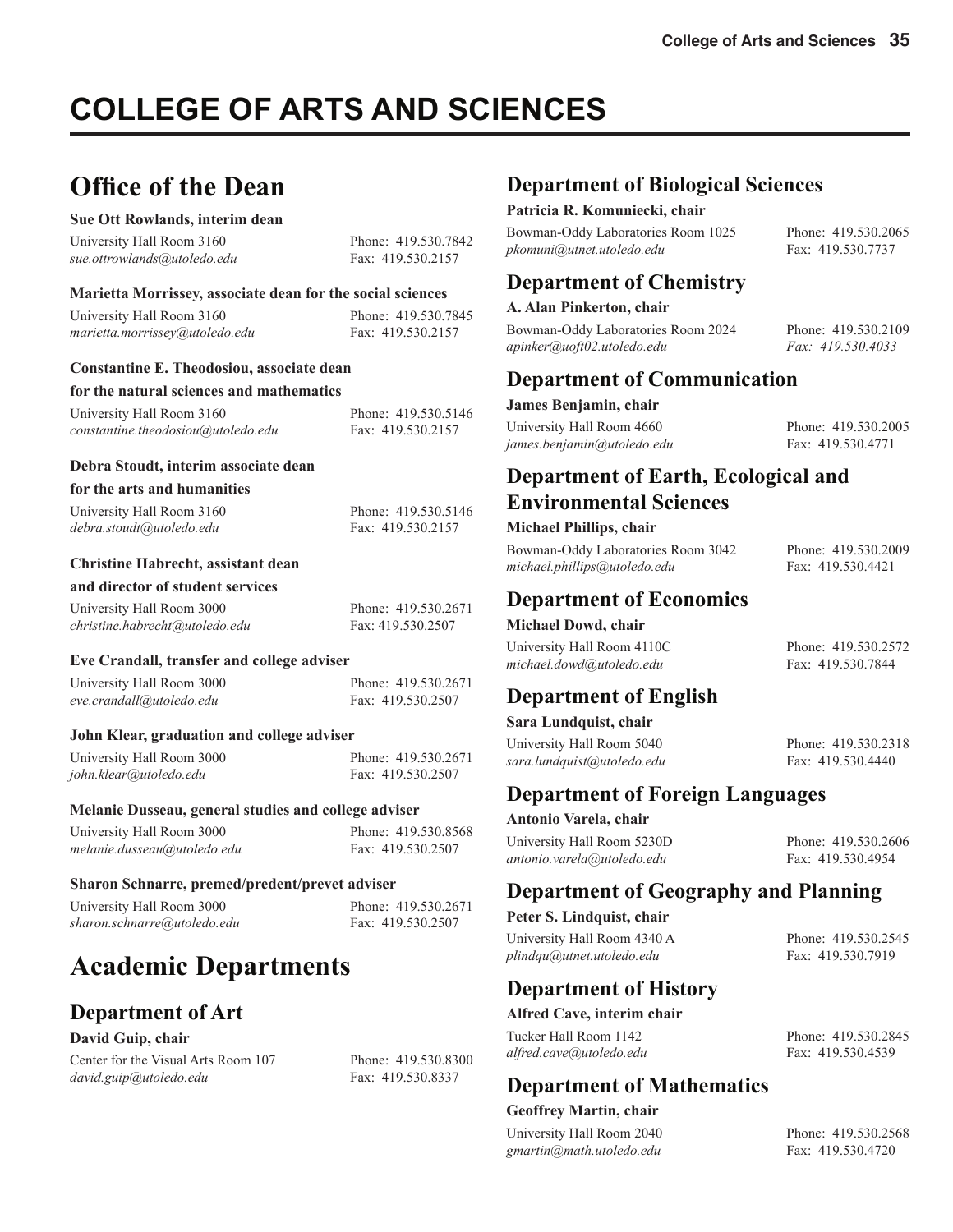# COLLEGE OF ARTS AND SCIENCES

## Office of the Dean

**Sue Ott Rowlands, interim dean**

University Hall Room 3160 — Phone: 419.530.7842
*sue.ottrowlands@utoledo.edu* — Fax: 419.530.2157

**Marietta Morrissey, associate dean for the social sciences**

University Hall Room 3160 — Phone: 419.530.7845
*marietta.morrissey@utoledo.edu* — Fax: 419.530.2157

**Constantine E. Theodosiou, associate dean for the natural sciences and mathematics**

University Hall Room 3160 — Phone: 419.530.5146
*constantine.theodosiou@utoledo.edu* — Fax: 419.530.2157

**Debra Stoudt, interim associate dean for the arts and humanities**

University Hall Room 3160 — Phone: 419.530.5146
*debra.stoudt@utoledo.edu* — Fax: 419.530.2157

**Christine Habrecht, assistant dean and director of student services**

University Hall Room 3000 — Phone: 419.530.2671
*christine.habrecht@utoledo.edu* — Fax: 419.530.2507

**Eve Crandall, transfer and college adviser**

University Hall Room 3000 — Phone: 419.530.2671
*eve.crandall@utoledo.edu* — Fax: 419.530.2507

**John Klear, graduation and college adviser**

University Hall Room 3000 — Phone: 419.530.2671
*john.klear@utoledo.edu* — Fax: 419.530.2507

**Melanie Dusseau, general studies and college adviser**

University Hall Room 3000 — Phone: 419.530.8568
*melanie.dusseau@utoledo.edu* — Fax: 419.530.2507

**Sharon Schnarre, premed/predent/prevet adviser**

University Hall Room 3000 — Phone: 419.530.2671
*sharon.schnarre@utoledo.edu* — Fax: 419.530.2507

## Academic Departments

### Department of Art

**David Guip, chair**

Center for the Visual Arts Room 107 — Phone: 419.530.8300
*david.guip@utoledo.edu* — Fax: 419.530.8337

### Department of Biological Sciences

**Patricia R. Komuniecki, chair**

Bowman-Oddy Laboratories Room 1025 — Phone: 419.530.2065
*pkomuni@utnet.utoledo.edu* — Fax: 419.530.7737

### Department of Chemistry

**A. Alan Pinkerton, chair**

Bowman-Oddy Laboratories Room 2024 — Phone: 419.530.2109
*apinker@uoft02.utoledo.edu* — *Fax: 419.530.4033*

### Department of Communication

**James Benjamin, chair**

University Hall Room 4660 — Phone: 419.530.2005
*james.benjamin@utoledo.edu* — Fax: 419.530.4771

### Department of Earth, Ecological and Environmental Sciences

**Michael Phillips, chair**

Bowman-Oddy Laboratories Room 3042 — Phone: 419.530.2009
*michael.phillips@utoledo.edu* — Fax: 419.530.4421

### Department of Economics

**Michael Dowd, chair**

University Hall Room 4110C — Phone: 419.530.2572
*michael.dowd@utoledo.edu* — Fax: 419.530.7844

### Department of English

**Sara Lundquist, chair**

University Hall Room 5040 — Phone: 419.530.2318
*sara.lundquist@utoledo.edu* — Fax: 419.530.4440

### Department of Foreign Languages

**Antonio Varela, chair**

University Hall Room 5230D — Phone: 419.530.2606
*antonio.varela@utoledo.edu* — Fax: 419.530.4954

### Department of Geography and Planning

**Peter S. Lindquist, chair**

University Hall Room 4340 A — Phone: 419.530.2545
*plindqu@utnet.utoledo.edu* — Fax: 419.530.7919

### Department of History

**Alfred Cave, interim chair**

Tucker Hall Room 1142 — Phone: 419.530.2845
*alfred.cave@utoledo.edu* — Fax: 419.530.4539

### Department of Mathematics

**Geoffrey Martin, chair**

University Hall Room 2040 — Phone: 419.530.2568
*gmartin@math.utoledo.edu* — Fax: 419.530.4720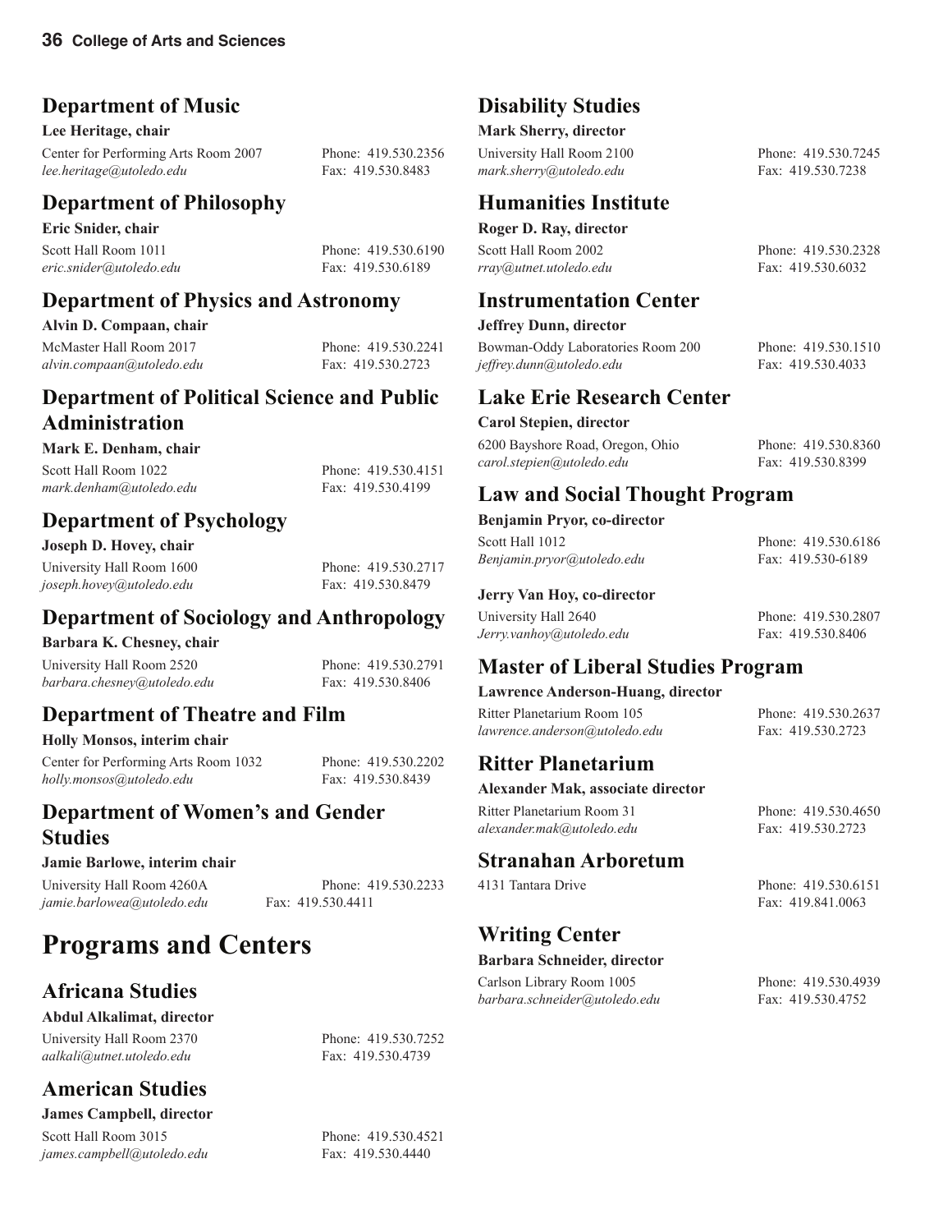## Department of Music

**Lee Heritage, chair**

Center for Performing Arts Room 2007 — Phone: 419.530.2356
*lee.heritage@utoledo.edu* — Fax: 419.530.8483

## Department of Philosophy

**Eric Snider, chair**

Scott Hall Room 1011 — Phone: 419.530.6190
*eric.snider@utoledo.edu* — Fax: 419.530.6189

## Department of Physics and Astronomy

**Alvin D. Compaan, chair**

McMaster Hall Room 2017 — Phone: 419.530.2241
*alvin.compaan@utoledo.edu* — Fax: 419.530.2723

## Department of Political Science and Public Administration

**Mark E. Denham, chair**

Scott Hall Room 1022 — Phone: 419.530.4151
*mark.denham@utoledo.edu* — Fax: 419.530.4199

## Department of Psychology

**Joseph D. Hovey, chair**

University Hall Room 1600 — Phone: 419.530.2717
*joseph.hovey@utoledo.edu* — Fax: 419.530.8479

## Department of Sociology and Anthropology

**Barbara K. Chesney, chair**

University Hall Room 2520 — Phone: 419.530.2791
*barbara.chesney@utoledo.edu* — Fax: 419.530.8406

## Department of Theatre and Film

**Holly Monsos, interim chair**

Center for Performing Arts Room 1032 — Phone: 419.530.2202
*holly.monsos@utoledo.edu* — Fax: 419.530.8439

## Department of Women's and Gender Studies

**Jamie Barlowe, interim chair**

University Hall Room 4260A — Phone: 419.530.2233
*jamie.barlowea@utoledo.edu* — Fax: 419.530.4411

# Programs and Centers

## Africana Studies

**Abdul Alkalimat, director**

University Hall Room 2370 — Phone: 419.530.7252
*aalkali@utnet.utoledo.edu* — Fax: 419.530.4739

## American Studies

**James Campbell, director**

Scott Hall Room 3015 — Phone: 419.530.4521
*james.campbell@utoledo.edu* — Fax: 419.530.4440

## Disability Studies

**Mark Sherry, director**

University Hall Room 2100 — Phone: 419.530.7245
*mark.sherry@utoledo.edu* — Fax: 419.530.7238

## Humanities Institute

**Roger D. Ray, director**

Scott Hall Room 2002 — Phone: 419.530.2328
*rray@utnet.utoledo.edu* — Fax: 419.530.6032

## Instrumentation Center

**Jeffrey Dunn, director**

Bowman-Oddy Laboratories Room 200 — Phone: 419.530.1510
*jeffrey.dunn@utoledo.edu* — Fax: 419.530.4033

## Lake Erie Research Center

**Carol Stepien, director**

6200 Bayshore Road, Oregon, Ohio — Phone: 419.530.8360
*carol.stepien@utoledo.edu* — Fax: 419.530.8399

## Law and Social Thought Program

**Benjamin Pryor, co-director**

Scott Hall 1012 — Phone: 419.530.6186
*Benjamin.pryor@utoledo.edu* — Fax: 419.530-6189

**Jerry Van Hoy, co-director**

University Hall 2640 — Phone: 419.530.2807
*Jerry.vanhoy@utoledo.edu* — Fax: 419.530.8406

## Master of Liberal Studies Program

**Lawrence Anderson-Huang, director**

Ritter Planetarium Room 105 — Phone: 419.530.2637
*lawrence.anderson@utoledo.edu* — Fax: 419.530.2723

## Ritter Planetarium

**Alexander Mak, associate director**

Ritter Planetarium Room 31 — Phone: 419.530.4650
*alexander.mak@utoledo.edu* — Fax: 419.530.2723

## Stranahan Arboretum

4131 Tantara Drive — Phone: 419.530.6151
Fax: 419.841.0063

## Writing Center

**Barbara Schneider, director**

Carlson Library Room 1005 — Phone: 419.530.4939
*barbara.schneider@utoledo.edu* — Fax: 419.530.4752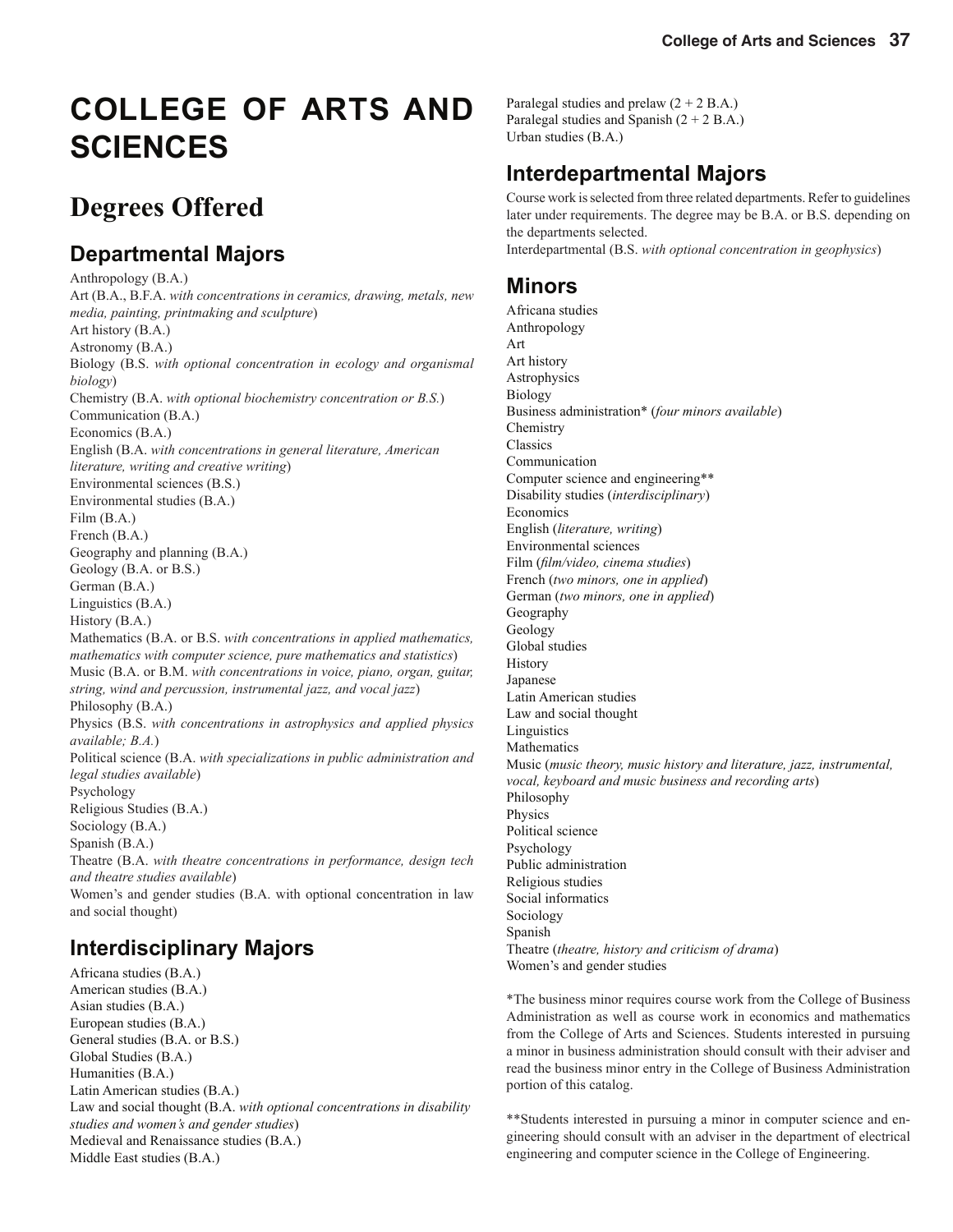# COLLEGE OF ARTS AND SCIENCES

## Degrees Offered

### Departmental Majors

Anthropology (B.A.)
Art (B.A., B.F.A. *with concentrations in ceramics, drawing, metals, new media, painting, printmaking and sculpture*)
Art history (B.A.)
Astronomy (B.A.)
Biology (B.S. *with optional concentration in ecology and organismal biology*)
Chemistry (B.A. *with optional biochemistry concentration or B.S.*)
Communication (B.A.)
Economics (B.A.)
English (B.A. *with concentrations in general literature, American literature, writing and creative writing*)
Environmental sciences (B.S.)
Environmental studies (B.A.)
Film (B.A.)
French (B.A.)
Geography and planning (B.A.)
Geology (B.A. or B.S.)
German (B.A.)
Linguistics (B.A.)
History (B.A.)
Mathematics (B.A. or B.S. *with concentrations in applied mathematics, mathematics with computer science, pure mathematics and statistics*)
Music (B.A. or B.M. *with concentrations in voice, piano, organ, guitar, string, wind and percussion, instrumental jazz, and vocal jazz*)
Philosophy (B.A.)
Physics (B.S. *with concentrations in astrophysics and applied physics available; B.A.*)
Political science (B.A. *with specializations in public administration and legal studies available*)
Psychology
Religious Studies (B.A.)
Sociology (B.A.)
Spanish (B.A.)
Theatre (B.A. *with theatre concentrations in performance, design tech and theatre studies available*)
Women's and gender studies (B.A. with optional concentration in law and social thought)

### Interdisciplinary Majors

Africana studies (B.A.)
American studies (B.A.)
Asian studies (B.A.)
European studies (B.A.)
General studies (B.A. or B.S.)
Global Studies (B.A.)
Humanities (B.A.)
Latin American studies (B.A.)
Law and social thought (B.A. *with optional concentrations in disability studies and women's and gender studies*)
Medieval and Renaissance studies (B.A.)
Middle East studies (B.A.)
Paralegal studies and prelaw (2 + 2 B.A.)
Paralegal studies and Spanish (2 + 2 B.A.)
Urban studies (B.A.)

### Interdepartmental Majors

Course work is selected from three related departments. Refer to guidelines later under requirements. The degree may be B.A. or B.S. depending on the departments selected.
Interdepartmental (B.S. *with optional concentration in geophysics*)

### Minors

Africana studies
Anthropology
Art
Art history
Astrophysics
Biology
Business administration* (*four minors available*)
Chemistry
Classics
Communication
Computer science and engineering**
Disability studies (*interdisciplinary*)
Economics
English (*literature, writing*)
Environmental sciences
Film (*film/video, cinema studies*)
French (*two minors, one in applied*)
German (*two minors, one in applied*)
Geography
Geology
Global studies
History
Japanese
Latin American studies
Law and social thought
Linguistics
Mathematics
Music (*music theory, music history and literature, jazz, instrumental, vocal, keyboard and music business and recording arts*)
Philosophy
Physics
Political science
Psychology
Public administration
Religious studies
Social informatics
Sociology
Spanish
Theatre (*theatre, history and criticism of drama*)
Women's and gender studies

*The business minor requires course work from the College of Business Administration as well as course work in economics and mathematics from the College of Arts and Sciences. Students interested in pursuing a minor in business administration should consult with their adviser and read the business minor entry in the College of Business Administration portion of this catalog.

**Students interested in pursuing a minor in computer science and engineering should consult with an adviser in the department of electrical engineering and computer science in the College of Engineering.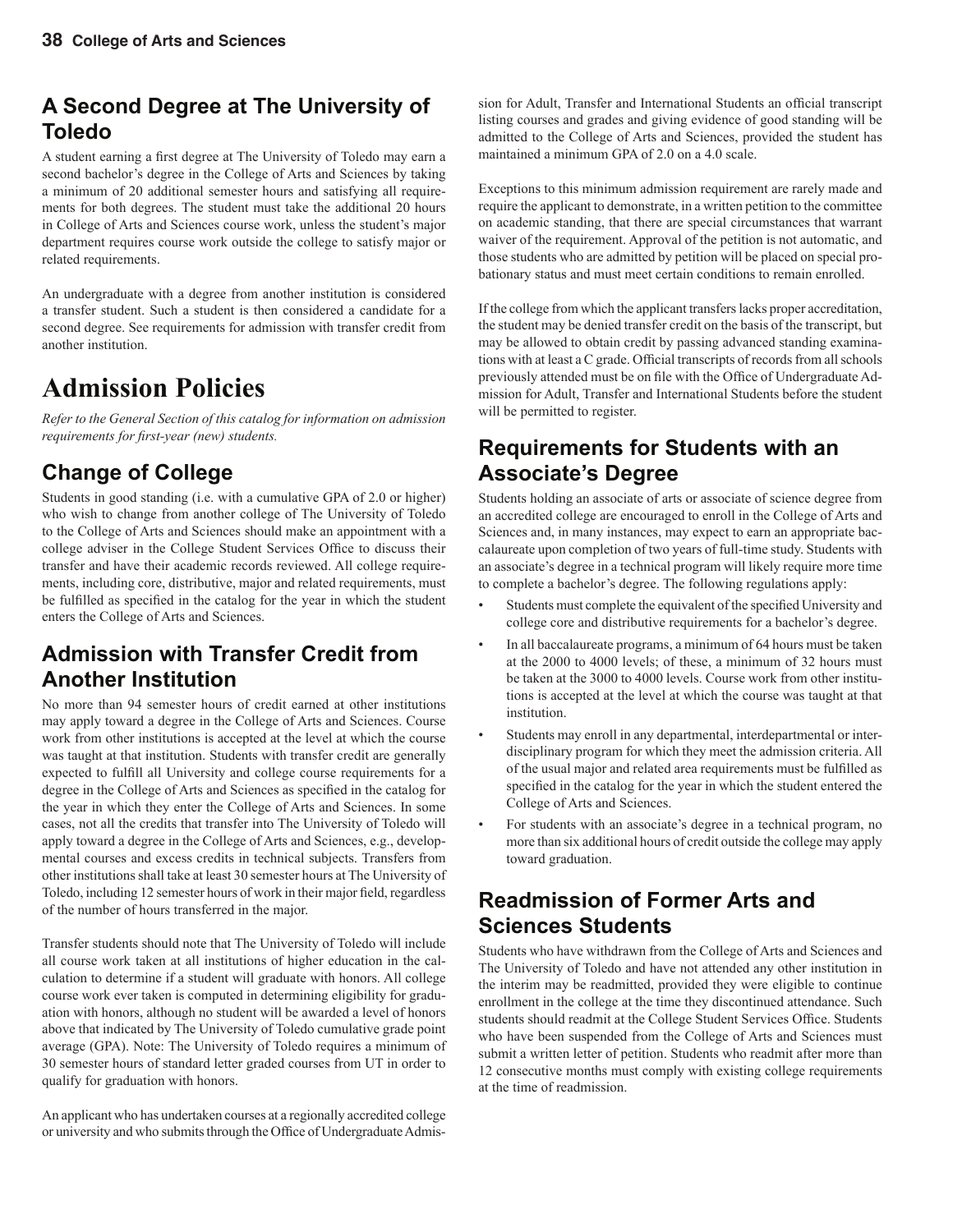## A Second Degree at The University of Toledo

A student earning a first degree at The University of Toledo may earn a second bachelor's degree in the College of Arts and Sciences by taking a minimum of 20 additional semester hours and satisfying all requirements for both degrees. The student must take the additional 20 hours in College of Arts and Sciences course work, unless the student's major department requires course work outside the college to satisfy major or related requirements.

An undergraduate with a degree from another institution is considered a transfer student. Such a student is then considered a candidate for a second degree. See requirements for admission with transfer credit from another institution.

# Admission Policies

*Refer to the General Section of this catalog for information on admission requirements for first-year (new) students.*

## Change of College

Students in good standing (i.e. with a cumulative GPA of 2.0 or higher) who wish to change from another college of The University of Toledo to the College of Arts and Sciences should make an appointment with a college adviser in the College Student Services Office to discuss their transfer and have their academic records reviewed. All college requirements, including core, distributive, major and related requirements, must be fulfilled as specified in the catalog for the year in which the student enters the College of Arts and Sciences.

## Admission with Transfer Credit from Another Institution

No more than 94 semester hours of credit earned at other institutions may apply toward a degree in the College of Arts and Sciences. Course work from other institutions is accepted at the level at which the course was taught at that institution. Students with transfer credit are generally expected to fulfill all University and college course requirements for a degree in the College of Arts and Sciences as specified in the catalog for the year in which they enter the College of Arts and Sciences. In some cases, not all the credits that transfer into The University of Toledo will apply toward a degree in the College of Arts and Sciences, e.g., developmental courses and excess credits in technical subjects. Transfers from other institutions shall take at least 30 semester hours at The University of Toledo, including 12 semester hours of work in their major field, regardless of the number of hours transferred in the major.

Transfer students should note that The University of Toledo will include all course work taken at all institutions of higher education in the calculation to determine if a student will graduate with honors. All college course work ever taken is computed in determining eligibility for graduation with honors, although no student will be awarded a level of honors above that indicated by The University of Toledo cumulative grade point average (GPA). Note: The University of Toledo requires a minimum of 30 semester hours of standard letter graded courses from UT in order to qualify for graduation with honors.

An applicant who has undertaken courses at a regionally accredited college or university and who submits through the Office of Undergraduate Admission for Adult, Transfer and International Students an official transcript listing courses and grades and giving evidence of good standing will be admitted to the College of Arts and Sciences, provided the student has maintained a minimum GPA of 2.0 on a 4.0 scale.

Exceptions to this minimum admission requirement are rarely made and require the applicant to demonstrate, in a written petition to the committee on academic standing, that there are special circumstances that warrant waiver of the requirement. Approval of the petition is not automatic, and those students who are admitted by petition will be placed on special probationary status and must meet certain conditions to remain enrolled.

If the college from which the applicant transfers lacks proper accreditation, the student may be denied transfer credit on the basis of the transcript, but may be allowed to obtain credit by passing advanced standing examinations with at least a C grade. Official transcripts of records from all schools previously attended must be on file with the Office of Undergraduate Admission for Adult, Transfer and International Students before the student will be permitted to register.

## Requirements for Students with an Associate's Degree

Students holding an associate of arts or associate of science degree from an accredited college are encouraged to enroll in the College of Arts and Sciences and, in many instances, may expect to earn an appropriate baccalaureate upon completion of two years of full-time study. Students with an associate's degree in a technical program will likely require more time to complete a bachelor's degree. The following regulations apply:

- Students must complete the equivalent of the specified University and college core and distributive requirements for a bachelor's degree.
- In all baccalaureate programs, a minimum of 64 hours must be taken at the 2000 to 4000 levels; of these, a minimum of 32 hours must be taken at the 3000 to 4000 levels. Course work from other institutions is accepted at the level at which the course was taught at that institution.
- Students may enroll in any departmental, interdepartmental or interdisciplinary program for which they meet the admission criteria. All of the usual major and related area requirements must be fulfilled as specified in the catalog for the year in which the student entered the College of Arts and Sciences.
- For students with an associate's degree in a technical program, no more than six additional hours of credit outside the college may apply toward graduation.

## Readmission of Former Arts and Sciences Students

Students who have withdrawn from the College of Arts and Sciences and The University of Toledo and have not attended any other institution in the interim may be readmitted, provided they were eligible to continue enrollment in the college at the time they discontinued attendance. Such students should readmit at the College Student Services Office. Students who have been suspended from the College of Arts and Sciences must submit a written letter of petition. Students who readmit after more than 12 consecutive months must comply with existing college requirements at the time of readmission.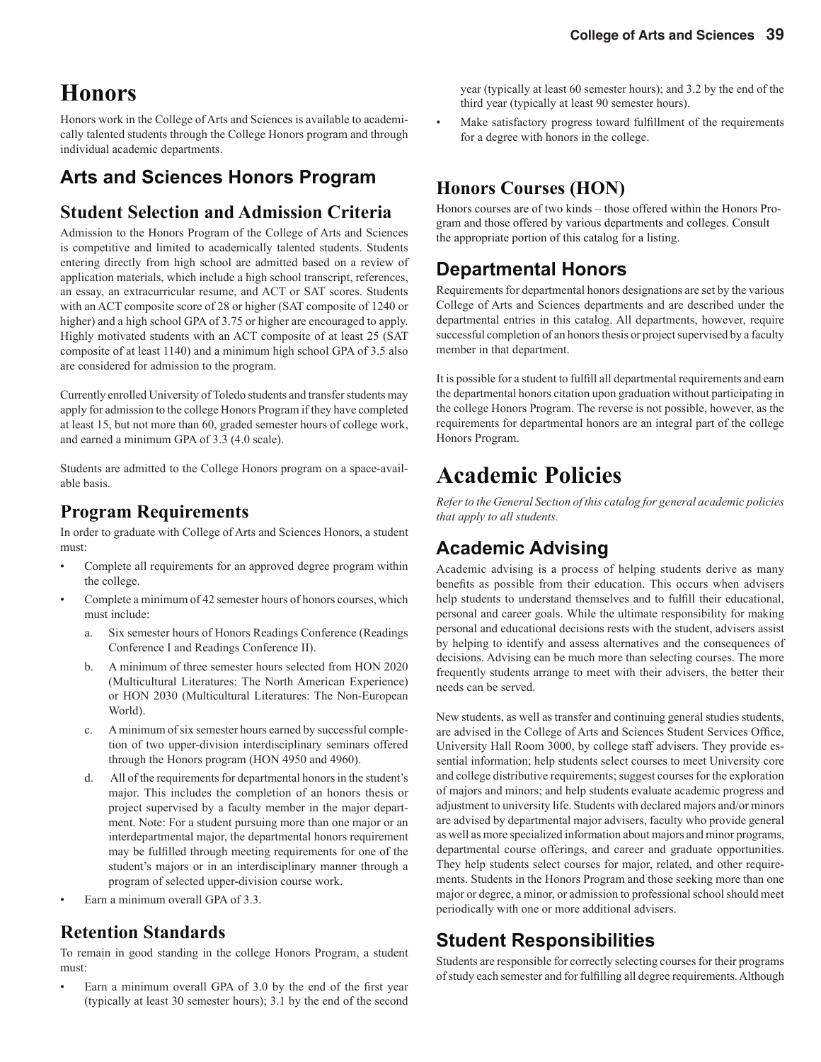# Honors

Honors work in the College of Arts and Sciences is available to academically talented students through the College Honors program and through individual academic departments.

## Arts and Sciences Honors Program

### Student Selection and Admission Criteria

Admission to the Honors Program of the College of Arts and Sciences is competitive and limited to academically talented students. Students entering directly from high school are admitted based on a review of application materials, which include a high school transcript, references, an essay, an extracurricular resume, and ACT or SAT scores. Students with an ACT composite score of 28 or higher (SAT composite of 1240 or higher) and a high school GPA of 3.75 or higher are encouraged to apply. Highly motivated students with an ACT composite of at least 25 (SAT composite of at least 1140) and a minimum high school GPA of 3.5 also are considered for admission to the program.

Currently enrolled University of Toledo students and transfer students may apply for admission to the college Honors Program if they have completed at least 15, but not more than 60, graded semester hours of college work, and earned a minimum GPA of 3.3 (4.0 scale).

Students are admitted to the College Honors program on a space-available basis.

### Program Requirements

In order to graduate with College of Arts and Sciences Honors, a student must:

- Complete all requirements for an approved degree program within the college.
- Complete a minimum of 42 semester hours of honors courses, which must include:
  a. Six semester hours of Honors Readings Conference (Readings Conference I and Readings Conference II).
  b. A minimum of three semester hours selected from HON 2020 (Multicultural Literatures: The North American Experience) or HON 2030 (Multicultural Literatures: The Non-European World).
  c. A minimum of six semester hours earned by successful completion of two upper-division interdisciplinary seminars offered through the Honors program (HON 4950 and 4960).
  d. All of the requirements for departmental honors in the student's major. This includes the completion of an honors thesis or project supervised by a faculty member in the major department. Note: For a student pursuing more than one major or an interdepartmental major, the departmental honors requirement may be fulfilled through meeting requirements for one of the student's majors or in an interdisciplinary manner through a program of selected upper-division course work.
- Earn a minimum overall GPA of 3.3.

### Retention Standards

To remain in good standing in the college Honors Program, a student must:

- Earn a minimum overall GPA of 3.0 by the end of the first year (typically at least 30 semester hours); 3.1 by the end of the second year (typically at least 60 semester hours); and 3.2 by the end of the third year (typically at least 90 semester hours).
- Make satisfactory progress toward fulfillment of the requirements for a degree with honors in the college.

### Honors Courses (HON)

Honors courses are of two kinds – those offered within the Honors Program and those offered by various departments and colleges. Consult the appropriate portion of this catalog for a listing.

## Departmental Honors

Requirements for departmental honors designations are set by the various College of Arts and Sciences departments and are described under the departmental entries in this catalog. All departments, however, require successful completion of an honors thesis or project supervised by a faculty member in that department.

It is possible for a student to fulfill all departmental requirements and earn the departmental honors citation upon graduation without participating in the college Honors Program. The reverse is not possible, however, as the requirements for departmental honors are an integral part of the college Honors Program.

# Academic Policies

*Refer to the General Section of this catalog for general academic policies that apply to all students.*

## Academic Advising

Academic advising is a process of helping students derive as many benefits as possible from their education. This occurs when advisers help students to understand themselves and to fulfill their educational, personal and career goals. While the ultimate responsibility for making personal and educational decisions rests with the student, advisers assist by helping to identify and assess alternatives and the consequences of decisions. Advising can be much more than selecting courses. The more frequently students arrange to meet with their advisers, the better their needs can be served.

New students, as well as transfer and continuing general studies students, are advised in the College of Arts and Sciences Student Services Office, University Hall Room 3000, by college staff advisers. They provide essential information; help students select courses to meet University core and college distributive requirements; suggest courses for the exploration of majors and minors; and help students evaluate academic progress and adjustment to university life. Students with declared majors and/or minors are advised by departmental major advisers, faculty who provide general as well as more specialized information about majors and minor programs, departmental course offerings, and career and graduate opportunities. They help students select courses for major, related, and other requirements. Students in the Honors Program and those seeking more than one major or degree, a minor, or admission to professional school should meet periodically with one or more additional advisers.

## Student Responsibilities

Students are responsible for correctly selecting courses for their programs of study each semester and for fulfilling all degree requirements. Although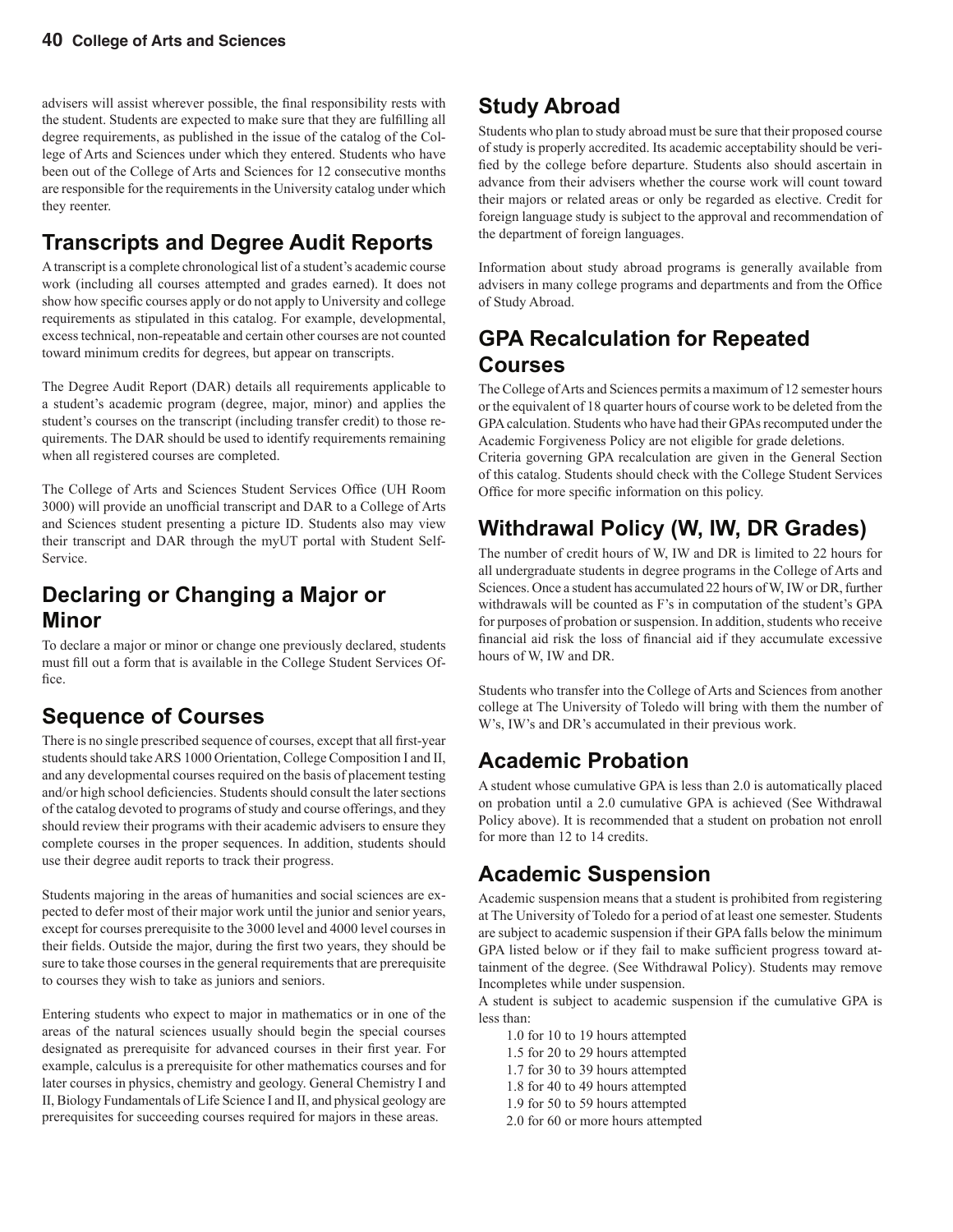advisers will assist wherever possible, the final responsibility rests with the student. Students are expected to make sure that they are fulfilling all degree requirements, as published in the issue of the catalog of the College of Arts and Sciences under which they entered. Students who have been out of the College of Arts and Sciences for 12 consecutive months are responsible for the requirements in the University catalog under which they reenter.

## Transcripts and Degree Audit Reports

A transcript is a complete chronological list of a student's academic course work (including all courses attempted and grades earned). It does not show how specific courses apply or do not apply to University and college requirements as stipulated in this catalog. For example, developmental, excess technical, non-repeatable and certain other courses are not counted toward minimum credits for degrees, but appear on transcripts.

The Degree Audit Report (DAR) details all requirements applicable to a student's academic program (degree, major, minor) and applies the student's courses on the transcript (including transfer credit) to those requirements. The DAR should be used to identify requirements remaining when all registered courses are completed.

The College of Arts and Sciences Student Services Office (UH Room 3000) will provide an unofficial transcript and DAR to a College of Arts and Sciences student presenting a picture ID. Students also may view their transcript and DAR through the myUT portal with Student Self-Service.

## Declaring or Changing a Major or Minor

To declare a major or minor or change one previously declared, students must fill out a form that is available in the College Student Services Office.

## Sequence of Courses

There is no single prescribed sequence of courses, except that all first-year students should take ARS 1000 Orientation, College Composition I and II, and any developmental courses required on the basis of placement testing and/or high school deficiencies. Students should consult the later sections of the catalog devoted to programs of study and course offerings, and they should review their programs with their academic advisers to ensure they complete courses in the proper sequences. In addition, students should use their degree audit reports to track their progress.

Students majoring in the areas of humanities and social sciences are expected to defer most of their major work until the junior and senior years, except for courses prerequisite to the 3000 level and 4000 level courses in their fields. Outside the major, during the first two years, they should be sure to take those courses in the general requirements that are prerequisite to courses they wish to take as juniors and seniors.

Entering students who expect to major in mathematics or in one of the areas of the natural sciences usually should begin the special courses designated as prerequisite for advanced courses in their first year. For example, calculus is a prerequisite for other mathematics courses and for later courses in physics, chemistry and geology. General Chemistry I and II, Biology Fundamentals of Life Science I and II, and physical geology are prerequisites for succeeding courses required for majors in these areas.

## Study Abroad

Students who plan to study abroad must be sure that their proposed course of study is properly accredited. Its academic acceptability should be verified by the college before departure. Students also should ascertain in advance from their advisers whether the course work will count toward their majors or related areas or only be regarded as elective. Credit for foreign language study is subject to the approval and recommendation of the department of foreign languages.

Information about study abroad programs is generally available from advisers in many college programs and departments and from the Office of Study Abroad.

## GPA Recalculation for Repeated Courses

The College of Arts and Sciences permits a maximum of 12 semester hours or the equivalent of 18 quarter hours of course work to be deleted from the GPA calculation. Students who have had their GPAs recomputed under the Academic Forgiveness Policy are not eligible for grade deletions.
Criteria governing GPA recalculation are given in the General Section of this catalog. Students should check with the College Student Services Office for more specific information on this policy.

## Withdrawal Policy (W, IW, DR Grades)

The number of credit hours of W, IW and DR is limited to 22 hours for all undergraduate students in degree programs in the College of Arts and Sciences. Once a student has accumulated 22 hours of W, IW or DR, further withdrawals will be counted as F's in computation of the student's GPA for purposes of probation or suspension. In addition, students who receive financial aid risk the loss of financial aid if they accumulate excessive hours of W, IW and DR.

Students who transfer into the College of Arts and Sciences from another college at The University of Toledo will bring with them the number of W's, IW's and DR's accumulated in their previous work.

## Academic Probation

A student whose cumulative GPA is less than 2.0 is automatically placed on probation until a 2.0 cumulative GPA is achieved (See Withdrawal Policy above). It is recommended that a student on probation not enroll for more than 12 to 14 credits.

## Academic Suspension

Academic suspension means that a student is prohibited from registering at The University of Toledo for a period of at least one semester. Students are subject to academic suspension if their GPA falls below the minimum GPA listed below or if they fail to make sufficient progress toward attainment of the degree. (See Withdrawal Policy). Students may remove Incompletes while under suspension.
A student is subject to academic suspension if the cumulative GPA is less than:

- 1.0 for 10 to 19 hours attempted
- 1.5 for 20 to 29 hours attempted
- 1.7 for 30 to 39 hours attempted
- 1.8 for 40 to 49 hours attempted
- 1.9 for 50 to 59 hours attempted
- 2.0 for 60 or more hours attempted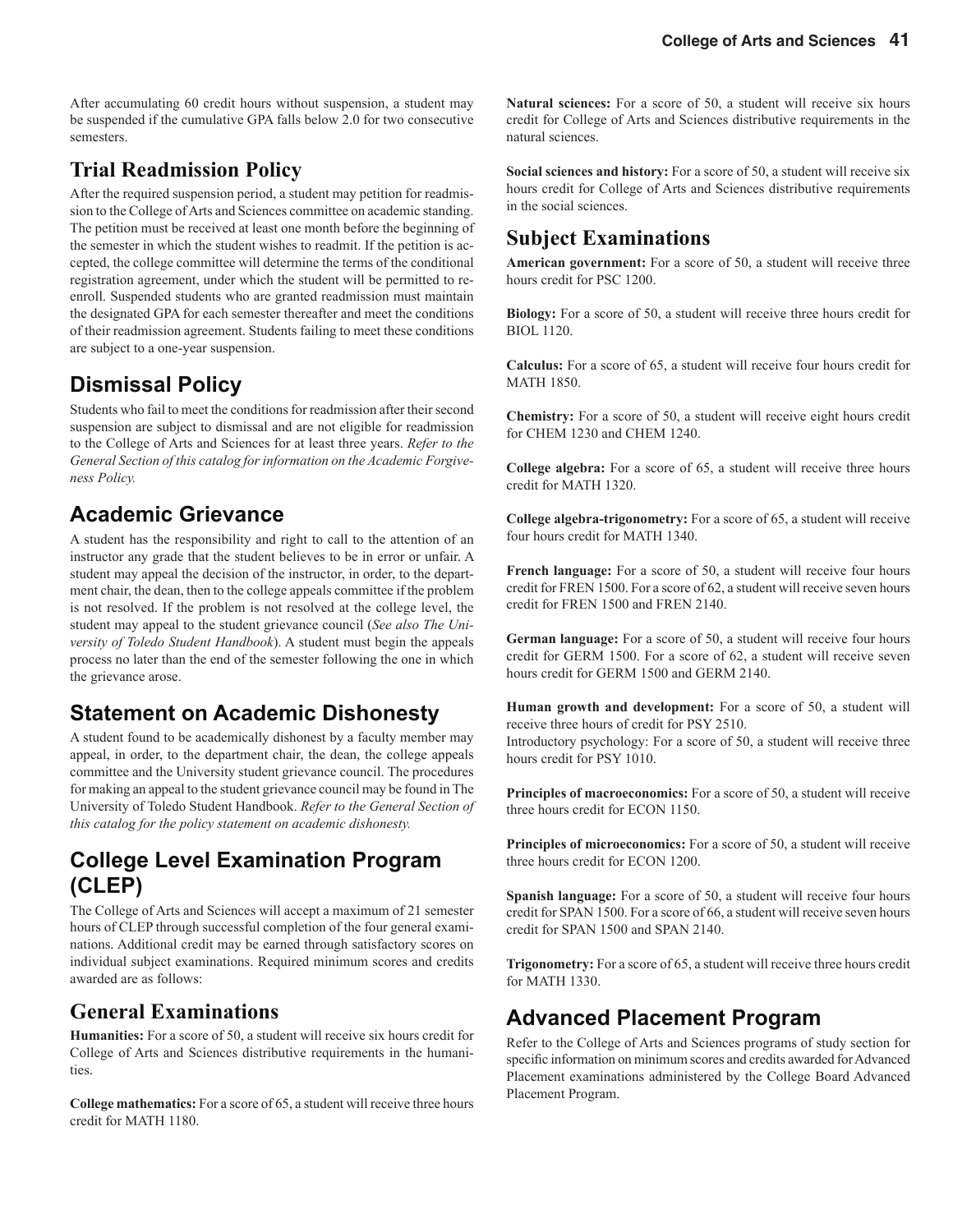After accumulating 60 credit hours without suspension, a student may be suspended if the cumulative GPA falls below 2.0 for two consecutive semesters.

## Trial Readmission Policy

After the required suspension period, a student may petition for readmission to the College of Arts and Sciences committee on academic standing. The petition must be received at least one month before the beginning of the semester in which the student wishes to readmit. If the petition is accepted, the college committee will determine the terms of the conditional registration agreement, under which the student will be permitted to re-enroll. Suspended students who are granted readmission must maintain the designated GPA for each semester thereafter and meet the conditions of their readmission agreement. Students failing to meet these conditions are subject to a one-year suspension.

## Dismissal Policy

Students who fail to meet the conditions for readmission after their second suspension are subject to dismissal and are not eligible for readmission to the College of Arts and Sciences for at least three years. *Refer to the General Section of this catalog for information on the Academic Forgiveness Policy.*

## Academic Grievance

A student has the responsibility and right to call to the attention of an instructor any grade that the student believes to be in error or unfair. A student may appeal the decision of the instructor, in order, to the department chair, the dean, then to the college appeals committee if the problem is not resolved. If the problem is not resolved at the college level, the student may appeal to the student grievance council (*See also The University of Toledo Student Handbook*). A student must begin the appeals process no later than the end of the semester following the one in which the grievance arose.

## Statement on Academic Dishonesty

A student found to be academically dishonest by a faculty member may appeal, in order, to the department chair, the dean, the college appeals committee and the University student grievance council. The procedures for making an appeal to the student grievance council may be found in The University of Toledo Student Handbook. *Refer to the General Section of this catalog for the policy statement on academic dishonesty.*

## College Level Examination Program (CLEP)

The College of Arts and Sciences will accept a maximum of 21 semester hours of CLEP through successful completion of the four general examinations. Additional credit may be earned through satisfactory scores on individual subject examinations. Required minimum scores and credits awarded are as follows:

## General Examinations

**Humanities:** For a score of 50, a student will receive six hours credit for College of Arts and Sciences distributive requirements in the humanities.

**College mathematics:** For a score of 65, a student will receive three hours credit for MATH 1180.

**Natural sciences:** For a score of 50, a student will receive six hours credit for College of Arts and Sciences distributive requirements in the natural sciences.

**Social sciences and history:** For a score of 50, a student will receive six hours credit for College of Arts and Sciences distributive requirements in the social sciences.

## Subject Examinations

**American government:** For a score of 50, a student will receive three hours credit for PSC 1200.

**Biology:** For a score of 50, a student will receive three hours credit for BIOL 1120.

**Calculus:** For a score of 65, a student will receive four hours credit for MATH 1850.

**Chemistry:** For a score of 50, a student will receive eight hours credit for CHEM 1230 and CHEM 1240.

**College algebra:** For a score of 65, a student will receive three hours credit for MATH 1320.

**College algebra-trigonometry:** For a score of 65, a student will receive four hours credit for MATH 1340.

**French language:** For a score of 50, a student will receive four hours credit for FREN 1500. For a score of 62, a student will receive seven hours credit for FREN 1500 and FREN 2140.

**German language:** For a score of 50, a student will receive four hours credit for GERM 1500. For a score of 62, a student will receive seven hours credit for GERM 1500 and GERM 2140.

**Human growth and development:** For a score of 50, a student will receive three hours of credit for PSY 2510.
Introductory psychology: For a score of 50, a student will receive three hours credit for PSY 1010.

**Principles of macroeconomics:** For a score of 50, a student will receive three hours credit for ECON 1150.

**Principles of microeconomics:** For a score of 50, a student will receive three hours credit for ECON 1200.

**Spanish language:** For a score of 50, a student will receive four hours credit for SPAN 1500. For a score of 66, a student will receive seven hours credit for SPAN 1500 and SPAN 2140.

**Trigonometry:** For a score of 65, a student will receive three hours credit for MATH 1330.

## Advanced Placement Program

Refer to the College of Arts and Sciences programs of study section for specific information on minimum scores and credits awarded for Advanced Placement examinations administered by the College Board Advanced Placement Program.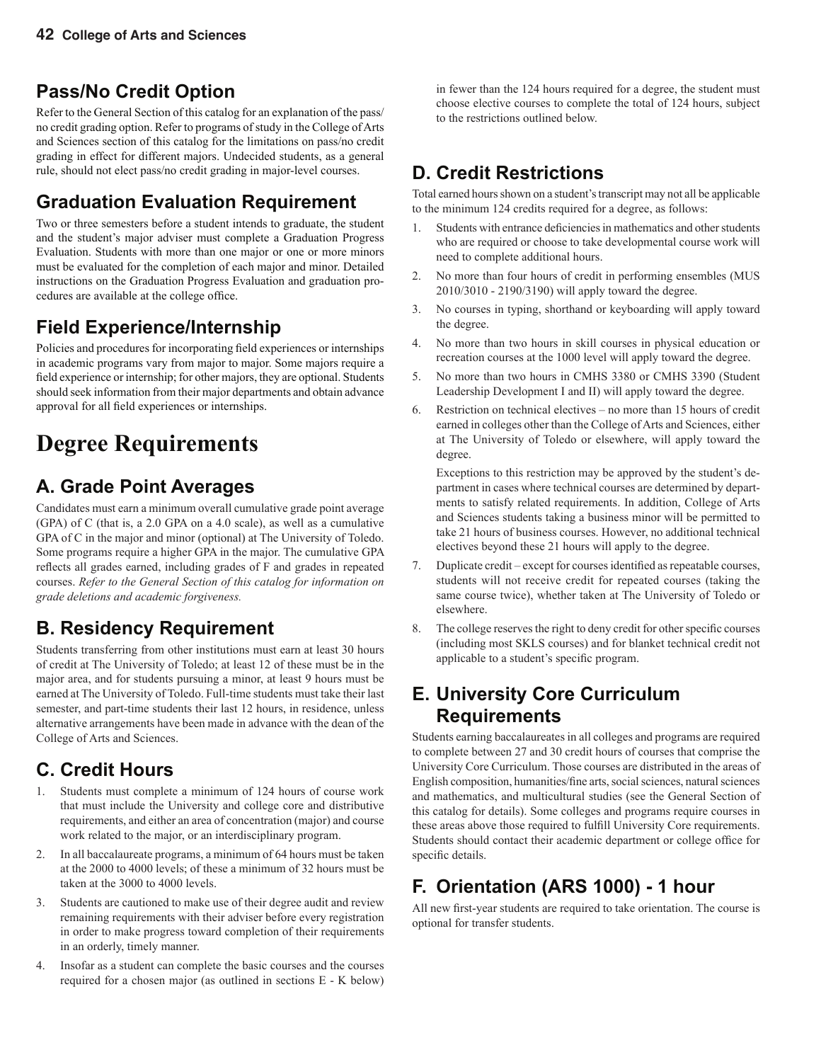## Pass/No Credit Option

Refer to the General Section of this catalog for an explanation of the pass/no credit grading option. Refer to programs of study in the College of Arts and Sciences section of this catalog for the limitations on pass/no credit grading in effect for different majors. Undecided students, as a general rule, should not elect pass/no credit grading in major-level courses.

## Graduation Evaluation Requirement

Two or three semesters before a student intends to graduate, the student and the student's major adviser must complete a Graduation Progress Evaluation. Students with more than one major or one or more minors must be evaluated for the completion of each major and minor. Detailed instructions on the Graduation Progress Evaluation and graduation procedures are available at the college office.

## Field Experience/Internship

Policies and procedures for incorporating field experiences or internships in academic programs vary from major to major. Some majors require a field experience or internship; for other majors, they are optional. Students should seek information from their major departments and obtain advance approval for all field experiences or internships.

# Degree Requirements

## A. Grade Point Averages

Candidates must earn a minimum overall cumulative grade point average (GPA) of C (that is, a 2.0 GPA on a 4.0 scale), as well as a cumulative GPA of C in the major and minor (optional) at The University of Toledo. Some programs require a higher GPA in the major. The cumulative GPA reflects all grades earned, including grades of F and grades in repeated courses. *Refer to the General Section of this catalog for information on grade deletions and academic forgiveness.*

## B. Residency Requirement

Students transferring from other institutions must earn at least 30 hours of credit at The University of Toledo; at least 12 of these must be in the major area, and for students pursuing a minor, at least 9 hours must be earned at The University of Toledo. Full-time students must take their last semester, and part-time students their last 12 hours, in residence, unless alternative arrangements have been made in advance with the dean of the College of Arts and Sciences.

## C. Credit Hours

1. Students must complete a minimum of 124 hours of course work that must include the University and college core and distributive requirements, and either an area of concentration (major) and course work related to the major, or an interdisciplinary program.
2. In all baccalaureate programs, a minimum of 64 hours must be taken at the 2000 to 4000 levels; of these a minimum of 32 hours must be taken at the 3000 to 4000 levels.
3. Students are cautioned to make use of their degree audit and review remaining requirements with their adviser before every registration in order to make progress toward completion of their requirements in an orderly, timely manner.
4. Insofar as a student can complete the basic courses and the courses required for a chosen major (as outlined in sections E - K below) in fewer than the 124 hours required for a degree, the student must choose elective courses to complete the total of 124 hours, subject to the restrictions outlined below.

## D. Credit Restrictions

Total earned hours shown on a student's transcript may not all be applicable to the minimum 124 credits required for a degree, as follows:

1. Students with entrance deficiencies in mathematics and other students who are required or choose to take developmental course work will need to complete additional hours.
2. No more than four hours of credit in performing ensembles (MUS 2010/3010 - 2190/3190) will apply toward the degree.
3. No courses in typing, shorthand or keyboarding will apply toward the degree.
4. No more than two hours in skill courses in physical education or recreation courses at the 1000 level will apply toward the degree.
5. No more than two hours in CMHS 3380 or CMHS 3390 (Student Leadership Development I and II) will apply toward the degree.
6. Restriction on technical electives – no more than 15 hours of credit earned in colleges other than the College of Arts and Sciences, either at The University of Toledo or elsewhere, will apply toward the degree.

   Exceptions to this restriction may be approved by the student's department in cases where technical courses are determined by departments to satisfy related requirements. In addition, College of Arts and Sciences students taking a business minor will be permitted to take 21 hours of business courses. However, no additional technical electives beyond these 21 hours will apply to the degree.
7. Duplicate credit – except for courses identified as repeatable courses, students will not receive credit for repeated courses (taking the same course twice), whether taken at The University of Toledo or elsewhere.
8. The college reserves the right to deny credit for other specific courses (including most SKLS courses) and for blanket technical credit not applicable to a student's specific program.

## E. University Core Curriculum Requirements

Students earning baccalaureates in all colleges and programs are required to complete between 27 and 30 credit hours of courses that comprise the University Core Curriculum. Those courses are distributed in the areas of English composition, humanities/fine arts, social sciences, natural sciences and mathematics, and multicultural studies (see the General Section of this catalog for details). Some colleges and programs require courses in these areas above those required to fulfill University Core requirements. Students should contact their academic department or college office for specific details.

## F. Orientation (ARS 1000) - 1 hour

All new first-year students are required to take orientation. The course is optional for transfer students.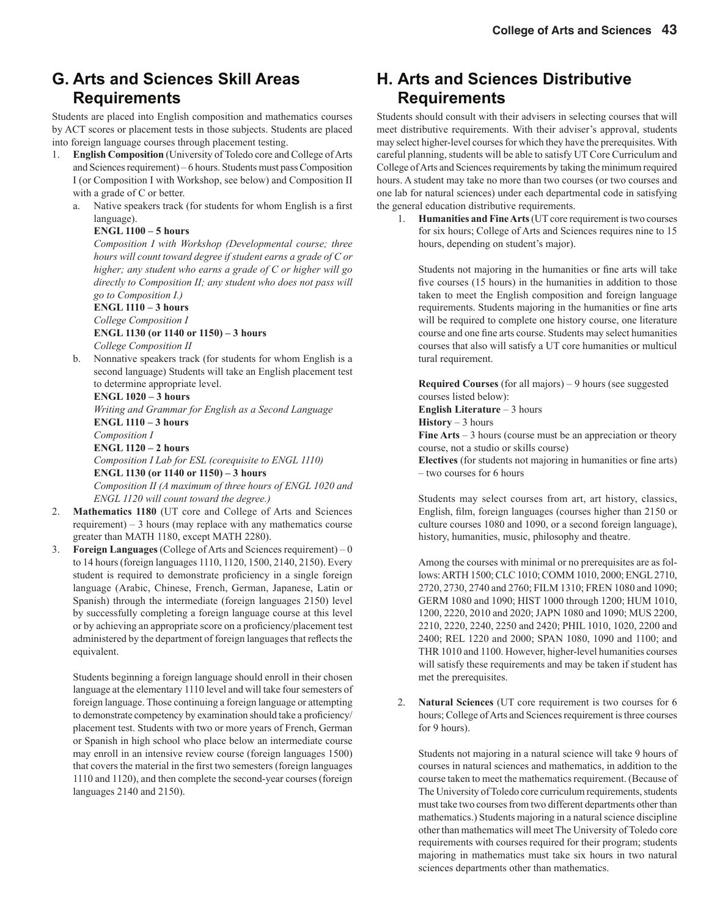## G. Arts and Sciences Skill Areas Requirements

Students are placed into English composition and mathematics courses by ACT scores or placement tests in those subjects. Students are placed into foreign language courses through placement testing.

1. **English Composition** (University of Toledo core and College of Arts and Sciences requirement) – 6 hours. Students must pass Composition I (or Composition I with Workshop, see below) and Composition II with a grade of C or better.
   a. Native speakers track (for students for whom English is a first language).
      **ENGL 1100 – 5 hours**
      *Composition I with Workshop (Developmental course; three hours will count toward degree if student earns a grade of C or higher; any student who earns a grade of C or higher will go directly to Composition II; any student who does not pass will go to Composition I.)*
      **ENGL 1110 – 3 hours**
      *College Composition I*
      **ENGL 1130 (or 1140 or 1150) – 3 hours**
      *College Composition II*
   b. Nonnative speakers track (for students for whom English is a second language) Students will take an English placement test to determine appropriate level.
      **ENGL 1020 – 3 hours**
      *Writing and Grammar for English as a Second Language*
      **ENGL 1110 – 3 hours**
      *Composition I*
      **ENGL 1120 – 2 hours**
      *Composition I Lab for ESL (corequisite to ENGL 1110)*
      **ENGL 1130 (or 1140 or 1150) – 3 hours**
      *Composition II (A maximum of three hours of ENGL 1020 and ENGL 1120 will count toward the degree.)*
2. **Mathematics 1180** (UT core and College of Arts and Sciences requirement) – 3 hours (may replace with any mathematics course greater than MATH 1180, except MATH 2280).
3. **Foreign Languages** (College of Arts and Sciences requirement) – 0 to 14 hours (foreign languages 1110, 1120, 1500, 2140, 2150). Every student is required to demonstrate proficiency in a single foreign language (Arabic, Chinese, French, German, Japanese, Latin or Spanish) through the intermediate (foreign languages 2150) level by successfully completing a foreign language course at this level or by achieving an appropriate score on a proficiency/placement test administered by the department of foreign languages that reflects the equivalent.

   Students beginning a foreign language should enroll in their chosen language at the elementary 1110 level and will take four semesters of foreign language. Those continuing a foreign language or attempting to demonstrate competency by examination should take a proficiency/placement test. Students with two or more years of French, German or Spanish in high school who place below an intermediate course may enroll in an intensive review course (foreign languages 1500) that covers the material in the first two semesters (foreign languages 1110 and 1120), and then complete the second-year courses (foreign languages 2140 and 2150).

## H. Arts and Sciences Distributive Requirements

Students should consult with their advisers in selecting courses that will meet distributive requirements. With their adviser's approval, students may select higher-level courses for which they have the prerequisites. With careful planning, students will be able to satisfy UT Core Curriculum and College of Arts and Sciences requirements by taking the minimum required hours. A student may take no more than two courses (or two courses and one lab for natural sciences) under each departmental code in satisfying the general education distributive requirements.

1. **Humanities and Fine Arts** (UT core requirement is two courses for six hours; College of Arts and Sciences requires nine to 15 hours, depending on student's major).

   Students not majoring in the humanities or fine arts will take five courses (15 hours) in the humanities in addition to those taken to meet the English composition and foreign language requirements. Students majoring in the humanities or fine arts will be required to complete one history course, one literature course and one fine arts course. Students may select humanities courses that also will satisfy a UT core humanities or multicul tural requirement.

   **Required Courses** (for all majors) – 9 hours (see suggested courses listed below):
   **English Literature** – 3 hours
   **History** – 3 hours
   **Fine Arts** – 3 hours (course must be an appreciation or theory course, not a studio or skills course)
   **Electives** (for students not majoring in humanities or fine arts) – two courses for 6 hours

   Students may select courses from art, art history, classics, English, film, foreign languages (courses higher than 2150 or culture courses 1080 and 1090, or a second foreign language), history, humanities, music, philosophy and theatre.

   Among the courses with minimal or no prerequisites are as follows: ARTH 1500; CLC 1010; COMM 1010, 2000; ENGL 2710, 2720, 2730, 2740 and 2760; FILM 1310; FREN 1080 and 1090; GERM 1080 and 1090; HIST 1000 through 1200; HUM 1010, 1200, 2220, 2010 and 2020; JAPN 1080 and 1090; MUS 2200, 2210, 2220, 2240, 2250 and 2420; PHIL 1010, 1020, 2200 and 2400; REL 1220 and 2000; SPAN 1080, 1090 and 1100; and THR 1010 and 1100. However, higher-level humanities courses will satisfy these requirements and may be taken if student has met the prerequisites.

2. **Natural Sciences** (UT core requirement is two courses for 6 hours; College of Arts and Sciences requirement is three courses for 9 hours).

   Students not majoring in a natural science will take 9 hours of courses in natural sciences and mathematics, in addition to the course taken to meet the mathematics requirement. (Because of The University of Toledo core curriculum requirements, students must take two courses from two different departments other than mathematics.) Students majoring in a natural science discipline other than mathematics will meet The University of Toledo core requirements with courses required for their program; students majoring in mathematics must take six hours in two natural sciences departments other than mathematics.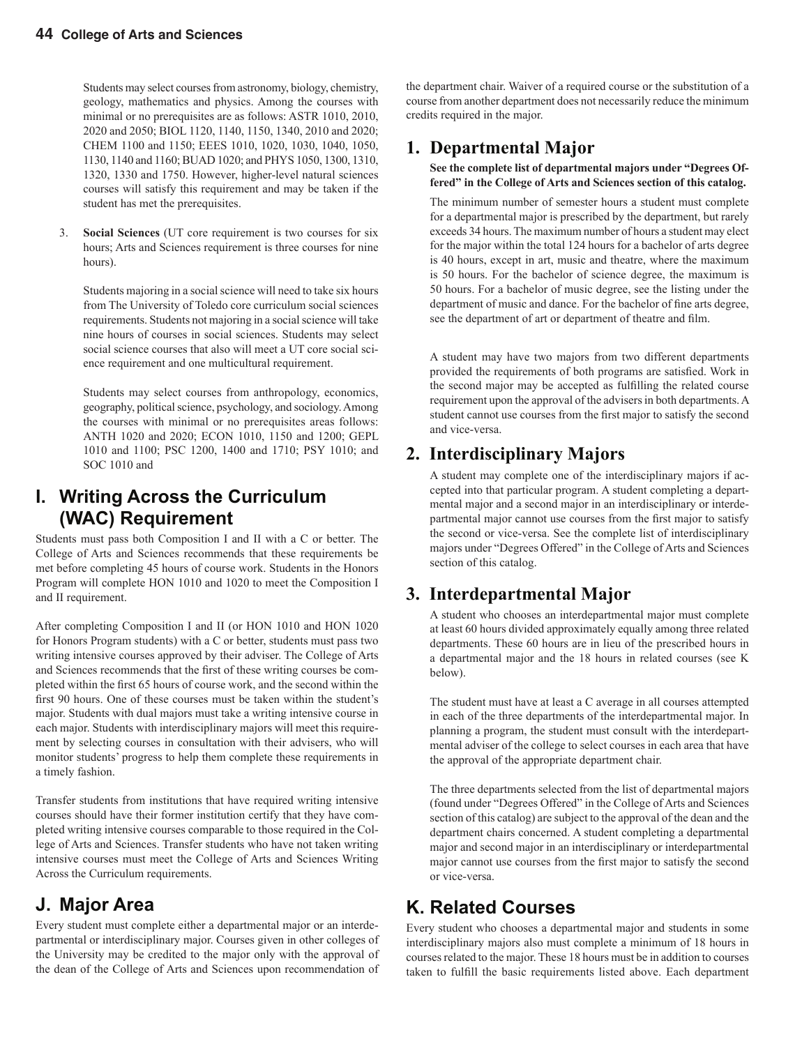Students may select courses from astronomy, biology, chemistry, geology, mathematics and physics. Among the courses with minimal or no prerequisites are as follows: ASTR 1010, 2010, 2020 and 2050; BIOL 1120, 1140, 1150, 1340, 2010 and 2020; CHEM 1100 and 1150; EEES 1010, 1020, 1030, 1040, 1050, 1130, 1140 and 1160; BUAD 1020; and PHYS 1050, 1300, 1310, 1320, 1330 and 1750. However, higher-level natural sciences courses will satisfy this requirement and may be taken if the student has met the prerequisites.

3. **Social Sciences** (UT core requirement is two courses for six hours; Arts and Sciences requirement is three courses for nine hours).

   Students majoring in a social science will need to take six hours from The University of Toledo core curriculum social sciences requirements. Students not majoring in a social science will take nine hours of courses in social sciences. Students may select social science courses that also will meet a UT core social science requirement and one multicultural requirement.

   Students may select courses from anthropology, economics, geography, political science, psychology, and sociology. Among the courses with minimal or no prerequisites areas follows: ANTH 1020 and 2020; ECON 1010, 1150 and 1200; GEPL 1010 and 1100; PSC 1200, 1400 and 1710; PSY 1010; and SOC 1010 and

## I. Writing Across the Curriculum (WAC) Requirement

Students must pass both Composition I and II with a C or better. The College of Arts and Sciences recommends that these requirements be met before completing 45 hours of course work. Students in the Honors Program will complete HON 1010 and 1020 to meet the Composition I and II requirement.

After completing Composition I and II (or HON 1010 and HON 1020 for Honors Program students) with a C or better, students must pass two writing intensive courses approved by their adviser. The College of Arts and Sciences recommends that the first of these writing courses be completed within the first 65 hours of course work, and the second within the first 90 hours. One of these courses must be taken within the student's major. Students with dual majors must take a writing intensive course in each major. Students with interdisciplinary majors will meet this requirement by selecting courses in consultation with their advisers, who will monitor students' progress to help them complete these requirements in a timely fashion.

Transfer students from institutions that have required writing intensive courses should have their former institution certify that they have completed writing intensive courses comparable to those required in the College of Arts and Sciences. Transfer students who have not taken writing intensive courses must meet the College of Arts and Sciences Writing Across the Curriculum requirements.

## J. Major Area

Every student must complete either a departmental major or an interdepartmental or interdisciplinary major. Courses given in other colleges of the University may be credited to the major only with the approval of the dean of the College of Arts and Sciences upon recommendation of the department chair. Waiver of a required course or the substitution of a course from another department does not necessarily reduce the minimum credits required in the major.

### 1. Departmental Major

**See the complete list of departmental majors under "Degrees Offered" in the College of Arts and Sciences section of this catalog.**

The minimum number of semester hours a student must complete for a departmental major is prescribed by the department, but rarely exceeds 34 hours. The maximum number of hours a student may elect for the major within the total 124 hours for a bachelor of arts degree is 40 hours, except in art, music and theatre, where the maximum is 50 hours. For the bachelor of science degree, the maximum is 50 hours. For a bachelor of music degree, see the listing under the department of music and dance. For the bachelor of fine arts degree, see the department of art or department of theatre and film.

A student may have two majors from two different departments provided the requirements of both programs are satisfied. Work in the second major may be accepted as fulfilling the related course requirement upon the approval of the advisers in both departments. A student cannot use courses from the first major to satisfy the second and vice-versa.

### 2. Interdisciplinary Majors

A student may complete one of the interdisciplinary majors if accepted into that particular program. A student completing a departmental major and a second major in an interdisciplinary or interdepartmental major cannot use courses from the first major to satisfy the second or vice-versa. See the complete list of interdisciplinary majors under "Degrees Offered" in the College of Arts and Sciences section of this catalog.

### 3. Interdepartmental Major

A student who chooses an interdepartmental major must complete at least 60 hours divided approximately equally among three related departments. These 60 hours are in lieu of the prescribed hours in a departmental major and the 18 hours in related courses (see K below).

The student must have at least a C average in all courses attempted in each of the three departments of the interdepartmental major. In planning a program, the student must consult with the interdepartmental adviser of the college to select courses in each area that have the approval of the appropriate department chair.

The three departments selected from the list of departmental majors (found under "Degrees Offered" in the College of Arts and Sciences section of this catalog) are subject to the approval of the dean and the department chairs concerned. A student completing a departmental major and second major in an interdisciplinary or interdepartmental major cannot use courses from the first major to satisfy the second or vice-versa.

## K. Related Courses

Every student who chooses a departmental major and students in some interdisciplinary majors also must complete a minimum of 18 hours in courses related to the major. These 18 hours must be in addition to courses taken to fulfill the basic requirements listed above. Each department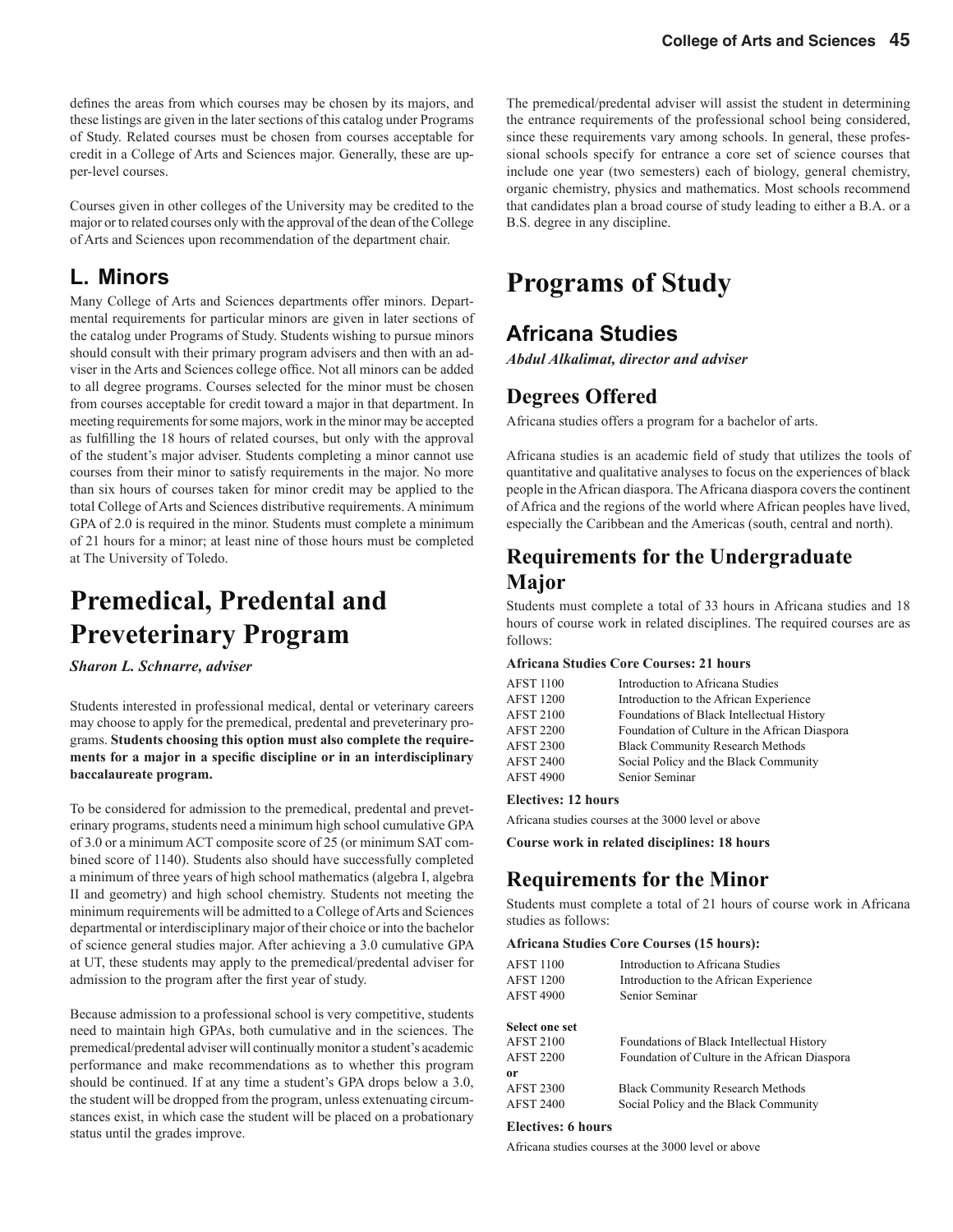defines the areas from which courses may be chosen by its majors, and these listings are given in the later sections of this catalog under Programs of Study. Related courses must be chosen from courses acceptable for credit in a College of Arts and Sciences major. Generally, these are upper-level courses.

Courses given in other colleges of the University may be credited to the major or to related courses only with the approval of the dean of the College of Arts and Sciences upon recommendation of the department chair.

## L. Minors

Many College of Arts and Sciences departments offer minors. Departmental requirements for particular minors are given in later sections of the catalog under Programs of Study. Students wishing to pursue minors should consult with their primary program advisers and then with an adviser in the Arts and Sciences college office. Not all minors can be added to all degree programs. Courses selected for the minor must be chosen from courses acceptable for credit toward a major in that department. In meeting requirements for some majors, work in the minor may be accepted as fulfilling the 18 hours of related courses, but only with the approval of the student's major adviser. Students completing a minor cannot use courses from their minor to satisfy requirements in the major. No more than six hours of courses taken for minor credit may be applied to the total College of Arts and Sciences distributive requirements. A minimum GPA of 2.0 is required in the minor. Students must complete a minimum of 21 hours for a minor; at least nine of those hours must be completed at The University of Toledo.

# Premedical, Predental and Preveterinary Program

*Sharon L. Schnarre, adviser*

Students interested in professional medical, dental or veterinary careers may choose to apply for the premedical, predental and preveterinary programs. **Students choosing this option must also complete the requirements for a major in a specific discipline or in an interdisciplinary baccalaureate program.**

To be considered for admission to the premedical, predental and preveterinary programs, students need a minimum high school cumulative GPA of 3.0 or a minimum ACT composite score of 25 (or minimum SAT combined score of 1140). Students also should have successfully completed a minimum of three years of high school mathematics (algebra I, algebra II and geometry) and high school chemistry. Students not meeting the minimum requirements will be admitted to a College of Arts and Sciences departmental or interdisciplinary major of their choice or into the bachelor of science general studies major. After achieving a 3.0 cumulative GPA at UT, these students may apply to the premedical/predental adviser for admission to the program after the first year of study.

Because admission to a professional school is very competitive, students need to maintain high GPAs, both cumulative and in the sciences. The premedical/predental adviser will continually monitor a student's academic performance and make recommendations as to whether this program should be continued. If at any time a student's GPA drops below a 3.0, the student will be dropped from the program, unless extenuating circumstances exist, in which case the student will be placed on a probationary status until the grades improve.

The premedical/predental adviser will assist the student in determining the entrance requirements of the professional school being considered, since these requirements vary among schools. In general, these professional schools specify for entrance a core set of science courses that include one year (two semesters) each of biology, general chemistry, organic chemistry, physics and mathematics. Most schools recommend that candidates plan a broad course of study leading to either a B.A. or a B.S. degree in any discipline.

# Programs of Study

## Africana Studies

*Abdul Alkalimat, director and adviser*

## Degrees Offered

Africana studies offers a program for a bachelor of arts.

Africana studies is an academic field of study that utilizes the tools of quantitative and qualitative analyses to focus on the experiences of black people in the African diaspora. The Africana diaspora covers the continent of Africa and the regions of the world where African peoples have lived, especially the Caribbean and the Americas (south, central and north).

## Requirements for the Undergraduate Major

Students must complete a total of 33 hours in Africana studies and 18 hours of course work in related disciplines. The required courses are as follows:

**Africana Studies Core Courses: 21 hours**

| | |
|---|---|
| AFST 1100 | Introduction to Africana Studies |
| AFST 1200 | Introduction to the African Experience |
| AFST 2100 | Foundations of Black Intellectual History |
| AFST 2200 | Foundation of Culture in the African Diaspora |
| AFST 2300 | Black Community Research Methods |
| AFST 2400 | Social Policy and the Black Community |
| AFST 4900 | Senior Seminar |

**Electives: 12 hours**

Africana studies courses at the 3000 level or above

**Course work in related disciplines: 18 hours**

## Requirements for the Minor

Students must complete a total of 21 hours of course work in Africana studies as follows:

**Africana Studies Core Courses (15 hours):**

| | |
|---|---|
| AFST 1100 | Introduction to Africana Studies |
| AFST 1200 | Introduction to the African Experience |
| AFST 4900 | Senior Seminar |

**Select one set**

| | |
|---|---|
| AFST 2100 | Foundations of Black Intellectual History |
| AFST 2200 | Foundation of Culture in the African Diaspora |
| **or** | |
| AFST 2300 | Black Community Research Methods |
| AFST 2400 | Social Policy and the Black Community |

**Electives: 6 hours**

Africana studies courses at the 3000 level or above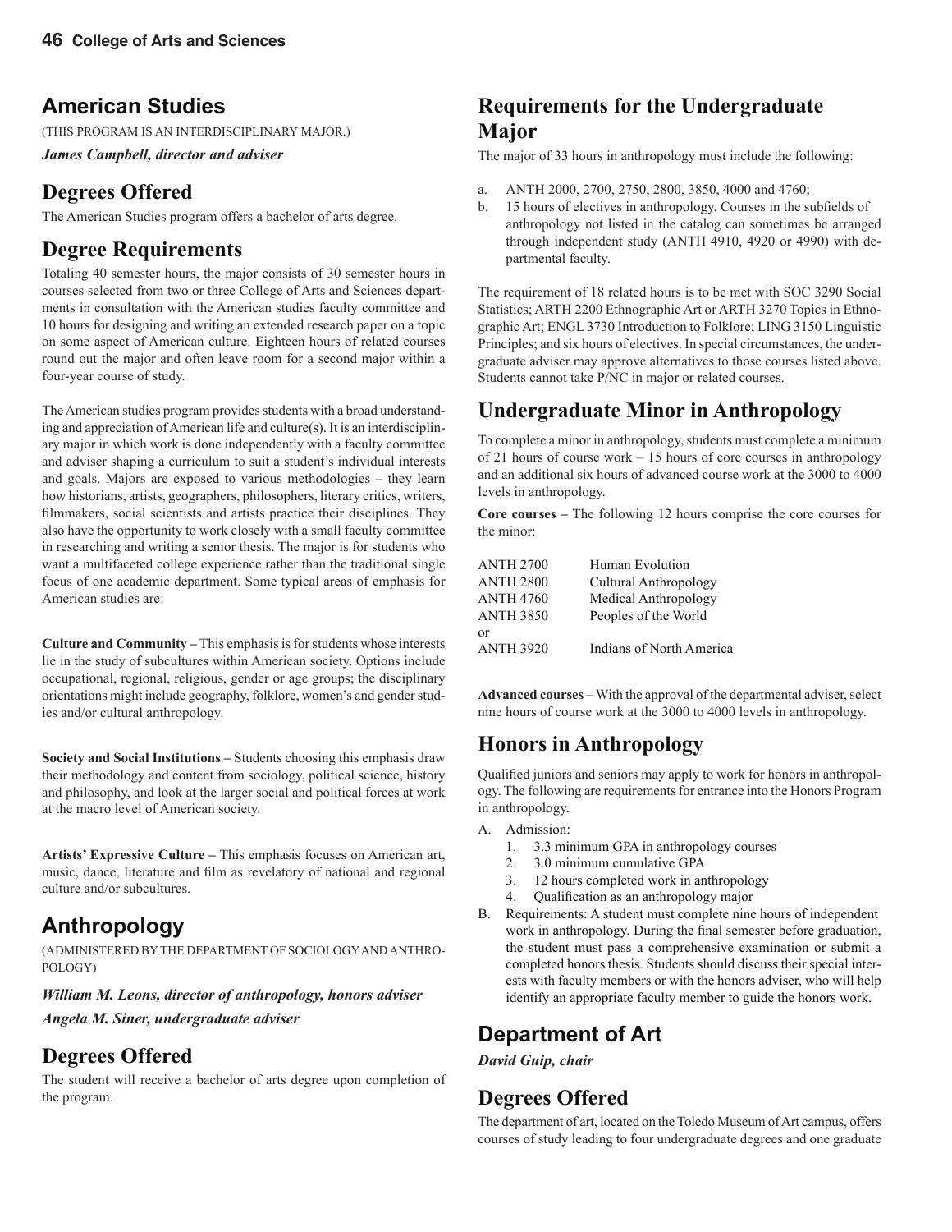## American Studies

(THIS PROGRAM IS AN INTERDISCIPLINARY MAJOR.)

***James Campbell, director and adviser***

### Degrees Offered

The American Studies program offers a bachelor of arts degree.

### Degree Requirements

Totaling 40 semester hours, the major consists of 30 semester hours in courses selected from two or three College of Arts and Sciences departments in consultation with the American studies faculty committee and 10 hours for designing and writing an extended research paper on a topic on some aspect of American culture. Eighteen hours of related courses round out the major and often leave room for a second major within a four-year course of study.

The American studies program provides students with a broad understanding and appreciation of American life and culture(s). It is an interdisciplinary major in which work is done independently with a faculty committee and adviser shaping a curriculum to suit a student's individual interests and goals. Majors are exposed to various methodologies – they learn how historians, artists, geographers, philosophers, literary critics, writers, filmmakers, social scientists and artists practice their disciplines. They also have the opportunity to work closely with a small faculty committee in researching and writing a senior thesis. The major is for students who want a multifaceted college experience rather than the traditional single focus of one academic department. Some typical areas of emphasis for American studies are:

**Culture and Community –** This emphasis is for students whose interests lie in the study of subcultures within American society. Options include occupational, regional, religious, gender or age groups; the disciplinary orientations might include geography, folklore, women's and gender studies and/or cultural anthropology.

**Society and Social Institutions –** Students choosing this emphasis draw their methodology and content from sociology, political science, history and philosophy, and look at the larger social and political forces at work at the macro level of American society.

**Artists' Expressive Culture –** This emphasis focuses on American art, music, dance, literature and film as revelatory of national and regional culture and/or subcultures.

## Anthropology

(ADMINISTERED BY THE DEPARTMENT OF SOCIOLOGY AND ANTHROPOLOGY)

***William M. Leons, director of anthropology, honors adviser***

***Angela M. Siner, undergraduate adviser***

### Degrees Offered

The student will receive a bachelor of arts degree upon completion of the program.

### Requirements for the Undergraduate Major

The major of 33 hours in anthropology must include the following:

a. ANTH 2000, 2700, 2750, 2800, 3850, 4000 and 4760;
b. 15 hours of electives in anthropology. Courses in the subfields of anthropology not listed in the catalog can sometimes be arranged through independent study (ANTH 4910, 4920 or 4990) with departmental faculty.

The requirement of 18 related hours is to be met with SOC 3290 Social Statistics; ARTH 2200 Ethnographic Art or ARTH 3270 Topics in Ethnographic Art; ENGL 3730 Introduction to Folklore; LING 3150 Linguistic Principles; and six hours of electives. In special circumstances, the undergraduate adviser may approve alternatives to those courses listed above. Students cannot take P/NC in major or related courses.

### Undergraduate Minor in Anthropology

To complete a minor in anthropology, students must complete a minimum of 21 hours of course work – 15 hours of core courses in anthropology and an additional six hours of advanced course work at the 3000 to 4000 levels in anthropology.

**Core courses –** The following 12 hours comprise the core courses for the minor:

| | |
|---|---|
| ANTH 2700 | Human Evolution |
| ANTH 2800 | Cultural Anthropology |
| ANTH 4760 | Medical Anthropology |
| ANTH 3850 | Peoples of the World |
| or | |
| ANTH 3920 | Indians of North America |

**Advanced courses –** With the approval of the departmental adviser, select nine hours of course work at the 3000 to 4000 levels in anthropology.

### Honors in Anthropology

Qualified juniors and seniors may apply to work for honors in anthropology. The following are requirements for entrance into the Honors Program in anthropology.

A. Admission:
   1. 3.3 minimum GPA in anthropology courses
   2. 3.0 minimum cumulative GPA
   3. 12 hours completed work in anthropology
   4. Qualification as an anthropology major
B. Requirements: A student must complete nine hours of independent work in anthropology. During the final semester before graduation, the student must pass a comprehensive examination or submit a completed honors thesis. Students should discuss their special interests with faculty members or with the honors adviser, who will help identify an appropriate faculty member to guide the honors work.

## Department of Art

***David Guip, chair***

### Degrees Offered

The department of art, located on the Toledo Museum of Art campus, offers courses of study leading to four undergraduate degrees and one graduate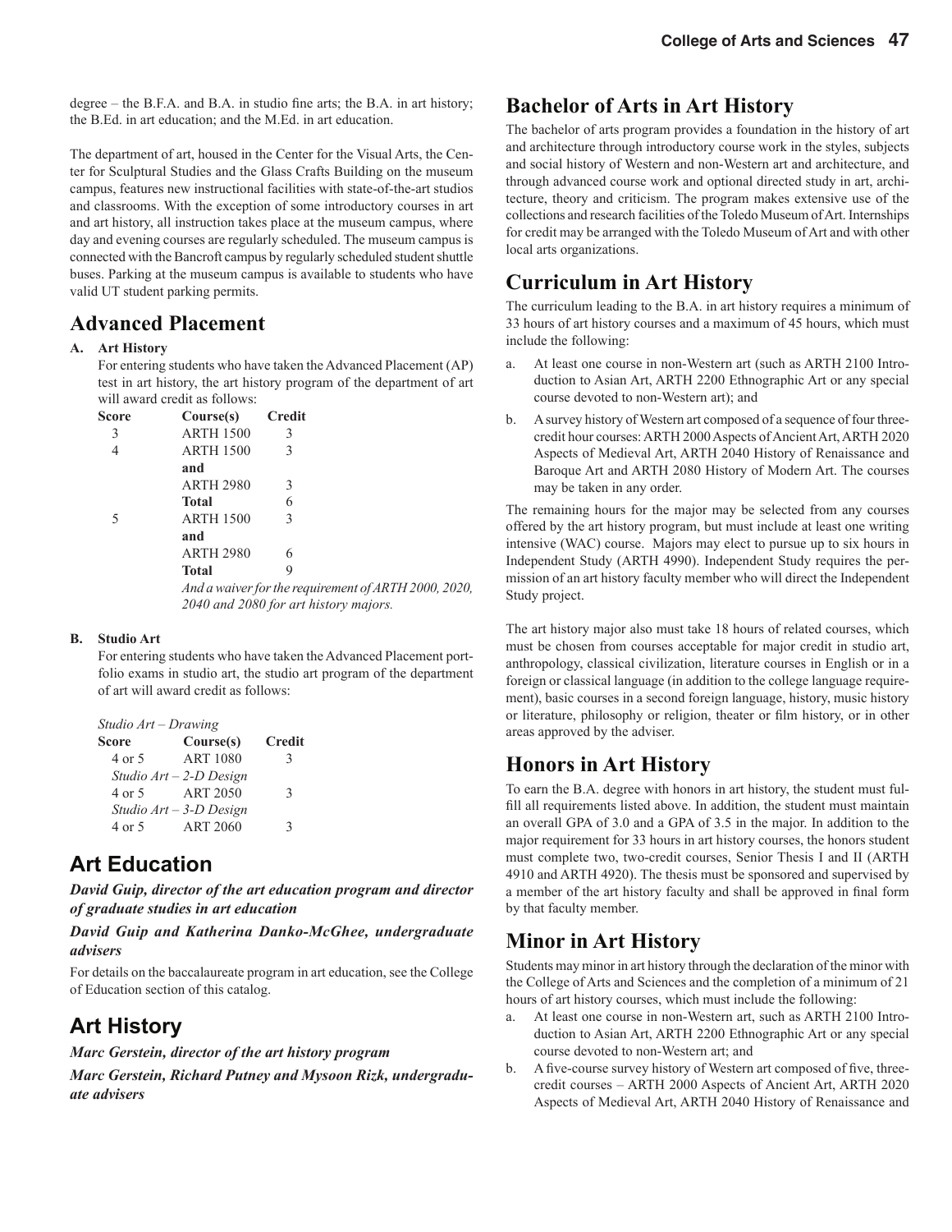degree – the B.F.A. and B.A. in studio fine arts; the B.A. in art history; the B.Ed. in art education; and the M.Ed. in art education.

The department of art, housed in the Center for the Visual Arts, the Center for Sculptural Studies and the Glass Crafts Building on the museum campus, features new instructional facilities with state-of-the-art studios and classrooms. With the exception of some introductory courses in art and art history, all instruction takes place at the museum campus, where day and evening courses are regularly scheduled. The museum campus is connected with the Bancroft campus by regularly scheduled student shuttle buses. Parking at the museum campus is available to students who have valid UT student parking permits.

## Advanced Placement

**A. Art History**

For entering students who have taken the Advanced Placement (AP) test in art history, the art history program of the department of art will award credit as follows:

| Score | Course(s) | Credit |
|---|---|---|
| 3 | ARTH 1500 | 3 |
| 4 | ARTH 1500 | 3 |
| | **and** | |
| | ARTH 2980 | 3 |
| | **Total** | 6 |
| 5 | ARTH 1500 | 3 |
| | **and** | |
| | ARTH 2980 | 6 |
| | **Total** | 9 |

*And a waiver for the requirement of ARTH 2000, 2020, 2040 and 2080 for art history majors.*

**B. Studio Art**

For entering students who have taken the Advanced Placement portfolio exams in studio art, the studio art program of the department of art will award credit as follows:

| Score | Course(s) | Credit |
|---|---|---|
| *Studio Art – Drawing* | | |
| 4 or 5 | ART 1080 | 3 |
| *Studio Art – 2-D Design* | | |
| 4 or 5 | ART 2050 | 3 |
| *Studio Art – 3-D Design* | | |
| 4 or 5 | ART 2060 | 3 |

## Art Education

***David Guip, director of the art education program and director of graduate studies in art education***

***David Guip and Katherina Danko-McGhee, undergraduate advisers***

For details on the baccalaureate program in art education, see the College of Education section of this catalog.

## Art History

***Marc Gerstein, director of the art history program***

***Marc Gerstein, Richard Putney and Mysoon Rizk, undergraduate advisers***

## Bachelor of Arts in Art History

The bachelor of arts program provides a foundation in the history of art and architecture through introductory course work in the styles, subjects and social history of Western and non-Western art and architecture, and through advanced course work and optional directed study in art, architecture, theory and criticism. The program makes extensive use of the collections and research facilities of the Toledo Museum of Art. Internships for credit may be arranged with the Toledo Museum of Art and with other local arts organizations.

## Curriculum in Art History

The curriculum leading to the B.A. in art history requires a minimum of 33 hours of art history courses and a maximum of 45 hours, which must include the following:

a. At least one course in non-Western art (such as ARTH 2100 Introduction to Asian Art, ARTH 2200 Ethnographic Art or any special course devoted to non-Western art); and

b. A survey history of Western art composed of a sequence of four three-credit hour courses: ARTH 2000 Aspects of Ancient Art, ARTH 2020 Aspects of Medieval Art, ARTH 2040 History of Renaissance and Baroque Art and ARTH 2080 History of Modern Art. The courses may be taken in any order.

The remaining hours for the major may be selected from any courses offered by the art history program, but must include at least one writing intensive (WAC) course. Majors may elect to pursue up to six hours in Independent Study (ARTH 4990). Independent Study requires the permission of an art history faculty member who will direct the Independent Study project.

The art history major also must take 18 hours of related courses, which must be chosen from courses acceptable for major credit in studio art, anthropology, classical civilization, literature courses in English or in a foreign or classical language (in addition to the college language requirement), basic courses in a second foreign language, history, music history or literature, philosophy or religion, theater or film history, or in other areas approved by the adviser.

## Honors in Art History

To earn the B.A. degree with honors in art history, the student must fulfill all requirements listed above. In addition, the student must maintain an overall GPA of 3.0 and a GPA of 3.5 in the major. In addition to the major requirement for 33 hours in art history courses, the honors student must complete two, two-credit courses, Senior Thesis I and II (ARTH 4910 and ARTH 4920). The thesis must be sponsored and supervised by a member of the art history faculty and shall be approved in final form by that faculty member.

## Minor in Art History

Students may minor in art history through the declaration of the minor with the College of Arts and Sciences and the completion of a minimum of 21 hours of art history courses, which must include the following:

a. At least one course in non-Western art, such as ARTH 2100 Introduction to Asian Art, ARTH 2200 Ethnographic Art or any special course devoted to non-Western art; and

b. A five-course survey history of Western art composed of five, three-credit courses – ARTH 2000 Aspects of Ancient Art, ARTH 2020 Aspects of Medieval Art, ARTH 2040 History of Renaissance and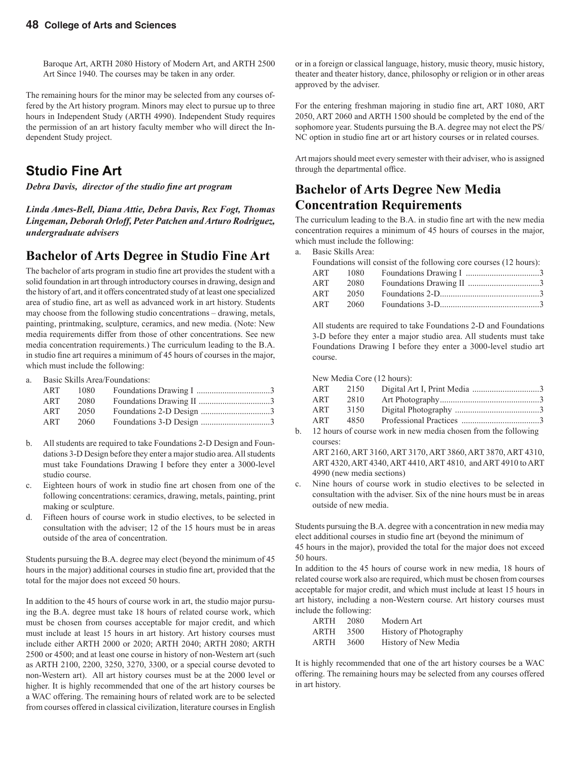Baroque Art, ARTH 2080 History of Modern Art, and ARTH 2500 Art Since 1940. The courses may be taken in any order.

The remaining hours for the minor may be selected from any courses offered by the Art history program. Minors may elect to pursue up to three hours in Independent Study (ARTH 4990). Independent Study requires the permission of an art history faculty member who will direct the Independent Study project.

## Studio Fine Art

***Debra Davis, director of the studio fine art program***

***Linda Ames-Bell, Diana Attie, Debra Davis, Rex Fogt, Thomas Lingeman, Deborah Orloff, Peter Patchen and Arturo Rodriguez, undergraduate advisers***

## Bachelor of Arts Degree in Studio Fine Art

The bachelor of arts program in studio fine art provides the student with a solid foundation in art through introductory courses in drawing, design and the history of art, and it offers concentrated study of at least one specialized area of studio fine, art as well as advanced work in art history. Students may choose from the following studio concentrations – drawing, metals, painting, printmaking, sculpture, ceramics, and new media. (Note: New media requirements differ from those of other concentrations. See new media concentration requirements.) The curriculum leading to the B.A. in studio fine art requires a minimum of 45 hours of courses in the major, which must include the following:

a. Basic Skills Area/Foundations:

| | | | |
|---|---|---|---|
| ART | 1080 | Foundations Drawing I | 3 |
| ART | 2080 | Foundations Drawing II | 3 |
| ART | 2050 | Foundations 2-D Design | 3 |
| ART | 2060 | Foundations 3-D Design | 3 |

b. All students are required to take Foundations 2-D Design and Foundations 3-D Design before they enter a major studio area. All students must take Foundations Drawing I before they enter a 3000-level studio course.

c. Eighteen hours of work in studio fine art chosen from one of the following concentrations: ceramics, drawing, metals, painting, print making or sculpture.

d. Fifteen hours of course work in studio electives, to be selected in consultation with the adviser; 12 of the 15 hours must be in areas outside of the area of concentration.

Students pursuing the B.A. degree may elect (beyond the minimum of 45 hours in the major) additional courses in studio fine art, provided that the total for the major does not exceed 50 hours.

In addition to the 45 hours of course work in art, the studio major pursuing the B.A. degree must take 18 hours of related course work, which must be chosen from courses acceptable for major credit, and which must include at least 15 hours in art history. Art history courses must include either ARTH 2000 or 2020; ARTH 2040; ARTH 2080; ARTH 2500 or 4500; and at least one course in history of non-Western art (such as ARTH 2100, 2200, 3250, 3270, 3300, or a special course devoted to non-Western art). All art history courses must be at the 2000 level or higher. It is highly recommended that one of the art history courses be a WAC offering. The remaining hours of related work are to be selected from courses offered in classical civilization, literature courses in English or in a foreign or classical language, history, music theory, music history, theater and theater history, dance, philosophy or religion or in other areas approved by the adviser.

For the entering freshman majoring in studio fine art, ART 1080, ART 2050, ART 2060 and ARTH 1500 should be completed by the end of the sophomore year. Students pursuing the B.A. degree may not elect the PS/NC option in studio fine art or art history courses or in related courses.

Art majors should meet every semester with their adviser, who is assigned through the departmental office.

## Bachelor of Arts Degree New Media Concentration Requirements

The curriculum leading to the B.A. in studio fine art with the new media concentration requires a minimum of 45 hours of courses in the major, which must include the following:

a. Basic Skills Area:

Foundations will consist of the following core courses (12 hours):

| | | | |
|---|---|---|---|
| ART | 1080 | Foundations Drawing I | 3 |
| ART | 2080 | Foundations Drawing II | 3 |
| ART | 2050 | Foundations 2-D | 3 |
| ART | 2060 | Foundations 3-D | 3 |

All students are required to take Foundations 2-D and Foundations 3-D before they enter a major studio area. All students must take Foundations Drawing I before they enter a 3000-level studio art course.

New Media Core (12 hours):

| | | | |
|---|---|---|---|
| ART | 2150 | Digital Art I, Print Media | 3 |
| ART | 2810 | Art Photography | 3 |
| ART | 3150 | Digital Photography | 3 |
| ART | 4850 | Professional Practices | 3 |

b. 12 hours of course work in new media chosen from the following courses:
ART 2160, ART 3160, ART 3170, ART 3860, ART 3870, ART 4310, ART 4320, ART 4340, ART 4410, ART 4810, and ART 4910 to ART 4990 (new media sections)

c. Nine hours of course work in studio electives to be selected in consultation with the adviser. Six of the nine hours must be in areas outside of new media.

Students pursuing the B.A. degree with a concentration in new media may elect additional courses in studio fine art (beyond the minimum of 45 hours in the major), provided the total for the major does not exceed 50 hours.

In addition to the 45 hours of course work in new media, 18 hours of related course work also are required, which must be chosen from courses acceptable for major credit, and which must include at least 15 hours in art history, including a non-Western course. Art history courses must include the following:

| | | |
|---|---|---|
| ARTH | 2080 | Modern Art |
| ARTH | 3500 | History of Photography |
| ARTH | 3600 | History of New Media |

It is highly recommended that one of the art history courses be a WAC offering. The remaining hours may be selected from any courses offered in art history.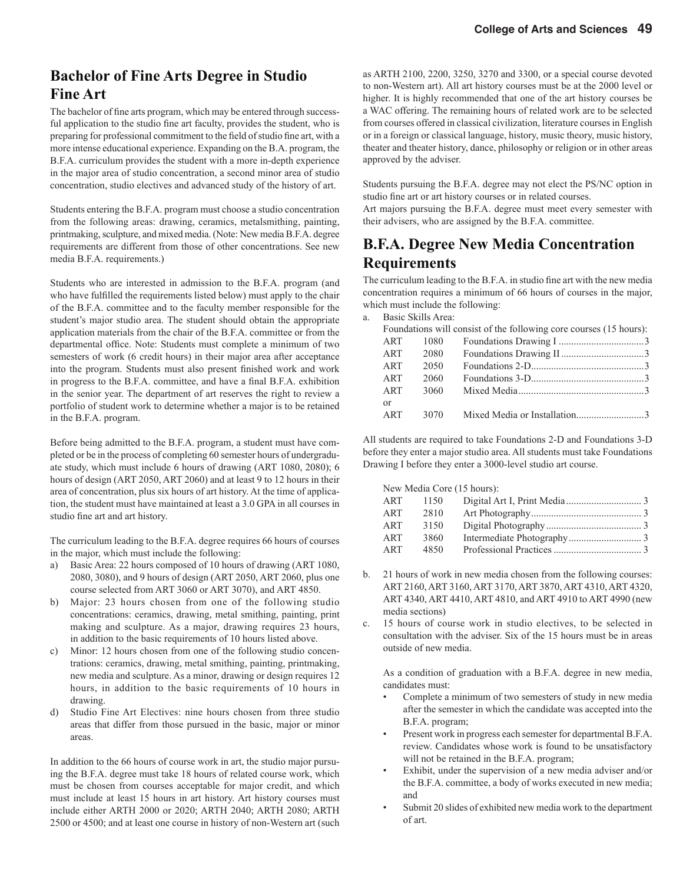## Bachelor of Fine Arts Degree in Studio Fine Art

The bachelor of fine arts program, which may be entered through successful application to the studio fine art faculty, provides the student, who is preparing for professional commitment to the field of studio fine art, with a more intense educational experience. Expanding on the B.A. program, the B.F.A. curriculum provides the student with a more in-depth experience in the major area of studio concentration, a second minor area of studio concentration, studio electives and advanced study of the history of art.

Students entering the B.F.A. program must choose a studio concentration from the following areas: drawing, ceramics, metalsmithing, painting, printmaking, sculpture, and mixed media. (Note: New media B.F.A. degree requirements are different from those of other concentrations. See new media B.F.A. requirements.)

Students who are interested in admission to the B.F.A. program (and who have fulfilled the requirements listed below) must apply to the chair of the B.F.A. committee and to the faculty member responsible for the student's major studio area. The student should obtain the appropriate application materials from the chair of the B.F.A. committee or from the departmental office. Note: Students must complete a minimum of two semesters of work (6 credit hours) in their major area after acceptance into the program. Students must also present finished work and work in progress to the B.F.A. committee, and have a final B.F.A. exhibition in the senior year. The department of art reserves the right to review a portfolio of student work to determine whether a major is to be retained in the B.F.A. program.

Before being admitted to the B.F.A. program, a student must have completed or be in the process of completing 60 semester hours of undergraduate study, which must include 6 hours of drawing (ART 1080, 2080); 6 hours of design (ART 2050, ART 2060) and at least 9 to 12 hours in their area of concentration, plus six hours of art history. At the time of application, the student must have maintained at least a 3.0 GPA in all courses in studio fine art and art history.

The curriculum leading to the B.F.A. degree requires 66 hours of courses in the major, which must include the following:

a) Basic Area: 22 hours composed of 10 hours of drawing (ART 1080, 2080, 3080), and 9 hours of design (ART 2050, ART 2060, plus one course selected from ART 3060 or ART 3070), and ART 4850.
b) Major: 23 hours chosen from one of the following studio concentrations: ceramics, drawing, metal smithing, painting, print making and sculpture. As a major, drawing requires 23 hours, in addition to the basic requirements of 10 hours listed above.
c) Minor: 12 hours chosen from one of the following studio concentrations: ceramics, drawing, metal smithing, painting, printmaking, new media and sculpture. As a minor, drawing or design requires 12 hours, in addition to the basic requirements of 10 hours in drawing.
d) Studio Fine Art Electives: nine hours chosen from three studio areas that differ from those pursued in the basic, major or minor areas.

In addition to the 66 hours of course work in art, the studio major pursuing the B.F.A. degree must take 18 hours of related course work, which must be chosen from courses acceptable for major credit, and which must include at least 15 hours in art history. Art history courses must include either ARTH 2000 or 2020; ARTH 2040; ARTH 2080; ARTH 2500 or 4500; and at least one course in history of non-Western art (such as ARTH 2100, 2200, 3250, 3270 and 3300, or a special course devoted to non-Western art). All art history courses must be at the 2000 level or higher. It is highly recommended that one of the art history courses be a WAC offering. The remaining hours of related work are to be selected from courses offered in classical civilization, literature courses in English or in a foreign or classical language, history, music theory, music history, theater and theater history, dance, philosophy or religion or in other areas approved by the adviser.

Students pursuing the B.F.A. degree may not elect the PS/NC option in studio fine art or art history courses or in related courses.

Art majors pursuing the B.F.A. degree must meet every semester with their advisers, who are assigned by the B.F.A. committee.

## B.F.A. Degree New Media Concentration Requirements

The curriculum leading to the B.F.A. in studio fine art with the new media concentration requires a minimum of 66 hours of courses in the major, which must include the following:

a. Basic Skills Area:

Foundations will consist of the following core courses (15 hours):

| | | | |
|---|---|---|---|
| ART | 1080 | Foundations Drawing I | 3 |
| ART | 2080 | Foundations Drawing II | 3 |
| ART | 2050 | Foundations 2-D | 3 |
| ART | 2060 | Foundations 3-D | 3 |
| ART | 3060 | Mixed Media | 3 |
| or | | | |
| ART | 3070 | Mixed Media or Installation | 3 |

All students are required to take Foundations 2-D and Foundations 3-D before they enter a major studio area. All students must take Foundations Drawing I before they enter a 3000-level studio art course.

New Media Core (15 hours):

| | | | |
|---|---|---|---|
| ART | 1150 | Digital Art I, Print Media | 3 |
| ART | 2810 | Art Photography | 3 |
| ART | 3150 | Digital Photography | 3 |
| ART | 3860 | Intermediate Photography | 3 |
| ART | 4850 | Professional Practices | 3 |

b. 21 hours of work in new media chosen from the following courses: ART 2160, ART 3160, ART 3170, ART 3870, ART 4310, ART 4320, ART 4340, ART 4410, ART 4810, and ART 4910 to ART 4990 (new media sections)

c. 15 hours of course work in studio electives, to be selected in consultation with the adviser. Six of the 15 hours must be in areas outside of new media.

As a condition of graduation with a B.F.A. degree in new media, candidates must:

- Complete a minimum of two semesters of study in new media after the semester in which the candidate was accepted into the B.F.A. program;
- Present work in progress each semester for departmental B.F.A. review. Candidates whose work is found to be unsatisfactory will not be retained in the B.F.A. program;
- Exhibit, under the supervision of a new media adviser and/or the B.F.A. committee, a body of works executed in new media; and
- Submit 20 slides of exhibited new media work to the department of art.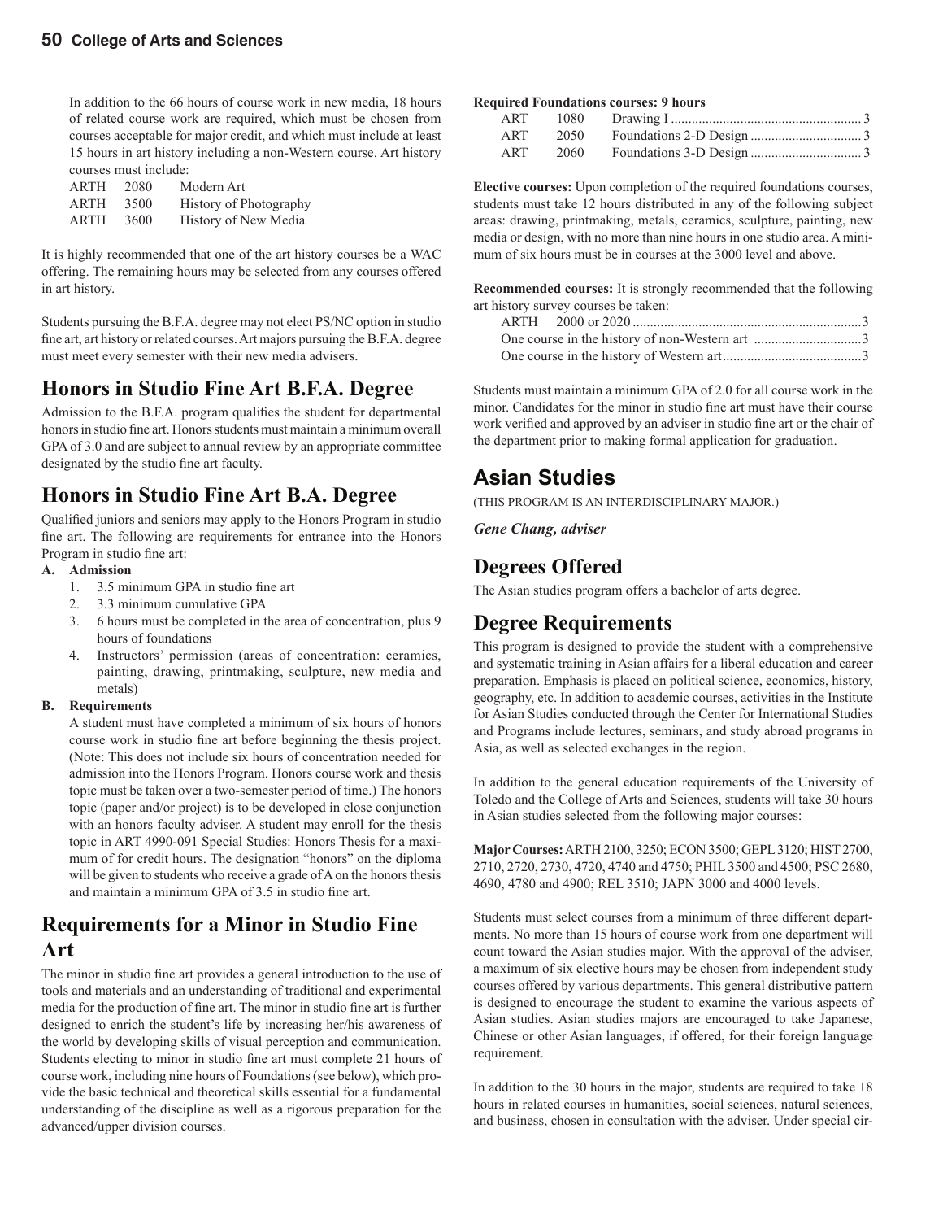In addition to the 66 hours of course work in new media, 18 hours of related course work are required, which must be chosen from courses acceptable for major credit, and which must include at least 15 hours in art history including a non-Western course. Art history courses must include:

| | | |
|---|---|---|
| ARTH | 2080 | Modern Art |
| ARTH | 3500 | History of Photography |
| ARTH | 3600 | History of New Media |

It is highly recommended that one of the art history courses be a WAC offering. The remaining hours may be selected from any courses offered in art history.

Students pursuing the B.F.A. degree may not elect PS/NC option in studio fine art, art history or related courses. Art majors pursuing the B.F.A. degree must meet every semester with their new media advisers.

## Honors in Studio Fine Art B.F.A. Degree

Admission to the B.F.A. program qualifies the student for departmental honors in studio fine art. Honors students must maintain a minimum overall GPA of 3.0 and are subject to annual review by an appropriate committee designated by the studio fine art faculty.

## Honors in Studio Fine Art B.A. Degree

Qualified juniors and seniors may apply to the Honors Program in studio fine art. The following are requirements for entrance into the Honors Program in studio fine art:

**A. Admission**

1. 3.5 minimum GPA in studio fine art
2. 3.3 minimum cumulative GPA
3. 6 hours must be completed in the area of concentration, plus 9 hours of foundations
4. Instructors' permission (areas of concentration: ceramics, painting, drawing, printmaking, sculpture, new media and metals)

**B. Requirements**

A student must have completed a minimum of six hours of honors course work in studio fine art before beginning the thesis project. (Note: This does not include six hours of concentration needed for admission into the Honors Program. Honors course work and thesis topic must be taken over a two-semester period of time.) The honors topic (paper and/or project) is to be developed in close conjunction with an honors faculty adviser. A student may enroll for the thesis topic in ART 4990-091 Special Studies: Honors Thesis for a maximum of for credit hours. The designation "honors" on the diploma will be given to students who receive a grade of A on the honors thesis and maintain a minimum GPA of 3.5 in studio fine art.

## Requirements for a Minor in Studio Fine Art

The minor in studio fine art provides a general introduction to the use of tools and materials and an understanding of traditional and experimental media for the production of fine art. The minor in studio fine art is further designed to enrich the student's life by increasing her/his awareness of the world by developing skills of visual perception and communication. Students electing to minor in studio fine art must complete 21 hours of course work, including nine hours of Foundations (see below), which provide the basic technical and theoretical skills essential for a fundamental understanding of the discipline as well as a rigorous preparation for the advanced/upper division courses.

**Required Foundations courses: 9 hours**

| | | | |
|---|---|---|---|
| ART | 1080 | Drawing I | 3 |
| ART | 2050 | Foundations 2-D Design | 3 |
| ART | 2060 | Foundations 3-D Design | 3 |

**Elective courses:** Upon completion of the required foundations courses, students must take 12 hours distributed in any of the following subject areas: drawing, printmaking, metals, ceramics, sculpture, painting, new media or design, with no more than nine hours in one studio area. A minimum of six hours must be in courses at the 3000 level and above.

**Recommended courses:** It is strongly recommended that the following art history survey courses be taken:

| | |
|---|---|
| ARTH 2000 or 2020 | 3 |
| One course in the history of non-Western art | 3 |
| One course in the history of Western art | 3 |

Students must maintain a minimum GPA of 2.0 for all course work in the minor. Candidates for the minor in studio fine art must have their course work verified and approved by an adviser in studio fine art or the chair of the department prior to making formal application for graduation.

# Asian Studies

(THIS PROGRAM IS AN INTERDISCIPLINARY MAJOR.)

***Gene Chang, adviser***

## Degrees Offered

The Asian studies program offers a bachelor of arts degree.

## Degree Requirements

This program is designed to provide the student with a comprehensive and systematic training in Asian affairs for a liberal education and career preparation. Emphasis is placed on political science, economics, history, geography, etc. In addition to academic courses, activities in the Institute for Asian Studies conducted through the Center for International Studies and Programs include lectures, seminars, and study abroad programs in Asia, as well as selected exchanges in the region.

In addition to the general education requirements of the University of Toledo and the College of Arts and Sciences, students will take 30 hours in Asian studies selected from the following major courses:

**Major Courses:** ARTH 2100, 3250; ECON 3500; GEPL 3120; HIST 2700, 2710, 2720, 2730, 4720, 4740 and 4750; PHIL 3500 and 4500; PSC 2680, 4690, 4780 and 4900; REL 3510; JAPN 3000 and 4000 levels.

Students must select courses from a minimum of three different departments. No more than 15 hours of course work from one department will count toward the Asian studies major. With the approval of the adviser, a maximum of six elective hours may be chosen from independent study courses offered by various departments. This general distributive pattern is designed to encourage the student to examine the various aspects of Asian studies. Asian studies majors are encouraged to take Japanese, Chinese or other Asian languages, if offered, for their foreign language requirement.

In addition to the 30 hours in the major, students are required to take 18 hours in related courses in humanities, social sciences, natural sciences, and business, chosen in consultation with the adviser. Under special cir-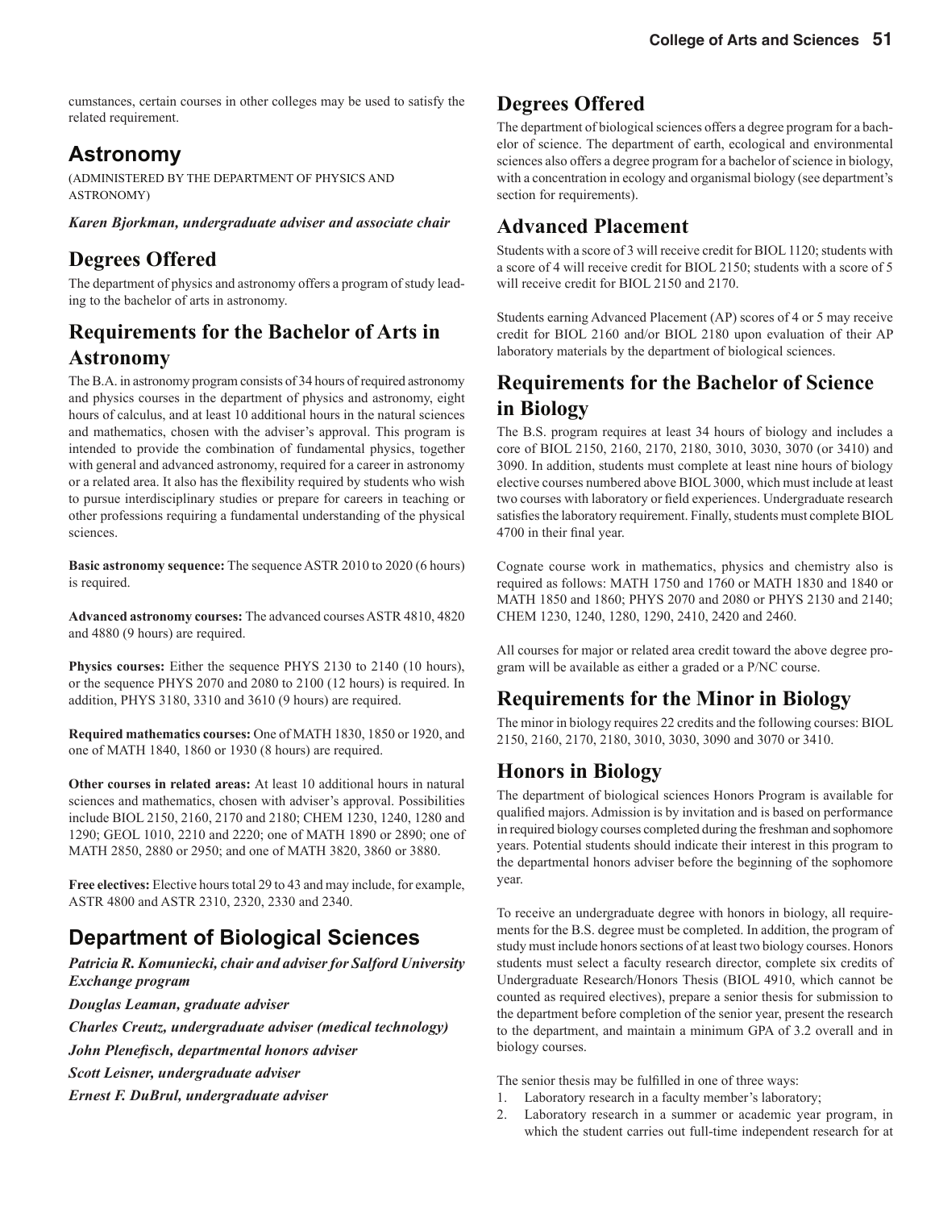cumstances, certain courses in other colleges may be used to satisfy the related requirement.

## Astronomy

(ADMINISTERED BY THE DEPARTMENT OF PHYSICS AND ASTRONOMY)

***Karen Bjorkman, undergraduate adviser and associate chair***

### Degrees Offered

The department of physics and astronomy offers a program of study leading to the bachelor of arts in astronomy.

### Requirements for the Bachelor of Arts in Astronomy

The B.A. in astronomy program consists of 34 hours of required astronomy and physics courses in the department of physics and astronomy, eight hours of calculus, and at least 10 additional hours in the natural sciences and mathematics, chosen with the adviser's approval. This program is intended to provide the combination of fundamental physics, together with general and advanced astronomy, required for a career in astronomy or a related area. It also has the flexibility required by students who wish to pursue interdisciplinary studies or prepare for careers in teaching or other professions requiring a fundamental understanding of the physical sciences.

**Basic astronomy sequence:** The sequence ASTR 2010 to 2020 (6 hours) is required.

**Advanced astronomy courses:** The advanced courses ASTR 4810, 4820 and 4880 (9 hours) are required.

**Physics courses:** Either the sequence PHYS 2130 to 2140 (10 hours), or the sequence PHYS 2070 and 2080 to 2100 (12 hours) is required. In addition, PHYS 3180, 3310 and 3610 (9 hours) are required.

**Required mathematics courses:** One of MATH 1830, 1850 or 1920, and one of MATH 1840, 1860 or 1930 (8 hours) are required.

**Other courses in related areas:** At least 10 additional hours in natural sciences and mathematics, chosen with adviser's approval. Possibilities include BIOL 2150, 2160, 2170 and 2180; CHEM 1230, 1240, 1280 and 1290; GEOL 1010, 2210 and 2220; one of MATH 1890 or 2890; one of MATH 2850, 2880 or 2950; and one of MATH 3820, 3860 or 3880.

**Free electives:** Elective hours total 29 to 43 and may include, for example, ASTR 4800 and ASTR 2310, 2320, 2330 and 2340.

## Department of Biological Sciences

***Patricia R. Komuniecki, chair and adviser for Salford University Exchange program***

***Douglas Leaman, graduate adviser***

***Charles Creutz, undergraduate adviser (medical technology)***

***John Plenefisch, departmental honors adviser***

***Scott Leisner, undergraduate adviser***

***Ernest F. DuBrul, undergraduate adviser***

### Degrees Offered

The department of biological sciences offers a degree program for a bachelor of science. The department of earth, ecological and environmental sciences also offers a degree program for a bachelor of science in biology, with a concentration in ecology and organismal biology (see department's section for requirements).

### Advanced Placement

Students with a score of 3 will receive credit for BIOL 1120; students with a score of 4 will receive credit for BIOL 2150; students with a score of 5 will receive credit for BIOL 2150 and 2170.

Students earning Advanced Placement (AP) scores of 4 or 5 may receive credit for BIOL 2160 and/or BIOL 2180 upon evaluation of their AP laboratory materials by the department of biological sciences.

### Requirements for the Bachelor of Science in Biology

The B.S. program requires at least 34 hours of biology and includes a core of BIOL 2150, 2160, 2170, 2180, 3010, 3030, 3070 (or 3410) and 3090. In addition, students must complete at least nine hours of biology elective courses numbered above BIOL 3000, which must include at least two courses with laboratory or field experiences. Undergraduate research satisfies the laboratory requirement. Finally, students must complete BIOL 4700 in their final year.

Cognate course work in mathematics, physics and chemistry also is required as follows: MATH 1750 and 1760 or MATH 1830 and 1840 or MATH 1850 and 1860; PHYS 2070 and 2080 or PHYS 2130 and 2140; CHEM 1230, 1240, 1280, 1290, 2410, 2420 and 2460.

All courses for major or related area credit toward the above degree program will be available as either a graded or a P/NC course.

### Requirements for the Minor in Biology

The minor in biology requires 22 credits and the following courses: BIOL 2150, 2160, 2170, 2180, 3010, 3030, 3090 and 3070 or 3410.

### Honors in Biology

The department of biological sciences Honors Program is available for qualified majors. Admission is by invitation and is based on performance in required biology courses completed during the freshman and sophomore years. Potential students should indicate their interest in this program to the departmental honors adviser before the beginning of the sophomore year.

To receive an undergraduate degree with honors in biology, all requirements for the B.S. degree must be completed. In addition, the program of study must include honors sections of at least two biology courses. Honors students must select a faculty research director, complete six credits of Undergraduate Research/Honors Thesis (BIOL 4910, which cannot be counted as required electives), prepare a senior thesis for submission to the department before completion of the senior year, present the research to the department, and maintain a minimum GPA of 3.2 overall and in biology courses.

The senior thesis may be fulfilled in one of three ways:

1. Laboratory research in a faculty member's laboratory;
2. Laboratory research in a summer or academic year program, in which the student carries out full-time independent research for at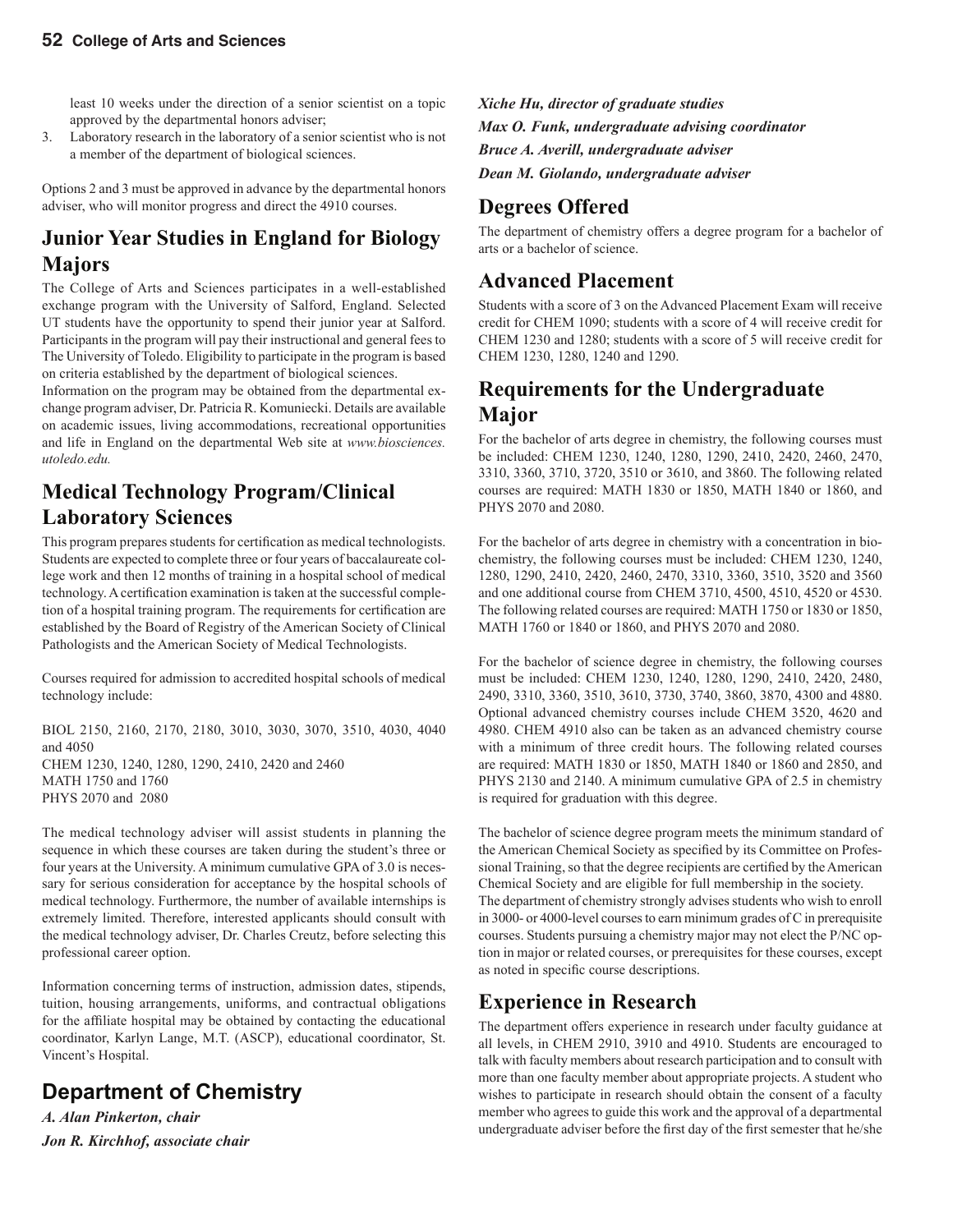least 10 weeks under the direction of a senior scientist on a topic approved by the departmental honors adviser;

3. Laboratory research in the laboratory of a senior scientist who is not a member of the department of biological sciences.

Options 2 and 3 must be approved in advance by the departmental honors adviser, who will monitor progress and direct the 4910 courses.

## Junior Year Studies in England for Biology Majors

The College of Arts and Sciences participates in a well-established exchange program with the University of Salford, England. Selected UT students have the opportunity to spend their junior year at Salford. Participants in the program will pay their instructional and general fees to The University of Toledo. Eligibility to participate in the program is based on criteria established by the department of biological sciences.

Information on the program may be obtained from the departmental exchange program adviser, Dr. Patricia R. Komuniecki. Details are available on academic issues, living accommodations, recreational opportunities and life in England on the departmental Web site at *www.biosciences.utoledo.edu.*

## Medical Technology Program/Clinical Laboratory Sciences

This program prepares students for certification as medical technologists. Students are expected to complete three or four years of baccalaureate college work and then 12 months of training in a hospital school of medical technology. A certification examination is taken at the successful completion of a hospital training program. The requirements for certification are established by the Board of Registry of the American Society of Clinical Pathologists and the American Society of Medical Technologists.

Courses required for admission to accredited hospital schools of medical technology include:

BIOL 2150, 2160, 2170, 2180, 3010, 3030, 3070, 3510, 4030, 4040 and 4050
CHEM 1230, 1240, 1280, 1290, 2410, 2420 and 2460
MATH 1750 and 1760
PHYS 2070 and 2080

The medical technology adviser will assist students in planning the sequence in which these courses are taken during the student's three or four years at the University. A minimum cumulative GPA of 3.0 is necessary for serious consideration for acceptance by the hospital schools of medical technology. Furthermore, the number of available internships is extremely limited. Therefore, interested applicants should consult with the medical technology adviser, Dr. Charles Creutz, before selecting this professional career option.

Information concerning terms of instruction, admission dates, stipends, tuition, housing arrangements, uniforms, and contractual obligations for the affiliate hospital may be obtained by contacting the educational coordinator, Karlyn Lange, M.T. (ASCP), educational coordinator, St. Vincent's Hospital.

# Department of Chemistry

***A. Alan Pinkerton, chair***
***Jon R. Kirchhof, associate chair***
***Xiche Hu, director of graduate studies***
***Max O. Funk, undergraduate advising coordinator***
***Bruce A. Averill, undergraduate adviser***
***Dean M. Giolando, undergraduate adviser***

## Degrees Offered

The department of chemistry offers a degree program for a bachelor of arts or a bachelor of science.

## Advanced Placement

Students with a score of 3 on the Advanced Placement Exam will receive credit for CHEM 1090; students with a score of 4 will receive credit for CHEM 1230 and 1280; students with a score of 5 will receive credit for CHEM 1230, 1280, 1240 and 1290.

## Requirements for the Undergraduate Major

For the bachelor of arts degree in chemistry, the following courses must be included: CHEM 1230, 1240, 1280, 1290, 2410, 2420, 2460, 2470, 3310, 3360, 3710, 3720, 3510 or 3610, and 3860. The following related courses are required: MATH 1830 or 1850, MATH 1840 or 1860, and PHYS 2070 and 2080.

For the bachelor of arts degree in chemistry with a concentration in biochemistry, the following courses must be included: CHEM 1230, 1240, 1280, 1290, 2410, 2420, 2460, 2470, 3310, 3360, 3510, 3520 and 3560 and one additional course from CHEM 3710, 4500, 4510, 4520 or 4530. The following related courses are required: MATH 1750 or 1830 or 1850, MATH 1760 or 1840 or 1860, and PHYS 2070 and 2080.

For the bachelor of science degree in chemistry, the following courses must be included: CHEM 1230, 1240, 1280, 1290, 2410, 2420, 2480, 2490, 3310, 3360, 3510, 3610, 3730, 3740, 3860, 3870, 4300 and 4880. Optional advanced chemistry courses include CHEM 3520, 4620 and 4980. CHEM 4910 also can be taken as an advanced chemistry course with a minimum of three credit hours. The following related courses are required: MATH 1830 or 1850, MATH 1840 or 1860 and 2850, and PHYS 2130 and 2140. A minimum cumulative GPA of 2.5 in chemistry is required for graduation with this degree.

The bachelor of science degree program meets the minimum standard of the American Chemical Society as specified by its Committee on Professional Training, so that the degree recipients are certified by the American Chemical Society and are eligible for full membership in the society.

The department of chemistry strongly advises students who wish to enroll in 3000- or 4000-level courses to earn minimum grades of C in prerequisite courses. Students pursuing a chemistry major may not elect the P/NC option in major or related courses, or prerequisites for these courses, except as noted in specific course descriptions.

## Experience in Research

The department offers experience in research under faculty guidance at all levels, in CHEM 2910, 3910 and 4910. Students are encouraged to talk with faculty members about research participation and to consult with more than one faculty member about appropriate projects. A student who wishes to participate in research should obtain the consent of a faculty member who agrees to guide this work and the approval of a departmental undergraduate adviser before the first day of the first semester that he/she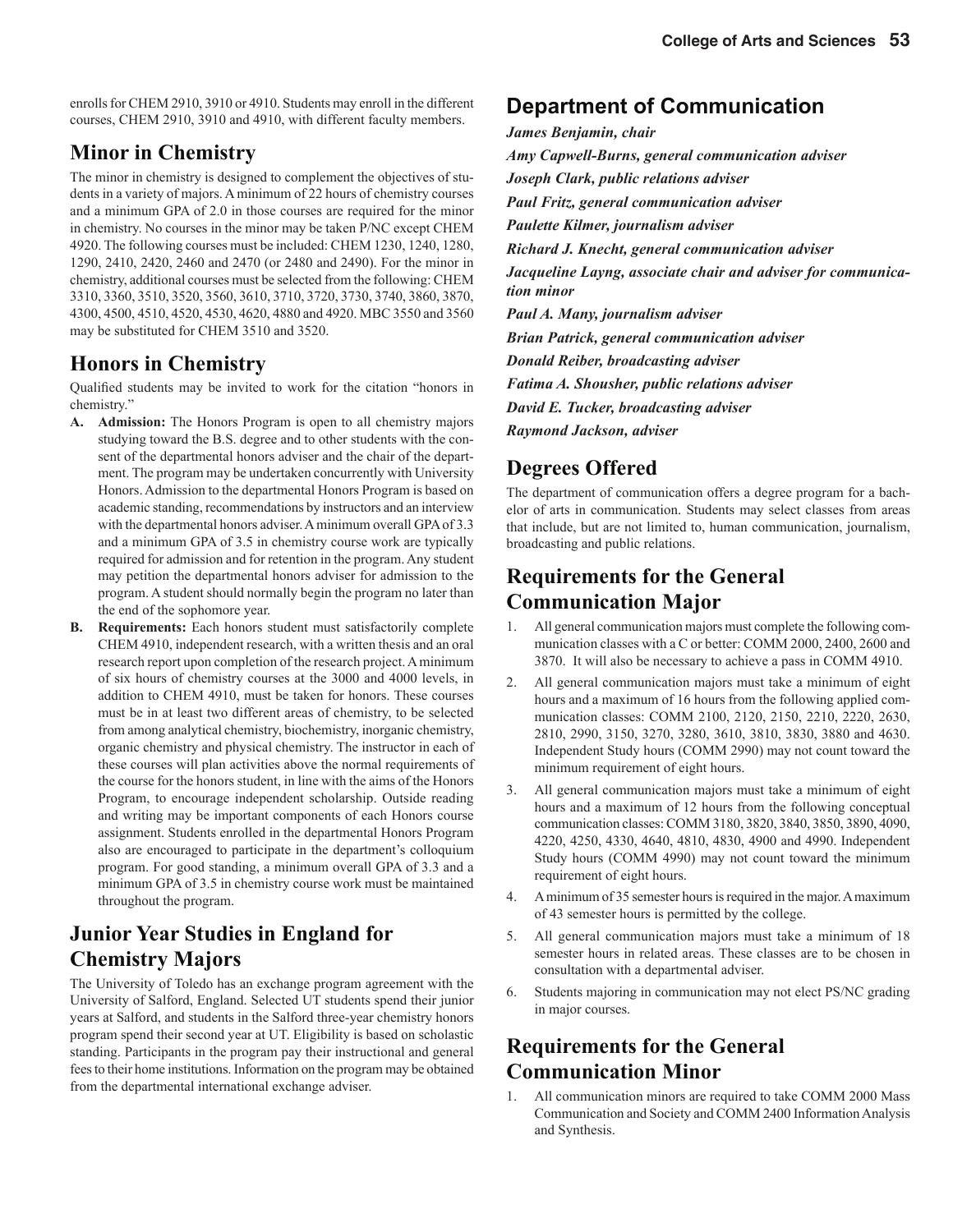enrolls for CHEM 2910, 3910 or 4910. Students may enroll in the different courses, CHEM 2910, 3910 and 4910, with different faculty members.

## Minor in Chemistry

The minor in chemistry is designed to complement the objectives of students in a variety of majors. A minimum of 22 hours of chemistry courses and a minimum GPA of 2.0 in those courses are required for the minor in chemistry. No courses in the minor may be taken P/NC except CHEM 4920. The following courses must be included: CHEM 1230, 1240, 1280, 1290, 2410, 2420, 2460 and 2470 (or 2480 and 2490). For the minor in chemistry, additional courses must be selected from the following: CHEM 3310, 3360, 3510, 3520, 3560, 3610, 3710, 3720, 3730, 3740, 3860, 3870, 4300, 4500, 4510, 4520, 4530, 4620, 4880 and 4920. MBC 3550 and 3560 may be substituted for CHEM 3510 and 3520.

## Honors in Chemistry

Qualified students may be invited to work for the citation "honors in chemistry."

A. **Admission:** The Honors Program is open to all chemistry majors studying toward the B.S. degree and to other students with the consent of the departmental honors adviser and the chair of the department. The program may be undertaken concurrently with University Honors. Admission to the departmental Honors Program is based on academic standing, recommendations by instructors and an interview with the departmental honors adviser. A minimum overall GPA of 3.3 and a minimum GPA of 3.5 in chemistry course work are typically required for admission and for retention in the program. Any student may petition the departmental honors adviser for admission to the program. A student should normally begin the program no later than the end of the sophomore year.

B. **Requirements:** Each honors student must satisfactorily complete CHEM 4910, independent research, with a written thesis and an oral research report upon completion of the research project. A minimum of six hours of chemistry courses at the 3000 and 4000 levels, in addition to CHEM 4910, must be taken for honors. These courses must be in at least two different areas of chemistry, to be selected from among analytical chemistry, biochemistry, inorganic chemistry, organic chemistry and physical chemistry. The instructor in each of these courses will plan activities above the normal requirements of the course for the honors student, in line with the aims of the Honors Program, to encourage independent scholarship. Outside reading and writing may be important components of each Honors course assignment. Students enrolled in the departmental Honors Program also are encouraged to participate in the department's colloquium program. For good standing, a minimum overall GPA of 3.3 and a minimum GPA of 3.5 in chemistry course work must be maintained throughout the program.

## Junior Year Studies in England for Chemistry Majors

The University of Toledo has an exchange program agreement with the University of Salford, England. Selected UT students spend their junior years at Salford, and students in the Salford three-year chemistry honors program spend their second year at UT. Eligibility is based on scholastic standing. Participants in the program pay their instructional and general fees to their home institutions. Information on the program may be obtained from the departmental international exchange adviser.

# Department of Communication

***James Benjamin, chair***

***Amy Capwell-Burns, general communication adviser***

***Joseph Clark, public relations adviser***

***Paul Fritz, general communication adviser***

***Paulette Kilmer, journalism adviser***

***Richard J. Knecht, general communication adviser***

***Jacqueline Layng, associate chair and adviser for communication minor***

***Paul A. Many, journalism adviser***

***Brian Patrick, general communication adviser***

***Donald Reiber, broadcasting adviser***

***Fatima A. Shousher, public relations adviser***

***David E. Tucker, broadcasting adviser***

***Raymond Jackson, adviser***

## Degrees Offered

The department of communication offers a degree program for a bachelor of arts in communication. Students may select classes from areas that include, but are not limited to, human communication, journalism, broadcasting and public relations.

## Requirements for the General Communication Major

1. All general communication majors must complete the following communication classes with a C or better: COMM 2000, 2400, 2600 and 3870. It will also be necessary to achieve a pass in COMM 4910.
2. All general communication majors must take a minimum of eight hours and a maximum of 16 hours from the following applied communication classes: COMM 2100, 2120, 2150, 2210, 2220, 2630, 2810, 2990, 3150, 3270, 3280, 3610, 3810, 3830, 3880 and 4630. Independent Study hours (COMM 2990) may not count toward the minimum requirement of eight hours.
3. All general communication majors must take a minimum of eight hours and a maximum of 12 hours from the following conceptual communication classes: COMM 3180, 3820, 3840, 3850, 3890, 4090, 4220, 4250, 4330, 4640, 4810, 4830, 4900 and 4990. Independent Study hours (COMM 4990) may not count toward the minimum requirement of eight hours.
4. A minimum of 35 semester hours is required in the major. A maximum of 43 semester hours is permitted by the college.
5. All general communication majors must take a minimum of 18 semester hours in related areas. These classes are to be chosen in consultation with a departmental adviser.
6. Students majoring in communication may not elect PS/NC grading in major courses.

## Requirements for the General Communication Minor

1. All communication minors are required to take COMM 2000 Mass Communication and Society and COMM 2400 Information Analysis and Synthesis.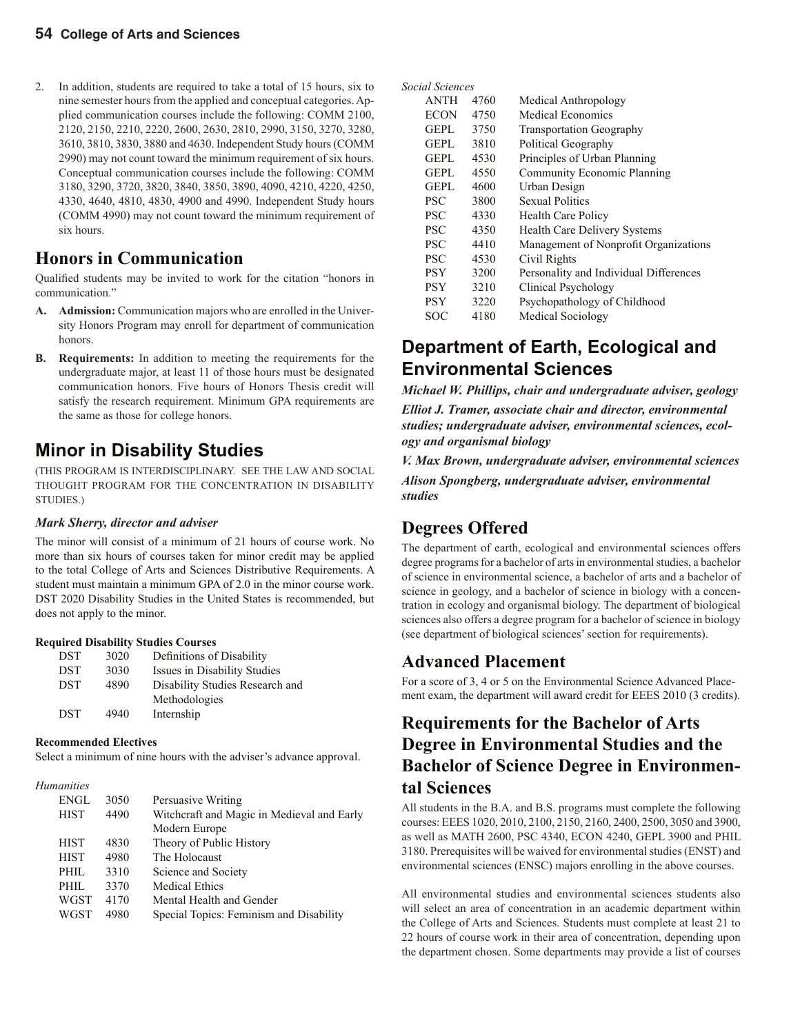2. In addition, students are required to take a total of 15 hours, six to nine semester hours from the applied and conceptual categories. Applied communication courses include the following: COMM 2100, 2120, 2150, 2210, 2220, 2600, 2630, 2810, 2990, 3150, 3270, 3280, 3610, 3810, 3830, 3880 and 4630. Independent Study hours (COMM 2990) may not count toward the minimum requirement of six hours. Conceptual communication courses include the following: COMM 3180, 3290, 3720, 3820, 3840, 3850, 3890, 4090, 4210, 4220, 4250, 4330, 4640, 4810, 4830, 4900 and 4990. Independent Study hours (COMM 4990) may not count toward the minimum requirement of six hours.

## Honors in Communication

Qualified students may be invited to work for the citation "honors in communication."

**A. Admission:** Communication majors who are enrolled in the University Honors Program may enroll for department of communication honors.

**B. Requirements:** In addition to meeting the requirements for the undergraduate major, at least 11 of those hours must be designated communication honors. Five hours of Honors Thesis credit will satisfy the research requirement. Minimum GPA requirements are the same as those for college honors.

## Minor in Disability Studies

(THIS PROGRAM IS INTERDISCIPLINARY. SEE THE LAW AND SOCIAL THOUGHT PROGRAM FOR THE CONCENTRATION IN DISABILITY STUDIES.)

***Mark Sherry, director and adviser***

The minor will consist of a minimum of 21 hours of course work. No more than six hours of courses taken for minor credit may be applied to the total College of Arts and Sciences Distributive Requirements. A student must maintain a minimum GPA of 2.0 in the minor course work. DST 2020 Disability Studies in the United States is recommended, but does not apply to the minor.

**Required Disability Studies Courses**

| | | |
|---|---|---|
| DST | 3020 | Definitions of Disability |
| DST | 3030 | Issues in Disability Studies |
| DST | 4890 | Disability Studies Research and Methodologies |
| DST | 4940 | Internship |

**Recommended Electives**

Select a minimum of nine hours with the adviser's advance approval.

*Humanities*

| | | |
|---|---|---|
| ENGL | 3050 | Persuasive Writing |
| HIST | 4490 | Witchcraft and Magic in Medieval and Early Modern Europe |
| HIST | 4830 | Theory of Public History |
| HIST | 4980 | The Holocaust |
| PHIL | 3310 | Science and Society |
| PHIL | 3370 | Medical Ethics |
| WGST | 4170 | Mental Health and Gender |
| WGST | 4980 | Special Topics: Feminism and Disability |

*Social Sciences*

| | | |
|---|---|---|
| ANTH | 4760 | Medical Anthropology |
| ECON | 4750 | Medical Economics |
| GEPL | 3750 | Transportation Geography |
| GEPL | 3810 | Political Geography |
| GEPL | 4530 | Principles of Urban Planning |
| GEPL | 4550 | Community Economic Planning |
| GEPL | 4600 | Urban Design |
| PSC | 3800 | Sexual Politics |
| PSC | 4330 | Health Care Policy |
| PSC | 4350 | Health Care Delivery Systems |
| PSC | 4410 | Management of Nonprofit Organizations |
| PSC | 4530 | Civil Rights |
| PSY | 3200 | Personality and Individual Differences |
| PSY | 3210 | Clinical Psychology |
| PSY | 3220 | Psychopathology of Childhood |
| SOC | 4180 | Medical Sociology |

## Department of Earth, Ecological and Environmental Sciences

***Michael W. Phillips, chair and undergraduate adviser, geology***

***Elliot J. Tramer, associate chair and director, environmental studies; undergraduate adviser, environmental sciences, ecology and organismal biology***

***V. Max Brown, undergraduate adviser, environmental sciences***

***Alison Spongberg, undergraduate adviser, environmental studies***

## Degrees Offered

The department of earth, ecological and environmental sciences offers degree programs for a bachelor of arts in environmental studies, a bachelor of science in environmental science, a bachelor of arts and a bachelor of science in geology, and a bachelor of science in biology with a concentration in ecology and organismal biology. The department of biological sciences also offers a degree program for a bachelor of science in biology (see department of biological sciences' section for requirements).

## Advanced Placement

For a score of 3, 4 or 5 on the Environmental Science Advanced Placement exam, the department will award credit for EEES 2010 (3 credits).

## Requirements for the Bachelor of Arts Degree in Environmental Studies and the Bachelor of Science Degree in Environmental Sciences

All students in the B.A. and B.S. programs must complete the following courses: EEES 1020, 2010, 2100, 2150, 2160, 2400, 2500, 3050 and 3900, as well as MATH 2600, PSC 4340, ECON 4240, GEPL 3900 and PHIL 3180. Prerequisites will be waived for environmental studies (ENST) and environmental sciences (ENSC) majors enrolling in the above courses.

All environmental studies and environmental sciences students also will select an area of concentration in an academic department within the College of Arts and Sciences. Students must complete at least 21 to 22 hours of course work in their area of concentration, depending upon the department chosen. Some departments may provide a list of courses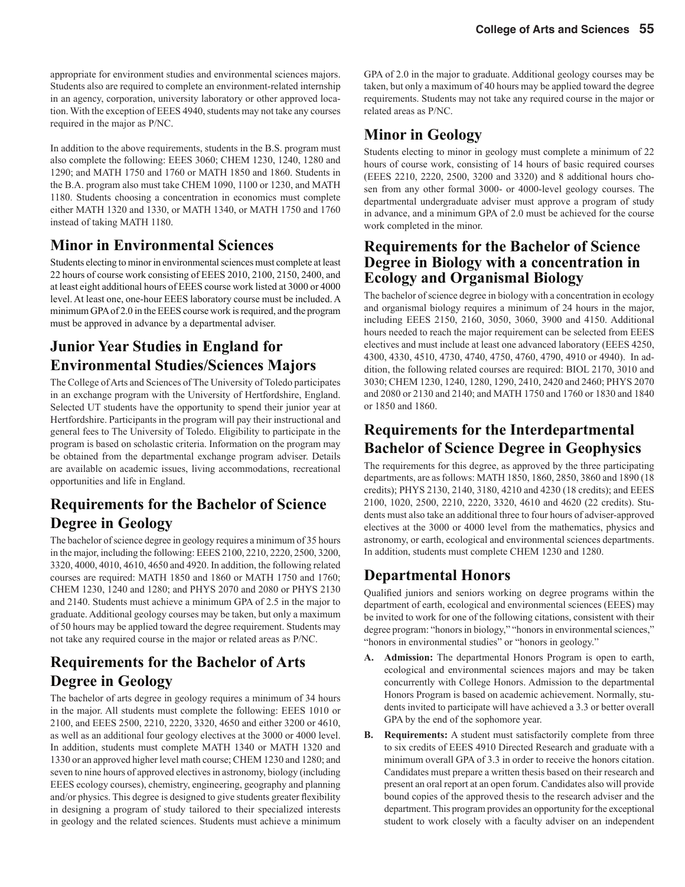appropriate for environment studies and environmental sciences majors. Students also are required to complete an environment-related internship in an agency, corporation, university laboratory or other approved location. With the exception of EEES 4940, students may not take any courses required in the major as P/NC.

In addition to the above requirements, students in the B.S. program must also complete the following: EEES 3060; CHEM 1230, 1240, 1280 and 1290; and MATH 1750 and 1760 or MATH 1850 and 1860. Students in the B.A. program also must take CHEM 1090, 1100 or 1230, and MATH 1180. Students choosing a concentration in economics must complete either MATH 1320 and 1330, or MATH 1340, or MATH 1750 and 1760 instead of taking MATH 1180.

## Minor in Environmental Sciences

Students electing to minor in environmental sciences must complete at least 22 hours of course work consisting of EEES 2010, 2100, 2150, 2400, and at least eight additional hours of EEES course work listed at 3000 or 4000 level. At least one, one-hour EEES laboratory course must be included. A minimum GPA of 2.0 in the EEES course work is required, and the program must be approved in advance by a departmental adviser.

## Junior Year Studies in England for Environmental Studies/Sciences Majors

The College of Arts and Sciences of The University of Toledo participates in an exchange program with the University of Hertfordshire, England. Selected UT students have the opportunity to spend their junior year at Hertfordshire. Participants in the program will pay their instructional and general fees to The University of Toledo. Eligibility to participate in the program is based on scholastic criteria. Information on the program may be obtained from the departmental exchange program adviser. Details are available on academic issues, living accommodations, recreational opportunities and life in England.

## Requirements for the Bachelor of Science Degree in Geology

The bachelor of science degree in geology requires a minimum of 35 hours in the major, including the following: EEES 2100, 2210, 2220, 2500, 3200, 3320, 4000, 4010, 4610, 4650 and 4920. In addition, the following related courses are required: MATH 1850 and 1860 or MATH 1750 and 1760; CHEM 1230, 1240 and 1280; and PHYS 2070 and 2080 or PHYS 2130 and 2140. Students must achieve a minimum GPA of 2.5 in the major to graduate. Additional geology courses may be taken, but only a maximum of 50 hours may be applied toward the degree requirement. Students may not take any required course in the major or related areas as P/NC.

## Requirements for the Bachelor of Arts Degree in Geology

The bachelor of arts degree in geology requires a minimum of 34 hours in the major. All students must complete the following: EEES 1010 or 2100, and EEES 2500, 2210, 2220, 3320, 4650 and either 3200 or 4610, as well as an additional four geology electives at the 3000 or 4000 level. In addition, students must complete MATH 1340 or MATH 1320 and 1330 or an approved higher level math course; CHEM 1230 and 1280; and seven to nine hours of approved electives in astronomy, biology (including EEES ecology courses), chemistry, engineering, geography and planning and/or physics. This degree is designed to give students greater flexibility in designing a program of study tailored to their specialized interests in geology and the related sciences. Students must achieve a minimum GPA of 2.0 in the major to graduate. Additional geology courses may be taken, but only a maximum of 40 hours may be applied toward the degree requirements. Students may not take any required course in the major or related areas as P/NC.

## Minor in Geology

Students electing to minor in geology must complete a minimum of 22 hours of course work, consisting of 14 hours of basic required courses (EEES 2210, 2220, 2500, 3200 and 3320) and 8 additional hours chosen from any other formal 3000- or 4000-level geology courses. The departmental undergraduate adviser must approve a program of study in advance, and a minimum GPA of 2.0 must be achieved for the course work completed in the minor.

## Requirements for the Bachelor of Science Degree in Biology with a concentration in Ecology and Organismal Biology

The bachelor of science degree in biology with a concentration in ecology and organismal biology requires a minimum of 24 hours in the major, including EEES 2150, 2160, 3050, 3060, 3900 and 4150. Additional hours needed to reach the major requirement can be selected from EEES electives and must include at least one advanced laboratory (EEES 4250, 4300, 4330, 4510, 4730, 4740, 4750, 4760, 4790, 4910 or 4940). In addition, the following related courses are required: BIOL 2170, 3010 and 3030; CHEM 1230, 1240, 1280, 1290, 2410, 2420 and 2460; PHYS 2070 and 2080 or 2130 and 2140; and MATH 1750 and 1760 or 1830 and 1840 or 1850 and 1860.

## Requirements for the Interdepartmental Bachelor of Science Degree in Geophysics

The requirements for this degree, as approved by the three participating departments, are as follows: MATH 1850, 1860, 2850, 3860 and 1890 (18 credits); PHYS 2130, 2140, 3180, 4210 and 4230 (18 credits); and EEES 2100, 1020, 2500, 2210, 2220, 3320, 4610 and 4620 (22 credits). Students must also take an additional three to four hours of adviser-approved electives at the 3000 or 4000 level from the mathematics, physics and astronomy, or earth, ecological and environmental sciences departments. In addition, students must complete CHEM 1230 and 1280.

## Departmental Honors

Qualified juniors and seniors working on degree programs within the department of earth, ecological and environmental sciences (EEES) may be invited to work for one of the following citations, consistent with their degree program: "honors in biology," "honors in environmental sciences," "honors in environmental studies" or "honors in geology."

- **A. Admission:** The departmental Honors Program is open to earth, ecological and environmental sciences majors and may be taken concurrently with College Honors. Admission to the departmental Honors Program is based on academic achievement. Normally, students invited to participate will have achieved a 3.3 or better overall GPA by the end of the sophomore year.
- **B. Requirements:** A student must satisfactorily complete from three to six credits of EEES 4910 Directed Research and graduate with a minimum overall GPA of 3.3 in order to receive the honors citation. Candidates must prepare a written thesis based on their research and present an oral report at an open forum. Candidates also will provide bound copies of the approved thesis to the research adviser and the department. This program provides an opportunity for the exceptional student to work closely with a faculty adviser on an independent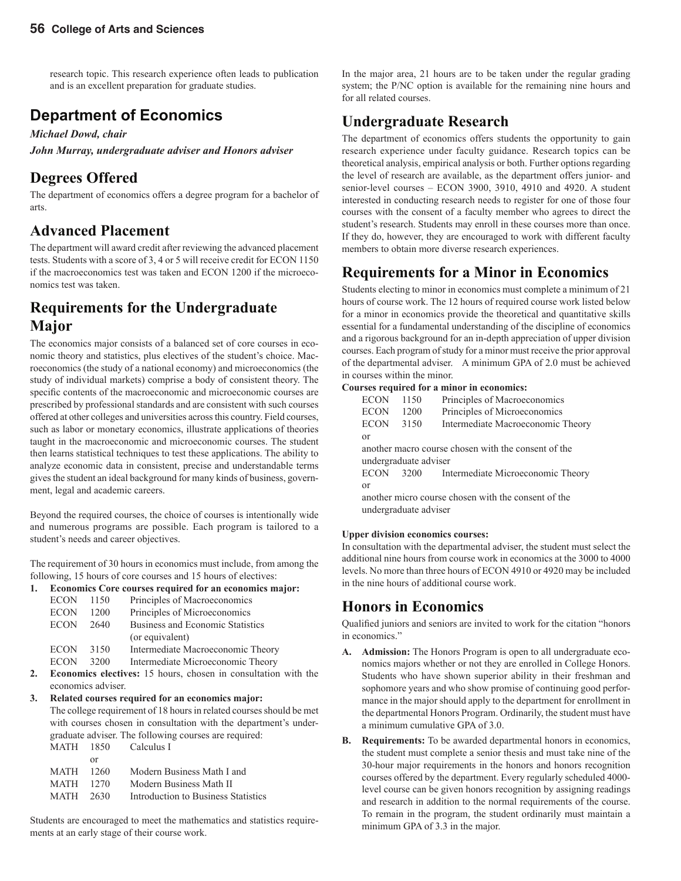research topic. This research experience often leads to publication and is an excellent preparation for graduate studies.

## Department of Economics

***Michael Dowd, chair***

***John Murray, undergraduate adviser and Honors adviser***

### Degrees Offered

The department of economics offers a degree program for a bachelor of arts.

### Advanced Placement

The department will award credit after reviewing the advanced placement tests. Students with a score of 3, 4 or 5 will receive credit for ECON 1150 if the macroeconomics test was taken and ECON 1200 if the microeconomics test was taken.

### Requirements for the Undergraduate Major

The economics major consists of a balanced set of core courses in economic theory and statistics, plus electives of the student's choice. Macroeconomics (the study of a national economy) and microeconomics (the study of individual markets) comprise a body of consistent theory. The specific contents of the macroeconomic and microeconomic courses are prescribed by professional standards and are consistent with such courses offered at other colleges and universities across this country. Field courses, such as labor or monetary economics, illustrate applications of theories taught in the macroeconomic and microeconomic courses. The student then learns statistical techniques to test these applications. The ability to analyze economic data in consistent, precise and understandable terms gives the student an ideal background for many kinds of business, government, legal and academic careers.

Beyond the required courses, the choice of courses is intentionally wide and numerous programs are possible. Each program is tailored to a student's needs and career objectives.

The requirement of 30 hours in economics must include, from among the following, 15 hours of core courses and 15 hours of electives:

1. **Economics Core courses required for an economics major:**
   - ECON 1150 Principles of Macroeconomics
   - ECON 1200 Principles of Microeconomics
   - ECON 2640 Business and Economic Statistics (or equivalent)
   - ECON 3150 Intermediate Macroeconomic Theory
   - ECON 3200 Intermediate Microeconomic Theory
2. **Economics electives:** 15 hours, chosen in consultation with the economics adviser.
3. **Related courses required for an economics major:**
   The college requirement of 18 hours in related courses should be met with courses chosen in consultation with the department's undergraduate adviser. The following courses are required:
   - MATH 1850 Calculus I
     or
   - MATH 1260 Modern Business Math I and
   - MATH 1270 Modern Business Math II
   - MATH 2630 Introduction to Business Statistics

Students are encouraged to meet the mathematics and statistics requirements at an early stage of their course work.

In the major area, 21 hours are to be taken under the regular grading system; the P/NC option is available for the remaining nine hours and for all related courses.

### Undergraduate Research

The department of economics offers students the opportunity to gain research experience under faculty guidance. Research topics can be theoretical analysis, empirical analysis or both. Further options regarding the level of research are available, as the department offers junior- and senior-level courses – ECON 3900, 3910, 4910 and 4920. A student interested in conducting research needs to register for one of those four courses with the consent of a faculty member who agrees to direct the student's research. Students may enroll in these courses more than once. If they do, however, they are encouraged to work with different faculty members to obtain more diverse research experiences.

### Requirements for a Minor in Economics

Students electing to minor in economics must complete a minimum of 21 hours of course work. The 12 hours of required course work listed below for a minor in economics provide the theoretical and quantitative skills essential for a fundamental understanding of the discipline of economics and a rigorous background for an in-depth appreciation of upper division courses. Each program of study for a minor must receive the prior approval of the departmental adviser. A minimum GPA of 2.0 must be achieved in courses within the minor.

**Courses required for a minor in economics:**

- ECON 1150 Principles of Macroeconomics
- ECON 1200 Principles of Microeconomics
- ECON 3150 Intermediate Macroeconomic Theory
  or
  another macro course chosen with the consent of the undergraduate adviser
- ECON 3200 Intermediate Microeconomic Theory
  or
  another micro course chosen with the consent of the undergraduate adviser

**Upper division economics courses:**

In consultation with the departmental adviser, the student must select the additional nine hours from course work in economics at the 3000 to 4000 levels. No more than three hours of ECON 4910 or 4920 may be included in the nine hours of additional course work.

### Honors in Economics

Qualified juniors and seniors are invited to work for the citation "honors in economics."

- **A. Admission:** The Honors Program is open to all undergraduate economics majors whether or not they are enrolled in College Honors. Students who have shown superior ability in their freshman and sophomore years and who show promise of continuing good performance in the major should apply to the department for enrollment in the departmental Honors Program. Ordinarily, the student must have a minimum cumulative GPA of 3.0.
- **B. Requirements:** To be awarded departmental honors in economics, the student must complete a senior thesis and must take nine of the 30-hour major requirements in the honors and honors recognition courses offered by the department. Every regularly scheduled 4000-level course can be given honors recognition by assigning readings and research in addition to the normal requirements of the course. To remain in the program, the student ordinarily must maintain a minimum GPA of 3.3 in the major.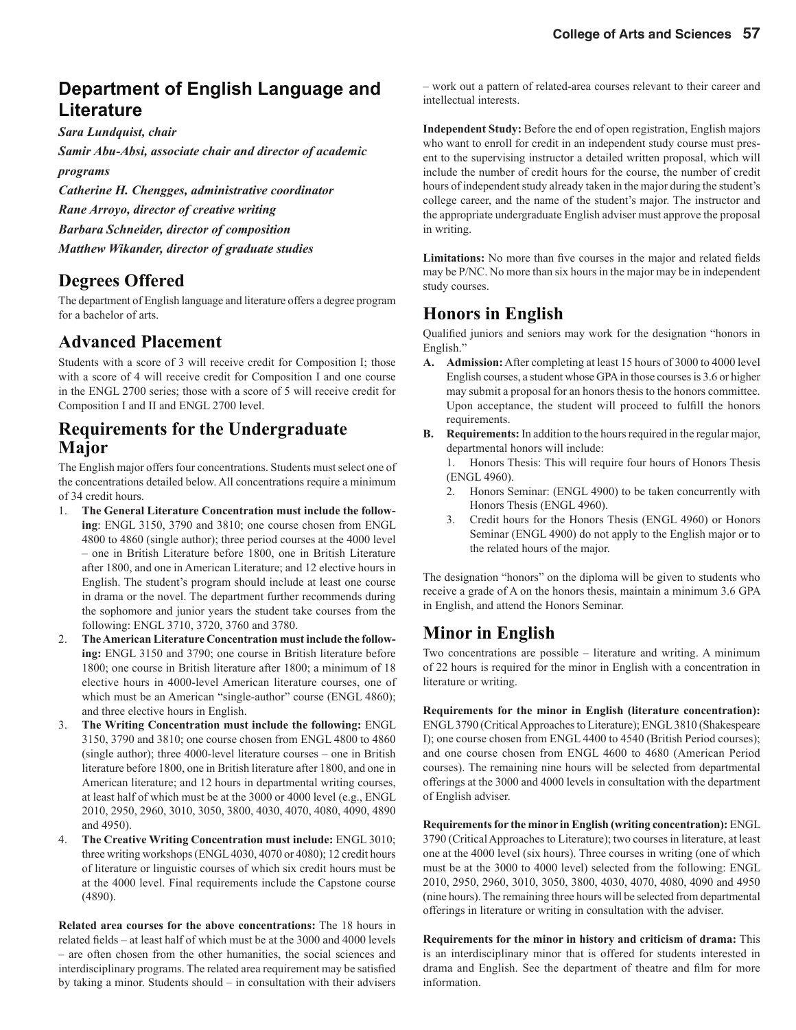## Department of English Language and Literature

***Sara Lundquist, chair***

***Samir Abu-Absi, associate chair and director of academic programs***

***Catherine H. Chengges, administrative coordinator***

***Rane Arroyo, director of creative writing***

***Barbara Schneider, director of composition***

***Matthew Wikander, director of graduate studies***

## Degrees Offered

The department of English language and literature offers a degree program for a bachelor of arts.

## Advanced Placement

Students with a score of 3 will receive credit for Composition I; those with a score of 4 will receive credit for Composition I and one course in the ENGL 2700 series; those with a score of 5 will receive credit for Composition I and II and ENGL 2700 level.

## Requirements for the Undergraduate Major

The English major offers four concentrations. Students must select one of the concentrations detailed below. All concentrations require a minimum of 34 credit hours.

1. **The General Literature Concentration must include the following**: ENGL 3150, 3790 and 3810; one course chosen from ENGL 4800 to 4860 (single author); three period courses at the 4000 level – one in British Literature before 1800, one in British Literature after 1800, and one in American Literature; and 12 elective hours in English. The student's program should include at least one course in drama or the novel. The department further recommends during the sophomore and junior years the student take courses from the following: ENGL 3710, 3720, 3760 and 3780.
2. **The American Literature Concentration must include the following:** ENGL 3150 and 3790; one course in British literature before 1800; one course in British literature after 1800; a minimum of 18 elective hours in 4000-level American literature courses, one of which must be an American "single-author" course (ENGL 4860); and three elective hours in English.
3. **The Writing Concentration must include the following:** ENGL 3150, 3790 and 3810; one course chosen from ENGL 4800 to 4860 (single author); three 4000-level literature courses – one in British literature before 1800, one in British literature after 1800, and one in American literature; and 12 hours in departmental writing courses, at least half of which must be at the 3000 or 4000 level (e.g., ENGL 2010, 2950, 2960, 3010, 3050, 3800, 4030, 4070, 4080, 4090, 4890 and 4950).
4. **The Creative Writing Concentration must include:** ENGL 3010; three writing workshops (ENGL 4030, 4070 or 4080); 12 credit hours of literature or linguistic courses of which six credit hours must be at the 4000 level. Final requirements include the Capstone course (4890).

**Related area courses for the above concentrations:** The 18 hours in related fields – at least half of which must be at the 3000 and 4000 levels – are often chosen from the other humanities, the social sciences and interdisciplinary programs. The related area requirement may be satisfied by taking a minor. Students should – in consultation with their advisers – work out a pattern of related-area courses relevant to their career and intellectual interests.

**Independent Study:** Before the end of open registration, English majors who want to enroll for credit in an independent study course must present to the supervising instructor a detailed written proposal, which will include the number of credit hours for the course, the number of credit hours of independent study already taken in the major during the student's college career, and the name of the student's major. The instructor and the appropriate undergraduate English adviser must approve the proposal in writing.

**Limitations:** No more than five courses in the major and related fields may be P/NC. No more than six hours in the major may be in independent study courses.

## Honors in English

Qualified juniors and seniors may work for the designation "honors in English."

- **A. Admission:** After completing at least 15 hours of 3000 to 4000 level English courses, a student whose GPA in those courses is 3.6 or higher may submit a proposal for an honors thesis to the honors committee. Upon acceptance, the student will proceed to fulfill the honors requirements.
- **B. Requirements:** In addition to the hours required in the regular major, departmental honors will include:
  1. Honors Thesis: This will require four hours of Honors Thesis (ENGL 4960).
  2. Honors Seminar: (ENGL 4900) to be taken concurrently with Honors Thesis (ENGL 4960).
  3. Credit hours for the Honors Thesis (ENGL 4960) or Honors Seminar (ENGL 4900) do not apply to the English major or to the related hours of the major.

The designation "honors" on the diploma will be given to students who receive a grade of A on the honors thesis, maintain a minimum 3.6 GPA in English, and attend the Honors Seminar.

## Minor in English

Two concentrations are possible – literature and writing. A minimum of 22 hours is required for the minor in English with a concentration in literature or writing.

**Requirements for the minor in English (literature concentration):** ENGL 3790 (Critical Approaches to Literature); ENGL 3810 (Shakespeare I); one course chosen from ENGL 4400 to 4540 (British Period courses); and one course chosen from ENGL 4600 to 4680 (American Period courses). The remaining nine hours will be selected from departmental offerings at the 3000 and 4000 levels in consultation with the department of English adviser.

**Requirements for the minor in English (writing concentration):** ENGL 3790 (Critical Approaches to Literature); two courses in literature, at least one at the 4000 level (six hours). Three courses in writing (one of which must be at the 3000 to 4000 level) selected from the following: ENGL 2010, 2950, 2960, 3010, 3050, 3800, 4030, 4070, 4080, 4090 and 4950 (nine hours). The remaining three hours will be selected from departmental offerings in literature or writing in consultation with the adviser.

**Requirements for the minor in history and criticism of drama:** This is an interdisciplinary minor that is offered for students interested in drama and English. See the department of theatre and film for more information.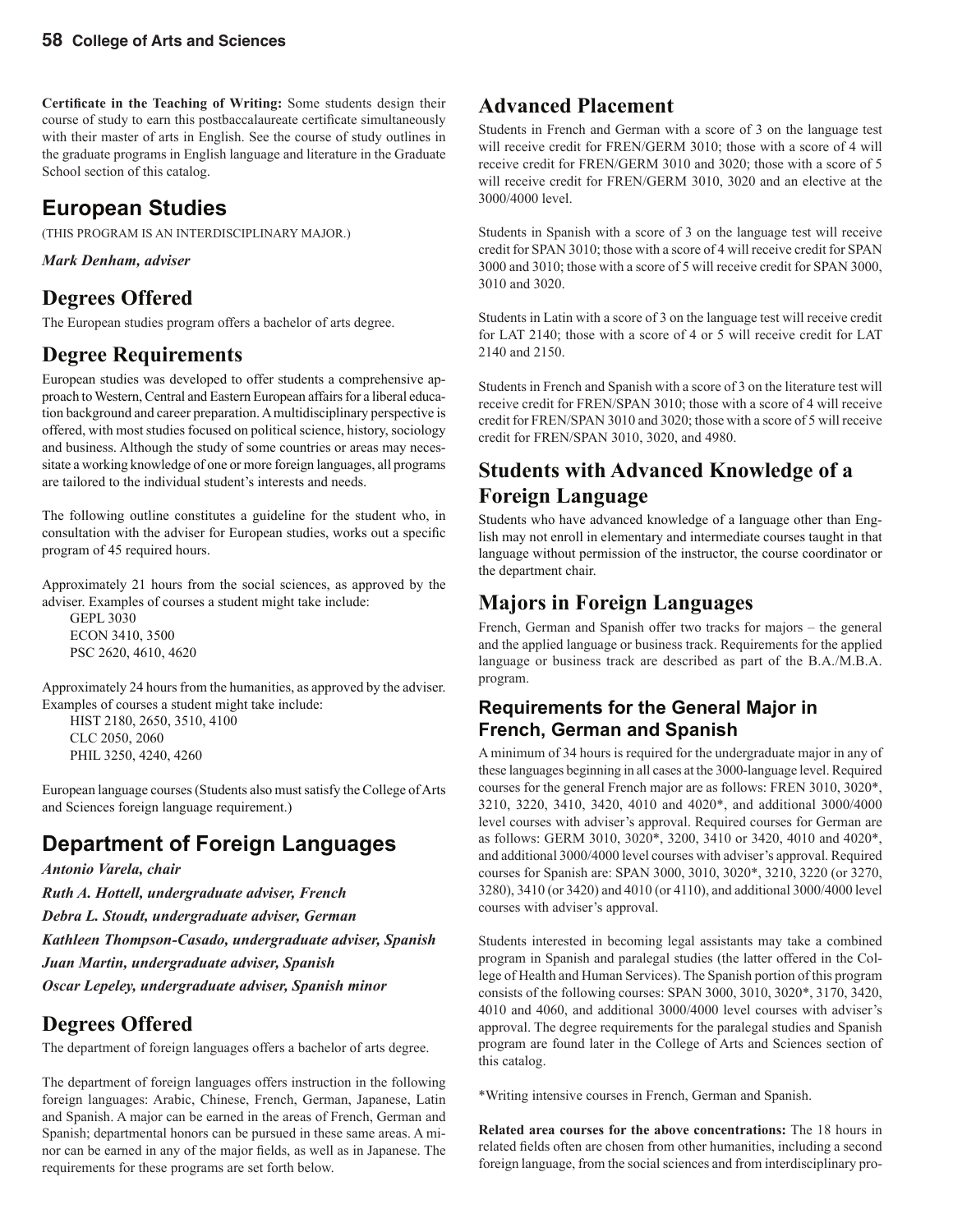**Certificate in the Teaching of Writing:** Some students design their course of study to earn this postbaccalaureate certificate simultaneously with their master of arts in English. See the course of study outlines in the graduate programs in English language and literature in the Graduate School section of this catalog.

## European Studies

(THIS PROGRAM IS AN INTERDISCIPLINARY MAJOR.)

***Mark Denham, adviser***

### Degrees Offered

The European studies program offers a bachelor of arts degree.

### Degree Requirements

European studies was developed to offer students a comprehensive approach to Western, Central and Eastern European affairs for a liberal education background and career preparation. A multidisciplinary perspective is offered, with most studies focused on political science, history, sociology and business. Although the study of some countries or areas may necessitate a working knowledge of one or more foreign languages, all programs are tailored to the individual student's interests and needs.

The following outline constitutes a guideline for the student who, in consultation with the adviser for European studies, works out a specific program of 45 required hours.

Approximately 21 hours from the social sciences, as approved by the adviser. Examples of courses a student might take include:

GEPL 3030
ECON 3410, 3500
PSC 2620, 4610, 4620

Approximately 24 hours from the humanities, as approved by the adviser. Examples of courses a student might take include:

HIST 2180, 2650, 3510, 4100
CLC 2050, 2060
PHIL 3250, 4240, 4260

European language courses (Students also must satisfy the College of Arts and Sciences foreign language requirement.)

## Department of Foreign Languages

***Antonio Varela, chair***

***Ruth A. Hottell, undergraduate adviser, French***

***Debra L. Stoudt, undergraduate adviser, German***

***Kathleen Thompson-Casado, undergraduate adviser, Spanish***

***Juan Martin, undergraduate adviser, Spanish***

***Oscar Lepeley, undergraduate adviser, Spanish minor***

### Degrees Offered

The department of foreign languages offers a bachelor of arts degree.

The department of foreign languages offers instruction in the following foreign languages: Arabic, Chinese, French, German, Japanese, Latin and Spanish. A major can be earned in the areas of French, German and Spanish; departmental honors can be pursued in these same areas. A minor can be earned in any of the major fields, as well as in Japanese. The requirements for these programs are set forth below.

### Advanced Placement

Students in French and German with a score of 3 on the language test will receive credit for FREN/GERM 3010; those with a score of 4 will receive credit for FREN/GERM 3010 and 3020; those with a score of 5 will receive credit for FREN/GERM 3010, 3020 and an elective at the 3000/4000 level.

Students in Spanish with a score of 3 on the language test will receive credit for SPAN 3010; those with a score of 4 will receive credit for SPAN 3000 and 3010; those with a score of 5 will receive credit for SPAN 3000, 3010 and 3020.

Students in Latin with a score of 3 on the language test will receive credit for LAT 2140; those with a score of 4 or 5 will receive credit for LAT 2140 and 2150.

Students in French and Spanish with a score of 3 on the literature test will receive credit for FREN/SPAN 3010; those with a score of 4 will receive credit for FREN/SPAN 3010 and 3020; those with a score of 5 will receive credit for FREN/SPAN 3010, 3020, and 4980.

### Students with Advanced Knowledge of a Foreign Language

Students who have advanced knowledge of a language other than English may not enroll in elementary and intermediate courses taught in that language without permission of the instructor, the course coordinator or the department chair.

### Majors in Foreign Languages

French, German and Spanish offer two tracks for majors – the general and the applied language or business track. Requirements for the applied language or business track are described as part of the B.A./M.B.A. program.

#### Requirements for the General Major in French, German and Spanish

A minimum of 34 hours is required for the undergraduate major in any of these languages beginning in all cases at the 3000-language level. Required courses for the general French major are as follows: FREN 3010, 3020*, 3210, 3220, 3410, 3420, 4010 and 4020*, and additional 3000/4000 level courses with adviser's approval. Required courses for German are as follows: GERM 3010, 3020*, 3200, 3410 or 3420, 4010 and 4020*, and additional 3000/4000 level courses with adviser's approval. Required courses for Spanish are: SPAN 3000, 3010, 3020*, 3210, 3220 (or 3270, 3280), 3410 (or 3420) and 4010 (or 4110), and additional 3000/4000 level courses with adviser's approval.

Students interested in becoming legal assistants may take a combined program in Spanish and paralegal studies (the latter offered in the College of Health and Human Services). The Spanish portion of this program consists of the following courses: SPAN 3000, 3010, 3020*, 3170, 3420, 4010 and 4060, and additional 3000/4000 level courses with adviser's approval. The degree requirements for the paralegal studies and Spanish program are found later in the College of Arts and Sciences section of this catalog.

*Writing intensive courses in French, German and Spanish.

**Related area courses for the above concentrations:** The 18 hours in related fields often are chosen from other humanities, including a second foreign language, from the social sciences and from interdisciplinary pro-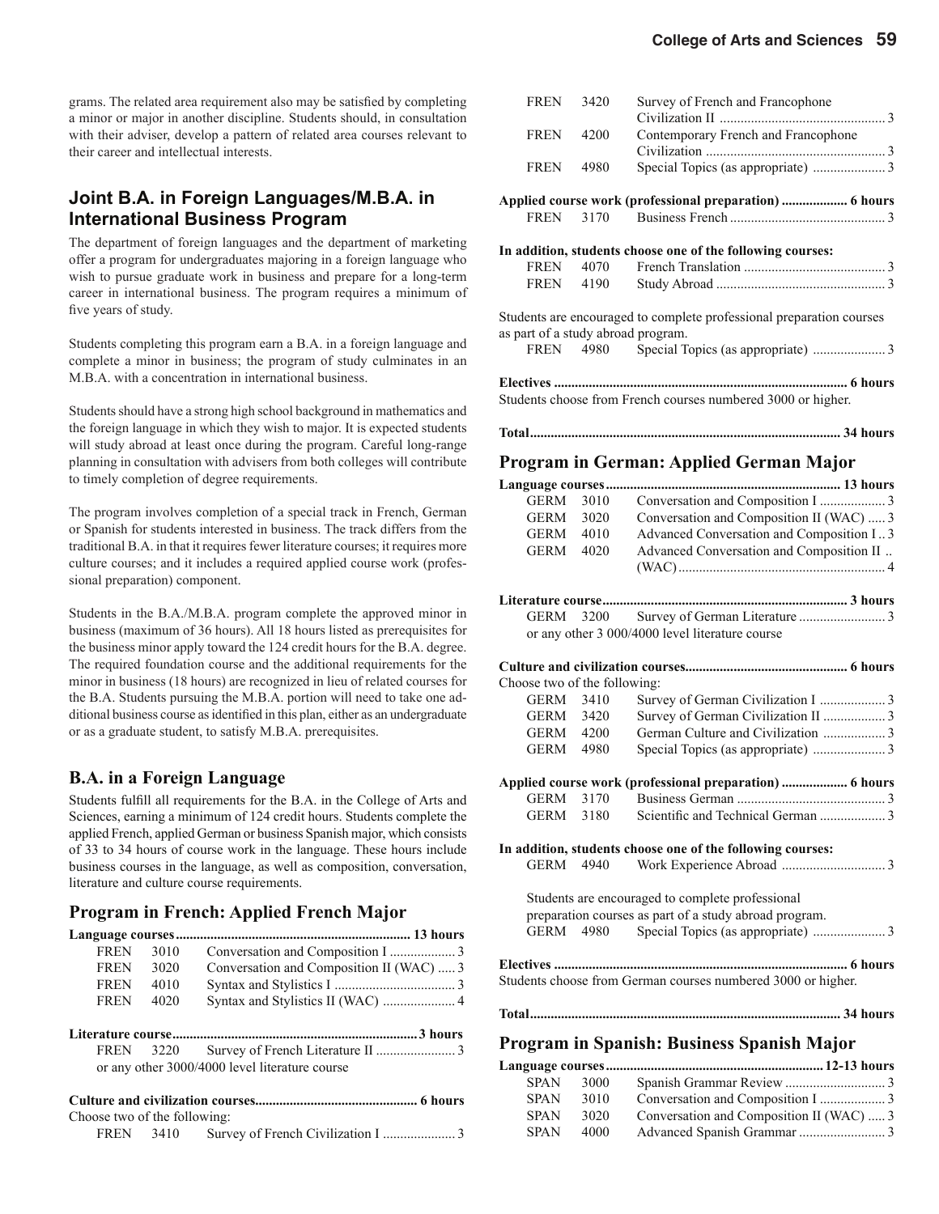grams. The related area requirement also may be satisfied by completing a minor or major in another discipline. Students should, in consultation with their adviser, develop a pattern of related area courses relevant to their career and intellectual interests.

## Joint B.A. in Foreign Languages/M.B.A. in International Business Program

The department of foreign languages and the department of marketing offer a program for undergraduates majoring in a foreign language who wish to pursue graduate work in business and prepare for a long-term career in international business. The program requires a minimum of five years of study.

Students completing this program earn a B.A. in a foreign language and complete a minor in business; the program of study culminates in an M.B.A. with a concentration in international business.

Students should have a strong high school background in mathematics and the foreign language in which they wish to major. It is expected students will study abroad at least once during the program. Careful long-range planning in consultation with advisers from both colleges will contribute to timely completion of degree requirements.

The program involves completion of a special track in French, German or Spanish for students interested in business. The track differs from the traditional B.A. in that it requires fewer literature courses; it requires more culture courses; and it includes a required applied course work (professional preparation) component.

Students in the B.A./M.B.A. program complete the approved minor in business (maximum of 36 hours). All 18 hours listed as prerequisites for the business minor apply toward the 124 credit hours for the B.A. degree. The required foundation course and the additional requirements for the minor in business (18 hours) are recognized in lieu of related courses for the B.A. Students pursuing the M.B.A. portion will need to take one additional business course as identified in this plan, either as an undergraduate or as a graduate student, to satisfy M.B.A. prerequisites.

### B.A. in a Foreign Language

Students fulfill all requirements for the B.A. in the College of Arts and Sciences, earning a minimum of 124 credit hours. Students complete the applied French, applied German or business Spanish major, which consists of 33 to 34 hours of course work in the language. These hours include business courses in the language, as well as composition, conversation, literature and culture course requirements.

### Program in French: Applied French Major

**Language courses .......... 13 hours**

- FREN 3010 Conversation and Composition I .......... 3
- FREN 3020 Conversation and Composition II (WAC) .......... 3
- FREN 4010 Syntax and Stylistics I .......... 3
- FREN 4020 Syntax and Stylistics II (WAC) .......... 4

**Literature course .......... 3 hours**

- FREN 3220 Survey of French Literature II .......... 3

or any other 3000/4000 level literature course

**Culture and civilization courses .......... 6 hours**

Choose two of the following:

- FREN 3410 Survey of French Civilization I .......... 3
- FREN 3420 Survey of French and Francophone Civilization II .......... 3
- FREN 4200 Contemporary French and Francophone Civilization .......... 3
- FREN 4980 Special Topics (as appropriate) .......... 3

**Applied course work (professional preparation) .......... 6 hours**

- FREN 3170 Business French .......... 3

**In addition, students choose one of the following courses:**

- FREN 4070 French Translation .......... 3
- FREN 4190 Study Abroad .......... 3

Students are encouraged to complete professional preparation courses as part of a study abroad program.

- FREN 4980 Special Topics (as appropriate) .......... 3

**Electives .......... 6 hours**

Students choose from French courses numbered 3000 or higher.

**Total .......... 34 hours**

### Program in German: Applied German Major

**Language courses .......... 13 hours**

- GERM 3010 Conversation and Composition I .......... 3
- GERM 3020 Conversation and Composition II (WAC) .......... 3
- GERM 4010 Advanced Conversation and Composition I .......... 3
- GERM 4020 Advanced Conversation and Composition II (WAC) .......... 4

**Literature course .......... 3 hours**

- GERM 3200 Survey of German Literature .......... 3

or any other 3 000/4000 level literature course

**Culture and civilization courses .......... 6 hours**

Choose two of the following:

- GERM 3410 Survey of German Civilization I .......... 3
- GERM 3420 Survey of German Civilization II .......... 3
- GERM 4200 German Culture and Civilization .......... 3
- GERM 4980 Special Topics (as appropriate) .......... 3

**Applied course work (professional preparation) .......... 6 hours**

- GERM 3170 Business German .......... 3
- GERM 3180 Scientific and Technical German .......... 3

**In addition, students choose one of the following courses:**

- GERM 4940 Work Experience Abroad .......... 3

Students are encouraged to complete professional preparation courses as part of a study abroad program.

- GERM 4980 Special Topics (as appropriate) .......... 3

**Electives .......... 6 hours**

Students choose from German courses numbered 3000 or higher.

**Total .......... 34 hours**

### Program in Spanish: Business Spanish Major

**Language courses .......... 12-13 hours**

- SPAN 3000 Spanish Grammar Review .......... 3
- SPAN 3010 Conversation and Composition I .......... 3
- SPAN 3020 Conversation and Composition II (WAC) .......... 3
- SPAN 4000 Advanced Spanish Grammar .......... 3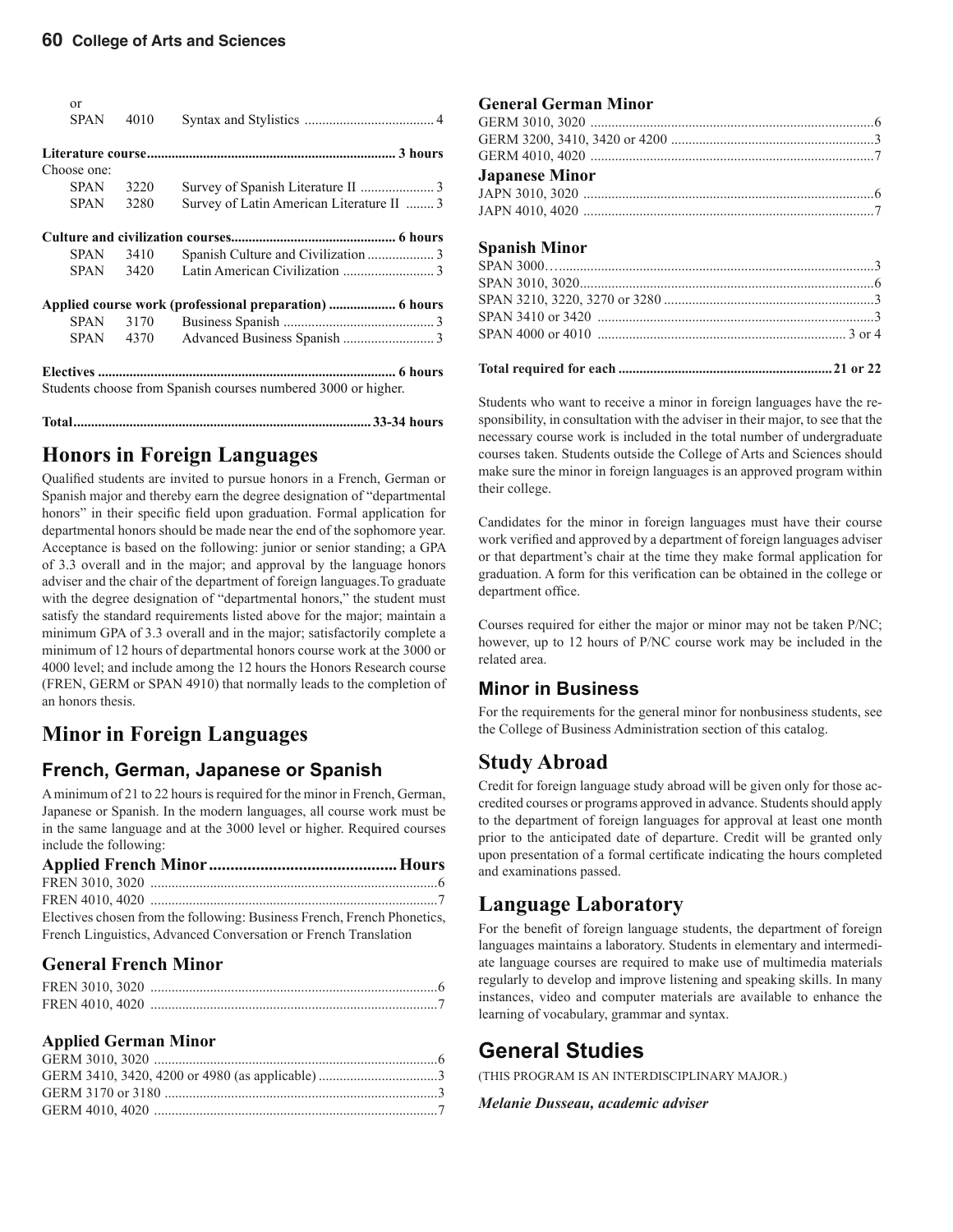| | | | |
|---|---|---|---|
| or | | | |
| SPAN | 4010 | Syntax and Stylistics | 4 |

**Literature course ... 3 hours**

Choose one:

| | | | |
|---|---|---|---|
| SPAN | 3220 | Survey of Spanish Literature II | 3 |
| SPAN | 3280 | Survey of Latin American Literature II | 3 |

**Culture and civilization courses ... 6 hours**

| | | | |
|---|---|---|---|
| SPAN | 3410 | Spanish Culture and Civilization | 3 |
| SPAN | 3420 | Latin American Civilization | 3 |

**Applied course work (professional preparation) ... 6 hours**

| | | | |
|---|---|---|---|
| SPAN | 3170 | Business Spanish | 3 |
| SPAN | 4370 | Advanced Business Spanish | 3 |

**Electives ... 6 hours**

Students choose from Spanish courses numbered 3000 or higher.

**Total ... 33-34 hours**

# Honors in Foreign Languages

Qualified students are invited to pursue honors in a French, German or Spanish major and thereby earn the degree designation of "departmental honors" in their specific field upon graduation. Formal application for departmental honors should be made near the end of the sophomore year. Acceptance is based on the following: junior or senior standing; a GPA of 3.3 overall and in the major; and approval by the language honors adviser and the chair of the department of foreign languages.To graduate with the degree designation of "departmental honors," the student must satisfy the standard requirements listed above for the major; maintain a minimum GPA of 3.3 overall and in the major; satisfactorily complete a minimum of 12 hours of departmental honors course work at the 3000 or 4000 level; and include among the 12 hours the Honors Research course (FREN, GERM or SPAN 4910) that normally leads to the completion of an honors thesis.

# Minor in Foreign Languages

## French, German, Japanese or Spanish

A minimum of 21 to 22 hours is required for the minor in French, German, Japanese or Spanish. In the modern languages, all course work must be in the same language and at the 3000 level or higher. Required courses include the following:

### Applied French Minor ... Hours

| | |
|---|---|
| FREN 3010, 3020 | 6 |
| FREN 4010, 4020 | 7 |

Electives chosen from the following: Business French, French Phonetics, French Linguistics, Advanced Conversation or French Translation

### General French Minor

| | |
|---|---|
| FREN 3010, 3020 | 6 |
| FREN 4010, 4020 | 7 |

### Applied German Minor

| | |
|---|---|
| GERM 3010, 3020 | 6 |
| GERM 3410, 3420, 4200 or 4980 (as applicable) | 3 |
| GERM 3170 or 3180 | 3 |
| GERM 4010, 4020 | 7 |

### General German Minor

| | |
|---|---|
| GERM 3010, 3020 | 6 |
| GERM 3200, 3410, 3420 or 4200 | 3 |
| GERM 4010, 4020 | 7 |

### Japanese Minor

| | |
|---|---|
| JAPN 3010, 3020 | 6 |
| JAPN 4010, 4020 | 7 |

### Spanish Minor

| | |
|---|---|
| SPAN 3000… | 3 |
| SPAN 3010, 3020 | 6 |
| SPAN 3210, 3220, 3270 or 3280 | 3 |
| SPAN 3410 or 3420 | 3 |
| SPAN 4000 or 4010 | 3 or 4 |

**Total required for each ... 21 or 22**

Students who want to receive a minor in foreign languages have the responsibility, in consultation with the adviser in their major, to see that the necessary course work is included in the total number of undergraduate courses taken. Students outside the College of Arts and Sciences should make sure the minor in foreign languages is an approved program within their college.

Candidates for the minor in foreign languages must have their course work verified and approved by a department of foreign languages adviser or that department's chair at the time they make formal application for graduation. A form for this verification can be obtained in the college or department office.

Courses required for either the major or minor may not be taken P/NC; however, up to 12 hours of P/NC course work may be included in the related area.

## Minor in Business

For the requirements for the general minor for nonbusiness students, see the College of Business Administration section of this catalog.

# Study Abroad

Credit for foreign language study abroad will be given only for those accredited courses or programs approved in advance. Students should apply to the department of foreign languages for approval at least one month prior to the anticipated date of departure. Credit will be granted only upon presentation of a formal certificate indicating the hours completed and examinations passed.

# Language Laboratory

For the benefit of foreign language students, the department of foreign languages maintains a laboratory. Students in elementary and intermediate language courses are required to make use of multimedia materials regularly to develop and improve listening and speaking skills. In many instances, video and computer materials are available to enhance the learning of vocabulary, grammar and syntax.

# General Studies

(THIS PROGRAM IS AN INTERDISCIPLINARY MAJOR.)

***Melanie Dusseau, academic adviser***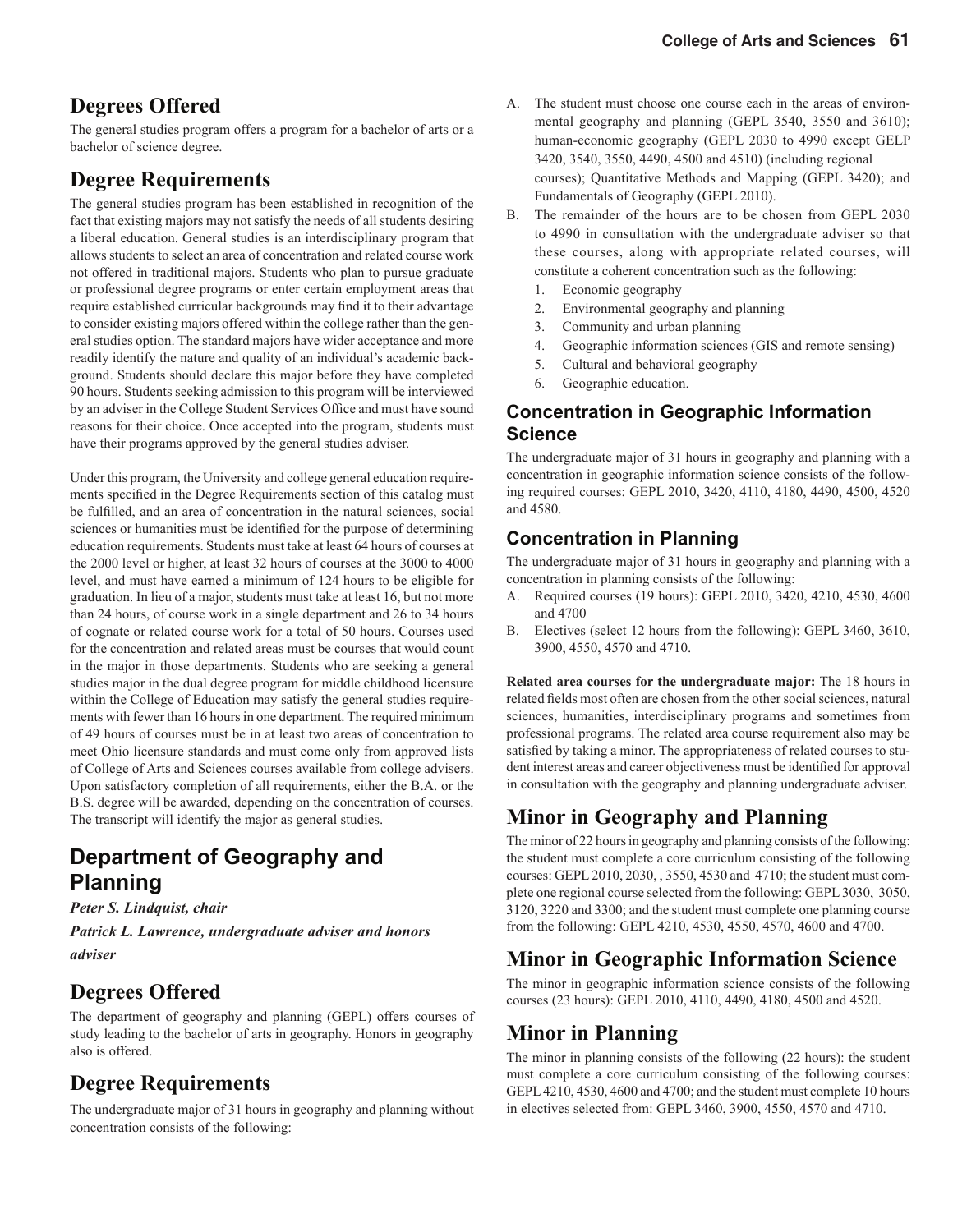## Degrees Offered

The general studies program offers a program for a bachelor of arts or a bachelor of science degree.

## Degree Requirements

The general studies program has been established in recognition of the fact that existing majors may not satisfy the needs of all students desiring a liberal education. General studies is an interdisciplinary program that allows students to select an area of concentration and related course work not offered in traditional majors. Students who plan to pursue graduate or professional degree programs or enter certain employment areas that require established curricular backgrounds may find it to their advantage to consider existing majors offered within the college rather than the general studies option. The standard majors have wider acceptance and more readily identify the nature and quality of an individual's academic background. Students should declare this major before they have completed 90 hours. Students seeking admission to this program will be interviewed by an adviser in the College Student Services Office and must have sound reasons for their choice. Once accepted into the program, students must have their programs approved by the general studies adviser.

Under this program, the University and college general education requirements specified in the Degree Requirements section of this catalog must be fulfilled, and an area of concentration in the natural sciences, social sciences or humanities must be identified for the purpose of determining education requirements. Students must take at least 64 hours of courses at the 2000 level or higher, at least 32 hours of courses at the 3000 to 4000 level, and must have earned a minimum of 124 hours to be eligible for graduation. In lieu of a major, students must take at least 16, but not more than 24 hours, of course work in a single department and 26 to 34 hours of cognate or related course work for a total of 50 hours. Courses used for the concentration and related areas must be courses that would count in the major in those departments. Students who are seeking a general studies major in the dual degree program for middle childhood licensure within the College of Education may satisfy the general studies requirements with fewer than 16 hours in one department. The required minimum of 49 hours of courses must be in at least two areas of concentration to meet Ohio licensure standards and must come only from approved lists of College of Arts and Sciences courses available from college advisers. Upon satisfactory completion of all requirements, either the B.A. or the B.S. degree will be awarded, depending on the concentration of courses. The transcript will identify the major as general studies.

# Department of Geography and Planning

***Peter S. Lindquist, chair***

***Patrick L. Lawrence, undergraduate adviser and honors adviser***

## Degrees Offered

The department of geography and planning (GEPL) offers courses of study leading to the bachelor of arts in geography. Honors in geography also is offered.

## Degree Requirements

The undergraduate major of 31 hours in geography and planning without concentration consists of the following:

A. The student must choose one course each in the areas of environmental geography and planning (GEPL 3540, 3550 and 3610); human-economic geography (GEPL 2030 to 4990 except GELP 3420, 3540, 3550, 4490, 4500 and 4510) (including regional courses); Quantitative Methods and Mapping (GEPL 3420); and Fundamentals of Geography (GEPL 2010).

B. The remainder of the hours are to be chosen from GEPL 2030 to 4990 in consultation with the undergraduate adviser so that these courses, along with appropriate related courses, will constitute a coherent concentration such as the following:
   1. Economic geography
   2. Environmental geography and planning
   3. Community and urban planning
   4. Geographic information sciences (GIS and remote sensing)
   5. Cultural and behavioral geography
   6. Geographic education.

### Concentration in Geographic Information Science

The undergraduate major of 31 hours in geography and planning with a concentration in geographic information science consists of the following required courses: GEPL 2010, 3420, 4110, 4180, 4490, 4500, 4520 and 4580.

### Concentration in Planning

The undergraduate major of 31 hours in geography and planning with a concentration in planning consists of the following:

A. Required courses (19 hours): GEPL 2010, 3420, 4210, 4530, 4600 and 4700

B. Electives (select 12 hours from the following): GEPL 3460, 3610, 3900, 4550, 4570 and 4710.

**Related area courses for the undergraduate major:** The 18 hours in related fields most often are chosen from the other social sciences, natural sciences, humanities, interdisciplinary programs and sometimes from professional programs. The related area course requirement also may be satisfied by taking a minor. The appropriateness of related courses to student interest areas and career objectiveness must be identified for approval in consultation with the geography and planning undergraduate adviser.

## Minor in Geography and Planning

The minor of 22 hours in geography and planning consists of the following: the student must complete a core curriculum consisting of the following courses: GEPL 2010, 2030, , 3550, 4530 and 4710; the student must complete one regional course selected from the following: GEPL 3030, 3050, 3120, 3220 and 3300; and the student must complete one planning course from the following: GEPL 4210, 4530, 4550, 4570, 4600 and 4700.

## Minor in Geographic Information Science

The minor in geographic information science consists of the following courses (23 hours): GEPL 2010, 4110, 4490, 4180, 4500 and 4520.

## Minor in Planning

The minor in planning consists of the following (22 hours): the student must complete a core curriculum consisting of the following courses: GEPL 4210, 4530, 4600 and 4700; and the student must complete 10 hours in electives selected from: GEPL 3460, 3900, 4550, 4570 and 4710.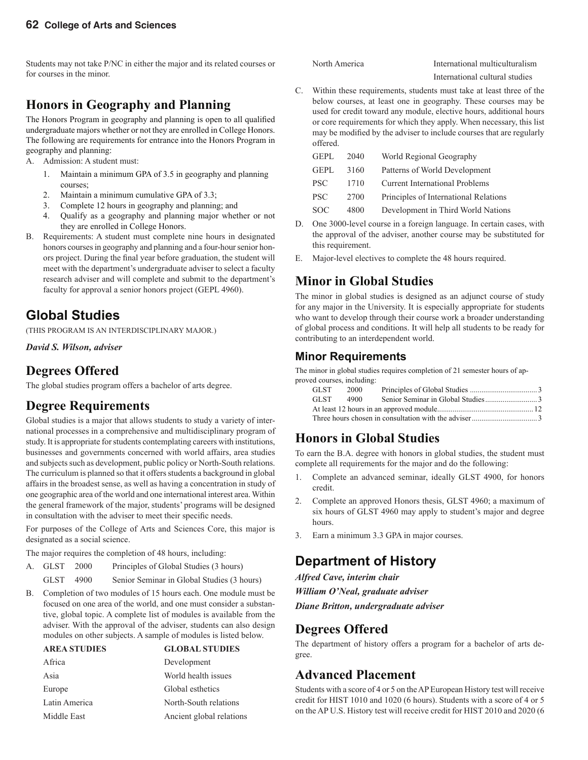Students may not take P/NC in either the major and its related courses or for courses in the minor.

## Honors in Geography and Planning

The Honors Program in geography and planning is open to all qualified undergraduate majors whether or not they are enrolled in College Honors. The following are requirements for entrance into the Honors Program in geography and planning:

A. Admission: A student must:
   1. Maintain a minimum GPA of 3.5 in geography and planning courses;
   2. Maintain a minimum cumulative GPA of 3.3;
   3. Complete 12 hours in geography and planning; and
   4. Qualify as a geography and planning major whether or not they are enrolled in College Honors.

B. Requirements: A student must complete nine hours in designated honors courses in geography and planning and a four-hour senior honors project. During the final year before graduation, the student will meet with the department's undergraduate adviser to select a faculty research adviser and will complete and submit to the department's faculty for approval a senior honors project (GEPL 4960).

# Global Studies

(THIS PROGRAM IS AN INTERDISCIPLINARY MAJOR.)

***David S. Wilson, adviser***

## Degrees Offered

The global studies program offers a bachelor of arts degree.

## Degree Requirements

Global studies is a major that allows students to study a variety of international processes in a comprehensive and multidisciplinary program of study. It is appropriate for students contemplating careers with institutions, businesses and governments concerned with world affairs, area studies and subjects such as development, public policy or North-South relations. The curriculum is planned so that it offers students a background in global affairs in the broadest sense, as well as having a concentration in study of one geographic area of the world and one international interest area. Within the general framework of the major, students' programs will be designed in consultation with the adviser to meet their specific needs.

For purposes of the College of Arts and Sciences Core, this major is designated as a social science.

The major requires the completion of 48 hours, including:

A. GLST 2000 Principles of Global Studies (3 hours)
   GLST 4900 Senior Seminar in Global Studies (3 hours)

B. Completion of two modules of 15 hours each. One module must be focused on one area of the world, and one must consider a substantive, global topic. A complete list of modules is available from the adviser. With the approval of the adviser, students can also design modules on other subjects. A sample of modules is listed below.

| AREA STUDIES | GLOBAL STUDIES |
|---|---|
| Africa | Development |
| Asia | World health issues |
| Europe | Global esthetics |
| Latin America | North-South relations |
| Middle East | Ancient global relations |
| North America | International multiculturalism |
| | International cultural studies |

C. Within these requirements, students must take at least three of the below courses, at least one in geography. These courses may be used for credit toward any module, elective hours, additional hours or core requirements for which they apply. When necessary, this list may be modified by the adviser to include courses that are regularly offered.

| | | |
|---|---|---|
| GEPL | 2040 | World Regional Geography |
| GEPL | 3160 | Patterns of World Development |
| PSC | 1710 | Current International Problems |
| PSC | 2700 | Principles of International Relations |
| SOC | 4800 | Development in Third World Nations |

D. One 3000-level course in a foreign language. In certain cases, with the approval of the adviser, another course may be substituted for this requirement.

E. Major-level electives to complete the 48 hours required.

## Minor in Global Studies

The minor in global studies is designed as an adjunct course of study for any major in the University. It is especially appropriate for students who want to develop through their course work a broader understanding of global process and conditions. It will help all students to be ready for contributing to an interdependent world.

### Minor Requirements

The minor in global studies requires completion of 21 semester hours of approved courses, including:

| | | | |
|---|---|---|---|
| GLST | 2000 | Principles of Global Studies | 3 |
| GLST | 4900 | Senior Seminar in Global Studies | 3 |
| | | At least 12 hours in an approved module | 12 |
| | | Three hours chosen in consultation with the adviser | 3 |

## Honors in Global Studies

To earn the B.A. degree with honors in global studies, the student must complete all requirements for the major and do the following:

1. Complete an advanced seminar, ideally GLST 4900, for honors credit.
2. Complete an approved Honors thesis, GLST 4960; a maximum of six hours of GLST 4960 may apply to student's major and degree hours.
3. Earn a minimum 3.3 GPA in major courses.

# Department of History

***Alfred Cave, interim chair***

***William O'Neal, graduate adviser***

***Diane Britton, undergraduate adviser***

## Degrees Offered

The department of history offers a program for a bachelor of arts degree.

## Advanced Placement

Students with a score of 4 or 5 on the AP European History test will receive credit for HIST 1010 and 1020 (6 hours). Students with a score of 4 or 5 on the AP U.S. History test will receive credit for HIST 2010 and 2020 (6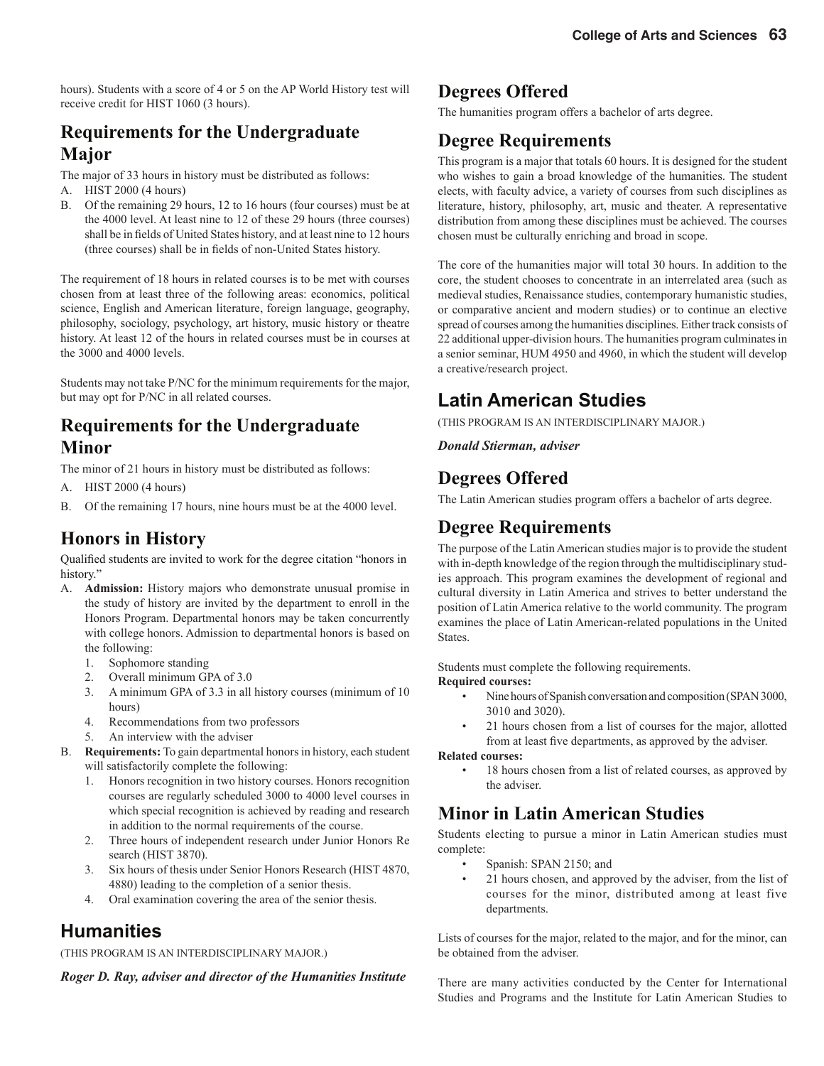hours). Students with a score of 4 or 5 on the AP World History test will receive credit for HIST 1060 (3 hours).

## Requirements for the Undergraduate Major

The major of 33 hours in history must be distributed as follows:

A. HIST 2000 (4 hours)

B. Of the remaining 29 hours, 12 to 16 hours (four courses) must be at the 4000 level. At least nine to 12 of these 29 hours (three courses) shall be in fields of United States history, and at least nine to 12 hours (three courses) shall be in fields of non-United States history.

The requirement of 18 hours in related courses is to be met with courses chosen from at least three of the following areas: economics, political science, English and American literature, foreign language, geography, philosophy, sociology, psychology, art history, music history or theatre history. At least 12 of the hours in related courses must be in courses at the 3000 and 4000 levels.

Students may not take P/NC for the minimum requirements for the major, but may opt for P/NC in all related courses.

## Requirements for the Undergraduate Minor

The minor of 21 hours in history must be distributed as follows:

A. HIST 2000 (4 hours)

B. Of the remaining 17 hours, nine hours must be at the 4000 level.

## Honors in History

Qualified students are invited to work for the degree citation "honors in history."

A. **Admission:** History majors who demonstrate unusual promise in the study of history are invited by the department to enroll in the Honors Program. Departmental honors may be taken concurrently with college honors. Admission to departmental honors is based on the following:
   1. Sophomore standing
   2. Overall minimum GPA of 3.0
   3. A minimum GPA of 3.3 in all history courses (minimum of 10 hours)
   4. Recommendations from two professors
   5. An interview with the adviser

B. **Requirements:** To gain departmental honors in history, each student will satisfactorily complete the following:
   1. Honors recognition in two history courses. Honors recognition courses are regularly scheduled 3000 to 4000 level courses in which special recognition is achieved by reading and research in addition to the normal requirements of the course.
   2. Three hours of independent research under Junior Honors Re search (HIST 3870).
   3. Six hours of thesis under Senior Honors Research (HIST 4870, 4880) leading to the completion of a senior thesis.
   4. Oral examination covering the area of the senior thesis.

# Humanities

(THIS PROGRAM IS AN INTERDISCIPLINARY MAJOR.)

***Roger D. Ray, adviser and director of the Humanities Institute***

## Degrees Offered

The humanities program offers a bachelor of arts degree.

## Degree Requirements

This program is a major that totals 60 hours. It is designed for the student who wishes to gain a broad knowledge of the humanities. The student elects, with faculty advice, a variety of courses from such disciplines as literature, history, philosophy, art, music and theater. A representative distribution from among these disciplines must be achieved. The courses chosen must be culturally enriching and broad in scope.

The core of the humanities major will total 30 hours. In addition to the core, the student chooses to concentrate in an interrelated area (such as medieval studies, Renaissance studies, contemporary humanistic studies, or comparative ancient and modern studies) or to continue an elective spread of courses among the humanities disciplines. Either track consists of 22 additional upper-division hours. The humanities program culminates in a senior seminar, HUM 4950 and 4960, in which the student will develop a creative/research project.

# Latin American Studies

(THIS PROGRAM IS AN INTERDISCIPLINARY MAJOR.)

***Donald Stierman, adviser***

## Degrees Offered

The Latin American studies program offers a bachelor of arts degree.

## Degree Requirements

The purpose of the Latin American studies major is to provide the student with in-depth knowledge of the region through the multidisciplinary studies approach. This program examines the development of regional and cultural diversity in Latin America and strives to better understand the position of Latin America relative to the world community. The program examines the place of Latin American-related populations in the United States.

Students must complete the following requirements.

**Required courses:**

- Nine hours of Spanish conversation and composition (SPAN 3000, 3010 and 3020).
- 21 hours chosen from a list of courses for the major, allotted from at least five departments, as approved by the adviser.

**Related courses:**

- 18 hours chosen from a list of related courses, as approved by the adviser.

## Minor in Latin American Studies

Students electing to pursue a minor in Latin American studies must complete:

- Spanish: SPAN 2150; and
- 21 hours chosen, and approved by the adviser, from the list of courses for the minor, distributed among at least five departments.

Lists of courses for the major, related to the major, and for the minor, can be obtained from the adviser.

There are many activities conducted by the Center for International Studies and Programs and the Institute for Latin American Studies to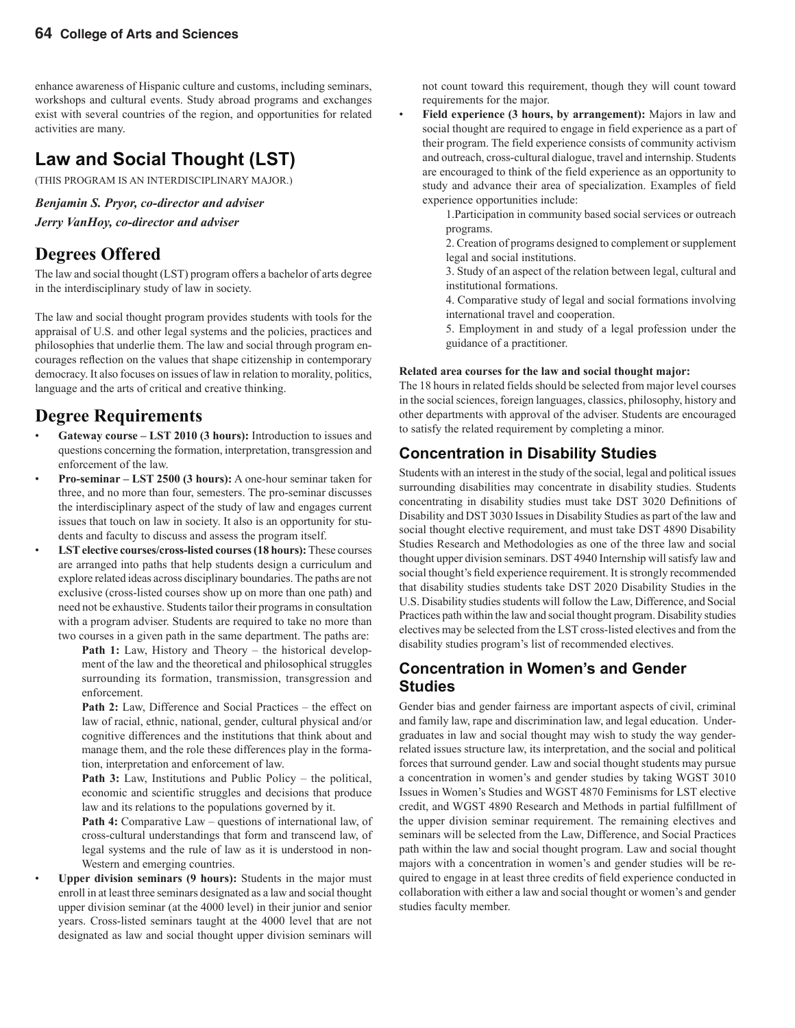enhance awareness of Hispanic culture and customs, including seminars, workshops and cultural events. Study abroad programs and exchanges exist with several countries of the region, and opportunities for related activities are many.

## Law and Social Thought (LST)

(THIS PROGRAM IS AN INTERDISCIPLINARY MAJOR.)

***Benjamin S. Pryor, co-director and adviser***
***Jerry VanHoy, co-director and adviser***

## Degrees Offered

The law and social thought (LST) program offers a bachelor of arts degree in the interdisciplinary study of law in society.

The law and social thought program provides students with tools for the appraisal of U.S. and other legal systems and the policies, practices and philosophies that underlie them. The law and social through program encourages reflection on the values that shape citizenship in contemporary democracy. It also focuses on issues of law in relation to morality, politics, language and the arts of critical and creative thinking.

## Degree Requirements

- **Gateway course – LST 2010 (3 hours):** Introduction to issues and questions concerning the formation, interpretation, transgression and enforcement of the law.
- **Pro-seminar – LST 2500 (3 hours):** A one-hour seminar taken for three, and no more than four, semesters. The pro-seminar discusses the interdisciplinary aspect of the study of law and engages current issues that touch on law in society. It also is an opportunity for students and faculty to discuss and assess the program itself.
- **LST elective courses/cross-listed courses (18 hours):** These courses are arranged into paths that help students design a curriculum and explore related ideas across disciplinary boundaries. The paths are not exclusive (cross-listed courses show up on more than one path) and need not be exhaustive. Students tailor their programs in consultation with a program adviser. Students are required to take no more than two courses in a given path in the same department. The paths are:

  **Path 1:** Law, History and Theory – the historical development of the law and the theoretical and philosophical struggles surrounding its formation, transmission, transgression and enforcement.

  **Path 2:** Law, Difference and Social Practices – the effect on law of racial, ethnic, national, gender, cultural physical and/or cognitive differences and the institutions that think about and manage them, and the role these differences play in the formation, interpretation and enforcement of law.

  **Path 3:** Law, Institutions and Public Policy – the political, economic and scientific struggles and decisions that produce law and its relations to the populations governed by it.

  **Path 4:** Comparative Law – questions of international law, of cross-cultural understandings that form and transcend law, of legal systems and the rule of law as it is understood in non-Western and emerging countries.
- **Upper division seminars (9 hours):** Students in the major must enroll in at least three seminars designated as a law and social thought upper division seminar (at the 4000 level) in their junior and senior years. Cross-listed seminars taught at the 4000 level that are not designated as law and social thought upper division seminars will not count toward this requirement, though they will count toward requirements for the major.
- **Field experience (3 hours, by arrangement):** Majors in law and social thought are required to engage in field experience as a part of their program. The field experience consists of community activism and outreach, cross-cultural dialogue, travel and internship. Students are encouraged to think of the field experience as an opportunity to study and advance their area of specialization. Examples of field experience opportunities include:

  1. Participation in community based social services or outreach programs.
  2. Creation of programs designed to complement or supplement legal and social institutions.
  3. Study of an aspect of the relation between legal, cultural and institutional formations.
  4. Comparative study of legal and social formations involving international travel and cooperation.
  5. Employment in and study of a legal profession under the guidance of a practitioner.

**Related area courses for the law and social thought major:**

The 18 hours in related fields should be selected from major level courses in the social sciences, foreign languages, classics, philosophy, history and other departments with approval of the adviser. Students are encouraged to satisfy the related requirement by completing a minor.

### Concentration in Disability Studies

Students with an interest in the study of the social, legal and political issues surrounding disabilities may concentrate in disability studies. Students concentrating in disability studies must take DST 3020 Definitions of Disability and DST 3030 Issues in Disability Studies as part of the law and social thought elective requirement, and must take DST 4890 Disability Studies Research and Methodologies as one of the three law and social thought upper division seminars. DST 4940 Internship will satisfy law and social thought's field experience requirement. It is strongly recommended that disability studies students take DST 2020 Disability Studies in the U.S. Disability studies students will follow the Law, Difference, and Social Practices path within the law and social thought program. Disability studies electives may be selected from the LST cross-listed electives and from the disability studies program's list of recommended electives.

### Concentration in Women's and Gender Studies

Gender bias and gender fairness are important aspects of civil, criminal and family law, rape and discrimination law, and legal education. Undergraduates in law and social thought may wish to study the way gender-related issues structure law, its interpretation, and the social and political forces that surround gender. Law and social thought students may pursue a concentration in women's and gender studies by taking WGST 3010 Issues in Women's Studies and WGST 4870 Feminisms for LST elective credit, and WGST 4890 Research and Methods in partial fulfillment of the upper division seminar requirement. The remaining electives and seminars will be selected from the Law, Difference, and Social Practices path within the law and social thought program. Law and social thought majors with a concentration in women's and gender studies will be required to engage in at least three credits of field experience conducted in collaboration with either a law and social thought or women's and gender studies faculty member.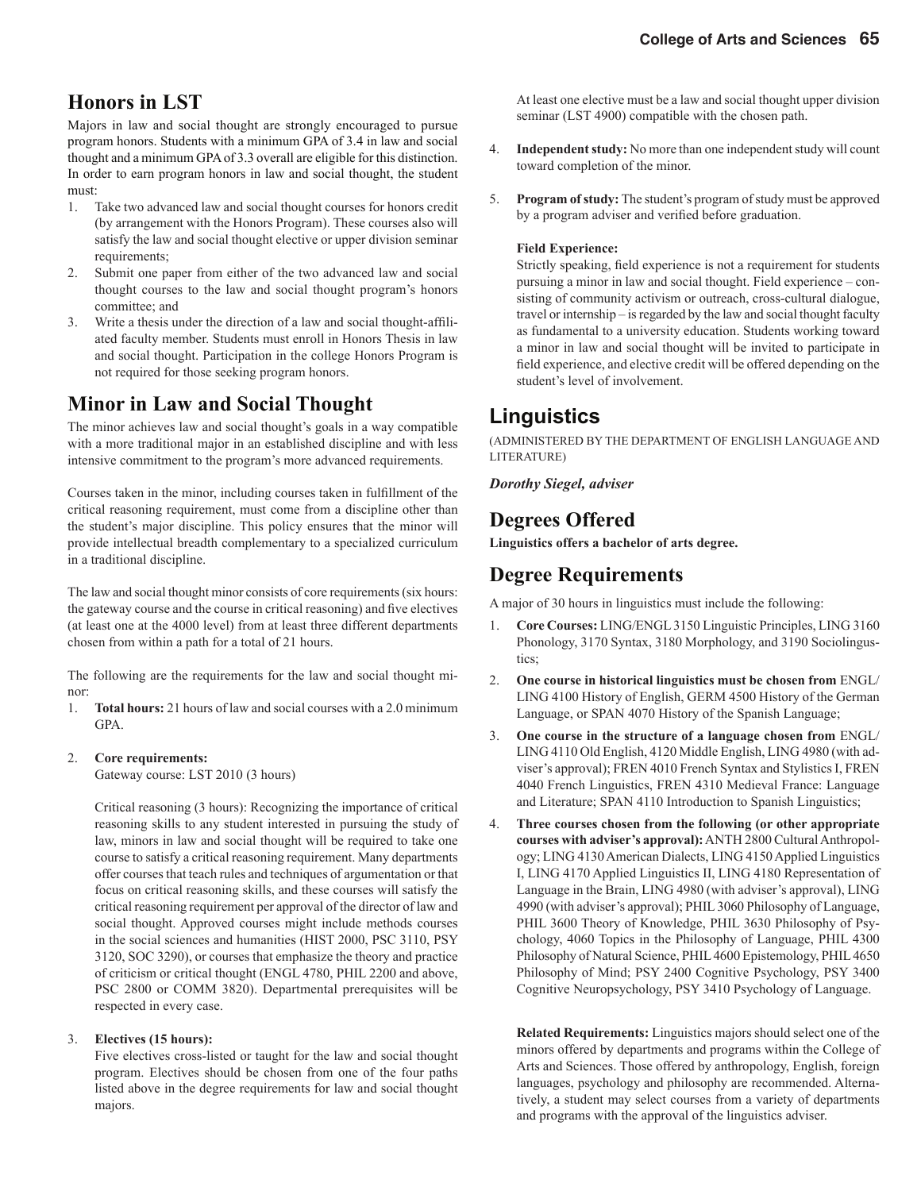## Honors in LST

Majors in law and social thought are strongly encouraged to pursue program honors. Students with a minimum GPA of 3.4 in law and social thought and a minimum GPA of 3.3 overall are eligible for this distinction. In order to earn program honors in law and social thought, the student must:

1. Take two advanced law and social thought courses for honors credit (by arrangement with the Honors Program). These courses also will satisfy the law and social thought elective or upper division seminar requirements;
2. Submit one paper from either of the two advanced law and social thought courses to the law and social thought program's honors committee; and
3. Write a thesis under the direction of a law and social thought-affiliated faculty member. Students must enroll in Honors Thesis in law and social thought. Participation in the college Honors Program is not required for those seeking program honors.

## Minor in Law and Social Thought

The minor achieves law and social thought's goals in a way compatible with a more traditional major in an established discipline and with less intensive commitment to the program's more advanced requirements.

Courses taken in the minor, including courses taken in fulfillment of the critical reasoning requirement, must come from a discipline other than the student's major discipline. This policy ensures that the minor will provide intellectual breadth complementary to a specialized curriculum in a traditional discipline.

The law and social thought minor consists of core requirements (six hours: the gateway course and the course in critical reasoning) and five electives (at least one at the 4000 level) from at least three different departments chosen from within a path for a total of 21 hours.

The following are the requirements for the law and social thought minor:

1. **Total hours:** 21 hours of law and social courses with a 2.0 minimum GPA.

2. **Core requirements:**
   Gateway course: LST 2010 (3 hours)

   Critical reasoning (3 hours): Recognizing the importance of critical reasoning skills to any student interested in pursuing the study of law, minors in law and social thought will be required to take one course to satisfy a critical reasoning requirement. Many departments offer courses that teach rules and techniques of argumentation or that focus on critical reasoning skills, and these courses will satisfy the critical reasoning requirement per approval of the director of law and social thought. Approved courses might include methods courses in the social sciences and humanities (HIST 2000, PSC 3110, PSY 3120, SOC 3290), or courses that emphasize the theory and practice of criticism or critical thought (ENGL 4780, PHIL 2200 and above, PSC 2800 or COMM 3820). Departmental prerequisites will be respected in every case.

3. **Electives (15 hours):**
   Five electives cross-listed or taught for the law and social thought program. Electives should be chosen from one of the four paths listed above in the degree requirements for law and social thought majors.

   At least one elective must be a law and social thought upper division seminar (LST 4900) compatible with the chosen path.

4. **Independent study:** No more than one independent study will count toward completion of the minor.

5. **Program of study:** The student's program of study must be approved by a program adviser and verified before graduation.

   **Field Experience:**
   Strictly speaking, field experience is not a requirement for students pursuing a minor in law and social thought. Field experience – consisting of community activism or outreach, cross-cultural dialogue, travel or internship – is regarded by the law and social thought faculty as fundamental to a university education. Students working toward a minor in law and social thought will be invited to participate in field experience, and elective credit will be offered depending on the student's level of involvement.

# Linguistics

(ADMINISTERED BY THE DEPARTMENT OF ENGLISH LANGUAGE AND LITERATURE)

***Dorothy Siegel, adviser***

## Degrees Offered

**Linguistics offers a bachelor of arts degree.**

## Degree Requirements

A major of 30 hours in linguistics must include the following:

1. **Core Courses:** LING/ENGL 3150 Linguistic Principles, LING 3160 Phonology, 3170 Syntax, 3180 Morphology, and 3190 Sociolinguistics;
2. **One course in historical linguistics must be chosen from** ENGL/LING 4100 History of English, GERM 4500 History of the German Language, or SPAN 4070 History of the Spanish Language;
3. **One course in the structure of a language chosen from** ENGL/LING 4110 Old English, 4120 Middle English, LING 4980 (with adviser's approval); FREN 4010 French Syntax and Stylistics I, FREN 4040 French Linguistics, FREN 4310 Medieval France: Language and Literature; SPAN 4110 Introduction to Spanish Linguistics;
4. **Three courses chosen from the following (or other appropriate courses with adviser's approval):** ANTH 2800 Cultural Anthropology; LING 4130 American Dialects, LING 4150 Applied Linguistics I, LING 4170 Applied Linguistics II, LING 4180 Representation of Language in the Brain, LING 4980 (with adviser's approval), LING 4990 (with adviser's approval); PHIL 3060 Philosophy of Language, PHIL 3600 Theory of Knowledge, PHIL 3630 Philosophy of Psychology, 4060 Topics in the Philosophy of Language, PHIL 4300 Philosophy of Natural Science, PHIL 4600 Epistemology, PHIL 4650 Philosophy of Mind; PSY 2400 Cognitive Psychology, PSY 3400 Cognitive Neuropsychology, PSY 3410 Psychology of Language.

   **Related Requirements:** Linguistics majors should select one of the minors offered by departments and programs within the College of Arts and Sciences. Those offered by anthropology, English, foreign languages, psychology and philosophy are recommended. Alternatively, a student may select courses from a variety of departments and programs with the approval of the linguistics adviser.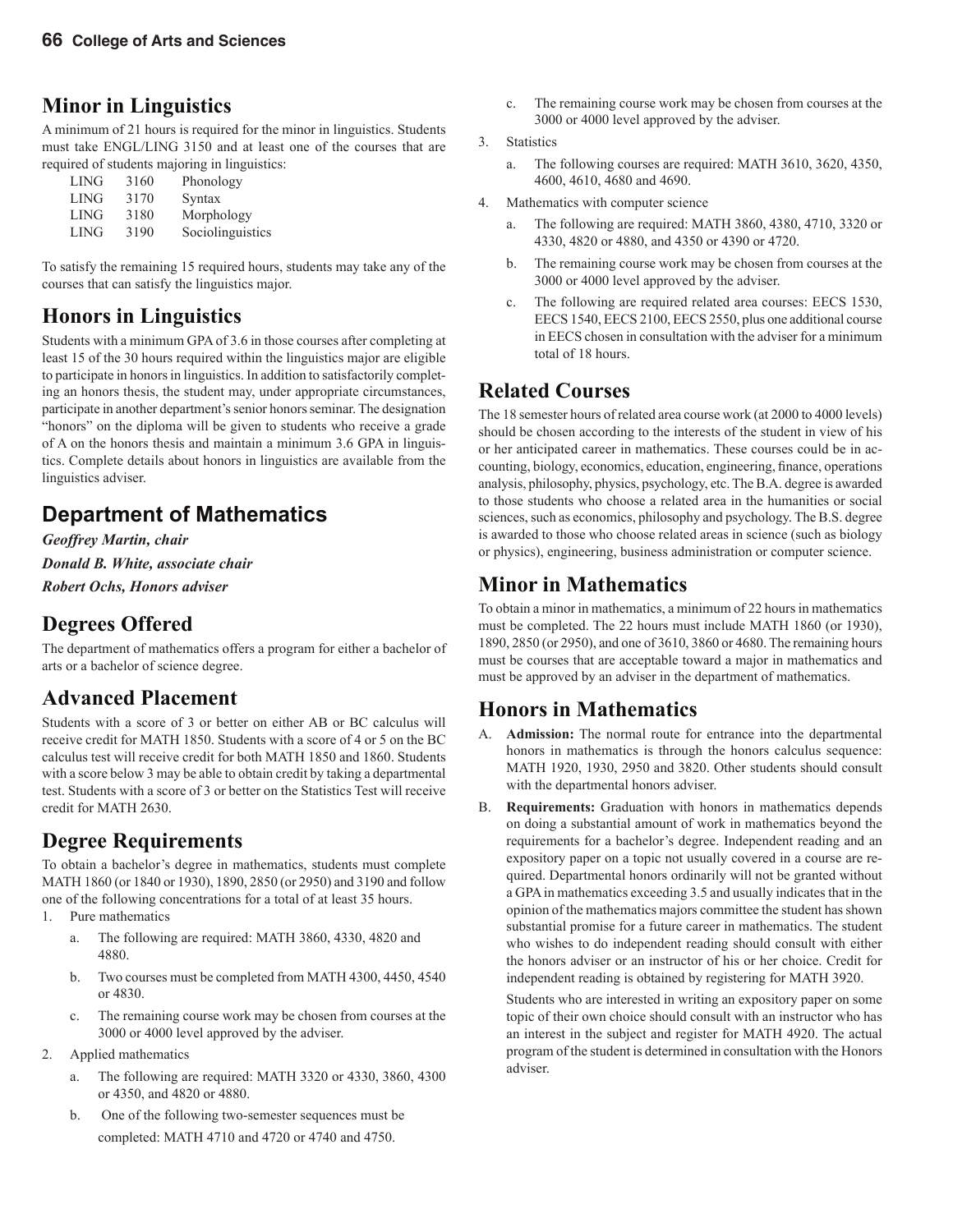## Minor in Linguistics

A minimum of 21 hours is required for the minor in linguistics. Students must take ENGL/LING 3150 and at least one of the courses that are required of students majoring in linguistics:

| | | |
|---|---|---|
| LING | 3160 | Phonology |
| LING | 3170 | Syntax |
| LING | 3180 | Morphology |
| LING | 3190 | Sociolinguistics |

To satisfy the remaining 15 required hours, students may take any of the courses that can satisfy the linguistics major.

## Honors in Linguistics

Students with a minimum GPA of 3.6 in those courses after completing at least 15 of the 30 hours required within the linguistics major are eligible to participate in honors in linguistics. In addition to satisfactorily completing an honors thesis, the student may, under appropriate circumstances, participate in another department's senior honors seminar. The designation "honors" on the diploma will be given to students who receive a grade of A on the honors thesis and maintain a minimum 3.6 GPA in linguistics. Complete details about honors in linguistics are available from the linguistics adviser.

# Department of Mathematics

***Geoffrey Martin, chair***

***Donald B. White, associate chair***

***Robert Ochs, Honors adviser***

## Degrees Offered

The department of mathematics offers a program for either a bachelor of arts or a bachelor of science degree.

## Advanced Placement

Students with a score of 3 or better on either AB or BC calculus will receive credit for MATH 1850. Students with a score of 4 or 5 on the BC calculus test will receive credit for both MATH 1850 and 1860. Students with a score below 3 may be able to obtain credit by taking a departmental test. Students with a score of 3 or better on the Statistics Test will receive credit for MATH 2630.

## Degree Requirements

To obtain a bachelor's degree in mathematics, students must complete MATH 1860 (or 1840 or 1930), 1890, 2850 (or 2950) and 3190 and follow one of the following concentrations for a total of at least 35 hours.

1. Pure mathematics
   a. The following are required: MATH 3860, 4330, 4820 and 4880.
   b. Two courses must be completed from MATH 4300, 4450, 4540 or 4830.
   c. The remaining course work may be chosen from courses at the 3000 or 4000 level approved by the adviser.
2. Applied mathematics
   a. The following are required: MATH 3320 or 4330, 3860, 4300 or 4350, and 4820 or 4880.
   b. One of the following two-semester sequences must be completed: MATH 4710 and 4720 or 4740 and 4750.
   c. The remaining course work may be chosen from courses at the 3000 or 4000 level approved by the adviser.
3. Statistics
   a. The following courses are required: MATH 3610, 3620, 4350, 4600, 4610, 4680 and 4690.
4. Mathematics with computer science
   a. The following are required: MATH 3860, 4380, 4710, 3320 or 4330, 4820 or 4880, and 4350 or 4390 or 4720.
   b. The remaining course work may be chosen from courses at the 3000 or 4000 level approved by the adviser.
   c. The following are required related area courses: EECS 1530, EECS 1540, EECS 2100, EECS 2550, plus one additional course in EECS chosen in consultation with the adviser for a minimum total of 18 hours.

## Related Courses

The 18 semester hours of related area course work (at 2000 to 4000 levels) should be chosen according to the interests of the student in view of his or her anticipated career in mathematics. These courses could be in accounting, biology, economics, education, engineering, finance, operations analysis, philosophy, physics, psychology, etc. The B.A. degree is awarded to those students who choose a related area in the humanities or social sciences, such as economics, philosophy and psychology. The B.S. degree is awarded to those who choose related areas in science (such as biology or physics), engineering, business administration or computer science.

## Minor in Mathematics

To obtain a minor in mathematics, a minimum of 22 hours in mathematics must be completed. The 22 hours must include MATH 1860 (or 1930), 1890, 2850 (or 2950), and one of 3610, 3860 or 4680. The remaining hours must be courses that are acceptable toward a major in mathematics and must be approved by an adviser in the department of mathematics.

## Honors in Mathematics

A. **Admission:** The normal route for entrance into the departmental honors in mathematics is through the honors calculus sequence: MATH 1920, 1930, 2950 and 3820. Other students should consult with the departmental honors adviser.

B. **Requirements:** Graduation with honors in mathematics depends on doing a substantial amount of work in mathematics beyond the requirements for a bachelor's degree. Independent reading and an expository paper on a topic not usually covered in a course are required. Departmental honors ordinarily will not be granted without a GPA in mathematics exceeding 3.5 and usually indicates that in the opinion of the mathematics majors committee the student has shown substantial promise for a future career in mathematics. The student who wishes to do independent reading should consult with either the honors adviser or an instructor of his or her choice. Credit for independent reading is obtained by registering for MATH 3920.

   Students who are interested in writing an expository paper on some topic of their own choice should consult with an instructor who has an interest in the subject and register for MATH 4920. The actual program of the student is determined in consultation with the Honors adviser.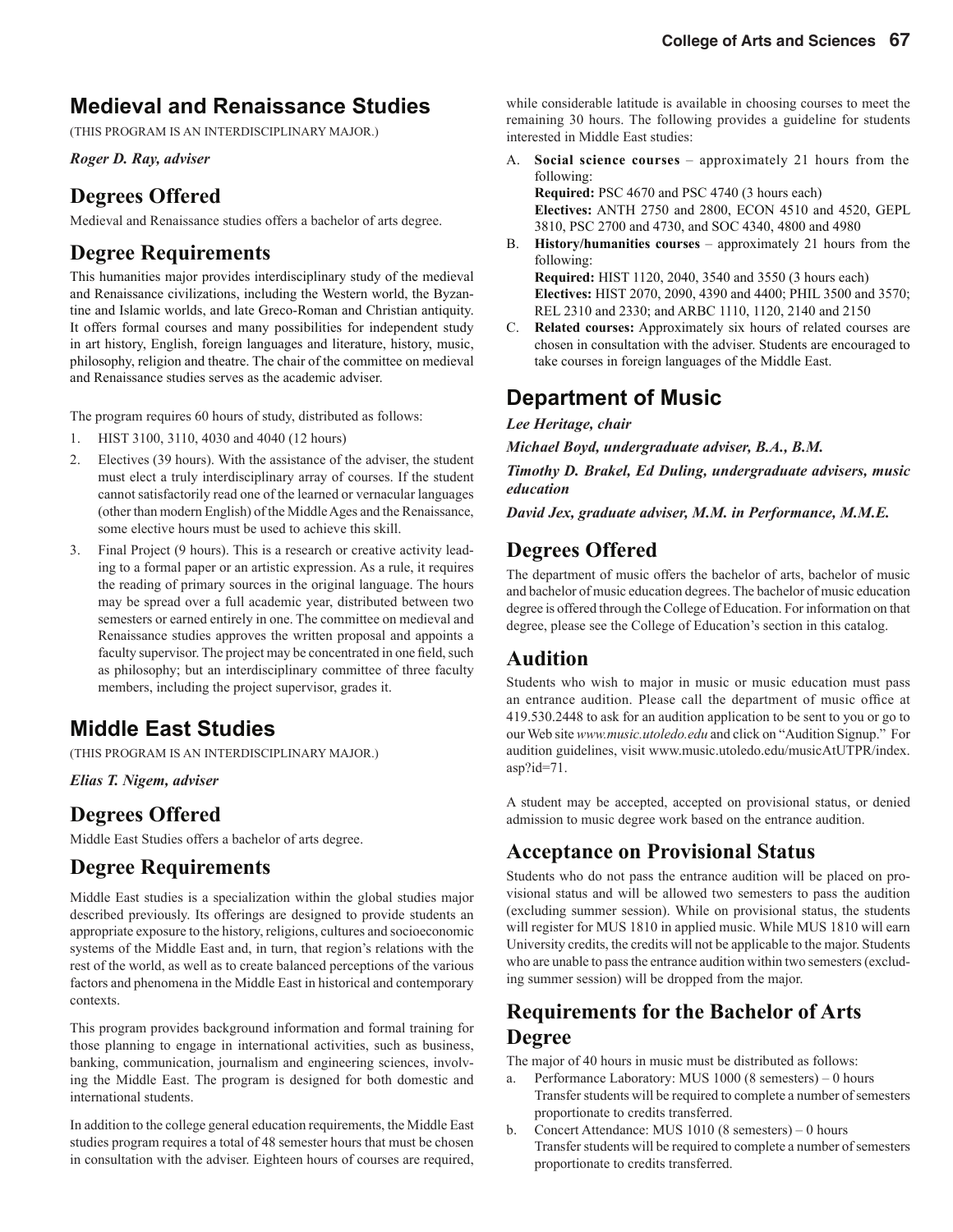## Medieval and Renaissance Studies

(THIS PROGRAM IS AN INTERDISCIPLINARY MAJOR.)

***Roger D. Ray, adviser***

### Degrees Offered

Medieval and Renaissance studies offers a bachelor of arts degree.

### Degree Requirements

This humanities major provides interdisciplinary study of the medieval and Renaissance civilizations, including the Western world, the Byzantine and Islamic worlds, and late Greco-Roman and Christian antiquity. It offers formal courses and many possibilities for independent study in art history, English, foreign languages and literature, history, music, philosophy, religion and theatre. The chair of the committee on medieval and Renaissance studies serves as the academic adviser.

The program requires 60 hours of study, distributed as follows:

1. HIST 3100, 3110, 4030 and 4040 (12 hours)
2. Electives (39 hours). With the assistance of the adviser, the student must elect a truly interdisciplinary array of courses. If the student cannot satisfactorily read one of the learned or vernacular languages (other than modern English) of the Middle Ages and the Renaissance, some elective hours must be used to achieve this skill.
3. Final Project (9 hours). This is a research or creative activity leading to a formal paper or an artistic expression. As a rule, it requires the reading of primary sources in the original language. The hours may be spread over a full academic year, distributed between two semesters or earned entirely in one. The committee on medieval and Renaissance studies approves the written proposal and appoints a faculty supervisor. The project may be concentrated in one field, such as philosophy; but an interdisciplinary committee of three faculty members, including the project supervisor, grades it.

## Middle East Studies

(THIS PROGRAM IS AN INTERDISCIPLINARY MAJOR.)

***Elias T. Nigem, adviser***

### Degrees Offered

Middle East Studies offers a bachelor of arts degree.

### Degree Requirements

Middle East studies is a specialization within the global studies major described previously. Its offerings are designed to provide students an appropriate exposure to the history, religions, cultures and socioeconomic systems of the Middle East and, in turn, that region's relations with the rest of the world, as well as to create balanced perceptions of the various factors and phenomena in the Middle East in historical and contemporary contexts.

This program provides background information and formal training for those planning to engage in international activities, such as business, banking, communication, journalism and engineering sciences, involving the Middle East. The program is designed for both domestic and international students.

In addition to the college general education requirements, the Middle East studies program requires a total of 48 semester hours that must be chosen in consultation with the adviser. Eighteen hours of courses are required, while considerable latitude is available in choosing courses to meet the remaining 30 hours. The following provides a guideline for students interested in Middle East studies:

A. **Social science courses** – approximately 21 hours from the following:
   **Required:** PSC 4670 and PSC 4740 (3 hours each)
   **Electives:** ANTH 2750 and 2800, ECON 4510 and 4520, GEPL 3810, PSC 2700 and 4730, and SOC 4340, 4800 and 4980
B. **History/humanities courses** – approximately 21 hours from the following:
   **Required:** HIST 1120, 2040, 3540 and 3550 (3 hours each)
   **Electives:** HIST 2070, 2090, 4390 and 4400; PHIL 3500 and 3570; REL 2310 and 2330; and ARBC 1110, 1120, 2140 and 2150
C. **Related courses:** Approximately six hours of related courses are chosen in consultation with the adviser. Students are encouraged to take courses in foreign languages of the Middle East.

## Department of Music

***Lee Heritage, chair***

***Michael Boyd, undergraduate adviser, B.A., B.M.***

***Timothy D. Brakel, Ed Duling, undergraduate advisers, music education***

***David Jex, graduate adviser, M.M. in Performance, M.M.E.***

### Degrees Offered

The department of music offers the bachelor of arts, bachelor of music and bachelor of music education degrees. The bachelor of music education degree is offered through the College of Education. For information on that degree, please see the College of Education's section in this catalog.

### Audition

Students who wish to major in music or music education must pass an entrance audition. Please call the department of music office at 419.530.2448 to ask for an audition application to be sent to you or go to our Web site *www.music.utoledo.edu* and click on "Audition Signup." For audition guidelines, visit www.music.utoledo.edu/musicAtUTPR/index.asp?id=71.

A student may be accepted, accepted on provisional status, or denied admission to music degree work based on the entrance audition.

### Acceptance on Provisional Status

Students who do not pass the entrance audition will be placed on provisional status and will be allowed two semesters to pass the audition (excluding summer session). While on provisional status, the students will register for MUS 1810 in applied music. While MUS 1810 will earn University credits, the credits will not be applicable to the major. Students who are unable to pass the entrance audition within two semesters (excluding summer session) will be dropped from the major.

### Requirements for the Bachelor of Arts Degree

The major of 40 hours in music must be distributed as follows:

a. Performance Laboratory: MUS 1000 (8 semesters) – 0 hours
   Transfer students will be required to complete a number of semesters proportionate to credits transferred.
b. Concert Attendance: MUS 1010 (8 semesters) – 0 hours
   Transfer students will be required to complete a number of semesters proportionate to credits transferred.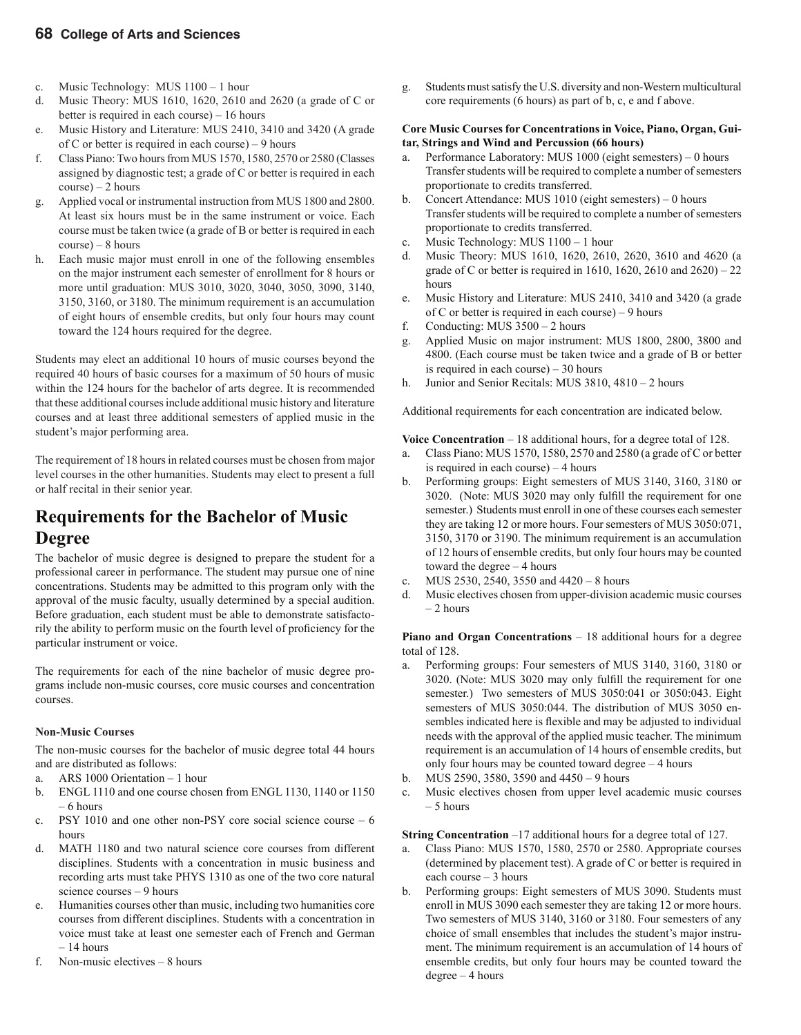c. Music Technology: MUS 1100 – 1 hour
d. Music Theory: MUS 1610, 1620, 2610 and 2620 (a grade of C or better is required in each course) – 16 hours
e. Music History and Literature: MUS 2410, 3410 and 3420 (A grade of C or better is required in each course) – 9 hours
f. Class Piano: Two hours from MUS 1570, 1580, 2570 or 2580 (Classes assigned by diagnostic test; a grade of C or better is required in each course) – 2 hours
g. Applied vocal or instrumental instruction from MUS 1800 and 2800. At least six hours must be in the same instrument or voice. Each course must be taken twice (a grade of B or better is required in each course) – 8 hours
h. Each music major must enroll in one of the following ensembles on the major instrument each semester of enrollment for 8 hours or more until graduation: MUS 3010, 3020, 3040, 3050, 3090, 3140, 3150, 3160, or 3180. The minimum requirement is an accumulation of eight hours of ensemble credits, but only four hours may count toward the 124 hours required for the degree.

Students may elect an additional 10 hours of music courses beyond the required 40 hours of basic courses for a maximum of 50 hours of music within the 124 hours for the bachelor of arts degree. It is recommended that these additional courses include additional music history and literature courses and at least three additional semesters of applied music in the student's major performing area.

The requirement of 18 hours in related courses must be chosen from major level courses in the other humanities. Students may elect to present a full or half recital in their senior year.

## Requirements for the Bachelor of Music Degree

The bachelor of music degree is designed to prepare the student for a professional career in performance. The student may pursue one of nine concentrations. Students may be admitted to this program only with the approval of the music faculty, usually determined by a special audition. Before graduation, each student must be able to demonstrate satisfactorily the ability to perform music on the fourth level of proficiency for the particular instrument or voice.

The requirements for each of the nine bachelor of music degree programs include non-music courses, core music courses and concentration courses.

**Non-Music Courses**

The non-music courses for the bachelor of music degree total 44 hours and are distributed as follows:

a. ARS 1000 Orientation – 1 hour
b. ENGL 1110 and one course chosen from ENGL 1130, 1140 or 1150 – 6 hours
c. PSY 1010 and one other non-PSY core social science course – 6 hours
d. MATH 1180 and two natural science core courses from different disciplines. Students with a concentration in music business and recording arts must take PHYS 1310 as one of the two core natural science courses – 9 hours
e. Humanities courses other than music, including two humanities core courses from different disciplines. Students with a concentration in voice must take at least one semester each of French and German – 14 hours
f. Non-music electives – 8 hours
g. Students must satisfy the U.S. diversity and non-Western multicultural core requirements (6 hours) as part of b, c, e and f above.

**Core Music Courses for Concentrations in Voice, Piano, Organ, Guitar, Strings and Wind and Percussion (66 hours)**

a. Performance Laboratory: MUS 1000 (eight semesters) – 0 hours
   Transfer students will be required to complete a number of semesters proportionate to credits transferred.
b. Concert Attendance: MUS 1010 (eight semesters) – 0 hours
   Transfer students will be required to complete a number of semesters proportionate to credits transferred.
c. Music Technology: MUS 1100 – 1 hour
d. Music Theory: MUS 1610, 1620, 2610, 2620, 3610 and 4620 (a grade of C or better is required in 1610, 1620, 2610 and 2620) – 22 hours
e. Music History and Literature: MUS 2410, 3410 and 3420 (a grade of C or better is required in each course) – 9 hours
f. Conducting: MUS 3500 – 2 hours
g. Applied Music on major instrument: MUS 1800, 2800, 3800 and 4800. (Each course must be taken twice and a grade of B or better is required in each course) – 30 hours
h. Junior and Senior Recitals: MUS 3810, 4810 – 2 hours

Additional requirements for each concentration are indicated below.

**Voice Concentration** – 18 additional hours, for a degree total of 128.

a. Class Piano: MUS 1570, 1580, 2570 and 2580 (a grade of C or better is required in each course) – 4 hours
b. Performing groups: Eight semesters of MUS 3140, 3160, 3180 or 3020. (Note: MUS 3020 may only fulfill the requirement for one semester.) Students must enroll in one of these courses each semester they are taking 12 or more hours. Four semesters of MUS 3050:071, 3150, 3170 or 3190. The minimum requirement is an accumulation of 12 hours of ensemble credits, but only four hours may be counted toward the degree – 4 hours
c. MUS 2530, 2540, 3550 and 4420 – 8 hours
d. Music electives chosen from upper-division academic music courses – 2 hours

**Piano and Organ Concentrations** – 18 additional hours for a degree total of 128.

a. Performing groups: Four semesters of MUS 3140, 3160, 3180 or 3020. (Note: MUS 3020 may only fulfill the requirement for one semester.) Two semesters of MUS 3050:041 or 3050:043. Eight semesters of MUS 3050:044. The distribution of MUS 3050 ensembles indicated here is flexible and may be adjusted to individual needs with the approval of the applied music teacher. The minimum requirement is an accumulation of 14 hours of ensemble credits, but only four hours may be counted toward degree – 4 hours
b. MUS 2590, 3580, 3590 and 4450 – 9 hours
c. Music electives chosen from upper level academic music courses – 5 hours

**String Concentration** –17 additional hours for a degree total of 127.

a. Class Piano: MUS 1570, 1580, 2570 or 2580. Appropriate courses (determined by placement test). A grade of C or better is required in each course – 3 hours
b. Performing groups: Eight semesters of MUS 3090. Students must enroll in MUS 3090 each semester they are taking 12 or more hours. Two semesters of MUS 3140, 3160 or 3180. Four semesters of any choice of small ensembles that includes the student's major instrument. The minimum requirement is an accumulation of 14 hours of ensemble credits, but only four hours may be counted toward the degree – 4 hours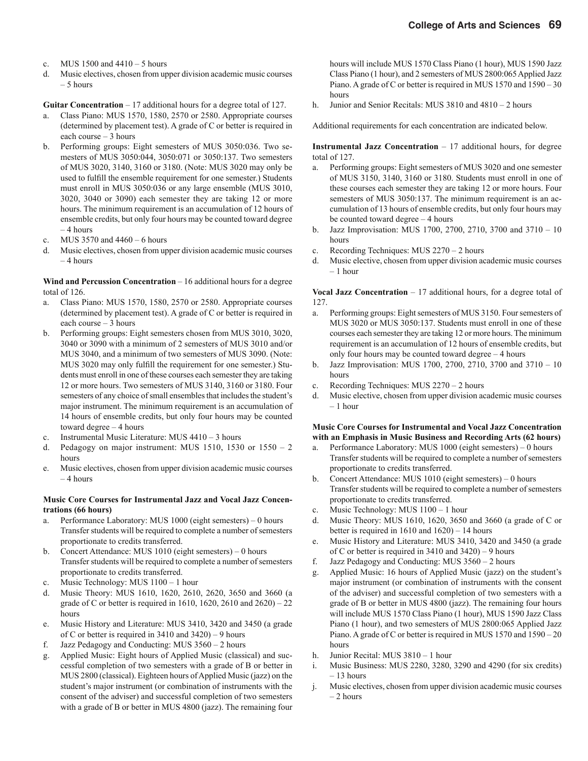c. MUS 1500 and 4410 – 5 hours
d. Music electives, chosen from upper division academic music courses – 5 hours

**Guitar Concentration** – 17 additional hours for a degree total of 127.

a. Class Piano: MUS 1570, 1580, 2570 or 2580. Appropriate courses (determined by placement test). A grade of C or better is required in each course – 3 hours
b. Performing groups: Eight semesters of MUS 3050:036. Two semesters of MUS 3050:044, 3050:071 or 3050:137. Two semesters of MUS 3020, 3140, 3160 or 3180. (Note: MUS 3020 may only be used to fulfill the ensemble requirement for one semester.) Students must enroll in MUS 3050:036 or any large ensemble (MUS 3010, 3020, 3040 or 3090) each semester they are taking 12 or more hours. The minimum requirement is an accumulation of 12 hours of ensemble credits, but only four hours may be counted toward degree – 4 hours
c. MUS 3570 and 4460 – 6 hours
d. Music electives, chosen from upper division academic music courses – 4 hours

**Wind and Percussion Concentration** – 16 additional hours for a degree total of 126.

a. Class Piano: MUS 1570, 1580, 2570 or 2580. Appropriate courses (determined by placement test). A grade of C or better is required in each course – 3 hours
b. Performing groups: Eight semesters chosen from MUS 3010, 3020, 3040 or 3090 with a minimum of 2 semesters of MUS 3010 and/or MUS 3040, and a minimum of two semesters of MUS 3090. (Note: MUS 3020 may only fulfill the requirement for one semester.) Students must enroll in one of these courses each semester they are taking 12 or more hours. Two semesters of MUS 3140, 3160 or 3180. Four semesters of any choice of small ensembles that includes the student's major instrument. The minimum requirement is an accumulation of 14 hours of ensemble credits, but only four hours may be counted toward degree – 4 hours
c. Instrumental Music Literature: MUS 4410 – 3 hours
d. Pedagogy on major instrument: MUS 1510, 1530 or 1550 – 2 hours
e. Music electives, chosen from upper division academic music courses – 4 hours

**Music Core Courses for Instrumental Jazz and Vocal Jazz Concentrations (66 hours)**

a. Performance Laboratory: MUS 1000 (eight semesters) – 0 hours
Transfer students will be required to complete a number of semesters proportionate to credits transferred.
b. Concert Attendance: MUS 1010 (eight semesters) – 0 hours
Transfer students will be required to complete a number of semesters proportionate to credits transferred.
c. Music Technology: MUS 1100 – 1 hour
d. Music Theory: MUS 1610, 1620, 2610, 2620, 3650 and 3660 (a grade of C or better is required in 1610, 1620, 2610 and 2620) – 22 hours
e. Music History and Literature: MUS 3410, 3420 and 3450 (a grade of C or better is required in 3410 and 3420) – 9 hours
f. Jazz Pedagogy and Conducting: MUS 3560 – 2 hours
g. Applied Music: Eight hours of Applied Music (classical) and successful completion of two semesters with a grade of B or better in MUS 2800 (classical). Eighteen hours of Applied Music (jazz) on the student's major instrument (or combination of instruments with the consent of the adviser) and successful completion of two semesters with a grade of B or better in MUS 4800 (jazz). The remaining four hours will include MUS 1570 Class Piano (1 hour), MUS 1590 Jazz Class Piano (1 hour), and 2 semesters of MUS 2800:065 Applied Jazz Piano. A grade of C or better is required in MUS 1570 and 1590 – 30 hours
h. Junior and Senior Recitals: MUS 3810 and 4810 – 2 hours

Additional requirements for each concentration are indicated below.

**Instrumental Jazz Concentration** – 17 additional hours, for degree total of 127.

a. Performing groups: Eight semesters of MUS 3020 and one semester of MUS 3150, 3140, 3160 or 3180. Students must enroll in one of these courses each semester they are taking 12 or more hours. Four semesters of MUS 3050:137. The minimum requirement is an accumulation of 13 hours of ensemble credits, but only four hours may be counted toward degree – 4 hours
b. Jazz Improvisation: MUS 1700, 2700, 2710, 3700 and 3710 – 10 hours
c. Recording Techniques: MUS 2270 – 2 hours
d. Music elective, chosen from upper division academic music courses – 1 hour

**Vocal Jazz Concentration** – 17 additional hours, for a degree total of 127.

a. Performing groups: Eight semesters of MUS 3150. Four semesters of MUS 3020 or MUS 3050:137. Students must enroll in one of these courses each semester they are taking 12 or more hours. The minimum requirement is an accumulation of 12 hours of ensemble credits, but only four hours may be counted toward degree – 4 hours
b. Jazz Improvisation: MUS 1700, 2700, 2710, 3700 and 3710 – 10 hours
c. Recording Techniques: MUS 2270 – 2 hours
d. Music elective, chosen from upper division academic music courses – 1 hour

**Music Core Courses for Instrumental and Vocal Jazz Concentration with an Emphasis in Music Business and Recording Arts (62 hours)**

a. Performance Laboratory: MUS 1000 (eight semesters) – 0 hours
Transfer students will be required to complete a number of semesters proportionate to credits transferred.
b. Concert Attendance: MUS 1010 (eight semesters) – 0 hours
Transfer students will be required to complete a number of semesters proportionate to credits transferred.
c. Music Technology: MUS 1100 – 1 hour
d. Music Theory: MUS 1610, 1620, 3650 and 3660 (a grade of C or better is required in 1610 and 1620) – 14 hours
e. Music History and Literature: MUS 3410, 3420 and 3450 (a grade of C or better is required in 3410 and 3420) – 9 hours
f. Jazz Pedagogy and Conducting: MUS 3560 – 2 hours
g. Applied Music: 16 hours of Applied Music (jazz) on the student's major instrument (or combination of instruments with the consent of the adviser) and successful completion of two semesters with a grade of B or better in MUS 4800 (jazz). The remaining four hours will include MUS 1570 Class Piano (1 hour), MUS 1590 Jazz Class Piano (1 hour), and two semesters of MUS 2800:065 Applied Jazz Piano. A grade of C or better is required in MUS 1570 and 1590 – 20 hours
h. Junior Recital: MUS 3810 – 1 hour
i. Music Business: MUS 2280, 3280, 3290 and 4290 (for six credits) – 13 hours
j. Music electives, chosen from upper division academic music courses – 2 hours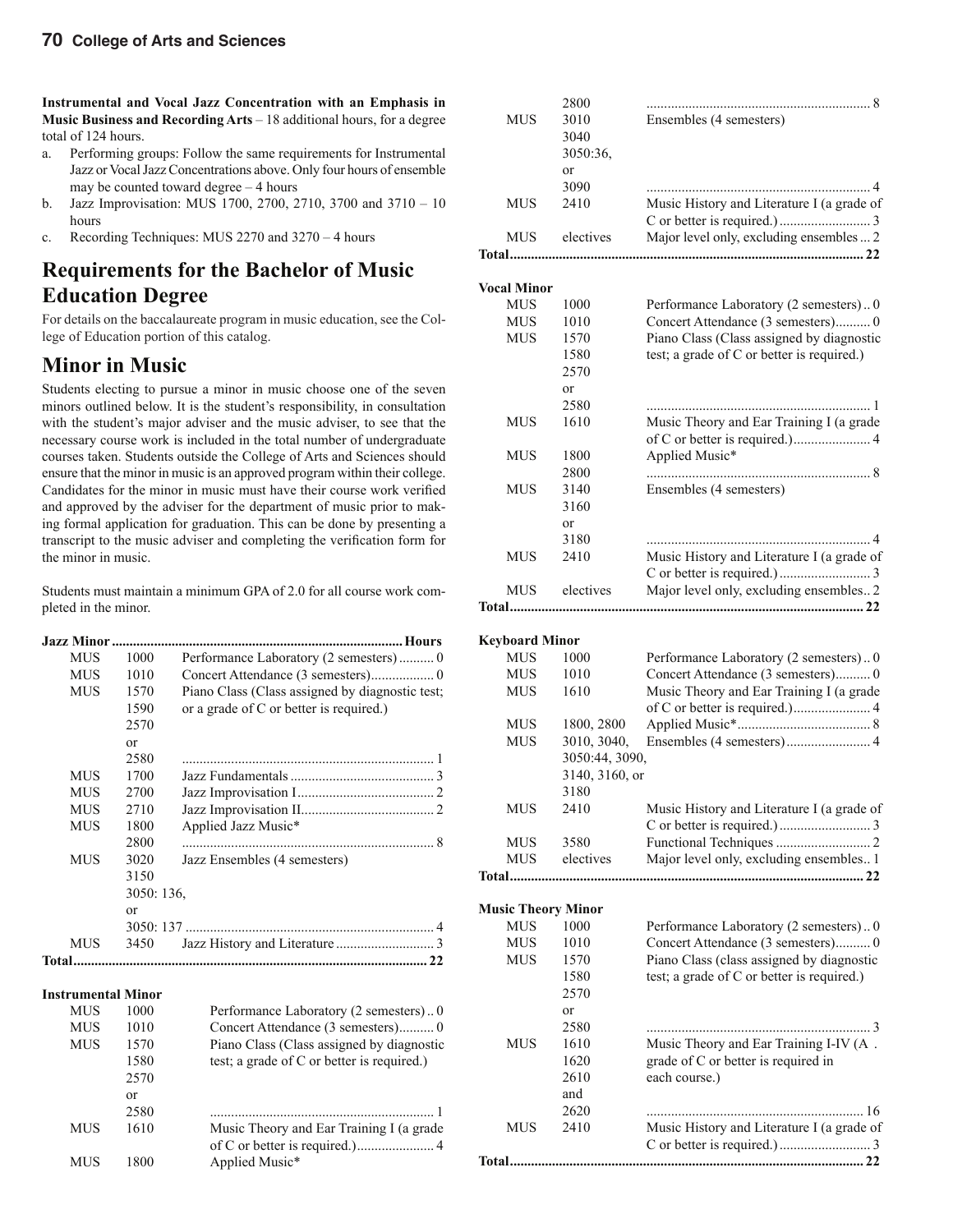**Instrumental and Vocal Jazz Concentration with an Emphasis in Music Business and Recording Arts** – 18 additional hours, for a degree total of 124 hours.

a. Performing groups: Follow the same requirements for Instrumental Jazz or Vocal Jazz Concentrations above. Only four hours of ensemble may be counted toward degree – 4 hours
b. Jazz Improvisation: MUS 1700, 2700, 2710, 3700 and 3710 – 10 hours
c. Recording Techniques: MUS 2270 and 3270 – 4 hours

## Requirements for the Bachelor of Music Education Degree

For details on the baccalaureate program in music education, see the College of Education portion of this catalog.

## Minor in Music

Students electing to pursue a minor in music choose one of the seven minors outlined below. It is the student's responsibility, in consultation with the student's major adviser and the music adviser, to see that the necessary course work is included in the total number of undergraduate courses taken. Students outside the College of Arts and Sciences should ensure that the minor in music is an approved program within their college. Candidates for the minor in music must have their course work verified and approved by the adviser for the department of music prior to making formal application for graduation. This can be done by presenting a transcript to the music adviser and completing the verification form for the minor in music.

Students must maintain a minimum GPA of 2.0 for all course work completed in the minor.

**Jazz Minor**

| | | | Hours |
|---|---|---|---|
| MUS | 1000 | Performance Laboratory (2 semesters) | 0 |
| MUS | 1010 | Concert Attendance (3 semesters) | 0 |
| MUS | 1570, 1590, 2570 or 2580 | Piano Class (Class assigned by diagnostic test; or a grade of C or better is required.) | 1 |
| MUS | 1700 | Jazz Fundamentals | 3 |
| MUS | 2700 | Jazz Improvisation I | 2 |
| MUS | 2710 | Jazz Improvisation II | 2 |
| MUS | 1800, 2800 | Applied Jazz Music* | 8 |
| MUS | 3020, 3150, 3050: 136, or 3050: 137 | Jazz Ensembles (4 semesters) | 4 |
| MUS | 3450 | Jazz History and Literature | 3 |
| **Total** | | | **22** |

**Instrumental Minor**

| | | | |
|---|---|---|---|
| MUS | 1000 | Performance Laboratory (2 semesters) | 0 |
| MUS | 1010 | Concert Attendance (3 semesters) | 0 |
| MUS | 1570, 1580, 2570 or 2580 | Piano Class (Class assigned by diagnostic test; a grade of C or better is required.) | 1 |
| MUS | 1610 | Music Theory and Ear Training I (a grade of C or better is required.) | 4 |
| MUS | 1800, 2800 | Applied Music* | 8 |
| MUS | 3010, 3040, 3050:36, or 3090 | Ensembles (4 semesters) | 4 |
| MUS | 2410 | Music History and Literature I (a grade of C or better is required.) | 3 |
| MUS | electives | Major level only, excluding ensembles | 2 |
| **Total** | | | **22** |

**Vocal Minor**

| | | | |
|---|---|---|---|
| MUS | 1000 | Performance Laboratory (2 semesters) | 0 |
| MUS | 1010 | Concert Attendance (3 semesters) | 0 |
| MUS | 1570, 1580, 2570 or 2580 | Piano Class (Class assigned by diagnostic test; a grade of C or better is required.) | 1 |
| MUS | 1610 | Music Theory and Ear Training I (a grade of C or better is required.) | 4 |
| MUS | 1800, 2800 | Applied Music* | 8 |
| MUS | 3140, 3160 or 3180 | Ensembles (4 semesters) | 4 |
| MUS | 2410 | Music History and Literature I (a grade of C or better is required.) | 3 |
| MUS | electives | Major level only, excluding ensembles | 2 |
| **Total** | | | **22** |

**Keyboard Minor**

| | | | |
|---|---|---|---|
| MUS | 1000 | Performance Laboratory (2 semesters) | 0 |
| MUS | 1010 | Concert Attendance (3 semesters) | 0 |
| MUS | 1610 | Music Theory and Ear Training I (a grade of C or better is required.) | 4 |
| MUS | 1800, 2800 | Applied Music* | 8 |
| MUS | 3010, 3040, 3050:44, 3090, 3140, 3160, or 3180 | Ensembles (4 semesters) | 4 |
| MUS | 2410 | Music History and Literature I (a grade of C or better is required.) | 3 |
| MUS | 3580 | Functional Techniques | 2 |
| MUS | electives | Major level only, excluding ensembles | 1 |
| **Total** | | | **22** |

**Music Theory Minor**

| | | | |
|---|---|---|---|
| MUS | 1000 | Performance Laboratory (2 semesters) | 0 |
| MUS | 1010 | Concert Attendance (3 semesters) | 0 |
| MUS | 1570, 1580, 2570 or 2580 | Piano Class (class assigned by diagnostic test; a grade of C or better is required.) | 3 |
| MUS | 1610, 1620, 2610 and 2620 | Music Theory and Ear Training I-IV (A . grade of C or better is required in each course.) | 16 |
| MUS | 2410 | Music History and Literature I (a grade of C or better is required.) | 3 |
| **Total** | | | **22** |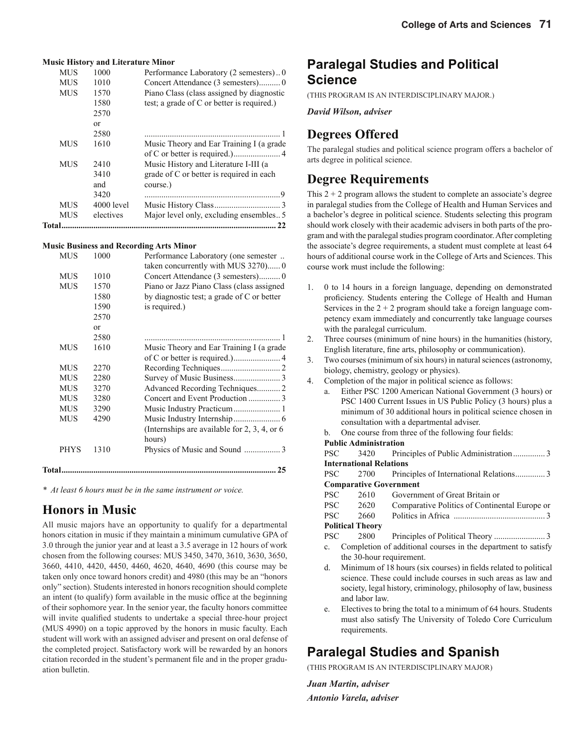**Music History and Literature Minor**

| | | | |
|---|---|---|---|
| MUS | 1000 | Performance Laboratory (2 semesters) | 0 |
| MUS | 1010 | Concert Attendance (3 semesters) | 0 |
| MUS | 1570 1580 2570 or 2580 | Piano Class (class assigned by diagnostic test; a grade of C or better is required.) | 1 |
| MUS | 1610 | Music Theory and Ear Training I (a grade of C or better is required.) | 4 |
| MUS | 2410 3410 and 3420 | Music History and Literature I-III (a grade of C or better is required in each course.) | 9 |
| MUS | 4000 level | Music History Class | 3 |
| MUS | electives | Major level only, excluding ensembles | 5 |
| **Total** | | | **22** |

**Music Business and Recording Arts Minor**

| | | | |
|---|---|---|---|
| MUS | 1000 | Performance Laboratory (one semester taken concurrently with MUS 3270) | 0 |
| MUS | 1010 | Concert Attendance (3 semesters) | 0 |
| MUS | 1570 1580 1590 2570 or 2580 | Piano or Jazz Piano Class (class assigned by diagnostic test; a grade of C or better is required.) | 1 |
| MUS | 1610 | Music Theory and Ear Training I (a grade of C or better is required.) | 4 |
| MUS | 2270 | Recording Techniques | 2 |
| MUS | 2280 | Survey of Music Business | 3 |
| MUS | 3270 | Advanced Recording Techniques | 2 |
| MUS | 3280 | Concert and Event Production | 3 |
| MUS | 3290 | Music Industry Practicum | 1 |
| MUS | 4290 | Music Industry Internship (Internships are available for 2, 3, 4, or 6 hours) | 6 |
| PHYS | 1310 | Physics of Music and Sound | 3 |
| **Total** | | | **25** |

*\* At least 6 hours must be in the same instrument or voice.*

## Honors in Music

All music majors have an opportunity to qualify for a departmental honors citation in music if they maintain a minimum cumulative GPA of 3.0 through the junior year and at least a 3.5 average in 12 hours of work chosen from the following courses: MUS 3450, 3470, 3610, 3630, 3650, 3660, 4410, 4420, 4450, 4460, 4620, 4640, 4690 (this course may be taken only once toward honors credit) and 4980 (this may be an "honors only" section). Students interested in honors recognition should complete an intent (to qualify) form available in the music office at the beginning of their sophomore year. In the senior year, the faculty honors committee will invite qualified students to undertake a special three-hour project (MUS 4990) on a topic approved by the honors in music faculty. Each student will work with an assigned adviser and present on oral defense of the completed project. Satisfactory work will be rewarded by an honors citation recorded in the student's permanent file and in the proper graduation bulletin.

# Paralegal Studies and Political Science

(THIS PROGRAM IS AN INTERDISCIPLINARY MAJOR.)

***David Wilson, adviser***

## Degrees Offered

The paralegal studies and political science program offers a bachelor of arts degree in political science.

## Degree Requirements

This 2 + 2 program allows the student to complete an associate's degree in paralegal studies from the College of Health and Human Services and a bachelor's degree in political science. Students selecting this program should work closely with their academic advisers in both parts of the program and with the paralegal studies program coordinator. After completing the associate's degree requirements, a student must complete at least 64 hours of additional course work in the College of Arts and Sciences. This course work must include the following:

1. 0 to 14 hours in a foreign language, depending on demonstrated proficiency. Students entering the College of Health and Human Services in the 2 + 2 program should take a foreign language competency exam immediately and concurrently take language courses with the paralegal curriculum.
2. Three courses (minimum of nine hours) in the humanities (history, English literature, fine arts, philosophy or communication).
3. Two courses (minimum of six hours) in natural sciences (astronomy, biology, chemistry, geology or physics).
4. Completion of the major in political science as follows:
   a. Either PSC 1200 American National Government (3 hours) or PSC 1400 Current Issues in US Public Policy (3 hours) plus a minimum of 30 additional hours in political science chosen in consultation with a departmental adviser.
   b. One course from three of the following four fields:

| | | | |
|---|---|---|---|
| **Public Administration** | | | |
| PSC | 3420 | Principles of Public Administration | 3 |
| **International Relations** | | | |
| PSC | 2700 | Principles of International Relations | 3 |
| **Comparative Government** | | | |
| PSC | 2610 | Government of Great Britain or | |
| PSC | 2620 | Comparative Politics of Continental Europe or | |
| PSC | 2660 | Politics in Africa | 3 |
| **Political Theory** | | | |
| PSC | 2800 | Principles of Political Theory | 3 |

   c. Completion of additional courses in the department to satisfy the 30-hour requirement.
   d. Minimum of 18 hours (six courses) in fields related to political science. These could include courses in such areas as law and society, legal history, criminology, philosophy of law, business and labor law.
   e. Electives to bring the total to a minimum of 64 hours. Students must also satisfy The University of Toledo Core Curriculum requirements.

# Paralegal Studies and Spanish

(THIS PROGRAM IS AN INTERDISCIPLINARY MAJOR)

***Juan Martin, adviser***

***Antonio Varela, adviser***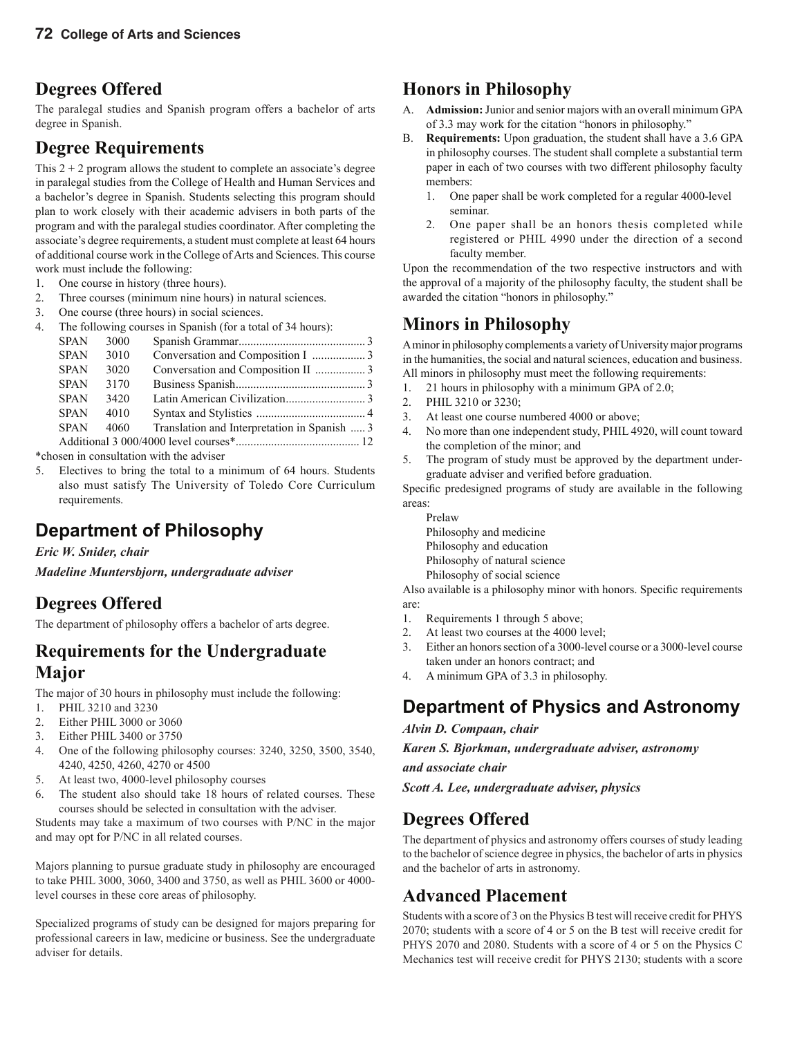## Degrees Offered

The paralegal studies and Spanish program offers a bachelor of arts degree in Spanish.

## Degree Requirements

This 2 + 2 program allows the student to complete an associate's degree in paralegal studies from the College of Health and Human Services and a bachelor's degree in Spanish. Students selecting this program should plan to work closely with their academic advisers in both parts of the program and with the paralegal studies coordinator. After completing the associate's degree requirements, a student must complete at least 64 hours of additional course work in the College of Arts and Sciences. This course work must include the following:

1. One course in history (three hours).
2. Three courses (minimum nine hours) in natural sciences.
3. One course (three hours) in social sciences.
4. The following courses in Spanish (for a total of 34 hours):

| | | | |
|---|---|---|---|
| SPAN | 3000 | Spanish Grammar | 3 |
| SPAN | 3010 | Conversation and Composition I | 3 |
| SPAN | 3020 | Conversation and Composition II | 3 |
| SPAN | 3170 | Business Spanish | 3 |
| SPAN | 3420 | Latin American Civilization | 3 |
| SPAN | 4010 | Syntax and Stylistics | 4 |
| SPAN | 4060 | Translation and Interpretation in Spanish | 3 |
| Additional 3 000/4000 level courses* | | | 12 |

*chosen in consultation with the adviser

5. Electives to bring the total to a minimum of 64 hours. Students also must satisfy The University of Toledo Core Curriculum requirements.

# Department of Philosophy

***Eric W. Snider, chair***

***Madeline Muntersbjorn, undergraduate adviser***

## Degrees Offered

The department of philosophy offers a bachelor of arts degree.

## Requirements for the Undergraduate Major

The major of 30 hours in philosophy must include the following:

1. PHIL 3210 and 3230
2. Either PHIL 3000 or 3060
3. Either PHIL 3400 or 3750
4. One of the following philosophy courses: 3240, 3250, 3500, 3540, 4240, 4250, 4260, 4270 or 4500
5. At least two, 4000-level philosophy courses
6. The student also should take 18 hours of related courses. These courses should be selected in consultation with the adviser.

Students may take a maximum of two courses with P/NC in the major and may opt for P/NC in all related courses.

Majors planning to pursue graduate study in philosophy are encouraged to take PHIL 3000, 3060, 3400 and 3750, as well as PHIL 3600 or 4000-level courses in these core areas of philosophy.

Specialized programs of study can be designed for majors preparing for professional careers in law, medicine or business. See the undergraduate adviser for details.

## Honors in Philosophy

A. **Admission:** Junior and senior majors with an overall minimum GPA of 3.3 may work for the citation "honors in philosophy."

B. **Requirements:** Upon graduation, the student shall have a 3.6 GPA in philosophy courses. The student shall complete a substantial term paper in each of two courses with two different philosophy faculty members:
   1. One paper shall be work completed for a regular 4000-level seminar.
   2. One paper shall be an honors thesis completed while registered or PHIL 4990 under the direction of a second faculty member.

Upon the recommendation of the two respective instructors and with the approval of a majority of the philosophy faculty, the student shall be awarded the citation "honors in philosophy."

## Minors in Philosophy

A minor in philosophy complements a variety of University major programs in the humanities, the social and natural sciences, education and business. All minors in philosophy must meet the following requirements:

1. 21 hours in philosophy with a minimum GPA of 2.0;
2. PHIL 3210 or 3230;
3. At least one course numbered 4000 or above;
4. No more than one independent study, PHIL 4920, will count toward the completion of the minor; and
5. The program of study must be approved by the department undergraduate adviser and verified before graduation.

Specific predesigned programs of study are available in the following areas:

Prelaw
Philosophy and medicine
Philosophy and education
Philosophy of natural science
Philosophy of social science

Also available is a philosophy minor with honors. Specific requirements are:

1. Requirements 1 through 5 above;
2. At least two courses at the 4000 level;
3. Either an honors section of a 3000-level course or a 3000-level course taken under an honors contract; and
4. A minimum GPA of 3.3 in philosophy.

# Department of Physics and Astronomy

***Alvin D. Compaan, chair***

***Karen S. Bjorkman, undergraduate adviser, astronomy and associate chair***

***Scott A. Lee, undergraduate adviser, physics***

## Degrees Offered

The department of physics and astronomy offers courses of study leading to the bachelor of science degree in physics, the bachelor of arts in physics and the bachelor of arts in astronomy.

## Advanced Placement

Students with a score of 3 on the Physics B test will receive credit for PHYS 2070; students with a score of 4 or 5 on the B test will receive credit for PHYS 2070 and 2080. Students with a score of 4 or 5 on the Physics C Mechanics test will receive credit for PHYS 2130; students with a score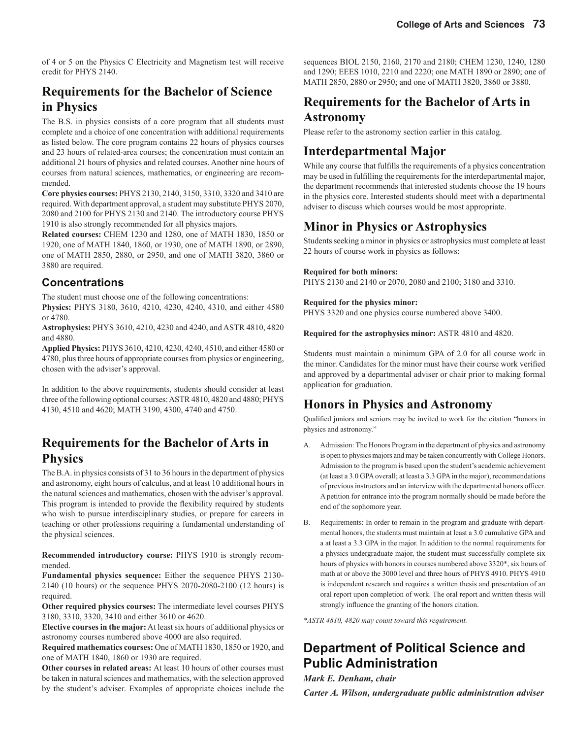of 4 or 5 on the Physics C Electricity and Magnetism test will receive credit for PHYS 2140.

## Requirements for the Bachelor of Science in Physics

The B.S. in physics consists of a core program that all students must complete and a choice of one concentration with additional requirements as listed below. The core program contains 22 hours of physics courses and 23 hours of related-area courses; the concentration must contain an additional 21 hours of physics and related courses. Another nine hours of courses from natural sciences, mathematics, or engineering are recommended.

**Core physics courses:** PHYS 2130, 2140, 3150, 3310, 3320 and 3410 are required. With department approval, a student may substitute PHYS 2070, 2080 and 2100 for PHYS 2130 and 2140. The introductory course PHYS 1910 is also strongly recommended for all physics majors.

**Related courses:** CHEM 1230 and 1280, one of MATH 1830, 1850 or 1920, one of MATH 1840, 1860, or 1930, one of MATH 1890, or 2890, one of MATH 2850, 2880, or 2950, and one of MATH 3820, 3860 or 3880 are required.

### Concentrations

The student must choose one of the following concentrations:

**Physics:** PHYS 3180, 3610, 4210, 4230, 4240, 4310, and either 4580 or 4780.

**Astrophysics:** PHYS 3610, 4210, 4230 and 4240, and ASTR 4810, 4820 and 4880.

**Applied Physics:** PHYS 3610, 4210, 4230, 4240, 4510, and either 4580 or 4780, plus three hours of appropriate courses from physics or engineering, chosen with the adviser's approval.

In addition to the above requirements, students should consider at least three of the following optional courses: ASTR 4810, 4820 and 4880; PHYS 4130, 4510 and 4620; MATH 3190, 4300, 4740 and 4750.

## Requirements for the Bachelor of Arts in Physics

The B.A. in physics consists of 31 to 36 hours in the department of physics and astronomy, eight hours of calculus, and at least 10 additional hours in the natural sciences and mathematics, chosen with the adviser's approval. This program is intended to provide the flexibility required by students who wish to pursue interdisciplinary studies, or prepare for careers in teaching or other professions requiring a fundamental understanding of the physical sciences.

**Recommended introductory course:** PHYS 1910 is strongly recommended.

**Fundamental physics sequence:** Either the sequence PHYS 2130-2140 (10 hours) or the sequence PHYS 2070-2080-2100 (12 hours) is required.

**Other required physics courses:** The intermediate level courses PHYS 3180, 3310, 3320, 3410 and either 3610 or 4620.

**Elective courses in the major:** At least six hours of additional physics or astronomy courses numbered above 4000 are also required.

**Required mathematics courses:** One of MATH 1830, 1850 or 1920, and one of MATH 1840, 1860 or 1930 are required.

**Other courses in related areas:** At least 10 hours of other courses must be taken in natural sciences and mathematics, with the selection approved by the student's adviser. Examples of appropriate choices include the sequences BIOL 2150, 2160, 2170 and 2180; CHEM 1230, 1240, 1280 and 1290; EEES 1010, 2210 and 2220; one MATH 1890 or 2890; one of MATH 2850, 2880 or 2950; and one of MATH 3820, 3860 or 3880.

## Requirements for the Bachelor of Arts in Astronomy

Please refer to the astronomy section earlier in this catalog.

## Interdepartmental Major

While any course that fulfills the requirements of a physics concentration may be used in fulfilling the requirements for the interdepartmental major, the department recommends that interested students choose the 19 hours in the physics core. Interested students should meet with a departmental adviser to discuss which courses would be most appropriate.

## Minor in Physics or Astrophysics

Students seeking a minor in physics or astrophysics must complete at least 22 hours of course work in physics as follows:

**Required for both minors:**
PHYS 2130 and 2140 or 2070, 2080 and 2100; 3180 and 3310.

**Required for the physics minor:**
PHYS 3320 and one physics course numbered above 3400.

**Required for the astrophysics minor:** ASTR 4810 and 4820.

Students must maintain a minimum GPA of 2.0 for all course work in the minor. Candidates for the minor must have their course work verified and approved by a departmental adviser or chair prior to making formal application for graduation.

## Honors in Physics and Astronomy

Qualified juniors and seniors may be invited to work for the citation "honors in physics and astronomy."

A. Admission: The Honors Program in the department of physics and astronomy is open to physics majors and may be taken concurrently with College Honors. Admission to the program is based upon the student's academic achievement (at least a 3.0 GPA overall; at least a 3.3 GPA in the major), recommendations of previous instructors and an interview with the departmental honors officer. A petition for entrance into the program normally should be made before the end of the sophomore year.

B. Requirements: In order to remain in the program and graduate with departmental honors, the students must maintain at least a 3.0 cumulative GPA and a at least a 3.3 GPA in the major. In addition to the normal requirements for a physics undergraduate major, the student must successfully complete six hours of physics with honors in courses numbered above 3320*, six hours of math at or above the 3000 level and three hours of PHYS 4910. PHYS 4910 is independent research and requires a written thesis and presentation of an oral report upon completion of work. The oral report and written thesis will strongly influence the granting of the honors citation.

*\*ASTR 4810, 4820 may count toward this requirement.*

# Department of Political Science and Public Administration

***Mark E. Denham, chair***

***Carter A. Wilson, undergraduate public administration adviser***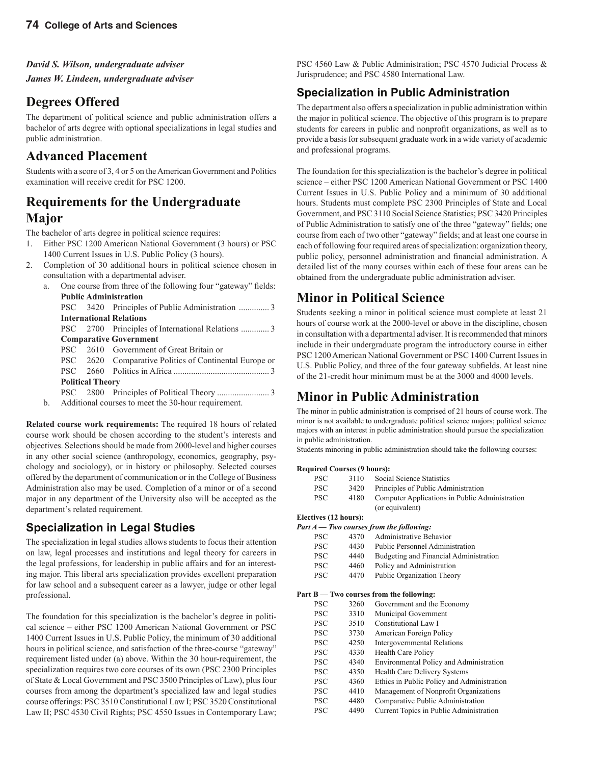***David S. Wilson, undergraduate adviser***

***James W. Lindeen, undergraduate adviser***

## Degrees Offered

The department of political science and public administration offers a bachelor of arts degree with optional specializations in legal studies and public administration.

## Advanced Placement

Students with a score of 3, 4 or 5 on the American Government and Politics examination will receive credit for PSC 1200.

## Requirements for the Undergraduate Major

The bachelor of arts degree in political science requires:

1. Either PSC 1200 American National Government (3 hours) or PSC 1400 Current Issues in U.S. Public Policy (3 hours).
2. Completion of 30 additional hours in political science chosen in consultation with a departmental adviser.
   a. One course from three of the following four "gateway" fields:
      **Public Administration**
      PSC 3420 Principles of Public Administration .............. 3
      **International Relations**
      PSC 2700 Principles of International Relations ............. 3
      **Comparative Government**
      PSC 2610 Government of Great Britain or
      PSC 2620 Comparative Politics of Continental Europe or
      PSC 2660 Politics in Africa ............................................ 3
      **Political Theory**
      PSC 2800 Principles of Political Theory ........................ 3
   b. Additional courses to meet the 30-hour requirement.

**Related course work requirements:** The required 18 hours of related course work should be chosen according to the student's interests and objectives. Selections should be made from 2000-level and higher courses in any other social science (anthropology, economics, geography, psychology and sociology), or in history or philosophy. Selected courses offered by the department of communication or in the College of Business Administration also may be used. Completion of a minor or of a second major in any department of the University also will be accepted as the department's related requirement.

### Specialization in Legal Studies

The specialization in legal studies allows students to focus their attention on law, legal processes and institutions and legal theory for careers in the legal professions, for leadership in public affairs and for an interesting major. This liberal arts specialization provides excellent preparation for law school and a subsequent career as a lawyer, judge or other legal professional.

The foundation for this specialization is the bachelor's degree in political science – either PSC 1200 American National Government or PSC 1400 Current Issues in U.S. Public Policy, the minimum of 30 additional hours in political science, and satisfaction of the three-course "gateway" requirement listed under (a) above. Within the 30 hour-requirement, the specialization requires two core courses of its own (PSC 2300 Principles of State & Local Government and PSC 3500 Principles of Law), plus four courses from among the department's specialized law and legal studies course offerings: PSC 3510 Constitutional Law I; PSC 3520 Constitutional Law II; PSC 4530 Civil Rights; PSC 4550 Issues in Contemporary Law; PSC 4560 Law & Public Administration; PSC 4570 Judicial Process & Jurisprudence; and PSC 4580 International Law.

### Specialization in Public Administration

The department also offers a specialization in public administration within the major in political science. The objective of this program is to prepare students for careers in public and nonprofit organizations, as well as to provide a basis for subsequent graduate work in a wide variety of academic and professional programs.

The foundation for this specialization is the bachelor's degree in political science – either PSC 1200 American National Government or PSC 1400 Current Issues in U.S. Public Policy and a minimum of 30 additional hours. Students must complete PSC 2300 Principles of State and Local Government, and PSC 3110 Social Science Statistics; PSC 3420 Principles of Public Administration to satisfy one of the three "gateway" fields; one course from each of two other "gateway" fields; and at least one course in each of following four required areas of specialization: organization theory, public policy, personnel administration and financial administration. A detailed list of the many courses within each of these four areas can be obtained from the undergraduate public administration adviser.

## Minor in Political Science

Students seeking a minor in political science must complete at least 21 hours of course work at the 2000-level or above in the discipline, chosen in consultation with a departmental adviser. It is recommended that minors include in their undergraduate program the introductory course in either PSC 1200 American National Government or PSC 1400 Current Issues in U.S. Public Policy, and three of the four gateway subfields. At least nine of the 21-credit hour minimum must be at the 3000 and 4000 levels.

## Minor in Public Administration

The minor in public administration is comprised of 21 hours of course work. The minor is not available to undergraduate political science majors; political science majors with an interest in public administration should pursue the specialization in public administration.

Students minoring in public administration should take the following courses:

**Required Courses (9 hours):**

| | | |
|---|---|---|
| PSC | 3110 | Social Science Statistics |
| PSC | 3420 | Principles of Public Administration |
| PSC | 4180 | Computer Applications in Public Administration (or equivalent) |

**Electives (12 hours):**

***Part A — Two courses from the following:***

| | | |
|---|---|---|
| PSC | 4370 | Administrative Behavior |
| PSC | 4430 | Public Personnel Administration |
| PSC | 4440 | Budgeting and Financial Administration |
| PSC | 4460 | Policy and Administration |
| PSC | 4470 | Public Organization Theory |

**Part B — Two courses from the following:**

| | | |
|---|---|---|
| PSC | 3260 | Government and the Economy |
| PSC | 3310 | Municipal Government |
| PSC | 3510 | Constitutional Law I |
| PSC | 3730 | American Foreign Policy |
| PSC | 4250 | Intergovernmental Relations |
| PSC | 4330 | Health Care Policy |
| PSC | 4340 | Environmental Policy and Administration |
| PSC | 4350 | Health Care Delivery Systems |
| PSC | 4360 | Ethics in Public Policy and Administration |
| PSC | 4410 | Management of Nonprofit Organizations |
| PSC | 4480 | Comparative Public Administration |
| PSC | 4490 | Current Topics in Public Administration |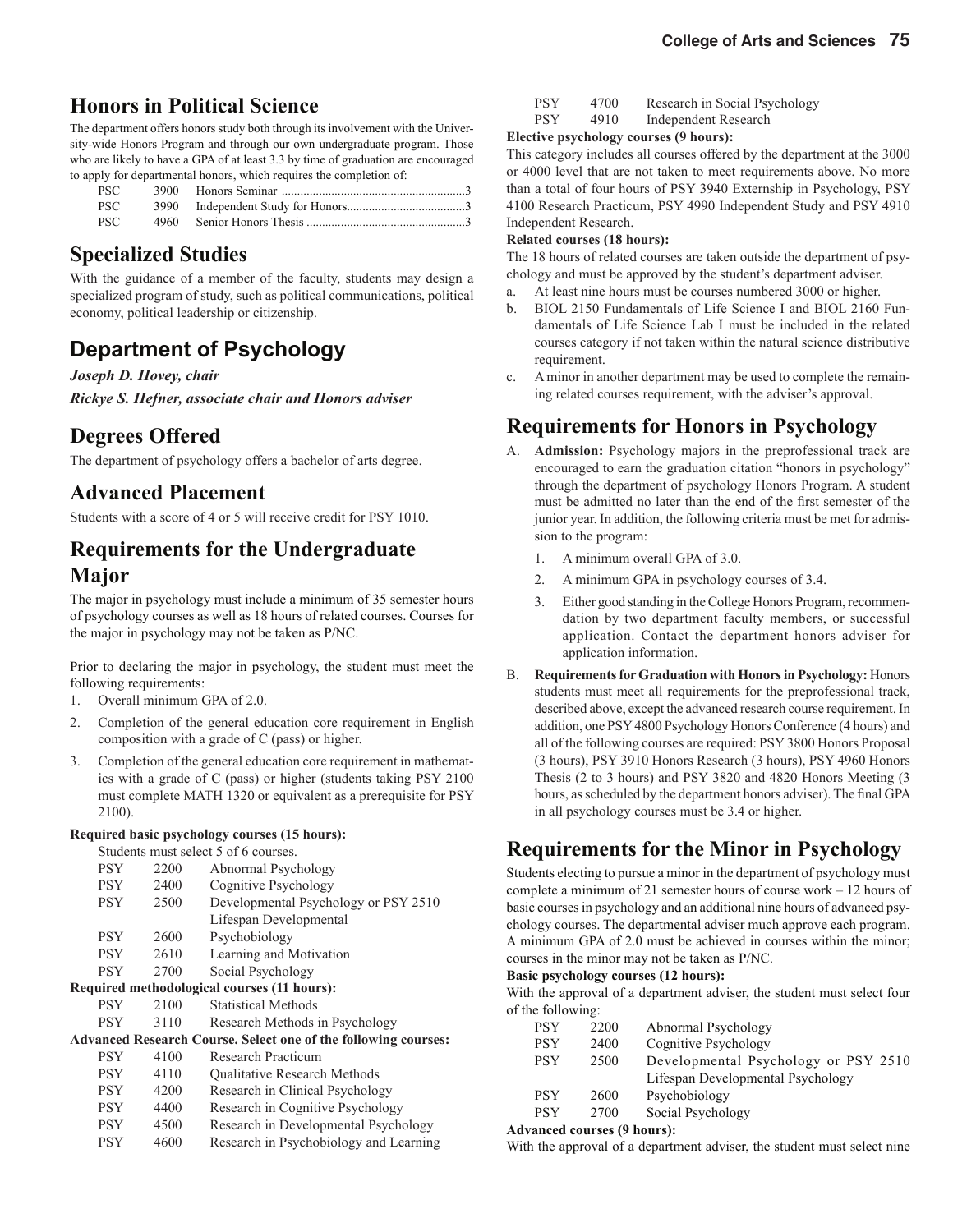## Honors in Political Science

The department offers honors study both through its involvement with the University-wide Honors Program and through our own undergraduate program. Those who are likely to have a GPA of at least 3.3 by time of graduation are encouraged to apply for departmental honors, which requires the completion of:

| | | | |
|---|---|---|---|
| PSC | 3900 | Honors Seminar | 3 |
| PSC | 3990 | Independent Study for Honors | 3 |
| PSC | 4960 | Senior Honors Thesis | 3 |

## Specialized Studies

With the guidance of a member of the faculty, students may design a specialized program of study, such as political communications, political economy, political leadership or citizenship.

# Department of Psychology

***Joseph D. Hovey, chair***

***Rickye S. Hefner, associate chair and Honors adviser***

## Degrees Offered

The department of psychology offers a bachelor of arts degree.

## Advanced Placement

Students with a score of 4 or 5 will receive credit for PSY 1010.

## Requirements for the Undergraduate Major

The major in psychology must include a minimum of 35 semester hours of psychology courses as well as 18 hours of related courses. Courses for the major in psychology may not be taken as P/NC.

Prior to declaring the major in psychology, the student must meet the following requirements:

1. Overall minimum GPA of 2.0.
2. Completion of the general education core requirement in English composition with a grade of C (pass) or higher.
3. Completion of the general education core requirement in mathematics with a grade of C (pass) or higher (students taking PSY 2100 must complete MATH 1320 or equivalent as a prerequisite for PSY 2100).

**Required basic psychology courses (15 hours):**

Students must select 5 of 6 courses.

| | | |
|---|---|---|
| PSY | 2200 | Abnormal Psychology |
| PSY | 2400 | Cognitive Psychology |
| PSY | 2500 | Developmental Psychology or PSY 2510 Lifespan Developmental |
| PSY | 2600 | Psychobiology |
| PSY | 2610 | Learning and Motivation |
| PSY | 2700 | Social Psychology |

**Required methodological courses (11 hours):**

| | | |
|---|---|---|
| PSY | 2100 | Statistical Methods |
| PSY | 3110 | Research Methods in Psychology |

**Advanced Research Course. Select one of the following courses:**

| | | |
|---|---|---|
| PSY | 4100 | Research Practicum |
| PSY | 4110 | Qualitative Research Methods |
| PSY | 4200 | Research in Clinical Psychology |
| PSY | 4400 | Research in Cognitive Psychology |
| PSY | 4500 | Research in Developmental Psychology |
| PSY | 4600 | Research in Psychobiology and Learning |
| PSY | 4700 | Research in Social Psychology |
| PSY | 4910 | Independent Research |

**Elective psychology courses (9 hours):**

This category includes all courses offered by the department at the 3000 or 4000 level that are not taken to meet requirements above. No more than a total of four hours of PSY 3940 Externship in Psychology, PSY 4100 Research Practicum, PSY 4990 Independent Study and PSY 4910 Independent Research.

**Related courses (18 hours):**

The 18 hours of related courses are taken outside the department of psychology and must be approved by the student's department adviser.

a. At least nine hours must be courses numbered 3000 or higher.
b. BIOL 2150 Fundamentals of Life Science I and BIOL 2160 Fundamentals of Life Science Lab I must be included in the related courses category if not taken within the natural science distributive requirement.
c. A minor in another department may be used to complete the remaining related courses requirement, with the adviser's approval.

## Requirements for Honors in Psychology

A. **Admission:** Psychology majors in the preprofessional track are encouraged to earn the graduation citation "honors in psychology" through the department of psychology Honors Program. A student must be admitted no later than the end of the first semester of the junior year. In addition, the following criteria must be met for admission to the program:

   1. A minimum overall GPA of 3.0.
   2. A minimum GPA in psychology courses of 3.4.
   3. Either good standing in the College Honors Program, recommendation by two department faculty members, or successful application. Contact the department honors adviser for application information.

B. **Requirements for Graduation with Honors in Psychology:** Honors students must meet all requirements for the preprofessional track, described above, except the advanced research course requirement. In addition, one PSY 4800 Psychology Honors Conference (4 hours) and all of the following courses are required: PSY 3800 Honors Proposal (3 hours), PSY 3910 Honors Research (3 hours), PSY 4960 Honors Thesis (2 to 3 hours) and PSY 3820 and 4820 Honors Meeting (3 hours, as scheduled by the department honors adviser). The final GPA in all psychology courses must be 3.4 or higher.

## Requirements for the Minor in Psychology

Students electing to pursue a minor in the department of psychology must complete a minimum of 21 semester hours of course work – 12 hours of basic courses in psychology and an additional nine hours of advanced psychology courses. The departmental adviser much approve each program. A minimum GPA of 2.0 must be achieved in courses within the minor; courses in the minor may not be taken as P/NC.

**Basic psychology courses (12 hours):**

With the approval of a department adviser, the student must select four of the following:

| | | |
|---|---|---|
| PSY | 2200 | Abnormal Psychology |
| PSY | 2400 | Cognitive Psychology |
| PSY | 2500 | Developmental Psychology or PSY 2510 Lifespan Developmental Psychology |
| PSY | 2600 | Psychobiology |
| PSY | 2700 | Social Psychology |

**Advanced courses (9 hours):**

With the approval of a department adviser, the student must select nine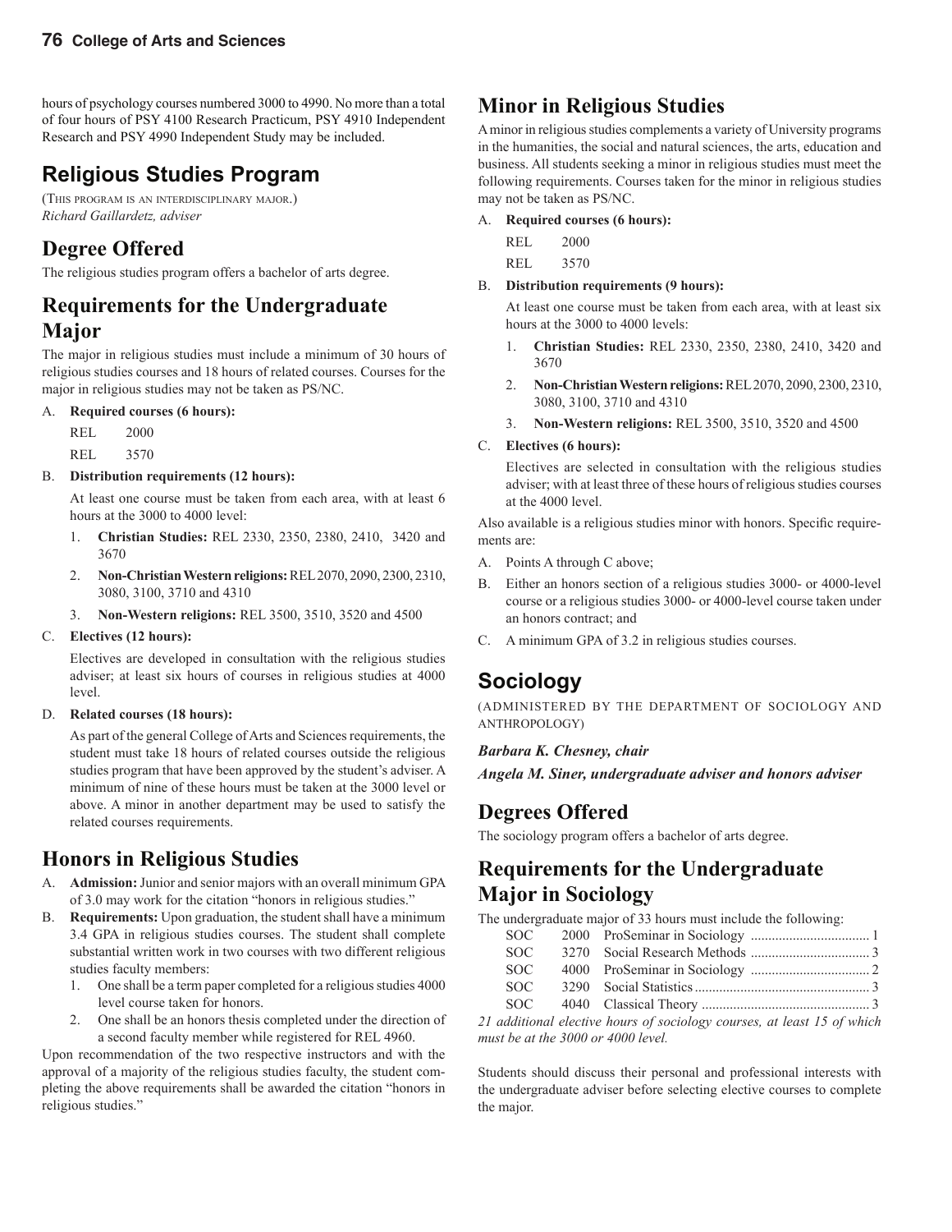hours of psychology courses numbered 3000 to 4990. No more than a total of four hours of PSY 4100 Research Practicum, PSY 4910 Independent Research and PSY 4990 Independent Study may be included.

## Religious Studies Program

(This program is an interdisciplinary major.)

*Richard Gaillardetz, adviser*

### Degree Offered

The religious studies program offers a bachelor of arts degree.

### Requirements for the Undergraduate Major

The major in religious studies must include a minimum of 30 hours of religious studies courses and 18 hours of related courses. Courses for the major in religious studies may not be taken as PS/NC.

A. **Required courses (6 hours):**

REL 2000

REL 3570

B. **Distribution requirements (12 hours):**

At least one course must be taken from each area, with at least 6 hours at the 3000 to 4000 level:

1. **Christian Studies:** REL 2330, 2350, 2380, 2410, 3420 and 3670
2. **Non-Christian Western religions:** REL 2070, 2090, 2300, 2310, 3080, 3100, 3710 and 4310
3. **Non-Western religions:** REL 3500, 3510, 3520 and 4500

C. **Electives (12 hours):**

Electives are developed in consultation with the religious studies adviser; at least six hours of courses in religious studies at 4000 level.

D. **Related courses (18 hours):**

As part of the general College of Arts and Sciences requirements, the student must take 18 hours of related courses outside the religious studies program that have been approved by the student's adviser. A minimum of nine of these hours must be taken at the 3000 level or above. A minor in another department may be used to satisfy the related courses requirements.

### Honors in Religious Studies

A. **Admission:** Junior and senior majors with an overall minimum GPA of 3.0 may work for the citation "honors in religious studies."

B. **Requirements:** Upon graduation, the student shall have a minimum 3.4 GPA in religious studies courses. The student shall complete substantial written work in two courses with two different religious studies faculty members:

1. One shall be a term paper completed for a religious studies 4000 level course taken for honors.
2. One shall be an honors thesis completed under the direction of a second faculty member while registered for REL 4960.

Upon recommendation of the two respective instructors and with the approval of a majority of the religious studies faculty, the student completing the above requirements shall be awarded the citation "honors in religious studies."

### Minor in Religious Studies

A minor in religious studies complements a variety of University programs in the humanities, the social and natural sciences, the arts, education and business. All students seeking a minor in religious studies must meet the following requirements. Courses taken for the minor in religious studies may not be taken as PS/NC.

A. **Required courses (6 hours):**

REL 2000

REL 3570

B. **Distribution requirements (9 hours):**

At least one course must be taken from each area, with at least six hours at the 3000 to 4000 levels:

1. **Christian Studies:** REL 2330, 2350, 2380, 2410, 3420 and 3670
2. **Non-Christian Western religions:** REL 2070, 2090, 2300, 2310, 3080, 3100, 3710 and 4310
3. **Non-Western religions:** REL 3500, 3510, 3520 and 4500

C. **Electives (6 hours):**

Electives are selected in consultation with the religious studies adviser; with at least three of these hours of religious studies courses at the 4000 level.

Also available is a religious studies minor with honors. Specific requirements are:

A. Points A through C above;

B. Either an honors section of a religious studies 3000- or 4000-level course or a religious studies 3000- or 4000-level course taken under an honors contract; and

C. A minimum GPA of 3.2 in religious studies courses.

## Sociology

(Administered by the Department of Sociology and Anthropology)

***Barbara K. Chesney, chair***

***Angela M. Siner, undergraduate adviser and honors adviser***

### Degrees Offered

The sociology program offers a bachelor of arts degree.

### Requirements for the Undergraduate Major in Sociology

The undergraduate major of 33 hours must include the following:

| | | | |
|---|---|---|---|
| SOC | 2000 | ProSeminar in Sociology | 1 |
| SOC | 3270 | Social Research Methods | 3 |
| SOC | 4000 | ProSeminar in Sociology | 2 |
| SOC | 3290 | Social Statistics | 3 |
| SOC | 4040 | Classical Theory | 3 |

*21 additional elective hours of sociology courses, at least 15 of which must be at the 3000 or 4000 level.*

Students should discuss their personal and professional interests with the undergraduate adviser before selecting elective courses to complete the major.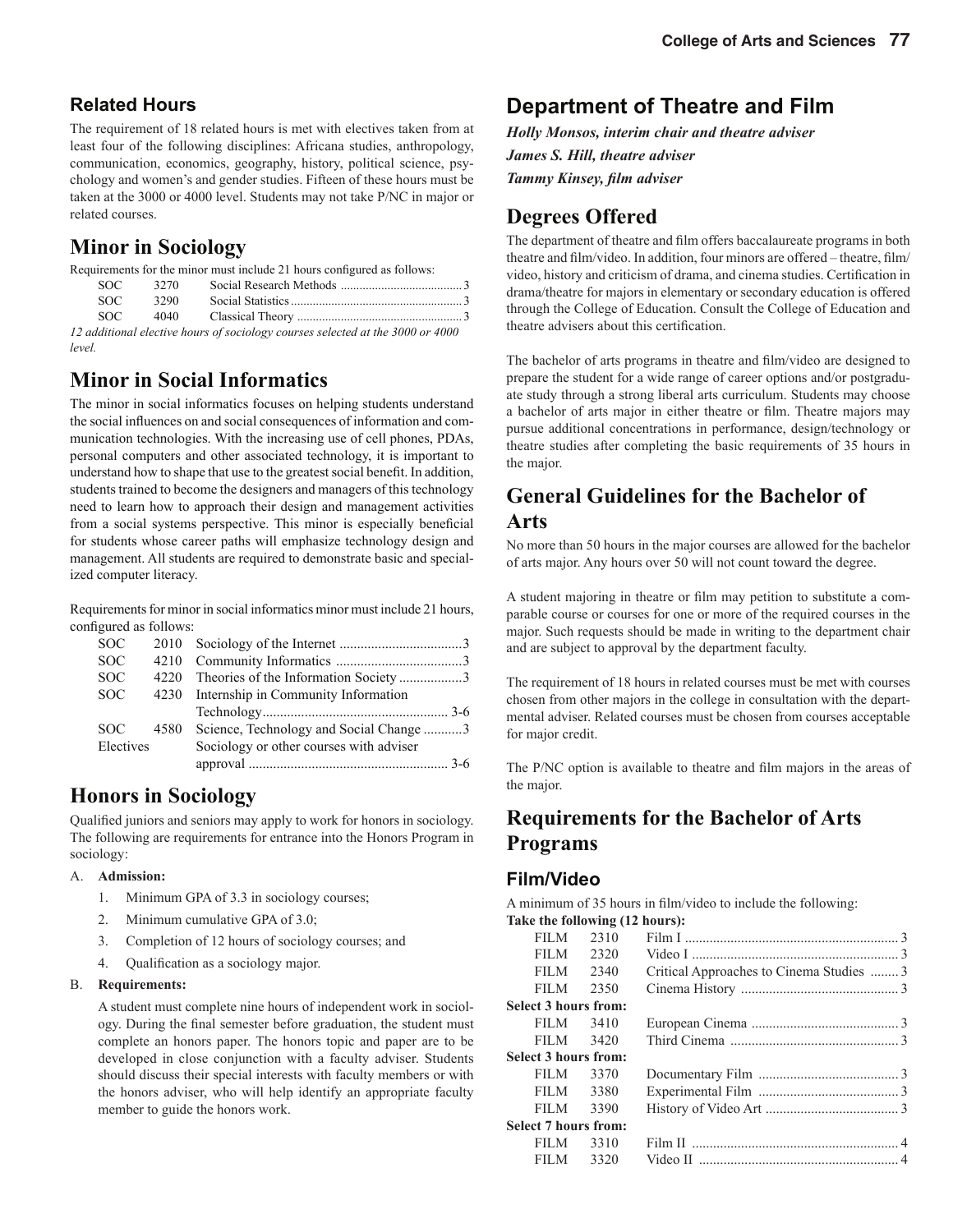### Related Hours

The requirement of 18 related hours is met with electives taken from at least four of the following disciplines: Africana studies, anthropology, communication, economics, geography, history, political science, psychology and women's and gender studies. Fifteen of these hours must be taken at the 3000 or 4000 level. Students may not take P/NC in major or related courses.

## Minor in Sociology

Requirements for the minor must include 21 hours configured as follows:

| | | | |
|---|---|---|---|
| SOC | 3270 | Social Research Methods | 3 |
| SOC | 3290 | Social Statistics | 3 |
| SOC | 4040 | Classical Theory | 3 |

*12 additional elective hours of sociology courses selected at the 3000 or 4000 level.*

## Minor in Social Informatics

The minor in social informatics focuses on helping students understand the social influences on and social consequences of information and communication technologies. With the increasing use of cell phones, PDAs, personal computers and other associated technology, it is important to understand how to shape that use to the greatest social benefit. In addition, students trained to become the designers and managers of this technology need to learn how to approach their design and management activities from a social systems perspective. This minor is especially beneficial for students whose career paths will emphasize technology design and management. All students are required to demonstrate basic and specialized computer literacy.

Requirements for minor in social informatics minor must include 21 hours, configured as follows:

| | | | |
|---|---|---|---|
| SOC | 2010 | Sociology of the Internet | 3 |
| SOC | 4210 | Community Informatics | 3 |
| SOC | 4220 | Theories of the Information Society | 3 |
| SOC | 4230 | Internship in Community Information Technology | 3-6 |
| SOC | 4580 | Science, Technology and Social Change | 3 |
| Electives | | Sociology or other courses with adviser approval | 3-6 |

## Honors in Sociology

Qualified juniors and seniors may apply to work for honors in sociology. The following are requirements for entrance into the Honors Program in sociology:

A. **Admission:**

1. Minimum GPA of 3.3 in sociology courses;
2. Minimum cumulative GPA of 3.0;
3. Completion of 12 hours of sociology courses; and
4. Qualification as a sociology major.

B. **Requirements:**

A student must complete nine hours of independent work in sociology. During the final semester before graduation, the student must complete an honors paper. The honors topic and paper are to be developed in close conjunction with a faculty adviser. Students should discuss their special interests with faculty members or with the honors adviser, who will help identify an appropriate faculty member to guide the honors work.

## Department of Theatre and Film

***Holly Monsos, interim chair and theatre adviser***

***James S. Hill, theatre adviser***

***Tammy Kinsey, film adviser***

## Degrees Offered

The department of theatre and film offers baccalaureate programs in both theatre and film/video. In addition, four minors are offered – theatre, film/video, history and criticism of drama, and cinema studies. Certification in drama/theatre for majors in elementary or secondary education is offered through the College of Education. Consult the College of Education and theatre advisers about this certification.

The bachelor of arts programs in theatre and film/video are designed to prepare the student for a wide range of career options and/or postgraduate study through a strong liberal arts curriculum. Students may choose a bachelor of arts major in either theatre or film. Theatre majors may pursue additional concentrations in performance, design/technology or theatre studies after completing the basic requirements of 35 hours in the major.

## General Guidelines for the Bachelor of Arts

No more than 50 hours in the major courses are allowed for the bachelor of arts major. Any hours over 50 will not count toward the degree.

A student majoring in theatre or film may petition to substitute a comparable course or courses for one or more of the required courses in the major. Such requests should be made in writing to the department chair and are subject to approval by the department faculty.

The requirement of 18 hours in related courses must be met with courses chosen from other majors in the college in consultation with the departmental adviser. Related courses must be chosen from courses acceptable for major credit.

The P/NC option is available to theatre and film majors in the areas of the major.

## Requirements for the Bachelor of Arts Programs

### Film/Video

A minimum of 35 hours in film/video to include the following:

**Take the following (12 hours):**

| | | | |
|---|---|---|---|
| FILM | 2310 | Film I | 3 |
| FILM | 2320 | Video I | 3 |
| FILM | 2340 | Critical Approaches to Cinema Studies | 3 |
| FILM | 2350 | Cinema History | 3 |

**Select 3 hours from:**

| | | | |
|---|---|---|---|
| FILM | 3410 | European Cinema | 3 |
| FILM | 3420 | Third Cinema | 3 |

**Select 3 hours from:**

| | | | |
|---|---|---|---|
| FILM | 3370 | Documentary Film | 3 |
| FILM | 3380 | Experimental Film | 3 |
| FILM | 3390 | History of Video Art | 3 |

**Select 7 hours from:**

| | | | |
|---|---|---|---|
| FILM | 3310 | Film II | 4 |
| FILM | 3320 | Video II | 4 |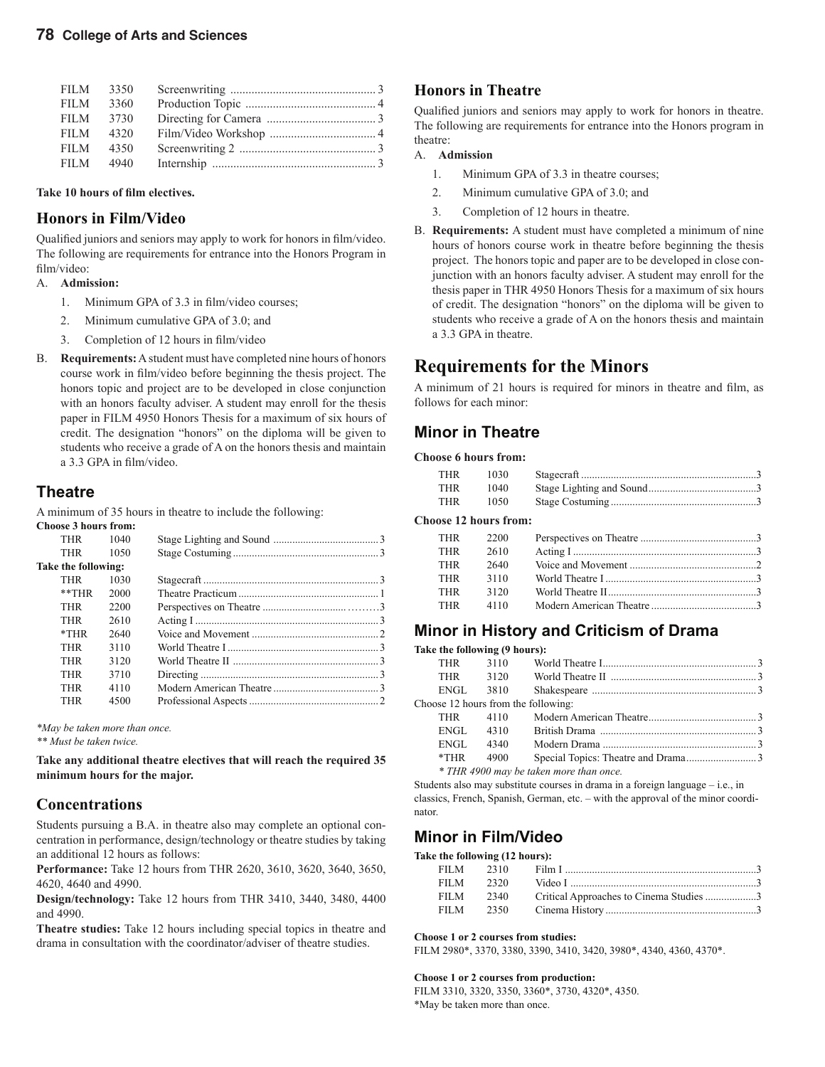| | | | |
|---|---|---|---|
| FILM | 3350 | Screenwriting | 3 |
| FILM | 3360 | Production Topic | 4 |
| FILM | 3730 | Directing for Camera | 3 |
| FILM | 4320 | Film/Video Workshop | 4 |
| FILM | 4350 | Screenwriting 2 | 3 |
| FILM | 4940 | Internship | 3 |

**Take 10 hours of film electives.**

## Honors in Film/Video

Qualified juniors and seniors may apply to work for honors in film/video. The following are requirements for entrance into the Honors Program in film/video:

A. **Admission:**
   1. Minimum GPA of 3.3 in film/video courses;
   2. Minimum cumulative GPA of 3.0; and
   3. Completion of 12 hours in film/video

B. **Requirements:** A student must have completed nine hours of honors course work in film/video before beginning the thesis project. The honors topic and project are to be developed in close conjunction with an honors faculty adviser. A student may enroll for the thesis paper in FILM 4950 Honors Thesis for a maximum of six hours of credit. The designation "honors" on the diploma will be given to students who receive a grade of A on the honors thesis and maintain a 3.3 GPA in film/video.

## Theatre

A minimum of 35 hours in theatre to include the following:

**Choose 3 hours from:**

| | | | |
|---|---|---|---|
| THR | 1040 | Stage Lighting and Sound | 3 |
| THR | 1050 | Stage Costuming | 3 |

**Take the following:**

| | | | |
|---|---|---|---|
| THR | 1030 | Stagecraft | 3 |
| **THR | 2000 | Theatre Practicum | 1 |
| THR | 2200 | Perspectives on Theatre | 3 |
| THR | 2610 | Acting I | 3 |
| *THR | 2640 | Voice and Movement | 2 |
| THR | 3110 | World Theatre I | 3 |
| THR | 3120 | World Theatre II | 3 |
| THR | 3710 | Directing | 3 |
| THR | 4110 | Modern American Theatre | 3 |
| THR | 4500 | Professional Aspects | 2 |

*\*May be taken more than once.*
*\*\* Must be taken twice.*

**Take any additional theatre electives that will reach the required 35 minimum hours for the major.**

## Concentrations

Students pursuing a B.A. in theatre also may complete an optional concentration in performance, design/technology or theatre studies by taking an additional 12 hours as follows:

**Performance:** Take 12 hours from THR 2620, 3610, 3620, 3640, 3650, 4620, 4640 and 4990.

**Design/technology:** Take 12 hours from THR 3410, 3440, 3480, 4400 and 4990.

**Theatre studies:** Take 12 hours including special topics in theatre and drama in consultation with the coordinator/adviser of theatre studies.

## Honors in Theatre

Qualified juniors and seniors may apply to work for honors in theatre. The following are requirements for entrance into the Honors program in theatre:

A. **Admission**
   1. Minimum GPA of 3.3 in theatre courses;
   2. Minimum cumulative GPA of 3.0; and
   3. Completion of 12 hours in theatre.

B. **Requirements:** A student must have completed a minimum of nine hours of honors course work in theatre before beginning the thesis project. The honors topic and paper are to be developed in close conjunction with an honors faculty adviser. A student may enroll for the thesis paper in THR 4950 Honors Thesis for a maximum of six hours of credit. The designation "honors" on the diploma will be given to students who receive a grade of A on the honors thesis and maintain a 3.3 GPA in theatre.

# Requirements for the Minors

A minimum of 21 hours is required for minors in theatre and film, as follows for each minor:

## Minor in Theatre

**Choose 6 hours from:**

| | | | |
|---|---|---|---|
| THR | 1030 | Stagecraft | 3 |
| THR | 1040 | Stage Lighting and Sound | 3 |
| THR | 1050 | Stage Costuming | 3 |

**Choose 12 hours from:**

| | | | |
|---|---|---|---|
| THR | 2200 | Perspectives on Theatre | 3 |
| THR | 2610 | Acting I | 3 |
| THR | 2640 | Voice and Movement | 2 |
| THR | 3110 | World Theatre I | 3 |
| THR | 3120 | World Theatre II | 3 |
| THR | 4110 | Modern American Theatre | 3 |

## Minor in History and Criticism of Drama

**Take the following (9 hours):**

| | | | |
|---|---|---|---|
| THR | 3110 | World Theatre I | 3 |
| THR | 3120 | World Theatre II | 3 |
| ENGL | 3810 | Shakespeare | 3 |

Choose 12 hours from the following:

| | | | |
|---|---|---|---|
| THR | 4110 | Modern American Theatre | 3 |
| ENGL | 4310 | British Drama | 3 |
| ENGL | 4340 | Modern Drama | 3 |
| *THR | 4900 | Special Topics: Theatre and Drama | 3 |

*\* THR 4900 may be taken more than once.*

Students also may substitute courses in drama in a foreign language – i.e., in classics, French, Spanish, German, etc. – with the approval of the minor coordinator.

## Minor in Film/Video

**Take the following (12 hours):**

| | | | |
|---|---|---|---|
| FILM | 2310 | Film I | 3 |
| FILM | 2320 | Video I | 3 |
| FILM | 2340 | Critical Approaches to Cinema Studies | 3 |
| FILM | 2350 | Cinema History | 3 |

**Choose 1 or 2 courses from studies:**

FILM 2980*, 3370, 3380, 3390, 3410, 3420, 3980*, 4340, 4360, 4370*.

**Choose 1 or 2 courses from production:**

FILM 3310, 3320, 3350, 3360*, 3730, 4320*, 4350.

*May be taken more than once.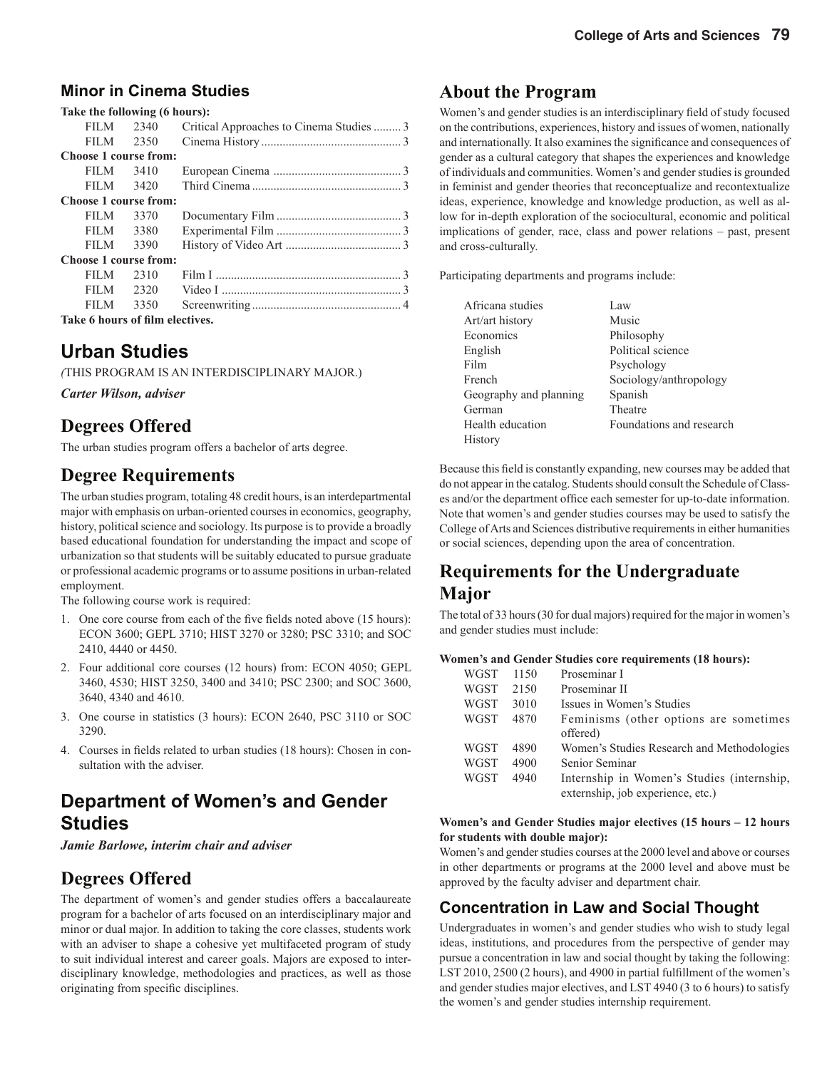## Minor in Cinema Studies

**Take the following (6 hours):**

| | | | |
|---|---|---|---|
| FILM | 2340 | Critical Approaches to Cinema Studies | 3 |
| FILM | 2350 | Cinema History | 3 |

**Choose 1 course from:**

| | | | |
|---|---|---|---|
| FILM | 3410 | European Cinema | 3 |
| FILM | 3420 | Third Cinema | 3 |

**Choose 1 course from:**

| | | | |
|---|---|---|---|
| FILM | 3370 | Documentary Film | 3 |
| FILM | 3380 | Experimental Film | 3 |
| FILM | 3390 | History of Video Art | 3 |

**Choose 1 course from:**

| | | | |
|---|---|---|---|
| FILM | 2310 | Film I | 3 |
| FILM | 2320 | Video I | 3 |
| FILM | 3350 | Screenwriting | 4 |

**Take 6 hours of film electives.**

# Urban Studies

*(THIS PROGRAM IS AN INTERDISCIPLINARY MAJOR.)*

***Carter Wilson, adviser***

## Degrees Offered

The urban studies program offers a bachelor of arts degree.

## Degree Requirements

The urban studies program, totaling 48 credit hours, is an interdepartmental major with emphasis on urban-oriented courses in economics, geography, history, political science and sociology. Its purpose is to provide a broadly based educational foundation for understanding the impact and scope of urbanization so that students will be suitably educated to pursue graduate or professional academic programs or to assume positions in urban-related employment.

The following course work is required:

1. One core course from each of the five fields noted above (15 hours): ECON 3600; GEPL 3710; HIST 3270 or 3280; PSC 3310; and SOC 2410, 4440 or 4450.
2. Four additional core courses (12 hours) from: ECON 4050; GEPL 3460, 4530; HIST 3250, 3400 and 3410; PSC 2300; and SOC 3600, 3640, 4340 and 4610.
3. One course in statistics (3 hours): ECON 2640, PSC 3110 or SOC 3290.
4. Courses in fields related to urban studies (18 hours): Chosen in consultation with the adviser.

# Department of Women's and Gender Studies

***Jamie Barlowe, interim chair and adviser***

## Degrees Offered

The department of women's and gender studies offers a baccalaureate program for a bachelor of arts focused on an interdisciplinary major and minor or dual major. In addition to taking the core classes, students work with an adviser to shape a cohesive yet multifaceted program of study to suit individual interest and career goals. Majors are exposed to interdisciplinary knowledge, methodologies and practices, as well as those originating from specific disciplines.

## About the Program

Women's and gender studies is an interdisciplinary field of study focused on the contributions, experiences, history and issues of women, nationally and internationally. It also examines the significance and consequences of gender as a cultural category that shapes the experiences and knowledge of individuals and communities. Women's and gender studies is grounded in feminist and gender theories that reconceptualize and recontextualize ideas, experience, knowledge and knowledge production, as well as allow for in-depth exploration of the sociocultural, economic and political implications of gender, race, class and power relations – past, present and cross-culturally.

Participating departments and programs include:

| | |
|---|---|
| Africana studies | Law |
| Art/art history | Music |
| Economics | Philosophy |
| English | Political science |
| Film | Psychology |
| French | Sociology/anthropology |
| Geography and planning | Spanish |
| German | Theatre |
| Health education | Foundations and research |
| History | |

Because this field is constantly expanding, new courses may be added that do not appear in the catalog. Students should consult the Schedule of Classes and/or the department office each semester for up-to-date information. Note that women's and gender studies courses may be used to satisfy the College of Arts and Sciences distributive requirements in either humanities or social sciences, depending upon the area of concentration.

## Requirements for the Undergraduate Major

The total of 33 hours (30 for dual majors) required for the major in women's and gender studies must include:

**Women's and Gender Studies core requirements (18 hours):**

| | | |
|---|---|---|
| WGST | 1150 | Proseminar I |
| WGST | 2150 | Proseminar II |
| WGST | 3010 | Issues in Women's Studies |
| WGST | 4870 | Feminisms (other options are sometimes offered) |
| WGST | 4890 | Women's Studies Research and Methodologies |
| WGST | 4900 | Senior Seminar |
| WGST | 4940 | Internship in Women's Studies (internship, externship, job experience, etc.) |

**Women's and Gender Studies major electives (15 hours – 12 hours for students with double major):**

Women's and gender studies courses at the 2000 level and above or courses in other departments or programs at the 2000 level and above must be approved by the faculty adviser and department chair.

### Concentration in Law and Social Thought

Undergraduates in women's and gender studies who wish to study legal ideas, institutions, and procedures from the perspective of gender may pursue a concentration in law and social thought by taking the following: LST 2010, 2500 (2 hours), and 4900 in partial fulfillment of the women's and gender studies major electives, and LST 4940 (3 to 6 hours) to satisfy the women's and gender studies internship requirement.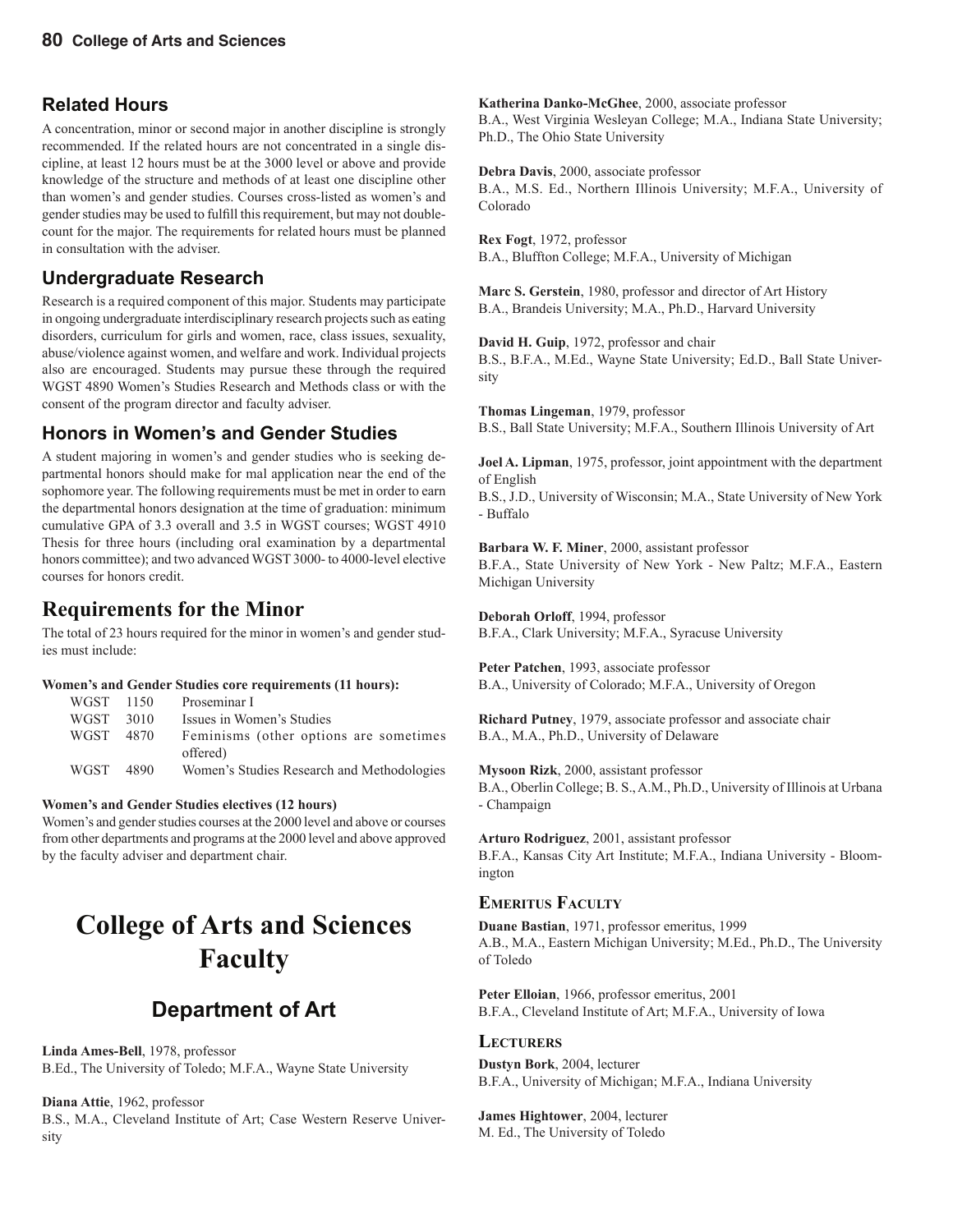### Related Hours

A concentration, minor or second major in another discipline is strongly recommended. If the related hours are not concentrated in a single discipline, at least 12 hours must be at the 3000 level or above and provide knowledge of the structure and methods of at least one discipline other than women's and gender studies. Courses cross-listed as women's and gender studies may be used to fulfill this requirement, but may not double-count for the major. The requirements for related hours must be planned in consultation with the adviser.

### Undergraduate Research

Research is a required component of this major. Students may participate in ongoing undergraduate interdisciplinary research projects such as eating disorders, curriculum for girls and women, race, class issues, sexuality, abuse/violence against women, and welfare and work. Individual projects also are encouraged. Students may pursue these through the required WGST 4890 Women's Studies Research and Methods class or with the consent of the program director and faculty adviser.

### Honors in Women's and Gender Studies

A student majoring in women's and gender studies who is seeking departmental honors should make for mal application near the end of the sophomore year. The following requirements must be met in order to earn the departmental honors designation at the time of graduation: minimum cumulative GPA of 3.3 overall and 3.5 in WGST courses; WGST 4910 Thesis for three hours (including oral examination by a departmental honors committee); and two advanced WGST 3000- to 4000-level elective courses for honors credit.

## Requirements for the Minor

The total of 23 hours required for the minor in women's and gender studies must include:

**Women's and Gender Studies core requirements (11 hours):**

| | | |
|---|---|---|
| WGST | 1150 | Proseminar I |
| WGST | 3010 | Issues in Women's Studies |
| WGST | 4870 | Feminisms (other options are sometimes offered) |
| WGST | 4890 | Women's Studies Research and Methodologies |

**Women's and Gender Studies electives (12 hours)**

Women's and gender studies courses at the 2000 level and above or courses from other departments and programs at the 2000 level and above approved by the faculty adviser and department chair.

# College of Arts and Sciences Faculty

## Department of Art

**Linda Ames-Bell**, 1978, professor
B.Ed., The University of Toledo; M.F.A., Wayne State University

**Diana Attie**, 1962, professor
B.S., M.A., Cleveland Institute of Art; Case Western Reserve University

**Katherina Danko-McGhee**, 2000, associate professor
B.A., West Virginia Wesleyan College; M.A., Indiana State University; Ph.D., The Ohio State University

**Debra Davis**, 2000, associate professor
B.A., M.S. Ed., Northern Illinois University; M.F.A., University of Colorado

**Rex Fogt**, 1972, professor
B.A., Bluffton College; M.F.A., University of Michigan

**Marc S. Gerstein**, 1980, professor and director of Art History
B.A., Brandeis University; M.A., Ph.D., Harvard University

**David H. Guip**, 1972, professor and chair
B.S., B.F.A., M.Ed., Wayne State University; Ed.D., Ball State University

**Thomas Lingeman**, 1979, professor
B.S., Ball State University; M.F.A., Southern Illinois University of Art

**Joel A. Lipman**, 1975, professor, joint appointment with the department of English
B.S., J.D., University of Wisconsin; M.A., State University of New York - Buffalo

**Barbara W. F. Miner**, 2000, assistant professor
B.F.A., State University of New York - New Paltz; M.F.A., Eastern Michigan University

**Deborah Orloff**, 1994, professor
B.F.A., Clark University; M.F.A., Syracuse University

**Peter Patchen**, 1993, associate professor
B.A., University of Colorado; M.F.A., University of Oregon

**Richard Putney**, 1979, associate professor and associate chair
B.A., M.A., Ph.D., University of Delaware

**Mysoon Rizk**, 2000, assistant professor
B.A., Oberlin College; B. S., A.M., Ph.D., University of Illinois at Urbana - Champaign

**Arturo Rodriguez**, 2001, assistant professor
B.F.A., Kansas City Art Institute; M.F.A., Indiana University - Bloomington

### Emeritus Faculty

**Duane Bastian**, 1971, professor emeritus, 1999
A.B., M.A., Eastern Michigan University; M.Ed., Ph.D., The University of Toledo

**Peter Elloian**, 1966, professor emeritus, 2001
B.F.A., Cleveland Institute of Art; M.F.A., University of Iowa

### Lecturers

**Dustyn Bork**, 2004, lecturer
B.F.A., University of Michigan; M.F.A., Indiana University

**James Hightower**, 2004, lecturer
M. Ed., The University of Toledo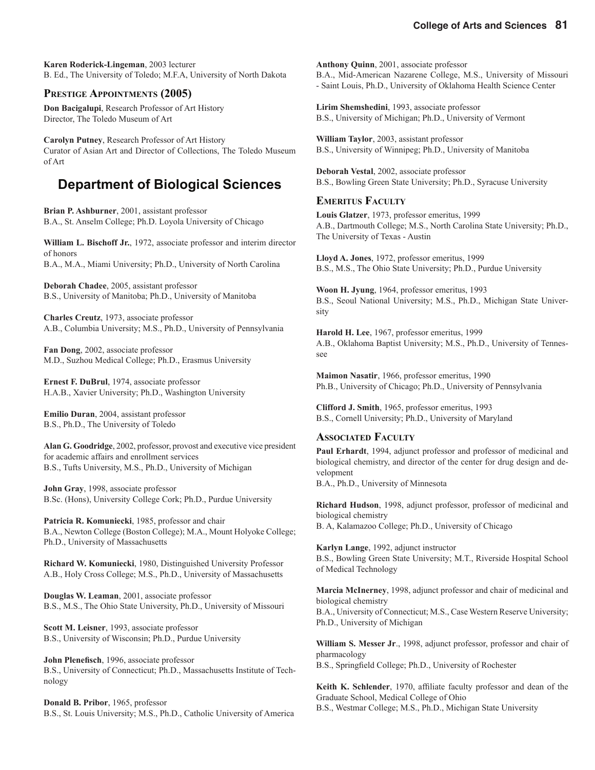**Karen Roderick-Lingeman**, 2003 lecturer
B. Ed., The University of Toledo; M.F.A, University of North Dakota

### Prestige Appointments (2005)

**Don Bacigalupi**, Research Professor of Art History
Director, The Toledo Museum of Art

**Carolyn Putney**, Research Professor of Art History
Curator of Asian Art and Director of Collections, The Toledo Museum of Art

## Department of Biological Sciences

**Brian P. Ashburner**, 2001, assistant professor
B.A., St. Anselm College; Ph.D. Loyola University of Chicago

**William L. Bischoff Jr.**, 1972, associate professor and interim director of honors
B.A., M.A., Miami University; Ph.D., University of North Carolina

**Deborah Chadee**, 2005, assistant professor
B.S., University of Manitoba; Ph.D., University of Manitoba

**Charles Creutz**, 1973, associate professor
A.B., Columbia University; M.S., Ph.D., University of Pennsylvania

**Fan Dong**, 2002, associate professor
M.D., Suzhou Medical College; Ph.D., Erasmus University

**Ernest F. DuBrul**, 1974, associate professor
H.A.B., Xavier University; Ph.D., Washington University

**Emilio Duran**, 2004, assistant professor
B.S., Ph.D., The University of Toledo

**Alan G. Goodridge**, 2002, professor, provost and executive vice president for academic affairs and enrollment services
B.S., Tufts University, M.S., Ph.D., University of Michigan

**John Gray**, 1998, associate professor
B.Sc. (Hons), University College Cork; Ph.D., Purdue University

**Patricia R. Komuniecki**, 1985, professor and chair
B.A., Newton College (Boston College); M.A., Mount Holyoke College; Ph.D., University of Massachusetts

**Richard W. Komuniecki**, 1980, Distinguished University Professor
A.B., Holy Cross College; M.S., Ph.D., University of Massachusetts

**Douglas W. Leaman**, 2001, associate professor
B.S., M.S., The Ohio State University, Ph.D., University of Missouri

**Scott M. Leisner**, 1993, associate professor
B.S., University of Wisconsin; Ph.D., Purdue University

**John Plenefisch**, 1996, associate professor
B.S., University of Connecticut; Ph.D., Massachusetts Institute of Technology

**Donald B. Pribor**, 1965, professor
B.S., St. Louis University; M.S., Ph.D., Catholic University of America

**Anthony Quinn**, 2001, associate professor
B.A., Mid-American Nazarene College, M.S., University of Missouri - Saint Louis, Ph.D., University of Oklahoma Health Science Center

**Lirim Shemshedini**, 1993, associate professor
B.S., University of Michigan; Ph.D., University of Vermont

**William Taylor**, 2003, assistant professor
B.S., University of Winnipeg; Ph.D., University of Manitoba

**Deborah Vestal**, 2002, associate professor
B.S., Bowling Green State University; Ph.D., Syracuse University

### Emeritus Faculty

**Louis Glatzer**, 1973, professor emeritus, 1999
A.B., Dartmouth College; M.S., North Carolina State University; Ph.D., The University of Texas - Austin

**Lloyd A. Jones**, 1972, professor emeritus, 1999
B.S., M.S., The Ohio State University; Ph.D., Purdue University

**Woon H. Jyung**, 1964, professor emeritus, 1993
B.S., Seoul National University; M.S., Ph.D., Michigan State University

**Harold H. Lee**, 1967, professor emeritus, 1999
A.B., Oklahoma Baptist University; M.S., Ph.D., University of Tennessee

**Maimon Nasatir**, 1966, professor emeritus, 1990
Ph.B., University of Chicago; Ph.D., University of Pennsylvania

**Clifford J. Smith**, 1965, professor emeritus, 1993
B.S., Cornell University; Ph.D., University of Maryland

### Associated Faculty

**Paul Erhardt**, 1994, adjunct professor and professor of medicinal and biological chemistry, and director of the center for drug design and development
B.A., Ph.D., University of Minnesota

**Richard Hudson**, 1998, adjunct professor, professor of medicinal and biological chemistry
B. A, Kalamazoo College; Ph.D., University of Chicago

**Karlyn Lange**, 1992, adjunct instructor
B.S., Bowling Green State University; M.T., Riverside Hospital School of Medical Technology

**Marcia McInerney**, 1998, adjunct professor and chair of medicinal and biological chemistry
B.A., University of Connecticut; M.S., Case Western Reserve University; Ph.D., University of Michigan

**William S. Messer Jr**., 1998, adjunct professor, professor and chair of pharmacology
B.S., Springfield College; Ph.D., University of Rochester

**Keith K. Schlender**, 1970, affiliate faculty professor and dean of the Graduate School, Medical College of Ohio
B.S., Westmar College; M.S., Ph.D., Michigan State University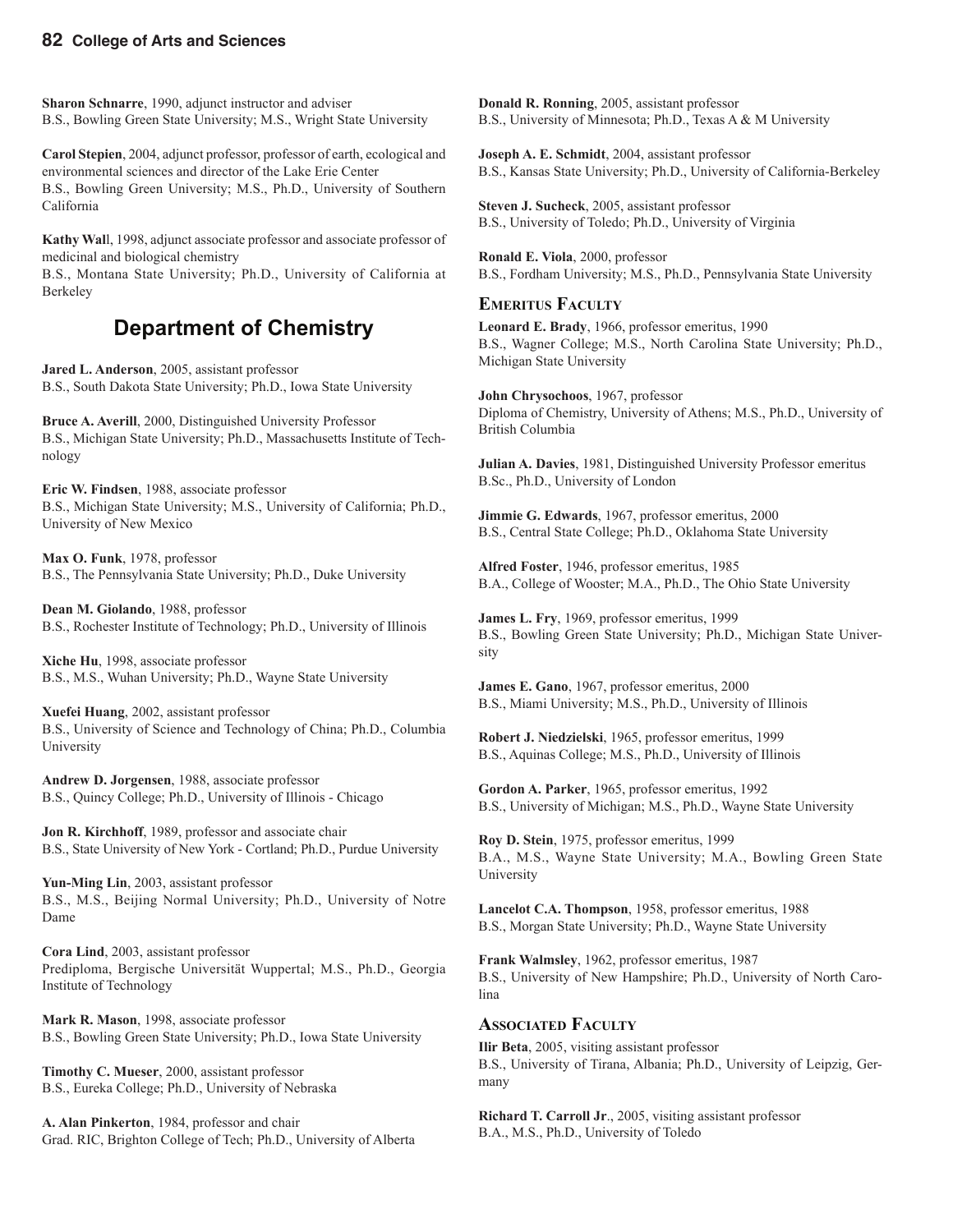**Sharon Schnarre**, 1990, adjunct instructor and adviser
B.S., Bowling Green State University; M.S., Wright State University

**Carol Stepien**, 2004, adjunct professor, professor of earth, ecological and environmental sciences and director of the Lake Erie Center
B.S., Bowling Green University; M.S., Ph.D., University of Southern California

**Kathy Wall**, 1998, adjunct associate professor and associate professor of medicinal and biological chemistry
B.S., Montana State University; Ph.D., University of California at Berkeley

## Department of Chemistry

**Jared L. Anderson**, 2005, assistant professor
B.S., South Dakota State University; Ph.D., Iowa State University

**Bruce A. Averill**, 2000, Distinguished University Professor
B.S., Michigan State University; Ph.D., Massachusetts Institute of Technology

**Eric W. Findsen**, 1988, associate professor
B.S., Michigan State University; M.S., University of California; Ph.D., University of New Mexico

**Max O. Funk**, 1978, professor
B.S., The Pennsylvania State University; Ph.D., Duke University

**Dean M. Giolando**, 1988, professor
B.S., Rochester Institute of Technology; Ph.D., University of Illinois

**Xiche Hu**, 1998, associate professor
B.S., M.S., Wuhan University; Ph.D., Wayne State University

**Xuefei Huang**, 2002, assistant professor
B.S., University of Science and Technology of China; Ph.D., Columbia University

**Andrew D. Jorgensen**, 1988, associate professor
B.S., Quincy College; Ph.D., University of Illinois - Chicago

**Jon R. Kirchhoff**, 1989, professor and associate chair
B.S., State University of New York - Cortland; Ph.D., Purdue University

**Yun-Ming Lin**, 2003, assistant professor
B.S., M.S., Beijing Normal University; Ph.D., University of Notre Dame

**Cora Lind**, 2003, assistant professor
Prediploma, Bergische Universität Wuppertal; M.S., Ph.D., Georgia Institute of Technology

**Mark R. Mason**, 1998, associate professor
B.S., Bowling Green State University; Ph.D., Iowa State University

**Timothy C. Mueser**, 2000, assistant professor
B.S., Eureka College; Ph.D., University of Nebraska

**A. Alan Pinkerton**, 1984, professor and chair
Grad. RIC, Brighton College of Tech; Ph.D., University of Alberta

**Donald R. Ronning**, 2005, assistant professor
B.S., University of Minnesota; Ph.D., Texas A & M University

**Joseph A. E. Schmidt**, 2004, assistant professor
B.S., Kansas State University; Ph.D., University of California-Berkeley

**Steven J. Sucheck**, 2005, assistant professor
B.S., University of Toledo; Ph.D., University of Virginia

**Ronald E. Viola**, 2000, professor
B.S., Fordham University; M.S., Ph.D., Pennsylvania State University

### Emeritus Faculty

**Leonard E. Brady**, 1966, professor emeritus, 1990
B.S., Wagner College; M.S., North Carolina State University; Ph.D., Michigan State University

**John Chrysochoos**, 1967, professor
Diploma of Chemistry, University of Athens; M.S., Ph.D., University of British Columbia

**Julian A. Davies**, 1981, Distinguished University Professor emeritus
B.Sc., Ph.D., University of London

**Jimmie G. Edwards**, 1967, professor emeritus, 2000
B.S., Central State College; Ph.D., Oklahoma State University

**Alfred Foster**, 1946, professor emeritus, 1985
B.A., College of Wooster; M.A., Ph.D., The Ohio State University

**James L. Fry**, 1969, professor emeritus, 1999
B.S., Bowling Green State University; Ph.D., Michigan State University

**James E. Gano**, 1967, professor emeritus, 2000
B.S., Miami University; M.S., Ph.D., University of Illinois

**Robert J. Niedzielski**, 1965, professor emeritus, 1999
B.S., Aquinas College; M.S., Ph.D., University of Illinois

**Gordon A. Parker**, 1965, professor emeritus, 1992
B.S., University of Michigan; M.S., Ph.D., Wayne State University

**Roy D. Stein**, 1975, professor emeritus, 1999
B.A., M.S., Wayne State University; M.A., Bowling Green State University

**Lancelot C.A. Thompson**, 1958, professor emeritus, 1988
B.S., Morgan State University; Ph.D., Wayne State University

**Frank Walmsley**, 1962, professor emeritus, 1987
B.S., University of New Hampshire; Ph.D., University of North Carolina

### Associated Faculty

**Ilir Beta**, 2005, visiting assistant professor
B.S., University of Tirana, Albania; Ph.D., University of Leipzig, Germany

**Richard T. Carroll Jr**., 2005, visiting assistant professor
B.A., M.S., Ph.D., University of Toledo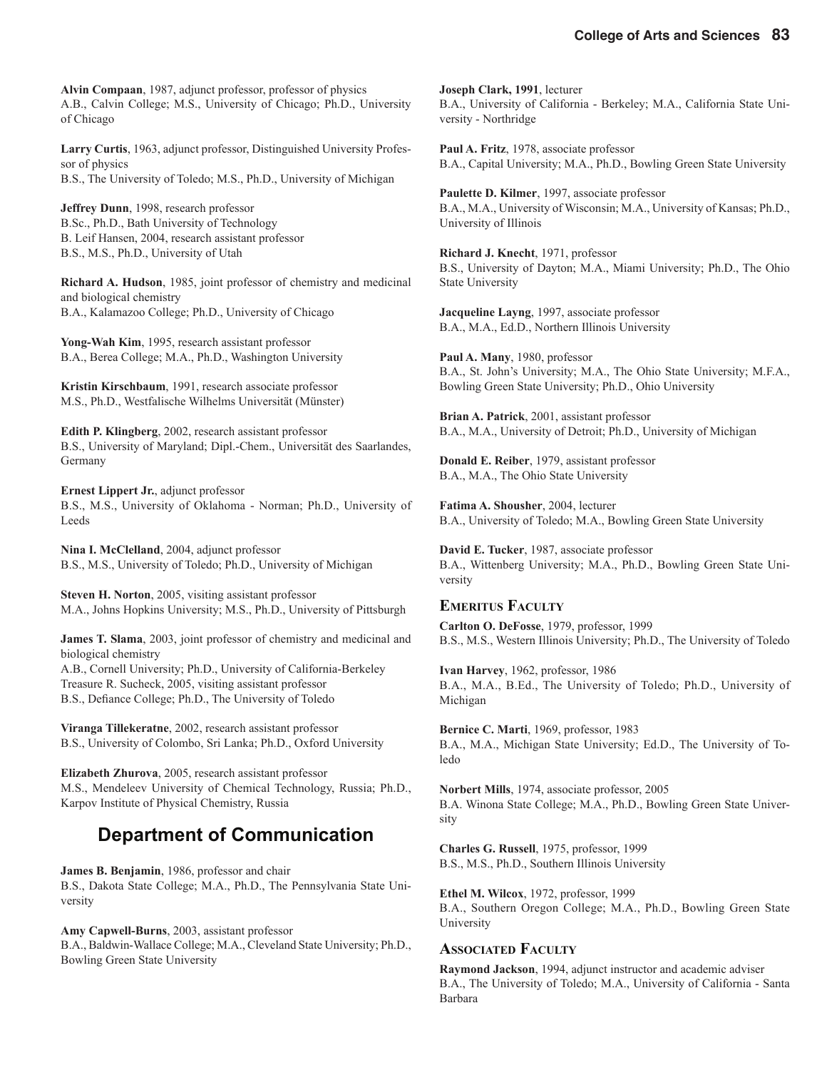**Alvin Compaan**, 1987, adjunct professor, professor of physics
A.B., Calvin College; M.S., University of Chicago; Ph.D., University of Chicago

**Larry Curtis**, 1963, adjunct professor, Distinguished University Professor of physics
B.S., The University of Toledo; M.S., Ph.D., University of Michigan

**Jeffrey Dunn**, 1998, research professor
B.Sc., Ph.D., Bath University of Technology
B. Leif Hansen, 2004, research assistant professor
B.S., M.S., Ph.D., University of Utah

**Richard A. Hudson**, 1985, joint professor of chemistry and medicinal and biological chemistry
B.A., Kalamazoo College; Ph.D., University of Chicago

**Yong-Wah Kim**, 1995, research assistant professor
B.A., Berea College; M.A., Ph.D., Washington University

**Kristin Kirschbaum**, 1991, research associate professor
M.S., Ph.D., Westfalische Wilhelms Universität (Münster)

**Edith P. Klingberg**, 2002, research assistant professor
B.S., University of Maryland; Dipl.-Chem., Universität des Saarlandes, Germany

**Ernest Lippert Jr.**, adjunct professor
B.S., M.S., University of Oklahoma - Norman; Ph.D., University of Leeds

**Nina I. McClelland**, 2004, adjunct professor
B.S., M.S., University of Toledo; Ph.D., University of Michigan

**Steven H. Norton**, 2005, visiting assistant professor
M.A., Johns Hopkins University; M.S., Ph.D., University of Pittsburgh

**James T. Slama**, 2003, joint professor of chemistry and medicinal and biological chemistry
A.B., Cornell University; Ph.D., University of California-Berkeley
Treasure R. Sucheck, 2005, visiting assistant professor
B.S., Defiance College; Ph.D., The University of Toledo

**Viranga Tillekeratne**, 2002, research assistant professor
B.S., University of Colombo, Sri Lanka; Ph.D., Oxford University

**Elizabeth Zhurova**, 2005, research assistant professor
M.S., Mendeleev University of Chemical Technology, Russia; Ph.D., Karpov Institute of Physical Chemistry, Russia

## Department of Communication

**James B. Benjamin**, 1986, professor and chair
B.S., Dakota State College; M.A., Ph.D., The Pennsylvania State University

**Amy Capwell-Burns**, 2003, assistant professor
B.A., Baldwin-Wallace College; M.A., Cleveland State University; Ph.D., Bowling Green State University

**Joseph Clark, 1991**, lecturer
B.A., University of California - Berkeley; M.A., California State University - Northridge

**Paul A. Fritz**, 1978, associate professor
B.A., Capital University; M.A., Ph.D., Bowling Green State University

**Paulette D. Kilmer**, 1997, associate professor
B.A., M.A., University of Wisconsin; M.A., University of Kansas; Ph.D., University of Illinois

**Richard J. Knecht**, 1971, professor
B.S., University of Dayton; M.A., Miami University; Ph.D., The Ohio State University

**Jacqueline Layng**, 1997, associate professor
B.A., M.A., Ed.D., Northern Illinois University

**Paul A. Many**, 1980, professor
B.A., St. John's University; M.A., The Ohio State University; M.F.A., Bowling Green State University; Ph.D., Ohio University

**Brian A. Patrick**, 2001, assistant professor
B.A., M.A., University of Detroit; Ph.D., University of Michigan

**Donald E. Reiber**, 1979, assistant professor
B.A., M.A., The Ohio State University

**Fatima A. Shousher**, 2004, lecturer
B.A., University of Toledo; M.A., Bowling Green State University

**David E. Tucker**, 1987, associate professor
B.A., Wittenberg University; M.A., Ph.D., Bowling Green State University

### Emeritus Faculty

**Carlton O. DeFosse**, 1979, professor, 1999
B.S., M.S., Western Illinois University; Ph.D., The University of Toledo

**Ivan Harvey**, 1962, professor, 1986
B.A., M.A., B.Ed., The University of Toledo; Ph.D., University of Michigan

**Bernice C. Marti**, 1969, professor, 1983
B.A., M.A., Michigan State University; Ed.D., The University of Toledo

**Norbert Mills**, 1974, associate professor, 2005
B.A. Winona State College; M.A., Ph.D., Bowling Green State University

**Charles G. Russell**, 1975, professor, 1999
B.S., M.S., Ph.D., Southern Illinois University

**Ethel M. Wilcox**, 1972, professor, 1999
B.A., Southern Oregon College; M.A., Ph.D., Bowling Green State University

### Associated Faculty

**Raymond Jackson**, 1994, adjunct instructor and academic adviser
B.A., The University of Toledo; M.A., University of California - Santa Barbara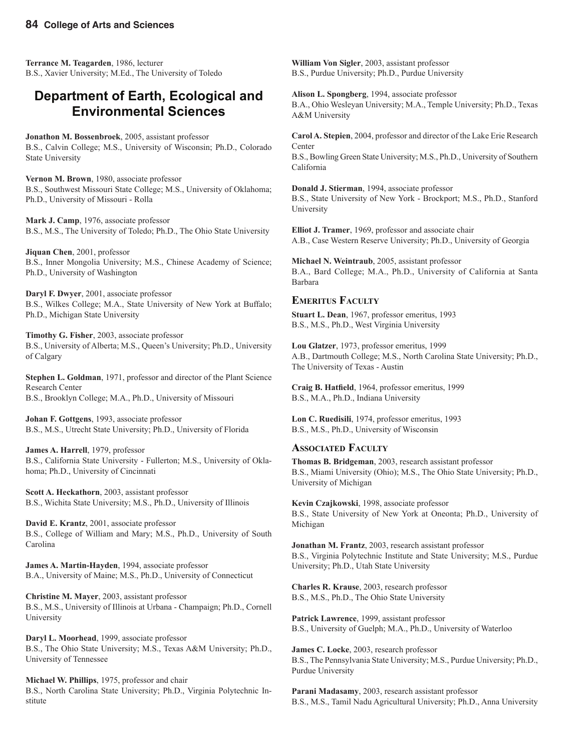**Terrance M. Teagarden**, 1986, lecturer
B.S., Xavier University; M.Ed., The University of Toledo

## Department of Earth, Ecological and Environmental Sciences

**Jonathon M. Bossenbroek**, 2005, assistant professor
B.S., Calvin College; M.S., University of Wisconsin; Ph.D., Colorado State University

**Vernon M. Brown**, 1980, associate professor
B.S., Southwest Missouri State College; M.S., University of Oklahoma; Ph.D., University of Missouri - Rolla

**Mark J. Camp**, 1976, associate professor
B.S., M.S., The University of Toledo; Ph.D., The Ohio State University

**Jiquan Chen**, 2001, professor
B.S., Inner Mongolia University; M.S., Chinese Academy of Science; Ph.D., University of Washington

**Daryl F. Dwyer**, 2001, associate professor
B.S., Wilkes College; M.A., State University of New York at Buffalo; Ph.D., Michigan State University

**Timothy G. Fisher**, 2003, associate professor
B.S., University of Alberta; M.S., Queen's University; Ph.D., University of Calgary

**Stephen L. Goldman**, 1971, professor and director of the Plant Science Research Center
B.S., Brooklyn College; M.A., Ph.D., University of Missouri

**Johan F. Gottgens**, 1993, associate professor
B.S., M.S., Utrecht State University; Ph.D., University of Florida

**James A. Harrell**, 1979, professor
B.S., California State University - Fullerton; M.S., University of Oklahoma; Ph.D., University of Cincinnati

**Scott A. Heckathorn**, 2003, assistant professor
B.S., Wichita State University; M.S., Ph.D., University of Illinois

**David E. Krantz**, 2001, associate professor
B.S., College of William and Mary; M.S., Ph.D., University of South Carolina

**James A. Martin-Hayden**, 1994, associate professor
B.A., University of Maine; M.S., Ph.D., University of Connecticut

**Christine M. Mayer**, 2003, assistant professor
B.S., M.S., University of Illinois at Urbana - Champaign; Ph.D., Cornell University

**Daryl L. Moorhead**, 1999, associate professor
B.S., The Ohio State University; M.S., Texas A&M University; Ph.D., University of Tennessee

**Michael W. Phillips**, 1975, professor and chair
B.S., North Carolina State University; Ph.D., Virginia Polytechnic Institute

**William Von Sigler**, 2003, assistant professor
B.S., Purdue University; Ph.D., Purdue University

**Alison L. Spongberg**, 1994, associate professor
B.A., Ohio Wesleyan University; M.A., Temple University; Ph.D., Texas A&M University

**Carol A. Stepien**, 2004, professor and director of the Lake Erie Research Center
B.S., Bowling Green State University; M.S., Ph.D., University of Southern California

**Donald J. Stierman**, 1994, associate professor
B.S., State University of New York - Brockport; M.S., Ph.D., Stanford University

**Elliot J. Tramer**, 1969, professor and associate chair
A.B., Case Western Reserve University; Ph.D., University of Georgia

**Michael N. Weintraub**, 2005, assistant professor
B.A., Bard College; M.A., Ph.D., University of California at Santa Barbara

### Emeritus Faculty

**Stuart L. Dean**, 1967, professor emeritus, 1993
B.S., M.S., Ph.D., West Virginia University

**Lou Glatzer**, 1973, professor emeritus, 1999
A.B., Dartmouth College; M.S., North Carolina State University; Ph.D., The University of Texas - Austin

**Craig B. Hatfield**, 1964, professor emeritus, 1999
B.S., M.A., Ph.D., Indiana University

**Lon C. Ruedisili**, 1974, professor emeritus, 1993
B.S., M.S., Ph.D., University of Wisconsin

### Associated Faculty

**Thomas B. Bridgeman**, 2003, research assistant professor
B.S., Miami University (Ohio); M.S., The Ohio State University; Ph.D., University of Michigan

**Kevin Czajkowski**, 1998, associate professor
B.S., State University of New York at Oneonta; Ph.D., University of Michigan

**Jonathan M. Frantz**, 2003, research assistant professor
B.S., Virginia Polytechnic Institute and State University; M.S., Purdue University; Ph.D., Utah State University

**Charles R. Krause**, 2003, research professor
B.S., M.S., Ph.D., The Ohio State University

**Patrick Lawrence**, 1999, assistant professor
B.S., University of Guelph; M.A., Ph.D., University of Waterloo

**James C. Locke**, 2003, research professor
B.S., The Pennsylvania State University; M.S., Purdue University; Ph.D., Purdue University

**Parani Madasamy**, 2003, research assistant professor
B.S., M.S., Tamil Nadu Agricultural University; Ph.D., Anna University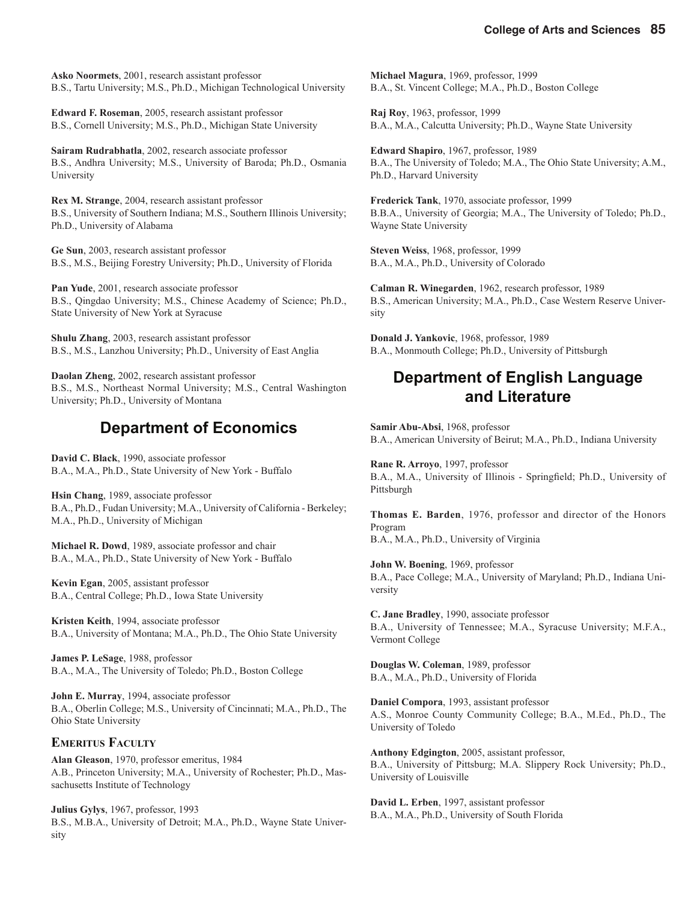**Asko Noormets**, 2001, research assistant professor
B.S., Tartu University; M.S., Ph.D., Michigan Technological University

**Edward F. Roseman**, 2005, research assistant professor
B.S., Cornell University; M.S., Ph.D., Michigan State University

**Sairam Rudrabhatla**, 2002, research associate professor
B.S., Andhra University; M.S., University of Baroda; Ph.D., Osmania University

**Rex M. Strange**, 2004, research assistant professor
B.S., University of Southern Indiana; M.S., Southern Illinois University; Ph.D., University of Alabama

**Ge Sun**, 2003, research assistant professor
B.S., M.S., Beijing Forestry University; Ph.D., University of Florida

**Pan Yude**, 2001, research associate professor
B.S., Qingdao University; M.S., Chinese Academy of Science; Ph.D., State University of New York at Syracuse

**Shulu Zhang**, 2003, research assistant professor
B.S., M.S., Lanzhou University; Ph.D., University of East Anglia

**Daolan Zheng**, 2002, research assistant professor
B.S., M.S., Northeast Normal University; M.S., Central Washington University; Ph.D., University of Montana

## Department of Economics

**David C. Black**, 1990, associate professor
B.A., M.A., Ph.D., State University of New York - Buffalo

**Hsin Chang**, 1989, associate professor
B.A., Ph.D., Fudan University; M.A., University of California - Berkeley; M.A., Ph.D., University of Michigan

**Michael R. Dowd**, 1989, associate professor and chair
B.A., M.A., Ph.D., State University of New York - Buffalo

**Kevin Egan**, 2005, assistant professor
B.A., Central College; Ph.D., Iowa State University

**Kristen Keith**, 1994, associate professor
B.A., University of Montana; M.A., Ph.D., The Ohio State University

**James P. LeSage**, 1988, professor
B.A., M.A., The University of Toledo; Ph.D., Boston College

**John E. Murray**, 1994, associate professor
B.A., Oberlin College; M.S., University of Cincinnati; M.A., Ph.D., The Ohio State University

### Emeritus Faculty

**Alan Gleason**, 1970, professor emeritus, 1984
A.B., Princeton University; M.A., University of Rochester; Ph.D., Massachusetts Institute of Technology

**Julius Gylys**, 1967, professor, 1993
B.S., M.B.A., University of Detroit; M.A., Ph.D., Wayne State University

**Michael Magura**, 1969, professor, 1999
B.A., St. Vincent College; M.A., Ph.D., Boston College

**Raj Roy**, 1963, professor, 1999
B.A., M.A., Calcutta University; Ph.D., Wayne State University

**Edward Shapiro**, 1967, professor, 1989
B.A., The University of Toledo; M.A., The Ohio State University; A.M., Ph.D., Harvard University

**Frederick Tank**, 1970, associate professor, 1999
B.B.A., University of Georgia; M.A., The University of Toledo; Ph.D., Wayne State University

**Steven Weiss**, 1968, professor, 1999
B.A., M.A., Ph.D., University of Colorado

**Calman R. Winegarden**, 1962, research professor, 1989
B.S., American University; M.A., Ph.D., Case Western Reserve University

**Donald J. Yankovic**, 1968, professor, 1989
B.A., Monmouth College; Ph.D., University of Pittsburgh

## Department of English Language and Literature

**Samir Abu-Absi**, 1968, professor
B.A., American University of Beirut; M.A., Ph.D., Indiana University

**Rane R. Arroyo**, 1997, professor
B.A., M.A., University of Illinois - Springfield; Ph.D., University of Pittsburgh

**Thomas E. Barden**, 1976, professor and director of the Honors Program
B.A., M.A., Ph.D., University of Virginia

**John W. Boening**, 1969, professor
B.A., Pace College; M.A., University of Maryland; Ph.D., Indiana University

**C. Jane Bradley**, 1990, associate professor
B.A., University of Tennessee; M.A., Syracuse University; M.F.A., Vermont College

**Douglas W. Coleman**, 1989, professor
B.A., M.A., Ph.D., University of Florida

**Daniel Compora**, 1993, assistant professor
A.S., Monroe County Community College; B.A., M.Ed., Ph.D., The University of Toledo

**Anthony Edgington**, 2005, assistant professor,
B.A., University of Pittsburg; M.A. Slippery Rock University; Ph.D., University of Louisville

**David L. Erben**, 1997, assistant professor
B.A., M.A., Ph.D., University of South Florida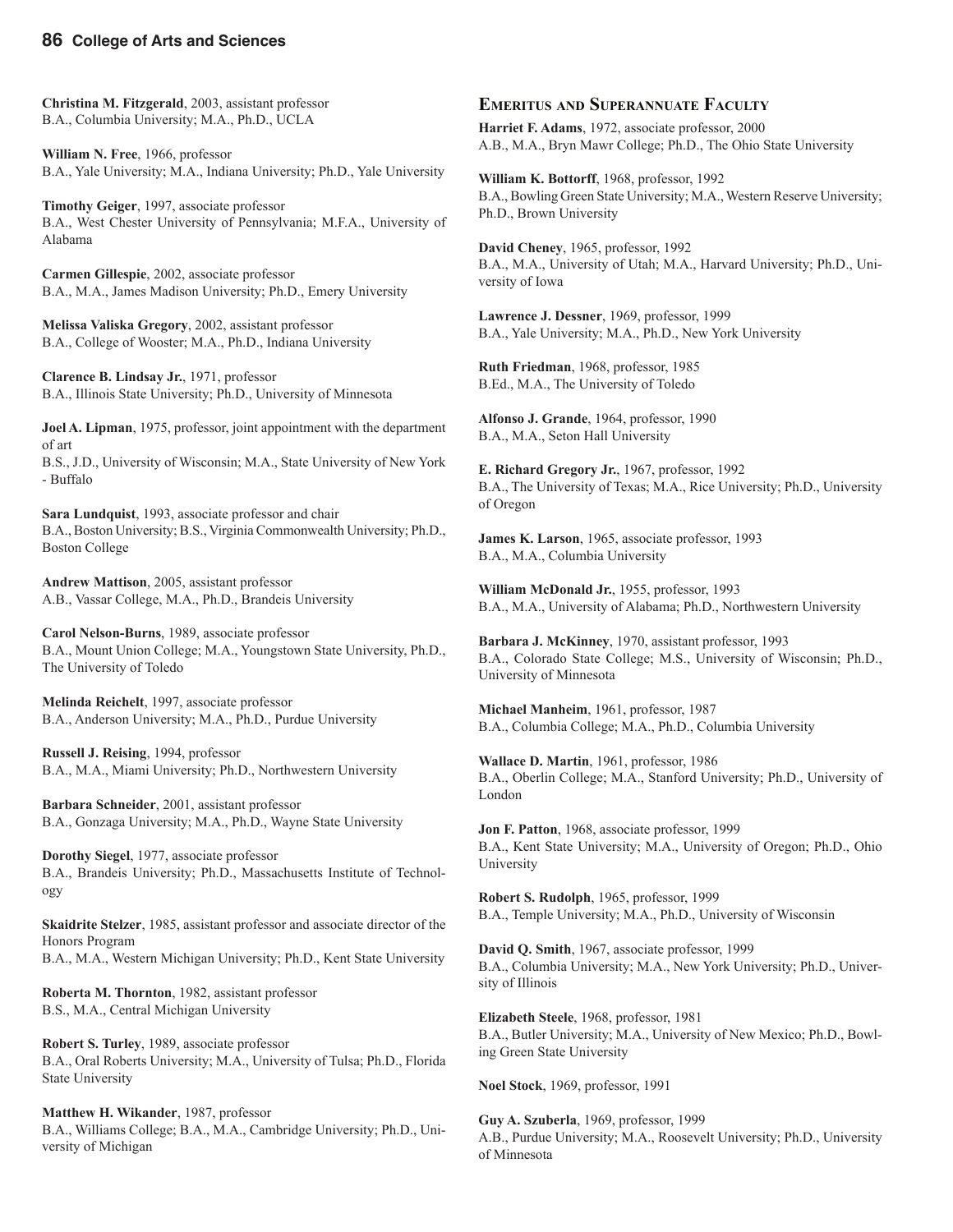**Christina M. Fitzgerald**, 2003, assistant professor
B.A., Columbia University; M.A., Ph.D., UCLA

**William N. Free**, 1966, professor
B.A., Yale University; M.A., Indiana University; Ph.D., Yale University

**Timothy Geiger**, 1997, associate professor
B.A., West Chester University of Pennsylvania; M.F.A., University of Alabama

**Carmen Gillespie**, 2002, associate professor
B.A., M.A., James Madison University; Ph.D., Emery University

**Melissa Valiska Gregory**, 2002, assistant professor
B.A., College of Wooster; M.A., Ph.D., Indiana University

**Clarence B. Lindsay Jr.**, 1971, professor
B.A., Illinois State University; Ph.D., University of Minnesota

**Joel A. Lipman**, 1975, professor, joint appointment with the department of art
B.S., J.D., University of Wisconsin; M.A., State University of New York - Buffalo

**Sara Lundquist**, 1993, associate professor and chair
B.A., Boston University; B.S., Virginia Commonwealth University; Ph.D., Boston College

**Andrew Mattison**, 2005, assistant professor
A.B., Vassar College, M.A., Ph.D., Brandeis University

**Carol Nelson-Burns**, 1989, associate professor
B.A., Mount Union College; M.A., Youngstown State University, Ph.D., The University of Toledo

**Melinda Reichelt**, 1997, associate professor
B.A., Anderson University; M.A., Ph.D., Purdue University

**Russell J. Reising**, 1994, professor
B.A., M.A., Miami University; Ph.D., Northwestern University

**Barbara Schneider**, 2001, assistant professor
B.A., Gonzaga University; M.A., Ph.D., Wayne State University

**Dorothy Siegel**, 1977, associate professor
B.A., Brandeis University; Ph.D., Massachusetts Institute of Technology

**Skaidrite Stelzer**, 1985, assistant professor and associate director of the Honors Program
B.A., M.A., Western Michigan University; Ph.D., Kent State University

**Roberta M. Thornton**, 1982, assistant professor
B.S., M.A., Central Michigan University

**Robert S. Turley**, 1989, associate professor
B.A., Oral Roberts University; M.A., University of Tulsa; Ph.D., Florida State University

**Matthew H. Wikander**, 1987, professor
B.A., Williams College; B.A., M.A., Cambridge University; Ph.D., University of Michigan

## Emeritus and Superannuate Faculty

**Harriet F. Adams**, 1972, associate professor, 2000
A.B., M.A., Bryn Mawr College; Ph.D., The Ohio State University

**William K. Bottorff**, 1968, professor, 1992
B.A., Bowling Green State University; M.A., Western Reserve University; Ph.D., Brown University

**David Cheney**, 1965, professor, 1992
B.A., M.A., University of Utah; M.A., Harvard University; Ph.D., University of Iowa

**Lawrence J. Dessner**, 1969, professor, 1999
B.A., Yale University; M.A., Ph.D., New York University

**Ruth Friedman**, 1968, professor, 1985
B.Ed., M.A., The University of Toledo

**Alfonso J. Grande**, 1964, professor, 1990
B.A., M.A., Seton Hall University

**E. Richard Gregory Jr.**, 1967, professor, 1992
B.A., The University of Texas; M.A., Rice University; Ph.D., University of Oregon

**James K. Larson**, 1965, associate professor, 1993
B.A., M.A., Columbia University

**William McDonald Jr.**, 1955, professor, 1993
B.A., M.A., University of Alabama; Ph.D., Northwestern University

**Barbara J. McKinney**, 1970, assistant professor, 1993
B.A., Colorado State College; M.S., University of Wisconsin; Ph.D., University of Minnesota

**Michael Manheim**, 1961, professor, 1987
B.A., Columbia College; M.A., Ph.D., Columbia University

**Wallace D. Martin**, 1961, professor, 1986
B.A., Oberlin College; M.A., Stanford University; Ph.D., University of London

**Jon F. Patton**, 1968, associate professor, 1999
B.A., Kent State University; M.A., University of Oregon; Ph.D., Ohio University

**Robert S. Rudolph**, 1965, professor, 1999
B.A., Temple University; M.A., Ph.D., University of Wisconsin

**David Q. Smith**, 1967, associate professor, 1999
B.A., Columbia University; M.A., New York University; Ph.D., University of Illinois

**Elizabeth Steele**, 1968, professor, 1981
B.A., Butler University; M.A., University of New Mexico; Ph.D., Bowling Green State University

**Noel Stock**, 1969, professor, 1991

**Guy A. Szuberla**, 1969, professor, 1999
A.B., Purdue University; M.A., Roosevelt University; Ph.D., University of Minnesota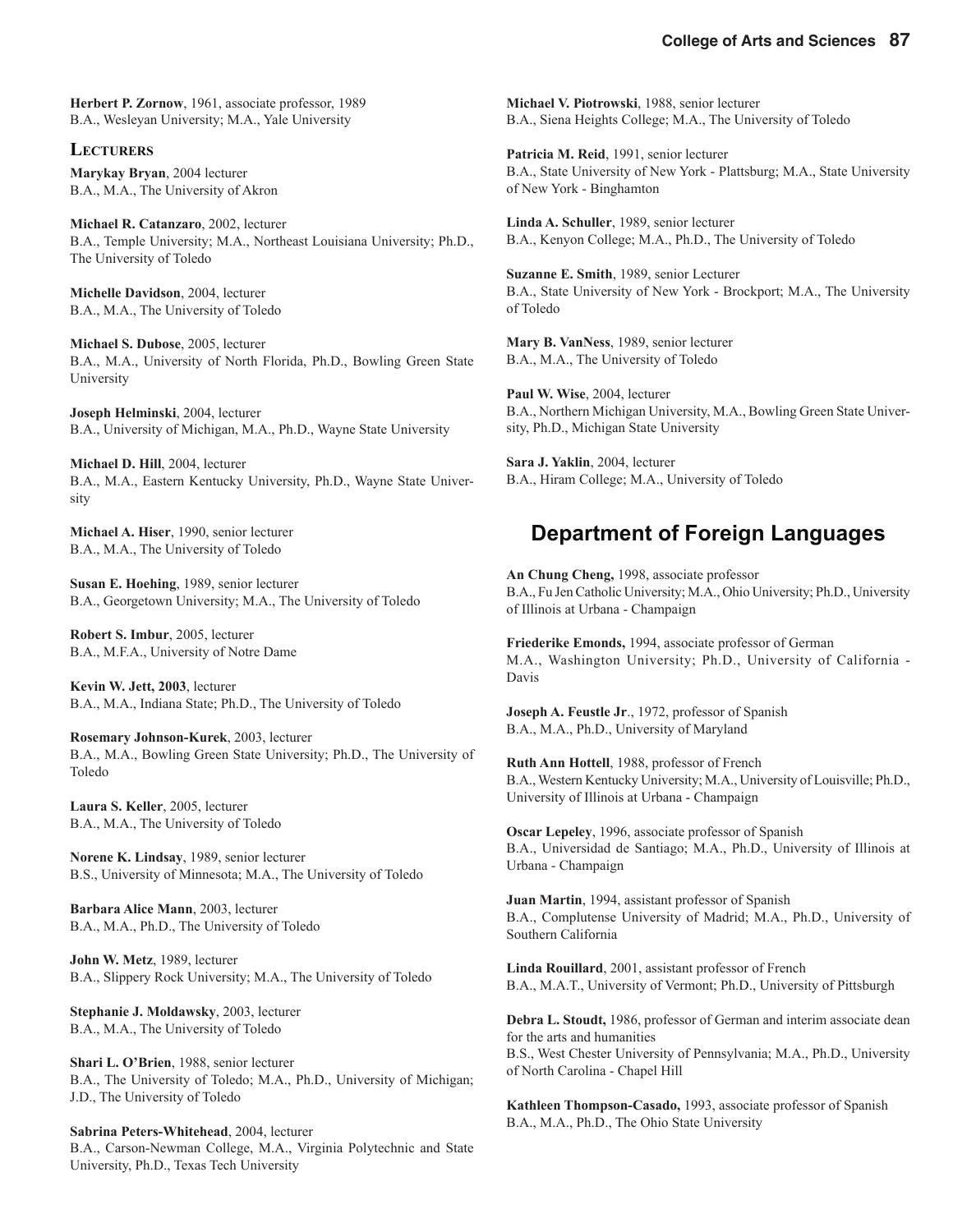**Herbert P. Zornow**, 1961, associate professor, 1989
B.A., Wesleyan University; M.A., Yale University

### Lecturers

**Marykay Bryan**, 2004 lecturer
B.A., M.A., The University of Akron

**Michael R. Catanzaro**, 2002, lecturer
B.A., Temple University; M.A., Northeast Louisiana University; Ph.D., The University of Toledo

**Michelle Davidson**, 2004, lecturer
B.A., M.A., The University of Toledo

**Michael S. Dubose**, 2005, lecturer
B.A., M.A., University of North Florida, Ph.D., Bowling Green State University

**Joseph Helminski**, 2004, lecturer
B.A., University of Michigan, M.A., Ph.D., Wayne State University

**Michael D. Hill**, 2004, lecturer
B.A., M.A., Eastern Kentucky University, Ph.D., Wayne State University

**Michael A. Hiser**, 1990, senior lecturer
B.A., M.A., The University of Toledo

**Susan E. Hoehing**, 1989, senior lecturer
B.A., Georgetown University; M.A., The University of Toledo

**Robert S. Imbur**, 2005, lecturer
B.A., M.F.A., University of Notre Dame

**Kevin W. Jett, 2003**, lecturer
B.A., M.A., Indiana State; Ph.D., The University of Toledo

**Rosemary Johnson-Kurek**, 2003, lecturer
B.A., M.A., Bowling Green State University; Ph.D., The University of Toledo

**Laura S. Keller**, 2005, lecturer
B.A., M.A., The University of Toledo

**Norene K. Lindsay**, 1989, senior lecturer
B.S., University of Minnesota; M.A., The University of Toledo

**Barbara Alice Mann**, 2003, lecturer
B.A., M.A., Ph.D., The University of Toledo

**John W. Metz**, 1989, lecturer
B.A., Slippery Rock University; M.A., The University of Toledo

**Stephanie J. Moldawsky**, 2003, lecturer
B.A., M.A., The University of Toledo

**Shari L. O'Brien**, 1988, senior lecturer
B.A., The University of Toledo; M.A., Ph.D., University of Michigan; J.D., The University of Toledo

**Sabrina Peters-Whitehead**, 2004, lecturer
B.A., Carson-Newman College, M.A., Virginia Polytechnic and State University, Ph.D., Texas Tech University

**Michael V. Piotrowski**, 1988, senior lecturer
B.A., Siena Heights College; M.A., The University of Toledo

**Patricia M. Reid**, 1991, senior lecturer
B.A., State University of New York - Plattsburg; M.A., State University of New York - Binghamton

**Linda A. Schuller**, 1989, senior lecturer
B.A., Kenyon College; M.A., Ph.D., The University of Toledo

**Suzanne E. Smith**, 1989, senior Lecturer
B.A., State University of New York - Brockport; M.A., The University of Toledo

**Mary B. VanNess**, 1989, senior lecturer
B.A., M.A., The University of Toledo

**Paul W. Wise**, 2004, lecturer
B.A., Northern Michigan University, M.A., Bowling Green State University, Ph.D., Michigan State University

**Sara J. Yaklin**, 2004, lecturer
B.A., Hiram College; M.A., University of Toledo

## Department of Foreign Languages

**An Chung Cheng,** 1998, associate professor
B.A., Fu Jen Catholic University; M.A., Ohio University; Ph.D., University of Illinois at Urbana - Champaign

**Friederike Emonds,** 1994, associate professor of German
M.A., Washington University; Ph.D., University of California - Davis

**Joseph A. Feustle Jr**., 1972, professor of Spanish
B.A., M.A., Ph.D., University of Maryland

**Ruth Ann Hottell**, 1988, professor of French
B.A., Western Kentucky University; M.A., University of Louisville; Ph.D., University of Illinois at Urbana - Champaign

**Oscar Lepeley**, 1996, associate professor of Spanish
B.A., Universidad de Santiago; M.A., Ph.D., University of Illinois at Urbana - Champaign

**Juan Martin**, 1994, assistant professor of Spanish
B.A., Complutense University of Madrid; M.A., Ph.D., University of Southern California

**Linda Rouillard**, 2001, assistant professor of French
B.A., M.A.T., University of Vermont; Ph.D., University of Pittsburgh

**Debra L. Stoudt,** 1986, professor of German and interim associate dean for the arts and humanities
B.S., West Chester University of Pennsylvania; M.A., Ph.D., University of North Carolina - Chapel Hill

**Kathleen Thompson-Casado,** 1993, associate professor of Spanish
B.A., M.A., Ph.D., The Ohio State University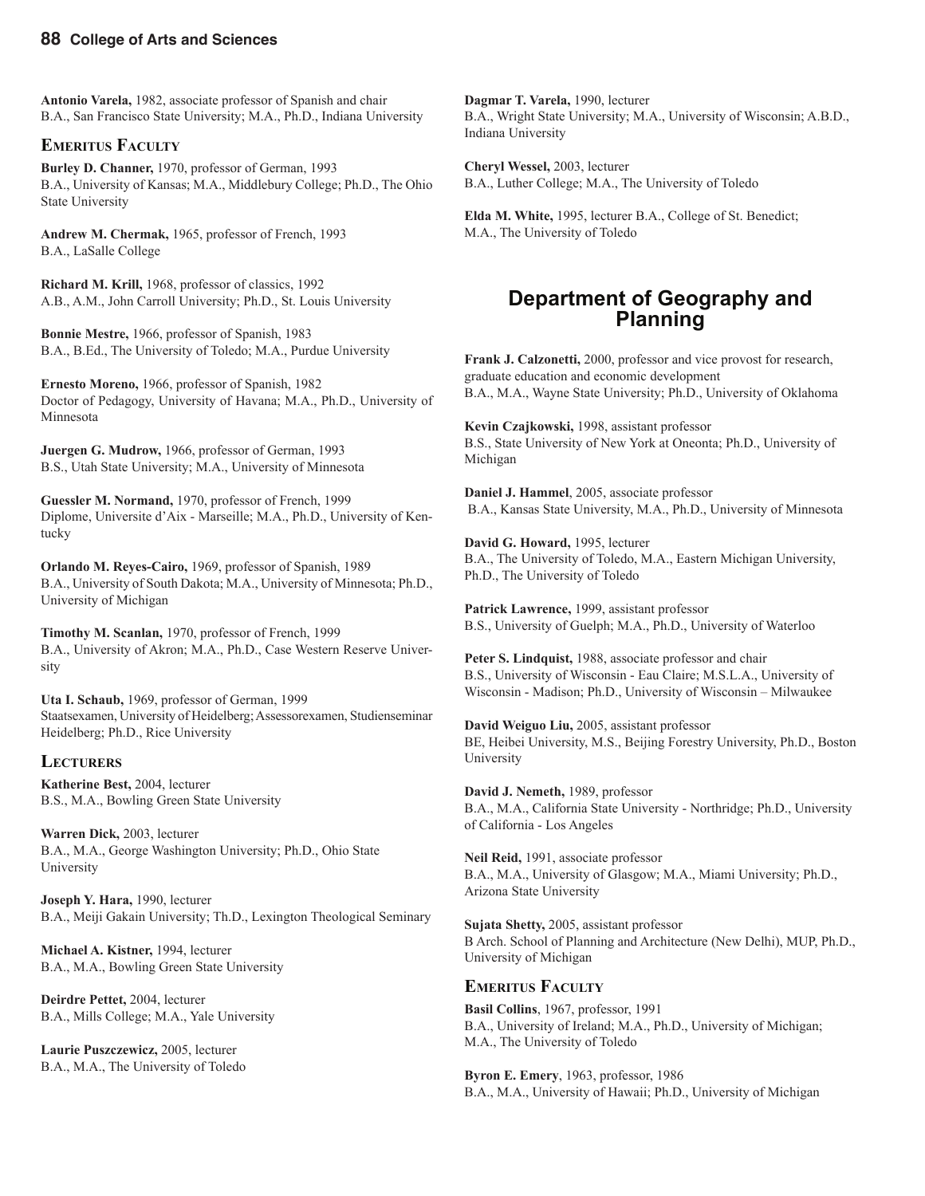**Antonio Varela,** 1982, associate professor of Spanish and chair
B.A., San Francisco State University; M.A., Ph.D., Indiana University

### Emeritus Faculty

**Burley D. Channer,** 1970, professor of German, 1993
B.A., University of Kansas; M.A., Middlebury College; Ph.D., The Ohio State University

**Andrew M. Chermak,** 1965, professor of French, 1993
B.A., LaSalle College

**Richard M. Krill,** 1968, professor of classics, 1992
A.B., A.M., John Carroll University; Ph.D., St. Louis University

**Bonnie Mestre,** 1966, professor of Spanish, 1983
B.A., B.Ed., The University of Toledo; M.A., Purdue University

**Ernesto Moreno,** 1966, professor of Spanish, 1982
Doctor of Pedagogy, University of Havana; M.A., Ph.D., University of Minnesota

**Juergen G. Mudrow,** 1966, professor of German, 1993
B.S., Utah State University; M.A., University of Minnesota

**Guessler M. Normand,** 1970, professor of French, 1999
Diplome, Universite d'Aix - Marseille; M.A., Ph.D., University of Kentucky

**Orlando M. Reyes-Cairo,** 1969, professor of Spanish, 1989
B.A., University of South Dakota; M.A., University of Minnesota; Ph.D., University of Michigan

**Timothy M. Scanlan,** 1970, professor of French, 1999
B.A., University of Akron; M.A., Ph.D., Case Western Reserve University

**Uta I. Schaub,** 1969, professor of German, 1999
Staatsexamen, University of Heidelberg; Assessorexamen, Studienseminar Heidelberg; Ph.D., Rice University

### Lecturers

**Katherine Best,** 2004, lecturer
B.S., M.A., Bowling Green State University

**Warren Dick,** 2003, lecturer
B.A., M.A., George Washington University; Ph.D., Ohio State University

**Joseph Y. Hara,** 1990, lecturer
B.A., Meiji Gakain University; Th.D., Lexington Theological Seminary

**Michael A. Kistner,** 1994, lecturer
B.A., M.A., Bowling Green State University

**Deirdre Pettet,** 2004, lecturer
B.A., Mills College; M.A., Yale University

**Laurie Puszczewicz,** 2005, lecturer
B.A., M.A., The University of Toledo

**Dagmar T. Varela,** 1990, lecturer
B.A., Wright State University; M.A., University of Wisconsin; A.B.D., Indiana University

**Cheryl Wessel,** 2003, lecturer
B.A., Luther College; M.A., The University of Toledo

**Elda M. White,** 1995, lecturer B.A., College of St. Benedict; M.A., The University of Toledo

## Department of Geography and Planning

**Frank J. Calzonetti,** 2000, professor and vice provost for research, graduate education and economic development
B.A., M.A., Wayne State University; Ph.D., University of Oklahoma

**Kevin Czajkowski,** 1998, assistant professor
B.S., State University of New York at Oneonta; Ph.D., University of Michigan

**Daniel J. Hammel**, 2005, associate professor
B.A., Kansas State University, M.A., Ph.D., University of Minnesota

**David G. Howard,** 1995, lecturer
B.A., The University of Toledo, M.A., Eastern Michigan University, Ph.D., The University of Toledo

**Patrick Lawrence,** 1999, assistant professor
B.S., University of Guelph; M.A., Ph.D., University of Waterloo

**Peter S. Lindquist,** 1988, associate professor and chair
B.S., University of Wisconsin - Eau Claire; M.S.L.A., University of Wisconsin - Madison; Ph.D., University of Wisconsin – Milwaukee

**David Weiguo Liu,** 2005, assistant professor
BE, Heibei University, M.S., Beijing Forestry University, Ph.D., Boston University

**David J. Nemeth,** 1989, professor
B.A., M.A., California State University - Northridge; Ph.D., University of California - Los Angeles

**Neil Reid,** 1991, associate professor
B.A., M.A., University of Glasgow; M.A., Miami University; Ph.D., Arizona State University

**Sujata Shetty,** 2005, assistant professor
B Arch. School of Planning and Architecture (New Delhi), MUP, Ph.D., University of Michigan

### Emeritus Faculty

**Basil Collins**, 1967, professor, 1991
B.A., University of Ireland; M.A., Ph.D., University of Michigan; M.A., The University of Toledo

**Byron E. Emery**, 1963, professor, 1986
B.A., M.A., University of Hawaii; Ph.D., University of Michigan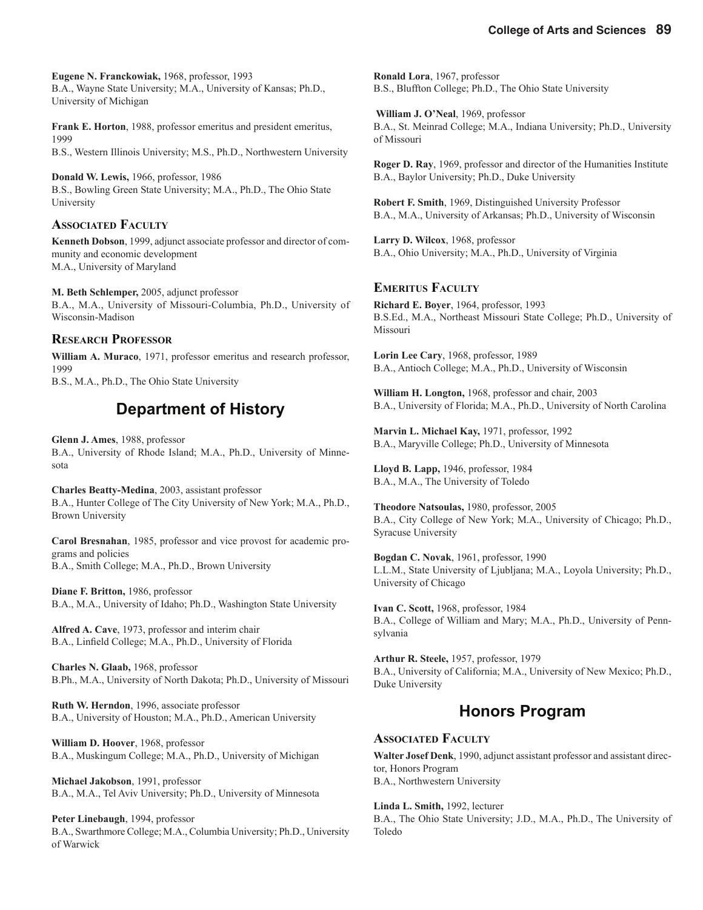**Eugene N. Franckowiak,** 1968, professor, 1993
B.A., Wayne State University; M.A., University of Kansas; Ph.D., University of Michigan

**Frank E. Horton**, 1988, professor emeritus and president emeritus, 1999
B.S., Western Illinois University; M.S., Ph.D., Northwestern University

**Donald W. Lewis,** 1966, professor, 1986
B.S., Bowling Green State University; M.A., Ph.D., The Ohio State University

### Associated Faculty

**Kenneth Dobson**, 1999, adjunct associate professor and director of community and economic development
M.A., University of Maryland

**M. Beth Schlemper,** 2005, adjunct professor
B.A., M.A., University of Missouri-Columbia, Ph.D., University of Wisconsin-Madison

### Research Professor

**William A. Muraco**, 1971, professor emeritus and research professor, 1999
B.S., M.A., Ph.D., The Ohio State University

## Department of History

**Glenn J. Ames**, 1988, professor
B.A., University of Rhode Island; M.A., Ph.D., University of Minnesota

**Charles Beatty-Medina**, 2003, assistant professor
B.A., Hunter College of The City University of New York; M.A., Ph.D., Brown University

**Carol Bresnahan**, 1985, professor and vice provost for academic programs and policies
B.A., Smith College; M.A., Ph.D., Brown University

**Diane F. Britton,** 1986, professor
B.A., M.A., University of Idaho; Ph.D., Washington State University

**Alfred A. Cave**, 1973, professor and interim chair
B.A., Linfield College; M.A., Ph.D., University of Florida

**Charles N. Glaab,** 1968, professor
B.Ph., M.A., University of North Dakota; Ph.D., University of Missouri

**Ruth W. Herndon**, 1996, associate professor
B.A., University of Houston; M.A., Ph.D., American University

**William D. Hoover**, 1968, professor
B.A., Muskingum College; M.A., Ph.D., University of Michigan

**Michael Jakobson**, 1991, professor
B.A., M.A., Tel Aviv University; Ph.D., University of Minnesota

**Peter Linebaugh**, 1994, professor
B.A., Swarthmore College; M.A., Columbia University; Ph.D., University of Warwick

**Ronald Lora**, 1967, professor
B.S., Bluffton College; Ph.D., The Ohio State University

**William J. O'Neal**, 1969, professor
B.A., St. Meinrad College; M.A., Indiana University; Ph.D., University of Missouri

**Roger D. Ray**, 1969, professor and director of the Humanities Institute
B.A., Baylor University; Ph.D., Duke University

**Robert F. Smith**, 1969, Distinguished University Professor
B.A., M.A., University of Arkansas; Ph.D., University of Wisconsin

**Larry D. Wilcox**, 1968, professor
B.A., Ohio University; M.A., Ph.D., University of Virginia

### Emeritus Faculty

**Richard E. Boyer**, 1964, professor, 1993
B.S.Ed., M.A., Northeast Missouri State College; Ph.D., University of Missouri

**Lorin Lee Cary**, 1968, professor, 1989
B.A., Antioch College; M.A., Ph.D., University of Wisconsin

**William H. Longton,** 1968, professor and chair, 2003
B.A., University of Florida; M.A., Ph.D., University of North Carolina

**Marvin L. Michael Kay,** 1971, professor, 1992
B.A., Maryville College; Ph.D., University of Minnesota

**Lloyd B. Lapp,** 1946, professor, 1984
B.A., M.A., The University of Toledo

**Theodore Natsoulas,** 1980, professor, 2005
B.A., City College of New York; M.A., University of Chicago; Ph.D., Syracuse University

**Bogdan C. Novak**, 1961, professor, 1990
L.L.M., State University of Ljubljana; M.A., Loyola University; Ph.D., University of Chicago

**Ivan C. Scott,** 1968, professor, 1984
B.A., College of William and Mary; M.A., Ph.D., University of Pennsylvania

**Arthur R. Steele,** 1957, professor, 1979
B.A., University of California; M.A., University of New Mexico; Ph.D., Duke University

## Honors Program

### Associated Faculty

**Walter Josef Denk**, 1990, adjunct assistant professor and assistant director, Honors Program
B.A., Northwestern University

**Linda L. Smith,** 1992, lecturer
B.A., The Ohio State University; J.D., M.A., Ph.D., The University of Toledo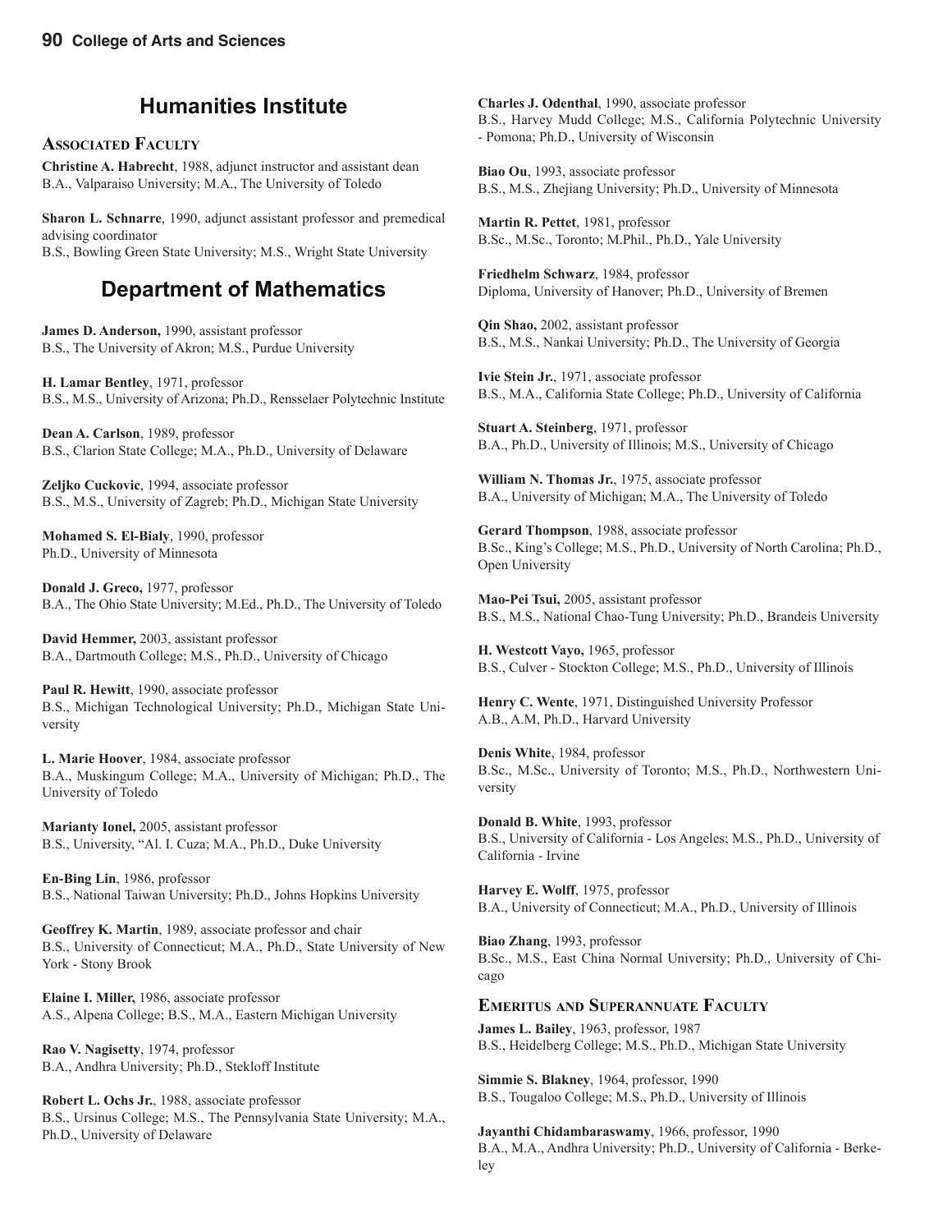## Humanities Institute

### Associated Faculty

**Christine A. Habrecht**, 1988, adjunct instructor and assistant dean
B.A., Valparaiso University; M.A., The University of Toledo

**Sharon L. Schnarre**, 1990, adjunct assistant professor and premedical advising coordinator
B.S., Bowling Green State University; M.S., Wright State University

## Department of Mathematics

**James D. Anderson,** 1990, assistant professor
B.S., The University of Akron; M.S., Purdue University

**H. Lamar Bentley**, 1971, professor
B.S., M.S., University of Arizona; Ph.D., Rensselaer Polytechnic Institute

**Dean A. Carlson**, 1989, professor
B.S., Clarion State College; M.A., Ph.D., University of Delaware

**Zeljko Cuckovic**, 1994, associate professor
B.S., M.S., University of Zagreb; Ph.D., Michigan State University

**Mohamed S. El-Bialy**, 1990, professor
Ph.D., University of Minnesota

**Donald J. Greco,** 1977, professor
B.A., The Ohio State University; M.Ed., Ph.D., The University of Toledo

**David Hemmer,** 2003, assistant professor
B.A., Dartmouth College; M.S., Ph.D., University of Chicago

**Paul R. Hewitt**, 1990, associate professor
B.S., Michigan Technological University; Ph.D., Michigan State University

**L. Marie Hoover**, 1984, associate professor
B.A., Muskingum College; M.A., University of Michigan; Ph.D., The University of Toledo

**Marianty Ionel,** 2005, assistant professor
B.S., University, "Al. I. Cuza; M.A., Ph.D., Duke University

**En-Bing Lin**, 1986, professor
B.S., National Taiwan University; Ph.D., Johns Hopkins University

**Geoffrey K. Martin**, 1989, associate professor and chair
B.S., University of Connecticut; M.A., Ph.D., State University of New York - Stony Brook

**Elaine I. Miller,** 1986, associate professor
A.S., Alpena College; B.S., M.A., Eastern Michigan University

**Rao V. Nagisetty**, 1974, professor
B.A., Andhra University; Ph.D., Stekloff Institute

**Robert L. Ochs Jr.**, 1988, associate professor
B.S., Ursinus College; M.S., The Pennsylvania State University; M.A., Ph.D., University of Delaware

**Charles J. Odenthal**, 1990, associate professor
B.S., Harvey Mudd College; M.S., California Polytechnic University - Pomona; Ph.D., University of Wisconsin

**Biao Ou**, 1993, associate professor
B.S., M.S., Zhejiang University; Ph.D., University of Minnesota

**Martin R. Pettet**, 1981, professor
B.Sc., M.Sc., Toronto; M.Phil., Ph.D., Yale University

**Friedhelm Schwarz**, 1984, professor
Diploma, University of Hanover; Ph.D., University of Bremen

**Qin Shao,** 2002, assistant professor
B.S., M.S., Nankai University; Ph.D., The University of Georgia

**Ivie Stein Jr.**, 1971, associate professor
B.S., M.A., California State College; Ph.D., University of California

**Stuart A. Steinberg**, 1971, professor
B.A., Ph.D., University of Illinois; M.S., University of Chicago

**William N. Thomas Jr.**, 1975, associate professor
B.A., University of Michigan; M.A., The University of Toledo

**Gerard Thompson**, 1988, associate professor
B.Sc., King's College; M.S., Ph.D., University of North Carolina; Ph.D., Open University

**Mao-Pei Tsui,** 2005, assistant professor
B.S., M.S., National Chao-Tung University; Ph.D., Brandeis University

**H. Westcott Vayo,** 1965, professor
B.S., Culver - Stockton College; M.S., Ph.D., University of Illinois

**Henry C. Wente**, 1971, Distinguished University Professor
A.B., A.M, Ph.D., Harvard University

**Denis White**, 1984, professor
B.Sc., M.Sc., University of Toronto; M.S., Ph.D., Northwestern University

**Donald B. White**, 1993, professor
B.S., University of California - Los Angeles; M.S., Ph.D., University of California - Irvine

**Harvey E. Wolff**, 1975, professor
B.A., University of Connecticut; M.A., Ph.D., University of Illinois

**Biao Zhang**, 1993, professor
B.Sc., M.S., East China Normal University; Ph.D., University of Chicago

### Emeritus and Superannuate Faculty

**James L. Bailey**, 1963, professor, 1987
B.S., Heidelberg College; M.S., Ph.D., Michigan State University

**Simmie S. Blakney**, 1964, professor, 1990
B.S., Tougaloo College; M.S., Ph.D., University of Illinois

**Jayanthi Chidambaraswamy**, 1966, professor, 1990
B.A., M.A., Andhra University; Ph.D., University of California - Berkeley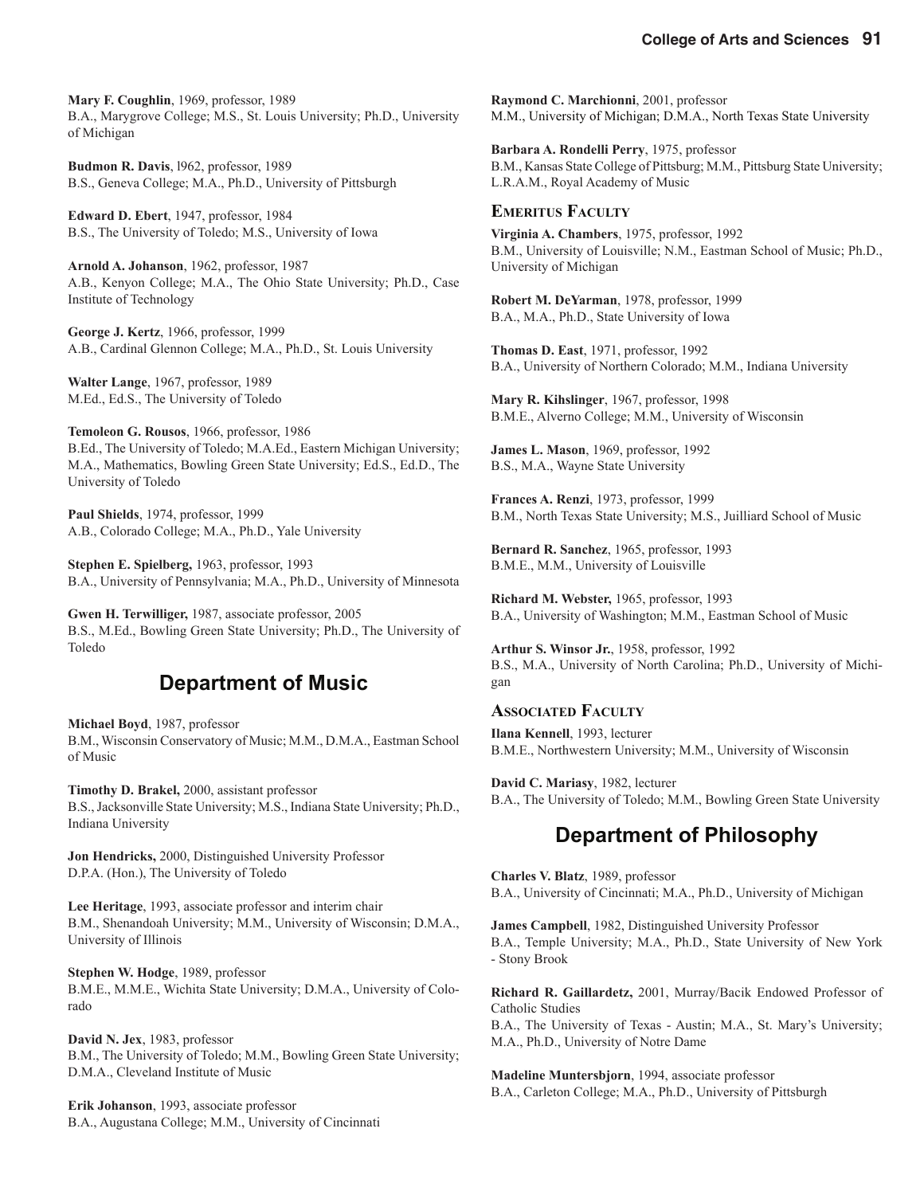**Mary F. Coughlin**, 1969, professor, 1989
B.A., Marygrove College; M.S., St. Louis University; Ph.D., University of Michigan

**Budmon R. Davis**, l962, professor, 1989
B.S., Geneva College; M.A., Ph.D., University of Pittsburgh

**Edward D. Ebert**, 1947, professor, 1984
B.S., The University of Toledo; M.S., University of Iowa

**Arnold A. Johanson**, 1962, professor, 1987
A.B., Kenyon College; M.A., The Ohio State University; Ph.D., Case Institute of Technology

**George J. Kertz**, 1966, professor, 1999
A.B., Cardinal Glennon College; M.A., Ph.D., St. Louis University

**Walter Lange**, 1967, professor, 1989
M.Ed., Ed.S., The University of Toledo

**Temoleon G. Rousos**, 1966, professor, 1986
B.Ed., The University of Toledo; M.A.Ed., Eastern Michigan University; M.A., Mathematics, Bowling Green State University; Ed.S., Ed.D., The University of Toledo

**Paul Shields**, 1974, professor, 1999
A.B., Colorado College; M.A., Ph.D., Yale University

**Stephen E. Spielberg,** 1963, professor, 1993
B.A., University of Pennsylvania; M.A., Ph.D., University of Minnesota

**Gwen H. Terwilliger,** 1987, associate professor, 2005
B.S., M.Ed., Bowling Green State University; Ph.D., The University of Toledo

## Department of Music

**Michael Boyd**, 1987, professor
B.M., Wisconsin Conservatory of Music; M.M., D.M.A., Eastman School of Music

**Timothy D. Brakel,** 2000, assistant professor
B.S., Jacksonville State University; M.S., Indiana State University; Ph.D., Indiana University

**Jon Hendricks,** 2000, Distinguished University Professor
D.P.A. (Hon.), The University of Toledo

**Lee Heritage**, 1993, associate professor and interim chair
B.M., Shenandoah University; M.M., University of Wisconsin; D.M.A., University of Illinois

**Stephen W. Hodge**, 1989, professor
B.M.E., M.M.E., Wichita State University; D.M.A., University of Colorado

**David N. Jex**, 1983, professor
B.M., The University of Toledo; M.M., Bowling Green State University; D.M.A., Cleveland Institute of Music

**Erik Johanson**, 1993, associate professor
B.A., Augustana College; M.M., University of Cincinnati

**Raymond C. Marchionni**, 2001, professor
M.M., University of Michigan; D.M.A., North Texas State University

**Barbara A. Rondelli Perry**, 1975, professor
B.M., Kansas State College of Pittsburg; M.M., Pittsburg State University; L.R.A.M., Royal Academy of Music

### Emeritus Faculty

**Virginia A. Chambers**, 1975, professor, 1992
B.M., University of Louisville; N.M., Eastman School of Music; Ph.D., University of Michigan

**Robert M. DeYarman**, 1978, professor, 1999
B.A., M.A., Ph.D., State University of Iowa

**Thomas D. East**, 1971, professor, 1992
B.A., University of Northern Colorado; M.M., Indiana University

**Mary R. Kihslinger**, 1967, professor, 1998
B.M.E., Alverno College; M.M., University of Wisconsin

**James L. Mason**, 1969, professor, 1992
B.S., M.A., Wayne State University

**Frances A. Renzi**, 1973, professor, 1999
B.M., North Texas State University; M.S., Juilliard School of Music

**Bernard R. Sanchez**, 1965, professor, 1993
B.M.E., M.M., University of Louisville

**Richard M. Webster,** 1965, professor, 1993
B.A., University of Washington; M.M., Eastman School of Music

**Arthur S. Winsor Jr.**, 1958, professor, 1992
B.S., M.A., University of North Carolina; Ph.D., University of Michigan

### Associated Faculty

**Ilana Kennell**, 1993, lecturer
B.M.E., Northwestern University; M.M., University of Wisconsin

**David C. Mariasy**, 1982, lecturer
B.A., The University of Toledo; M.M., Bowling Green State University

## Department of Philosophy

**Charles V. Blatz**, 1989, professor
B.A., University of Cincinnati; M.A., Ph.D., University of Michigan

**James Campbell**, 1982, Distinguished University Professor
B.A., Temple University; M.A., Ph.D., State University of New York - Stony Brook

**Richard R. Gaillardetz,** 2001, Murray/Bacik Endowed Professor of Catholic Studies
B.A., The University of Texas - Austin; M.A., St. Mary's University; M.A., Ph.D., University of Notre Dame

**Madeline Muntersbjorn**, 1994, associate professor
B.A., Carleton College; M.A., Ph.D., University of Pittsburgh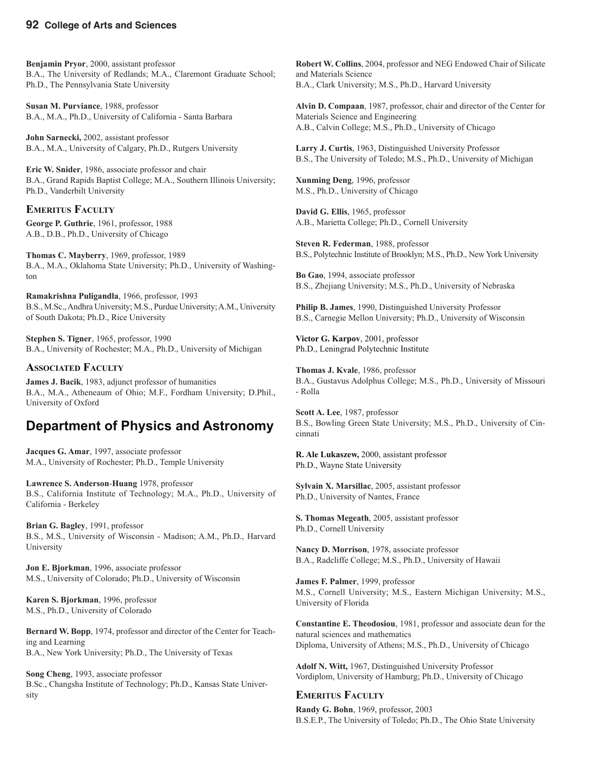**Benjamin Pryor**, 2000, assistant professor
B.A., The University of Redlands; M.A., Claremont Graduate School; Ph.D., The Pennsylvania State University

**Susan M. Purviance**, 1988, professor
B.A., M.A., Ph.D., University of California - Santa Barbara

**John Sarnecki,** 2002, assistant professor
B.A., M.A., University of Calgary, Ph.D., Rutgers University

**Eric W. Snider**, 1986, associate professor and chair
B.A., Grand Rapids Baptist College; M.A., Southern Illinois University; Ph.D., Vanderbilt University

### Emeritus Faculty

**George P. Guthrie**, 1961, professor, 1988
A.B., D.B., Ph.D., University of Chicago

**Thomas C. Mayberry**, 1969, professor, 1989
B.A., M.A., Oklahoma State University; Ph.D., University of Washington

**Ramakrishna Puligandla**, 1966, professor, 1993
B.S., M.Sc., Andhra University; M.S., Purdue University; A.M., University of South Dakota; Ph.D., Rice University

**Stephen S. Tigner**, 1965, professor, 1990
B.A., University of Rochester; M.A., Ph.D., University of Michigan

### Associated Faculty

**James J. Bacik**, 1983, adjunct professor of humanities
B.A., M.A., Atheneaum of Ohio; M.F., Fordham University; D.Phil., University of Oxford

## Department of Physics and Astronomy

**Jacques G. Amar**, 1997, associate professor
M.A., University of Rochester; Ph.D., Temple University

**Lawrence S. Anderson-Huang** 1978, professor
B.S., California Institute of Technology; M.A., Ph.D., University of California - Berkeley

**Brian G. Bagley**, 1991, professor
B.S., M.S., University of Wisconsin - Madison; A.M., Ph.D., Harvard University

**Jon E. Bjorkman**, 1996, associate professor
M.S., University of Colorado; Ph.D., University of Wisconsin

**Karen S. Bjorkman**, 1996, professor
M.S., Ph.D., University of Colorado

**Bernard W. Bopp**, 1974, professor and director of the Center for Teaching and Learning
B.A., New York University; Ph.D., The University of Texas

**Song Cheng**, 1993, associate professor
B.Sc., Changsha Institute of Technology; Ph.D., Kansas State University

**Robert W. Collins**, 2004, professor and NEG Endowed Chair of Silicate and Materials Science
B.A., Clark University; M.S., Ph.D., Harvard University

**Alvin D. Compaan**, 1987, professor, chair and director of the Center for Materials Science and Engineering
A.B., Calvin College; M.S., Ph.D., University of Chicago

**Larry J. Curtis**, 1963, Distinguished University Professor
B.S., The University of Toledo; M.S., Ph.D., University of Michigan

**Xunming Deng**, 1996, professor
M.S., Ph.D., University of Chicago

**David G. Ellis**, 1965, professor
A.B., Marietta College; Ph.D., Cornell University

**Steven R. Federman**, 1988, professor
B.S., Polytechnic Institute of Brooklyn; M.S., Ph.D., New York University

**Bo Gao**, 1994, associate professor
B.S., Zhejiang University; M.S., Ph.D., University of Nebraska

**Philip B. James**, 1990, Distinguished University Professor
B.S., Carnegie Mellon University; Ph.D., University of Wisconsin

**Victor G. Karpov**, 2001, professor
Ph.D., Leningrad Polytechnic Institute

**Thomas J. Kvale**, 1986, professor
B.A., Gustavus Adolphus College; M.S., Ph.D., University of Missouri - Rolla

**Scott A. Lee**, 1987, professor
B.S., Bowling Green State University; M.S., Ph.D., University of Cincinnati

**R. Ale Lukaszew,** 2000, assistant professor
Ph.D., Wayne State University

**Sylvain X. Marsillac**, 2005, assistant professor
Ph.D., University of Nantes, France

**S. Thomas Megeath**, 2005, assistant professor
Ph.D., Cornell University

**Nancy D. Morrison**, 1978, associate professor
B.A., Radcliffe College; M.S., Ph.D., University of Hawaii

**James F. Palmer**, 1999, professor
M.S., Cornell University; M.S., Eastern Michigan University; M.S., University of Florida

**Constantine E. Theodosiou**, 1981, professor and associate dean for the natural sciences and mathematics
Diploma, University of Athens; M.S., Ph.D., University of Chicago

**Adolf N. Witt,** 1967, Distinguished University Professor
Vordiplom, University of Hamburg; Ph.D., University of Chicago

### Emeritus Faculty

**Randy G. Bohn**, 1969, professor, 2003
B.S.E.P., The University of Toledo; Ph.D., The Ohio State University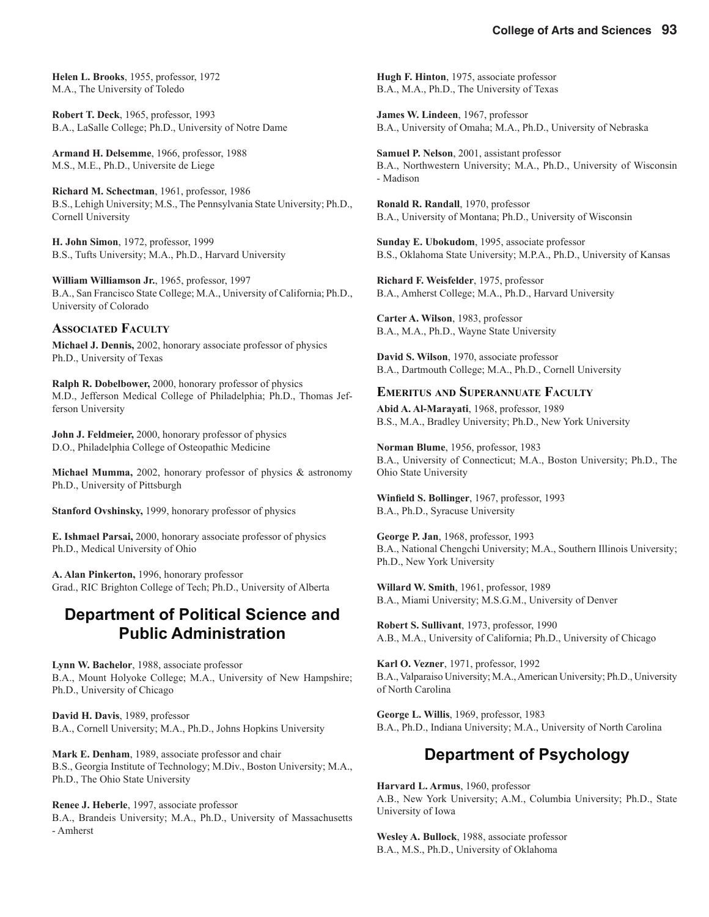**Helen L. Brooks**, 1955, professor, 1972
M.A., The University of Toledo

**Robert T. Deck**, 1965, professor, 1993
B.A., LaSalle College; Ph.D., University of Notre Dame

**Armand H. Delsemme**, 1966, professor, 1988
M.S., M.E., Ph.D., Universite de Liege

**Richard M. Schectman**, 1961, professor, 1986
B.S., Lehigh University; M.S., The Pennsylvania State University; Ph.D., Cornell University

**H. John Simon**, 1972, professor, 1999
B.S., Tufts University; M.A., Ph.D., Harvard University

**William Williamson Jr.**, 1965, professor, 1997
B.A., San Francisco State College; M.A., University of California; Ph.D., University of Colorado

### Associated Faculty

**Michael J. Dennis,** 2002, honorary associate professor of physics
Ph.D., University of Texas

**Ralph R. Dobelbower,** 2000, honorary professor of physics
M.D., Jefferson Medical College of Philadelphia; Ph.D., Thomas Jefferson University

**John J. Feldmeier,** 2000, honorary professor of physics
D.O., Philadelphia College of Osteopathic Medicine

**Michael Mumma,** 2002, honorary professor of physics & astronomy
Ph.D., University of Pittsburgh

**Stanford Ovshinsky,** 1999, honorary professor of physics

**E. Ishmael Parsai,** 2000, honorary associate professor of physics
Ph.D., Medical University of Ohio

**A. Alan Pinkerton,** 1996, honorary professor
Grad., RIC Brighton College of Tech; Ph.D., University of Alberta

## Department of Political Science and Public Administration

**Lynn W. Bachelor**, 1988, associate professor
B.A., Mount Holyoke College; M.A., University of New Hampshire; Ph.D., University of Chicago

**David H. Davis**, 1989, professor
B.A., Cornell University; M.A., Ph.D., Johns Hopkins University

**Mark E. Denham**, 1989, associate professor and chair
B.S., Georgia Institute of Technology; M.Div., Boston University; M.A., Ph.D., The Ohio State University

**Renee J. Heberle**, 1997, associate professor
B.A., Brandeis University; M.A., Ph.D., University of Massachusetts - Amherst

**Hugh F. Hinton**, 1975, associate professor
B.A., M.A., Ph.D., The University of Texas

**James W. Lindeen**, 1967, professor
B.A., University of Omaha; M.A., Ph.D., University of Nebraska

**Samuel P. Nelson**, 2001, assistant professor
B.A., Northwestern University; M.A., Ph.D., University of Wisconsin - Madison

**Ronald R. Randall**, 1970, professor
B.A., University of Montana; Ph.D., University of Wisconsin

**Sunday E. Ubokudom**, 1995, associate professor
B.S., Oklahoma State University; M.P.A., Ph.D., University of Kansas

**Richard F. Weisfelder**, 1975, professor
B.A., Amherst College; M.A., Ph.D., Harvard University

**Carter A. Wilson**, 1983, professor
B.A., M.A., Ph.D., Wayne State University

**David S. Wilson**, 1970, associate professor
B.A., Dartmouth College; M.A., Ph.D., Cornell University

### Emeritus and Superannuate Faculty

**Abid A. Al-Marayati**, 1968, professor, 1989
B.S., M.A., Bradley University; Ph.D., New York University

**Norman Blume**, 1956, professor, 1983
B.A., University of Connecticut; M.A., Boston University; Ph.D., The Ohio State University

**Winfield S. Bollinger**, 1967, professor, 1993
B.A., Ph.D., Syracuse University

**George P. Jan**, 1968, professor, 1993
B.A., National Chengchi University; M.A., Southern Illinois University; Ph.D., New York University

**Willard W. Smith**, 1961, professor, 1989
B.A., Miami University; M.S.G.M., University of Denver

**Robert S. Sullivant**, 1973, professor, 1990
A.B., M.A., University of California; Ph.D., University of Chicago

**Karl O. Vezner**, 1971, professor, 1992
B.A., Valparaiso University; M.A., American University; Ph.D., University of North Carolina

**George L. Willis**, 1969, professor, 1983
B.A., Ph.D., Indiana University; M.A., University of North Carolina

## Department of Psychology

**Harvard L. Armus**, 1960, professor
A.B., New York University; A.M., Columbia University; Ph.D., State University of Iowa

**Wesley A. Bullock**, 1988, associate professor
B.A., M.S., Ph.D., University of Oklahoma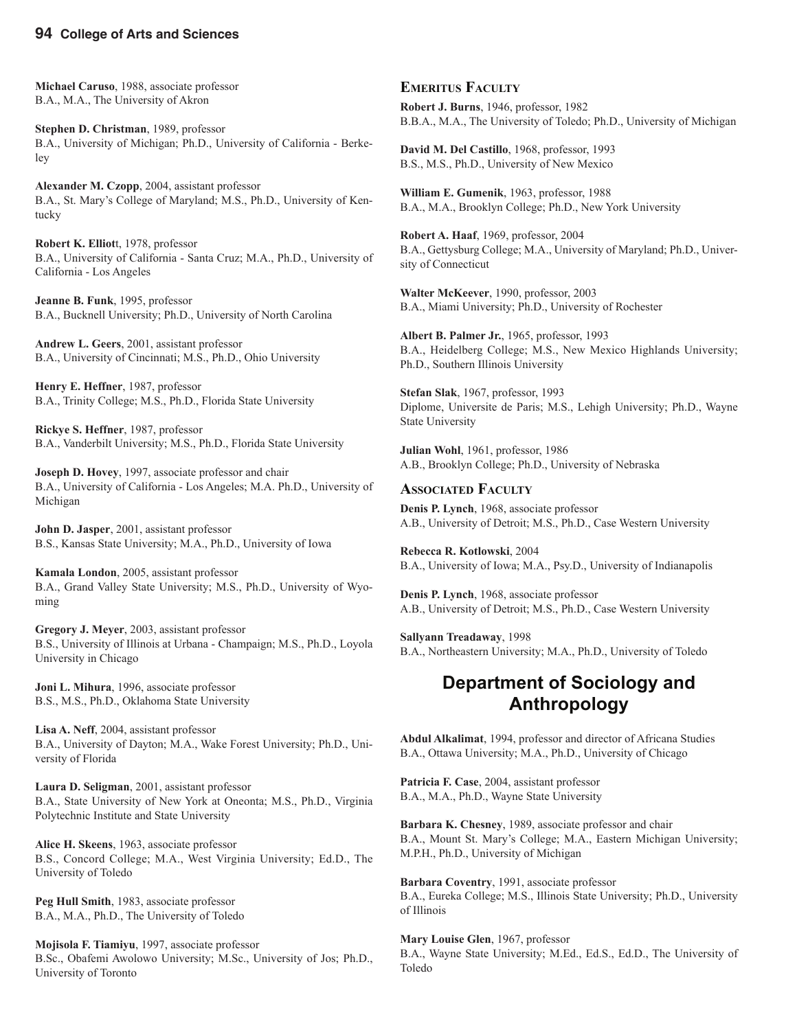**Michael Caruso**, 1988, associate professor
B.A., M.A., The University of Akron

**Stephen D. Christman**, 1989, professor
B.A., University of Michigan; Ph.D., University of California - Berkeley

**Alexander M. Czopp**, 2004, assistant professor
B.A., St. Mary's College of Maryland; M.S., Ph.D., University of Kentucky

**Robert K. Elliot**t, 1978, professor
B.A., University of California - Santa Cruz; M.A., Ph.D., University of California - Los Angeles

**Jeanne B. Funk**, 1995, professor
B.A., Bucknell University; Ph.D., University of North Carolina

**Andrew L. Geers**, 2001, assistant professor
B.A., University of Cincinnati; M.S., Ph.D., Ohio University

**Henry E. Heffner**, 1987, professor
B.A., Trinity College; M.S., Ph.D., Florida State University

**Rickye S. Heffner**, 1987, professor
B.A., Vanderbilt University; M.S., Ph.D., Florida State University

**Joseph D. Hovey**, 1997, associate professor and chair
B.A., University of California - Los Angeles; M.A. Ph.D., University of Michigan

**John D. Jasper**, 2001, assistant professor
B.S., Kansas State University; M.A., Ph.D., University of Iowa

**Kamala London**, 2005, assistant professor
B.A., Grand Valley State University; M.S., Ph.D., University of Wyoming

**Gregory J. Meyer**, 2003, assistant professor
B.S., University of Illinois at Urbana - Champaign; M.S., Ph.D., Loyola University in Chicago

**Joni L. Mihura**, 1996, associate professor
B.S., M.S., Ph.D., Oklahoma State University

**Lisa A. Neff**, 2004, assistant professor
B.A., University of Dayton; M.A., Wake Forest University; Ph.D., University of Florida

**Laura D. Seligman**, 2001, assistant professor
B.A., State University of New York at Oneonta; M.S., Ph.D., Virginia Polytechnic Institute and State University

**Alice H. Skeens**, 1963, associate professor
B.S., Concord College; M.A., West Virginia University; Ed.D., The University of Toledo

**Peg Hull Smith**, 1983, associate professor
B.A., M.A., Ph.D., The University of Toledo

**Mojisola F. Tiamiyu**, 1997, associate professor
B.Sc., Obafemi Awolowo University; M.Sc., University of Jos; Ph.D., University of Toronto

### Emeritus Faculty

**Robert J. Burns**, 1946, professor, 1982
B.B.A., M.A., The University of Toledo; Ph.D., University of Michigan

**David M. Del Castillo**, 1968, professor, 1993
B.S., M.S., Ph.D., University of New Mexico

**William E. Gumenik**, 1963, professor, 1988
B.A., M.A., Brooklyn College; Ph.D., New York University

**Robert A. Haaf**, 1969, professor, 2004
B.A., Gettysburg College; M.A., University of Maryland; Ph.D., University of Connecticut

**Walter McKeever**, 1990, professor, 2003
B.A., Miami University; Ph.D., University of Rochester

**Albert B. Palmer Jr.**, 1965, professor, 1993
B.A., Heidelberg College; M.S., New Mexico Highlands University; Ph.D., Southern Illinois University

**Stefan Slak**, 1967, professor, 1993
Diplome, Universite de Paris; M.S., Lehigh University; Ph.D., Wayne State University

**Julian Wohl**, 1961, professor, 1986
A.B., Brooklyn College; Ph.D., University of Nebraska

### Associated Faculty

**Denis P. Lynch**, 1968, associate professor
A.B., University of Detroit; M.S., Ph.D., Case Western University

**Rebecca R. Kotlowski**, 2004
B.A., University of Iowa; M.A., Psy.D., University of Indianapolis

**Denis P. Lynch**, 1968, associate professor
A.B., University of Detroit; M.S., Ph.D., Case Western University

**Sallyann Treadaway**, 1998
B.A., Northeastern University; M.A., Ph.D., University of Toledo

## Department of Sociology and Anthropology

**Abdul Alkalimat**, 1994, professor and director of Africana Studies
B.A., Ottawa University; M.A., Ph.D., University of Chicago

**Patricia F. Case**, 2004, assistant professor
B.A., M.A., Ph.D., Wayne State University

**Barbara K. Chesney**, 1989, associate professor and chair
B.A., Mount St. Mary's College; M.A., Eastern Michigan University; M.P.H., Ph.D., University of Michigan

**Barbara Coventry**, 1991, associate professor
B.A., Eureka College; M.S., Illinois State University; Ph.D., University of Illinois

**Mary Louise Glen**, 1967, professor
B.A., Wayne State University; M.Ed., Ed.S., Ed.D., The University of Toledo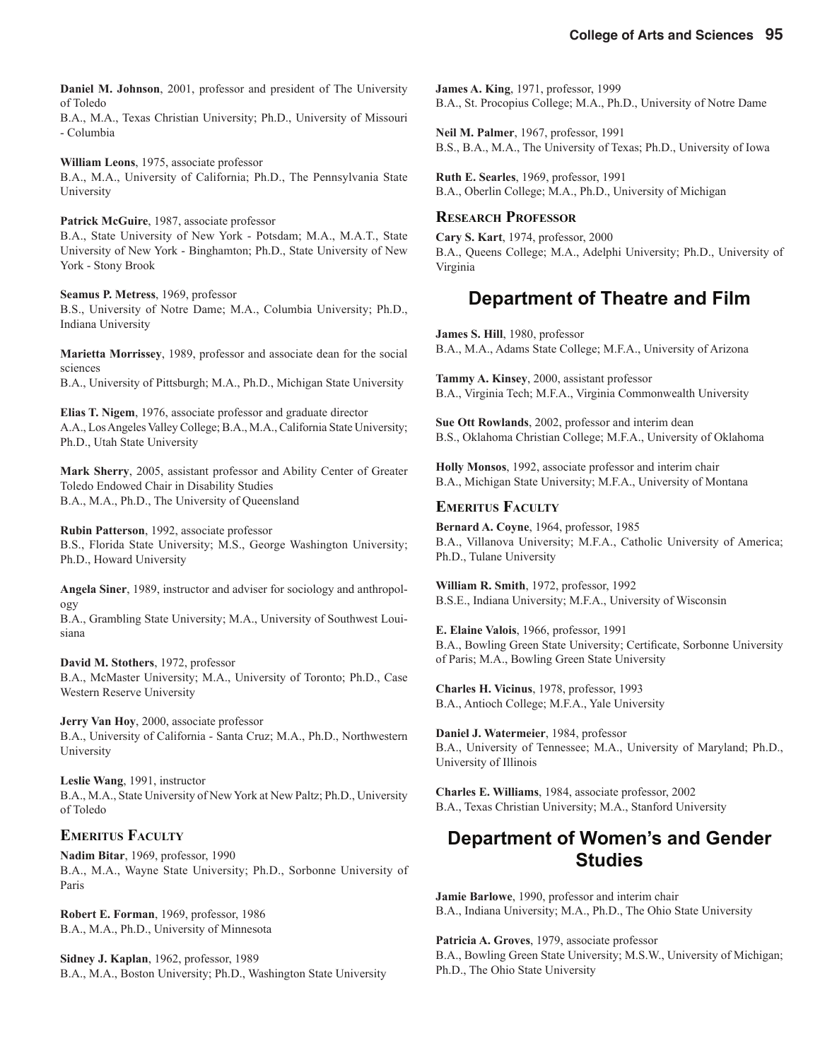**Daniel M. Johnson**, 2001, professor and president of The University of Toledo
B.A., M.A., Texas Christian University; Ph.D., University of Missouri - Columbia

**William Leons**, 1975, associate professor
B.A., M.A., University of California; Ph.D., The Pennsylvania State University

**Patrick McGuire**, 1987, associate professor
B.A., State University of New York - Potsdam; M.A., M.A.T., State University of New York - Binghamton; Ph.D., State University of New York - Stony Brook

**Seamus P. Metress**, 1969, professor
B.S., University of Notre Dame; M.A., Columbia University; Ph.D., Indiana University

**Marietta Morrissey**, 1989, professor and associate dean for the social sciences
B.A., University of Pittsburgh; M.A., Ph.D., Michigan State University

**Elias T. Nigem**, 1976, associate professor and graduate director
A.A., Los Angeles Valley College; B.A., M.A., California State University; Ph.D., Utah State University

**Mark Sherry**, 2005, assistant professor and Ability Center of Greater Toledo Endowed Chair in Disability Studies
B.A., M.A., Ph.D., The University of Queensland

**Rubin Patterson**, 1992, associate professor
B.S., Florida State University; M.S., George Washington University; Ph.D., Howard University

**Angela Siner**, 1989, instructor and adviser for sociology and anthropology
B.A., Grambling State University; M.A., University of Southwest Louisiana

**David M. Stothers**, 1972, professor
B.A., McMaster University; M.A., University of Toronto; Ph.D., Case Western Reserve University

**Jerry Van Hoy**, 2000, associate professor
B.A., University of California - Santa Cruz; M.A., Ph.D., Northwestern University

**Leslie Wang**, 1991, instructor
B.A., M.A., State University of New York at New Paltz; Ph.D., University of Toledo

### Emeritus Faculty

**Nadim Bitar**, 1969, professor, 1990
B.A., M.A., Wayne State University; Ph.D., Sorbonne University of Paris

**Robert E. Forman**, 1969, professor, 1986
B.A., M.A., Ph.D., University of Minnesota

**Sidney J. Kaplan**, 1962, professor, 1989
B.A., M.A., Boston University; Ph.D., Washington State University

**James A. King**, 1971, professor, 1999
B.A., St. Procopius College; M.A., Ph.D., University of Notre Dame

**Neil M. Palmer**, 1967, professor, 1991
B.S., B.A., M.A., The University of Texas; Ph.D., University of Iowa

**Ruth E. Searles**, 1969, professor, 1991
B.A., Oberlin College; M.A., Ph.D., University of Michigan

### Research Professor

**Cary S. Kart**, 1974, professor, 2000
B.A., Queens College; M.A., Adelphi University; Ph.D., University of Virginia

## Department of Theatre and Film

**James S. Hill**, 1980, professor
B.A., M.A., Adams State College; M.F.A., University of Arizona

**Tammy A. Kinsey**, 2000, assistant professor
B.A., Virginia Tech; M.F.A., Virginia Commonwealth University

**Sue Ott Rowlands**, 2002, professor and interim dean
B.S., Oklahoma Christian College; M.F.A., University of Oklahoma

**Holly Monsos**, 1992, associate professor and interim chair
B.A., Michigan State University; M.F.A., University of Montana

### Emeritus Faculty

**Bernard A. Coyne**, 1964, professor, 1985
B.A., Villanova University; M.F.A., Catholic University of America; Ph.D., Tulane University

**William R. Smith**, 1972, professor, 1992
B.S.E., Indiana University; M.F.A., University of Wisconsin

**E. Elaine Valois**, 1966, professor, 1991
B.A., Bowling Green State University; Certificate, Sorbonne University of Paris; M.A., Bowling Green State University

**Charles H. Vicinus**, 1978, professor, 1993
B.A., Antioch College; M.F.A., Yale University

**Daniel J. Watermeier**, 1984, professor
B.A., University of Tennessee; M.A., University of Maryland; Ph.D., University of Illinois

**Charles E. Williams**, 1984, associate professor, 2002
B.A., Texas Christian University; M.A., Stanford University

## Department of Women's and Gender Studies

**Jamie Barlowe**, 1990, professor and interim chair
B.A., Indiana University; M.A., Ph.D., The Ohio State University

**Patricia A. Groves**, 1979, associate professor
B.A., Bowling Green State University; M.S.W., University of Michigan; Ph.D., The Ohio State University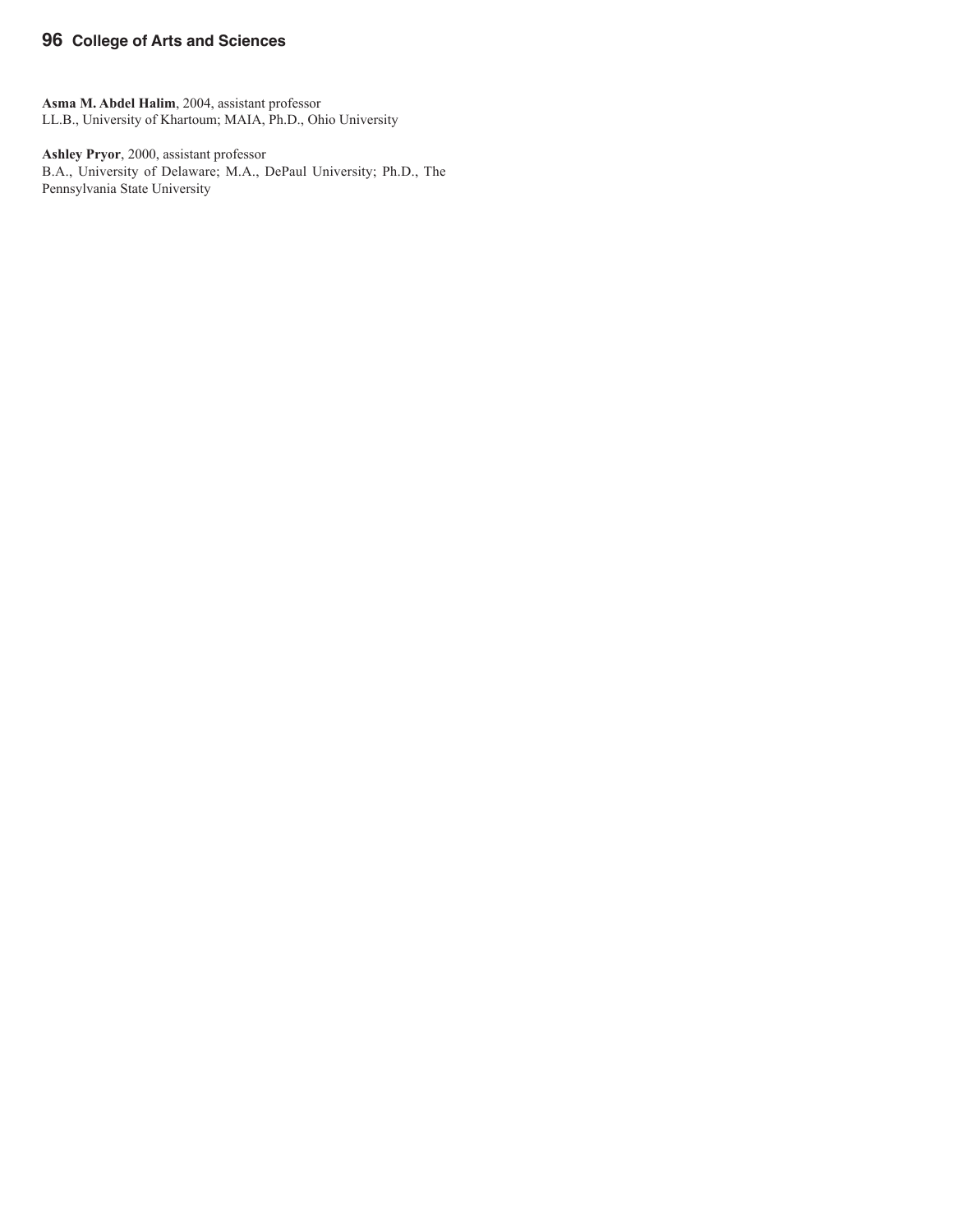**Asma M. Abdel Halim**, 2004, assistant professor
LL.B., University of Khartoum; MAIA, Ph.D., Ohio University

**Ashley Pryor**, 2000, assistant professor
B.A., University of Delaware; M.A., DePaul University; Ph.D., The Pennsylvania State University